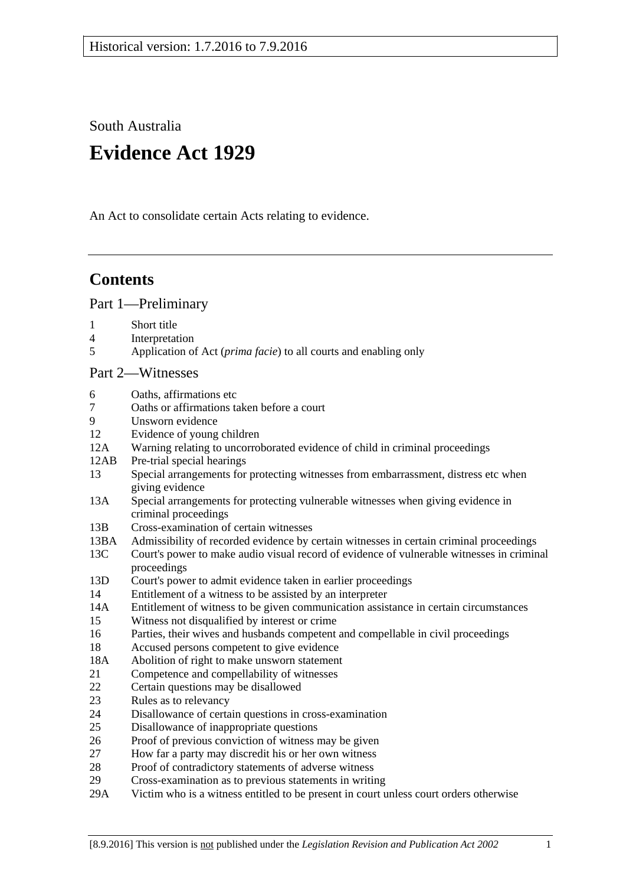Historical version: 1.7.2016 to 7.9.2016

South Australia

# Evidence Act 1929

An Act to consolidate certain Acts relating to evidence.

---

## Contents

### Part 1—Preliminary

1 Short title
4 Interpretation
5 Application of Act (*prima facie*) to all courts and enabling only

### Part 2—Witnesses

6 Oaths, affirmations etc
7 Oaths or affirmations taken before a court
9 Unsworn evidence
12 Evidence of young children
12A Warning relating to uncorroborated evidence of child in criminal proceedings
12AB Pre-trial special hearings
13 Special arrangements for protecting witnesses from embarrassment, distress etc when giving evidence
13A Special arrangements for protecting vulnerable witnesses when giving evidence in criminal proceedings
13B Cross-examination of certain witnesses
13BA Admissibility of recorded evidence by certain witnesses in certain criminal proceedings
13C Court's power to make audio visual record of evidence of vulnerable witnesses in criminal proceedings
13D Court's power to admit evidence taken in earlier proceedings
14 Entitlement of a witness to be assisted by an interpreter
14A Entitlement of witness to be given communication assistance in certain circumstances
15 Witness not disqualified by interest or crime
16 Parties, their wives and husbands competent and compellable in civil proceedings
18 Accused persons competent to give evidence
18A Abolition of right to make unsworn statement
21 Competence and compellability of witnesses
22 Certain questions may be disallowed
23 Rules as to relevancy
24 Disallowance of certain questions in cross-examination
25 Disallowance of inappropriate questions
26 Proof of previous conviction of witness may be given
27 How far a party may discredit his or her own witness
28 Proof of contradictory statements of adverse witness
29 Cross-examination as to previous statements in writing
29A Victim who is a witness entitled to be present in court unless court orders otherwise

[8.9.2016] This version is not published under the *Legislation Revision and Publication Act 2002*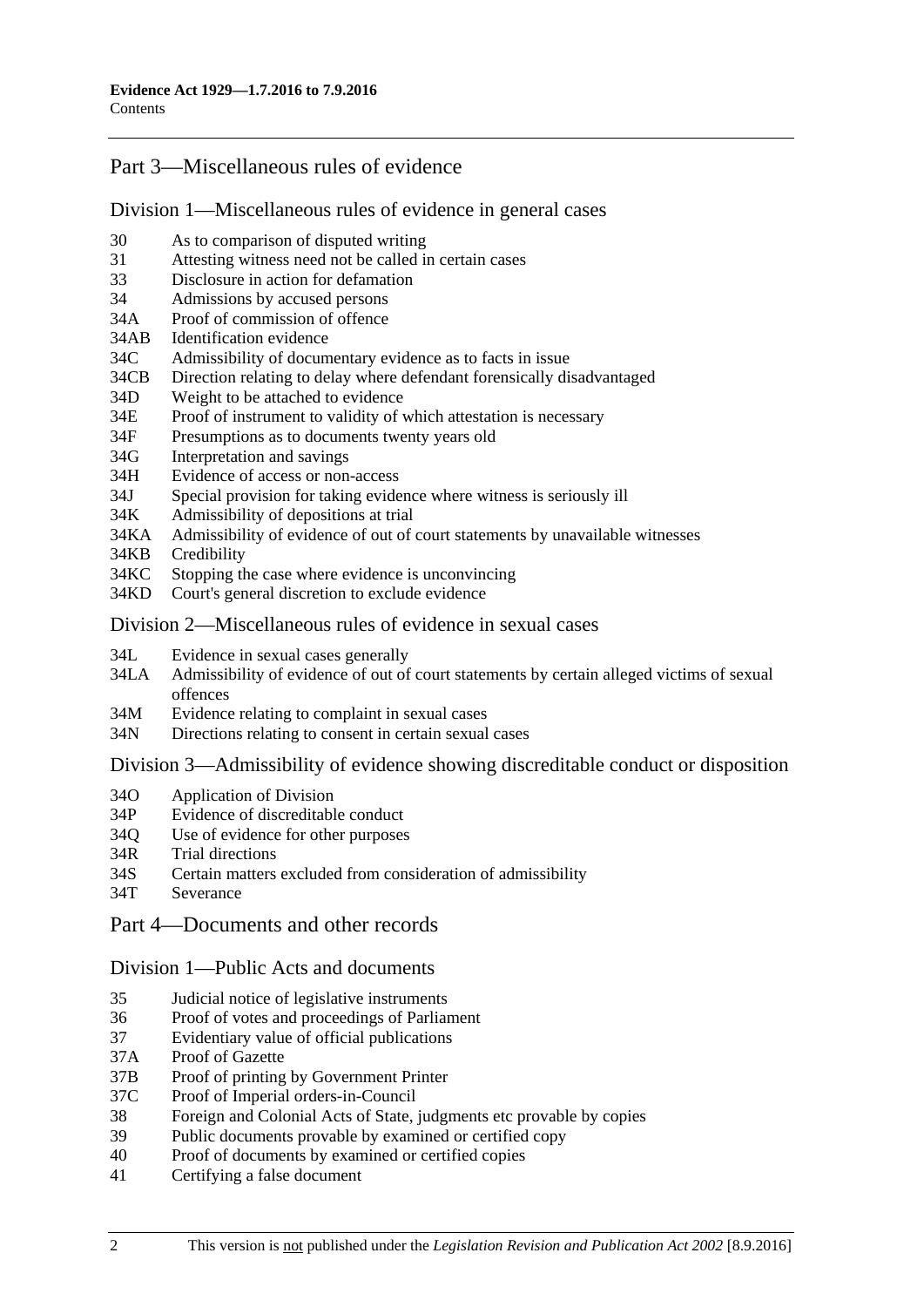## Part 3—Miscellaneous rules of evidence

### Division 1—Miscellaneous rules of evidence in general cases

- 30 As to comparison of disputed writing
- 31 Attesting witness need not be called in certain cases
- 33 Disclosure in action for defamation
- 34 Admissions by accused persons
- 34A Proof of commission of offence
- 34AB Identification evidence
- 34C Admissibility of documentary evidence as to facts in issue
- 34CB Direction relating to delay where defendant forensically disadvantaged
- 34D Weight to be attached to evidence
- 34E Proof of instrument to validity of which attestation is necessary
- 34F Presumptions as to documents twenty years old
- 34G Interpretation and savings
- 34H Evidence of access or non-access
- 34J Special provision for taking evidence where witness is seriously ill
- 34K Admissibility of depositions at trial
- 34KA Admissibility of evidence of out of court statements by unavailable witnesses
- 34KB Credibility
- 34KC Stopping the case where evidence is unconvincing
- 34KD Court's general discretion to exclude evidence

### Division 2—Miscellaneous rules of evidence in sexual cases

- 34L Evidence in sexual cases generally
- 34LA Admissibility of evidence of out of court statements by certain alleged victims of sexual offences
- 34M Evidence relating to complaint in sexual cases
- 34N Directions relating to consent in certain sexual cases

### Division 3—Admissibility of evidence showing discreditable conduct or disposition

- 34O Application of Division
- 34P Evidence of discreditable conduct
- 34Q Use of evidence for other purposes
- 34R Trial directions
- 34S Certain matters excluded from consideration of admissibility
- 34T Severance

## Part 4—Documents and other records

### Division 1—Public Acts and documents

- 35 Judicial notice of legislative instruments
- 36 Proof of votes and proceedings of Parliament
- 37 Evidentiary value of official publications
- 37A Proof of Gazette
- 37B Proof of printing by Government Printer
- 37C Proof of Imperial orders-in-Council
- 38 Foreign and Colonial Acts of State, judgments etc provable by copies
- 39 Public documents provable by examined or certified copy
- 40 Proof of documents by examined or certified copies
- 41 Certifying a false document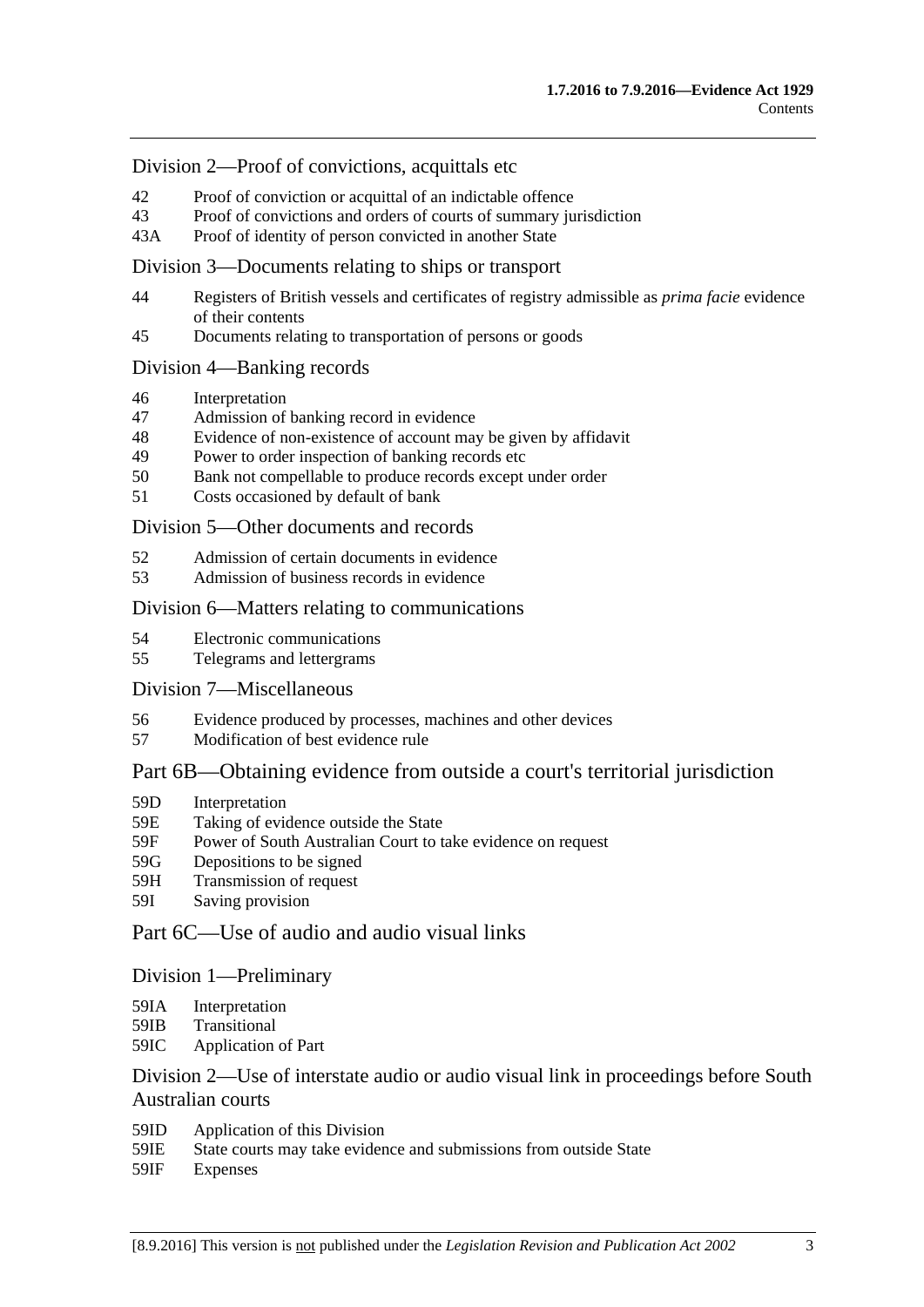### Division 2—Proof of convictions, acquittals etc

42 Proof of conviction or acquittal of an indictable offence
43 Proof of convictions and orders of courts of summary jurisdiction
43A Proof of identity of person convicted in another State

### Division 3—Documents relating to ships or transport

44 Registers of British vessels and certificates of registry admissible as *prima facie* evidence of their contents
45 Documents relating to transportation of persons or goods

### Division 4—Banking records

46 Interpretation
47 Admission of banking record in evidence
48 Evidence of non-existence of account may be given by affidavit
49 Power to order inspection of banking records etc
50 Bank not compellable to produce records except under order
51 Costs occasioned by default of bank

### Division 5—Other documents and records

52 Admission of certain documents in evidence
53 Admission of business records in evidence

### Division 6—Matters relating to communications

54 Electronic communications
55 Telegrams and lettergrams

### Division 7—Miscellaneous

56 Evidence produced by processes, machines and other devices
57 Modification of best evidence rule

## Part 6B—Obtaining evidence from outside a court's territorial jurisdiction

59D Interpretation
59E Taking of evidence outside the State
59F Power of South Australian Court to take evidence on request
59G Depositions to be signed
59H Transmission of request
59I Saving provision

## Part 6C—Use of audio and audio visual links

### Division 1—Preliminary

59IA Interpretation
59IB Transitional
59IC Application of Part

### Division 2—Use of interstate audio or audio visual link in proceedings before South Australian courts

59ID Application of this Division
59IE State courts may take evidence and submissions from outside State
59IF Expenses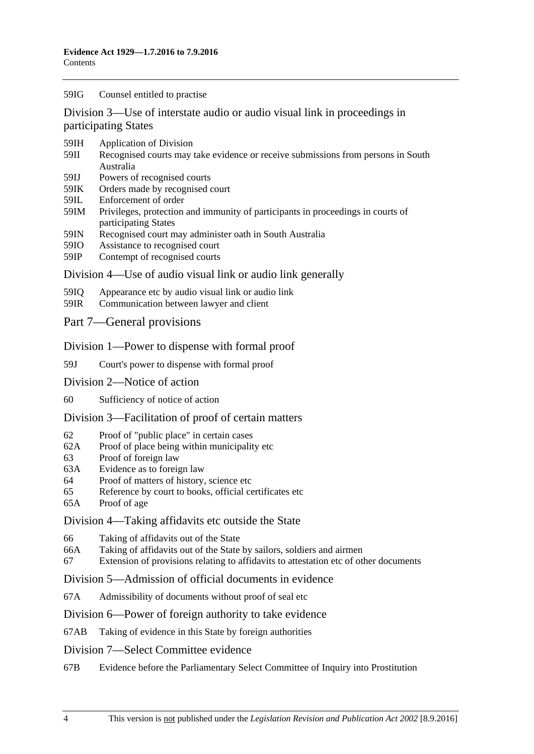59IG Counsel entitled to practise

Division 3—Use of interstate audio or audio visual link in proceedings in participating States

59IH Application of Division
59II Recognised courts may take evidence or receive submissions from persons in South Australia
59IJ Powers of recognised courts
59IK Orders made by recognised court
59IL Enforcement of order
59IM Privileges, protection and immunity of participants in proceedings in courts of participating States
59IN Recognised court may administer oath in South Australia
59IO Assistance to recognised court
59IP Contempt of recognised courts

Division 4—Use of audio visual link or audio link generally

59IQ Appearance etc by audio visual link or audio link
59IR Communication between lawyer and client

Part 7—General provisions

Division 1—Power to dispense with formal proof

59J Court's power to dispense with formal proof

Division 2—Notice of action

60 Sufficiency of notice of action

Division 3—Facilitation of proof of certain matters

62 Proof of "public place" in certain cases
62A Proof of place being within municipality etc
63 Proof of foreign law
63A Evidence as to foreign law
64 Proof of matters of history, science etc
65 Reference by court to books, official certificates etc
65A Proof of age

Division 4—Taking affidavits etc outside the State

66 Taking of affidavits out of the State
66A Taking of affidavits out of the State by sailors, soldiers and airmen
67 Extension of provisions relating to affidavits to attestation etc of other documents

Division 5—Admission of official documents in evidence

67A Admissibility of documents without proof of seal etc

Division 6—Power of foreign authority to take evidence

67AB Taking of evidence in this State by foreign authorities

Division 7—Select Committee evidence

67B Evidence before the Parliamentary Select Committee of Inquiry into Prostitution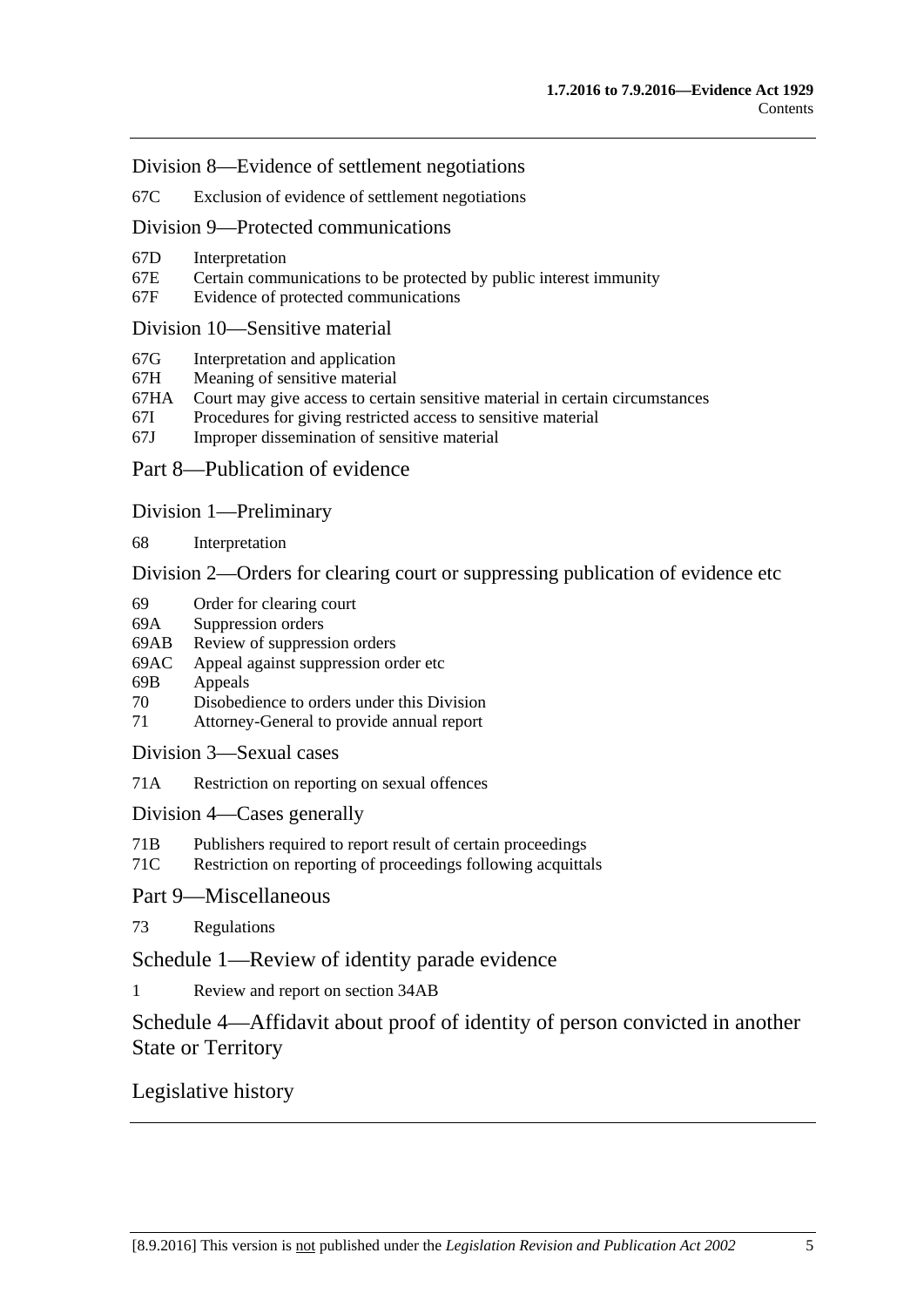Division 8—Evidence of settlement negotiations

67C Exclusion of evidence of settlement negotiations

Division 9—Protected communications

67D Interpretation
67E Certain communications to be protected by public interest immunity
67F Evidence of protected communications

Division 10—Sensitive material

67G Interpretation and application
67H Meaning of sensitive material
67HA Court may give access to certain sensitive material in certain circumstances
67I Procedures for giving restricted access to sensitive material
67J Improper dissemination of sensitive material

Part 8—Publication of evidence

Division 1—Preliminary

68 Interpretation

Division 2—Orders for clearing court or suppressing publication of evidence etc

69 Order for clearing court
69A Suppression orders
69AB Review of suppression orders
69AC Appeal against suppression order etc
69B Appeals
70 Disobedience to orders under this Division
71 Attorney-General to provide annual report

Division 3—Sexual cases

71A Restriction on reporting on sexual offences

Division 4—Cases generally

71B Publishers required to report result of certain proceedings
71C Restriction on reporting of proceedings following acquittals

Part 9—Miscellaneous

73 Regulations

Schedule 1—Review of identity parade evidence

1 Review and report on section 34AB

Schedule 4—Affidavit about proof of identity of person convicted in another State or Territory

Legislative history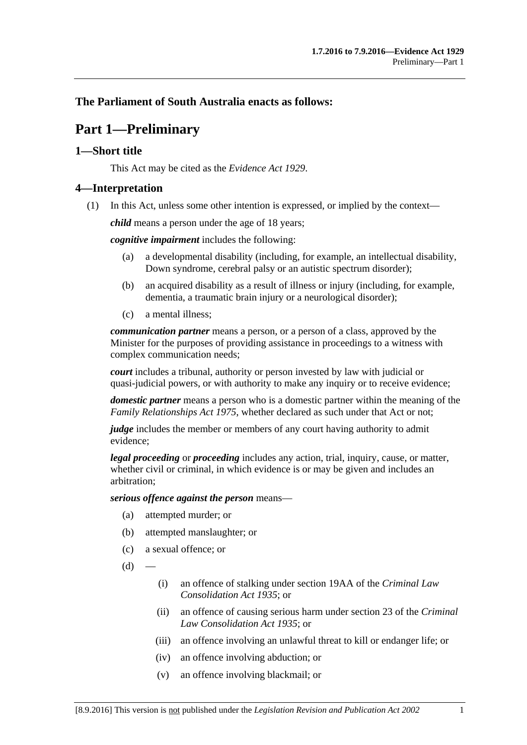**The Parliament of South Australia enacts as follows:**

# Part 1—Preliminary

## 1—Short title

This Act may be cited as the *Evidence Act 1929*.

## 4—Interpretation

(1) In this Act, unless some other intention is expressed, or implied by the context—

***child*** means a person under the age of 18 years;

***cognitive impairment*** includes the following:

- (a) a developmental disability (including, for example, an intellectual disability, Down syndrome, cerebral palsy or an autistic spectrum disorder);
- (b) an acquired disability as a result of illness or injury (including, for example, dementia, a traumatic brain injury or a neurological disorder);
- (c) a mental illness;

***communication partner*** means a person, or a person of a class, approved by the Minister for the purposes of providing assistance in proceedings to a witness with complex communication needs;

***court*** includes a tribunal, authority or person invested by law with judicial or quasi-judicial powers, or with authority to make any inquiry or to receive evidence;

***domestic partner*** means a person who is a domestic partner within the meaning of the *Family Relationships Act 1975*, whether declared as such under that Act or not;

***judge*** includes the member or members of any court having authority to admit evidence;

***legal proceeding*** or ***proceeding*** includes any action, trial, inquiry, cause, or matter, whether civil or criminal, in which evidence is or may be given and includes an arbitration;

***serious offence against the person*** means—

- (a) attempted murder; or
- (b) attempted manslaughter; or
- (c) a sexual offence; or
- (d) —
  - (i) an offence of stalking under section 19AA of the *Criminal Law Consolidation Act 1935*; or
  - (ii) an offence of causing serious harm under section 23 of the *Criminal Law Consolidation Act 1935*; or
  - (iii) an offence involving an unlawful threat to kill or endanger life; or
  - (iv) an offence involving abduction; or
  - (v) an offence involving blackmail; or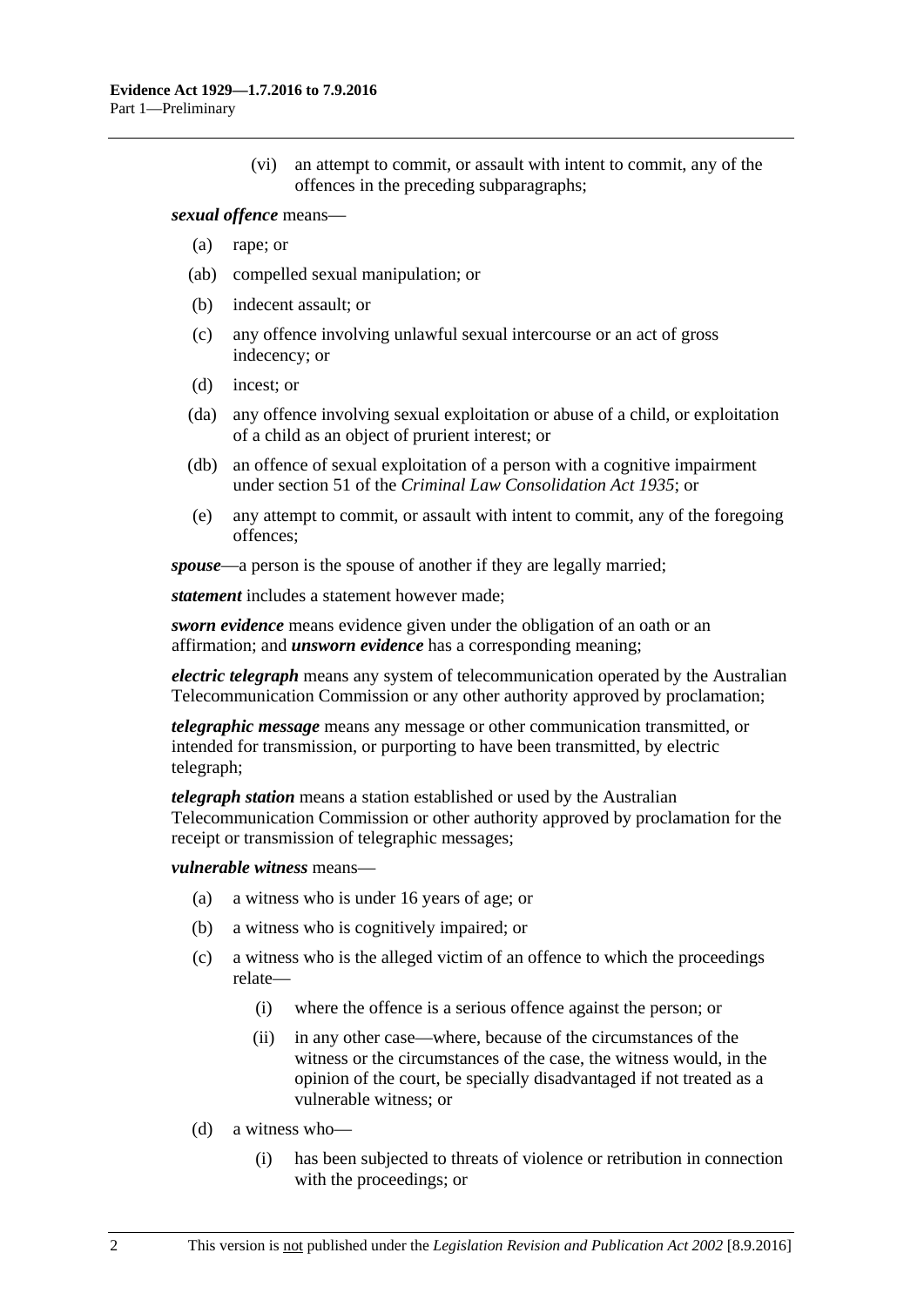(vi) an attempt to commit, or assault with intent to commit, any of the offences in the preceding subparagraphs;

***sexual offence*** means—

(a) rape; or

(ab) compelled sexual manipulation; or

(b) indecent assault; or

(c) any offence involving unlawful sexual intercourse or an act of gross indecency; or

(d) incest; or

(da) any offence involving sexual exploitation or abuse of a child, or exploitation of a child as an object of prurient interest; or

(db) an offence of sexual exploitation of a person with a cognitive impairment under section 51 of the *Criminal Law Consolidation Act 1935*; or

(e) any attempt to commit, or assault with intent to commit, any of the foregoing offences;

***spouse***—a person is the spouse of another if they are legally married;

***statement*** includes a statement however made;

***sworn evidence*** means evidence given under the obligation of an oath or an affirmation; and ***unsworn evidence*** has a corresponding meaning;

***electric telegraph*** means any system of telecommunication operated by the Australian Telecommunication Commission or any other authority approved by proclamation;

***telegraphic message*** means any message or other communication transmitted, or intended for transmission, or purporting to have been transmitted, by electric telegraph;

***telegraph station*** means a station established or used by the Australian Telecommunication Commission or other authority approved by proclamation for the receipt or transmission of telegraphic messages;

***vulnerable witness*** means—

(a) a witness who is under 16 years of age; or

(b) a witness who is cognitively impaired; or

(c) a witness who is the alleged victim of an offence to which the proceedings relate—

(i) where the offence is a serious offence against the person; or

(ii) in any other case—where, because of the circumstances of the witness or the circumstances of the case, the witness would, in the opinion of the court, be specially disadvantaged if not treated as a vulnerable witness; or

(d) a witness who—

(i) has been subjected to threats of violence or retribution in connection with the proceedings; or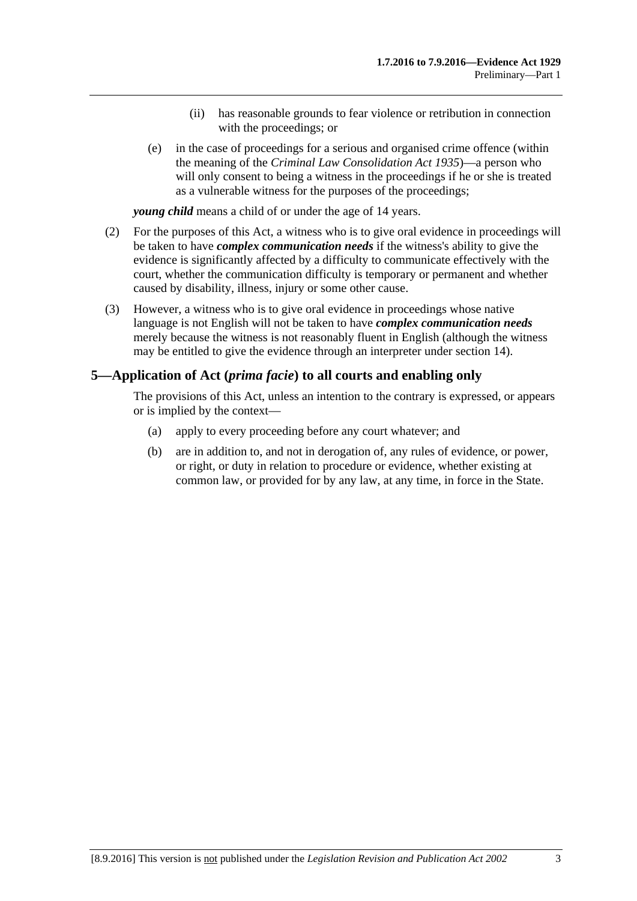(ii) has reasonable grounds to fear violence or retribution in connection with the proceedings; or

(e) in the case of proceedings for a serious and organised crime offence (within the meaning of the *Criminal Law Consolidation Act 1935*)—a person who will only consent to being a witness in the proceedings if he or she is treated as a vulnerable witness for the purposes of the proceedings;

***young child*** means a child of or under the age of 14 years.

(2) For the purposes of this Act, a witness who is to give oral evidence in proceedings will be taken to have ***complex communication needs*** if the witness's ability to give the evidence is significantly affected by a difficulty to communicate effectively with the court, whether the communication difficulty is temporary or permanent and whether caused by disability, illness, injury or some other cause.

(3) However, a witness who is to give oral evidence in proceedings whose native language is not English will not be taken to have ***complex communication needs*** merely because the witness is not reasonably fluent in English (although the witness may be entitled to give the evidence through an interpreter under section 14).

## 5—Application of Act (*prima facie*) to all courts and enabling only

The provisions of this Act, unless an intention to the contrary is expressed, or appears or is implied by the context—

(a) apply to every proceeding before any court whatever; and

(b) are in addition to, and not in derogation of, any rules of evidence, or power, or right, or duty in relation to procedure or evidence, whether existing at common law, or provided for by any law, at any time, in force in the State.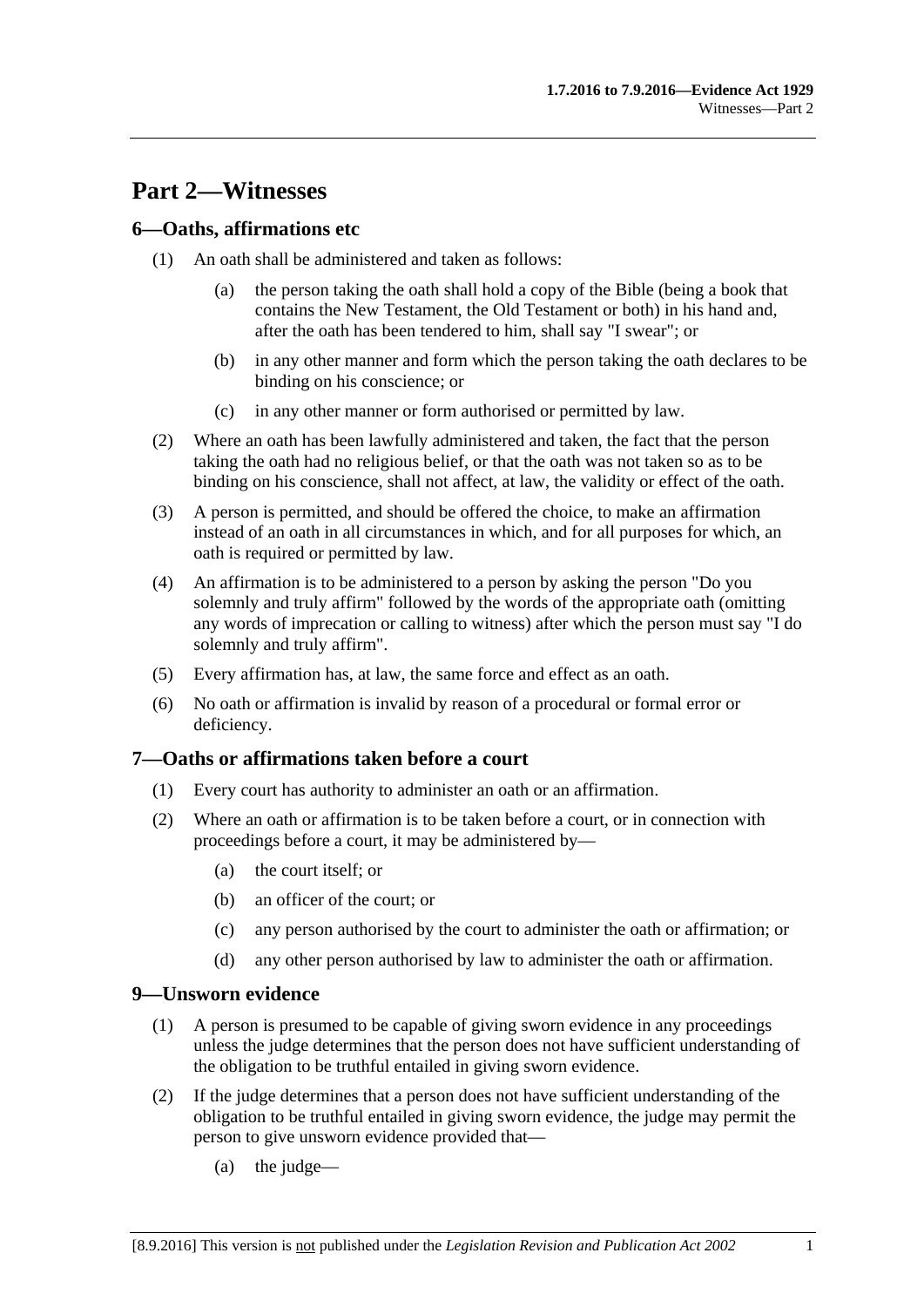# Part 2—Witnesses

## 6—Oaths, affirmations etc

(1) An oath shall be administered and taken as follows:

   (a) the person taking the oath shall hold a copy of the Bible (being a book that contains the New Testament, the Old Testament or both) in his hand and, after the oath has been tendered to him, shall say "I swear"; or

   (b) in any other manner and form which the person taking the oath declares to be binding on his conscience; or

   (c) in any other manner or form authorised or permitted by law.

(2) Where an oath has been lawfully administered and taken, the fact that the person taking the oath had no religious belief, or that the oath was not taken so as to be binding on his conscience, shall not affect, at law, the validity or effect of the oath.

(3) A person is permitted, and should be offered the choice, to make an affirmation instead of an oath in all circumstances in which, and for all purposes for which, an oath is required or permitted by law.

(4) An affirmation is to be administered to a person by asking the person "Do you solemnly and truly affirm" followed by the words of the appropriate oath (omitting any words of imprecation or calling to witness) after which the person must say "I do solemnly and truly affirm".

(5) Every affirmation has, at law, the same force and effect as an oath.

(6) No oath or affirmation is invalid by reason of a procedural or formal error or deficiency.

## 7—Oaths or affirmations taken before a court

(1) Every court has authority to administer an oath or an affirmation.

(2) Where an oath or affirmation is to be taken before a court, or in connection with proceedings before a court, it may be administered by—

   (a) the court itself; or

   (b) an officer of the court; or

   (c) any person authorised by the court to administer the oath or affirmation; or

   (d) any other person authorised by law to administer the oath or affirmation.

## 9—Unsworn evidence

(1) A person is presumed to be capable of giving sworn evidence in any proceedings unless the judge determines that the person does not have sufficient understanding of the obligation to be truthful entailed in giving sworn evidence.

(2) If the judge determines that a person does not have sufficient understanding of the obligation to be truthful entailed in giving sworn evidence, the judge may permit the person to give unsworn evidence provided that—

   (a) the judge—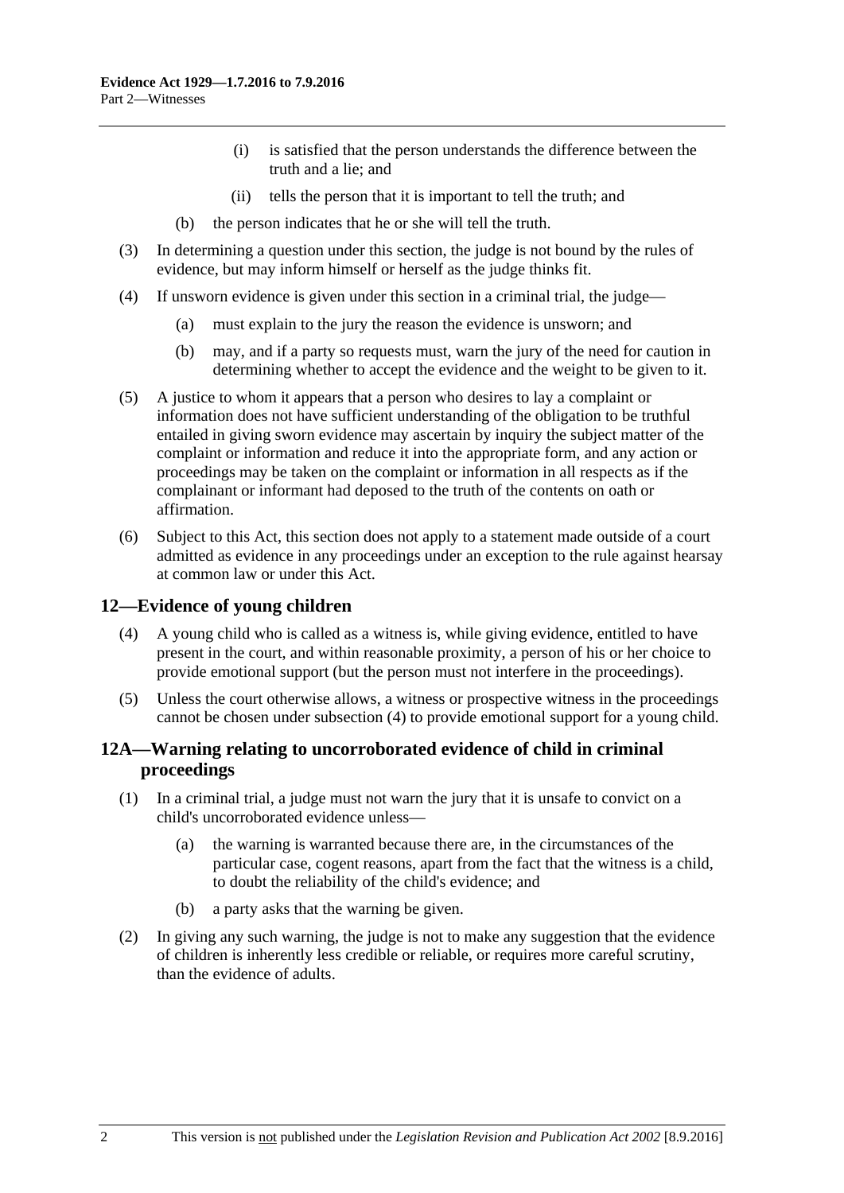(i) is satisfied that the person understands the difference between the truth and a lie; and

(ii) tells the person that it is important to tell the truth; and

(b) the person indicates that he or she will tell the truth.

(3) In determining a question under this section, the judge is not bound by the rules of evidence, but may inform himself or herself as the judge thinks fit.

(4) If unsworn evidence is given under this section in a criminal trial, the judge—

(a) must explain to the jury the reason the evidence is unsworn; and

(b) may, and if a party so requests must, warn the jury of the need for caution in determining whether to accept the evidence and the weight to be given to it.

(5) A justice to whom it appears that a person who desires to lay a complaint or information does not have sufficient understanding of the obligation to be truthful entailed in giving sworn evidence may ascertain by inquiry the subject matter of the complaint or information and reduce it into the appropriate form, and any action or proceedings may be taken on the complaint or information in all respects as if the complainant or informant had deposed to the truth of the contents on oath or affirmation.

(6) Subject to this Act, this section does not apply to a statement made outside of a court admitted as evidence in any proceedings under an exception to the rule against hearsay at common law or under this Act.

## 12—Evidence of young children

(4) A young child who is called as a witness is, while giving evidence, entitled to have present in the court, and within reasonable proximity, a person of his or her choice to provide emotional support (but the person must not interfere in the proceedings).

(5) Unless the court otherwise allows, a witness or prospective witness in the proceedings cannot be chosen under subsection (4) to provide emotional support for a young child.

## 12A—Warning relating to uncorroborated evidence of child in criminal proceedings

(1) In a criminal trial, a judge must not warn the jury that it is unsafe to convict on a child's uncorroborated evidence unless—

(a) the warning is warranted because there are, in the circumstances of the particular case, cogent reasons, apart from the fact that the witness is a child, to doubt the reliability of the child's evidence; and

(b) a party asks that the warning be given.

(2) In giving any such warning, the judge is not to make any suggestion that the evidence of children is inherently less credible or reliable, or requires more careful scrutiny, than the evidence of adults.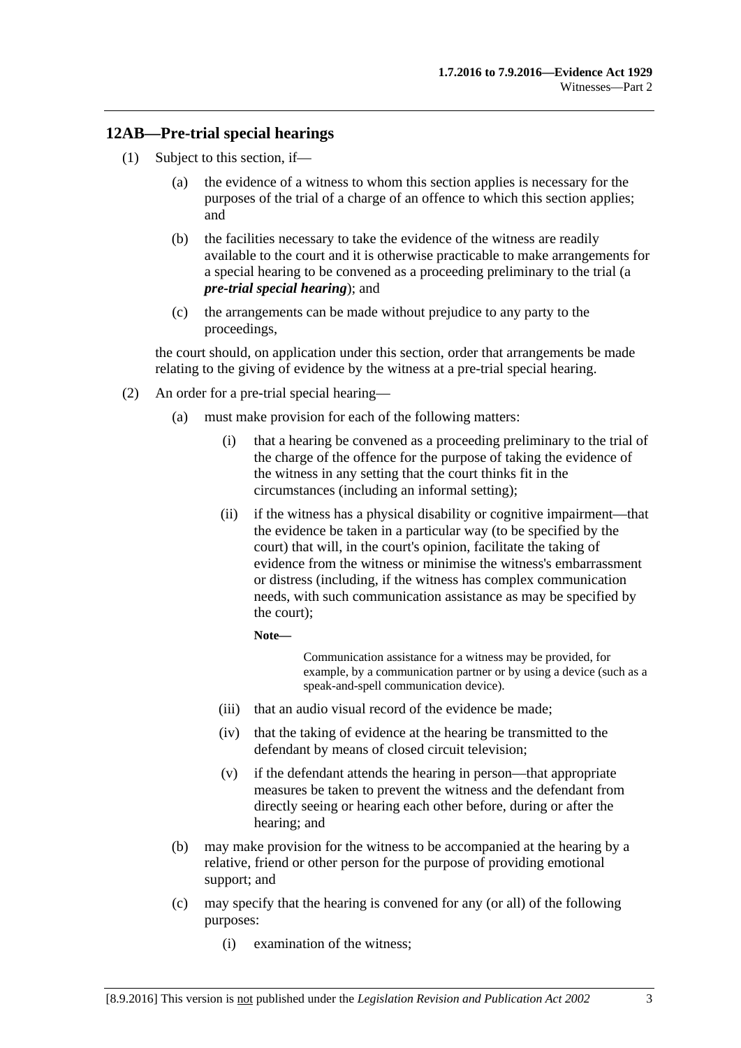## 12AB—Pre-trial special hearings

(1) Subject to this section, if—

  (a) the evidence of a witness to whom this section applies is necessary for the purposes of the trial of a charge of an offence to which this section applies; and

  (b) the facilities necessary to take the evidence of the witness are readily available to the court and it is otherwise practicable to make arrangements for a special hearing to be convened as a proceeding preliminary to the trial (a ***pre-trial special hearing***); and

  (c) the arrangements can be made without prejudice to any party to the proceedings,

the court should, on application under this section, order that arrangements be made relating to the giving of evidence by the witness at a pre-trial special hearing.

(2) An order for a pre-trial special hearing—

  (a) must make provision for each of the following matters:

    (i) that a hearing be convened as a proceeding preliminary to the trial of the charge of the offence for the purpose of taking the evidence of the witness in any setting that the court thinks fit in the circumstances (including an informal setting);

    (ii) if the witness has a physical disability or cognitive impairment—that the evidence be taken in a particular way (to be specified by the court) that will, in the court's opinion, facilitate the taking of evidence from the witness or minimise the witness's embarrassment or distress (including, if the witness has complex communication needs, with such communication assistance as may be specified by the court);

    **Note—**

    Communication assistance for a witness may be provided, for example, by a communication partner or by using a device (such as a speak-and-spell communication device).

    (iii) that an audio visual record of the evidence be made;

    (iv) that the taking of evidence at the hearing be transmitted to the defendant by means of closed circuit television;

    (v) if the defendant attends the hearing in person—that appropriate measures be taken to prevent the witness and the defendant from directly seeing or hearing each other before, during or after the hearing; and

  (b) may make provision for the witness to be accompanied at the hearing by a relative, friend or other person for the purpose of providing emotional support; and

  (c) may specify that the hearing is convened for any (or all) of the following purposes:

    (i) examination of the witness;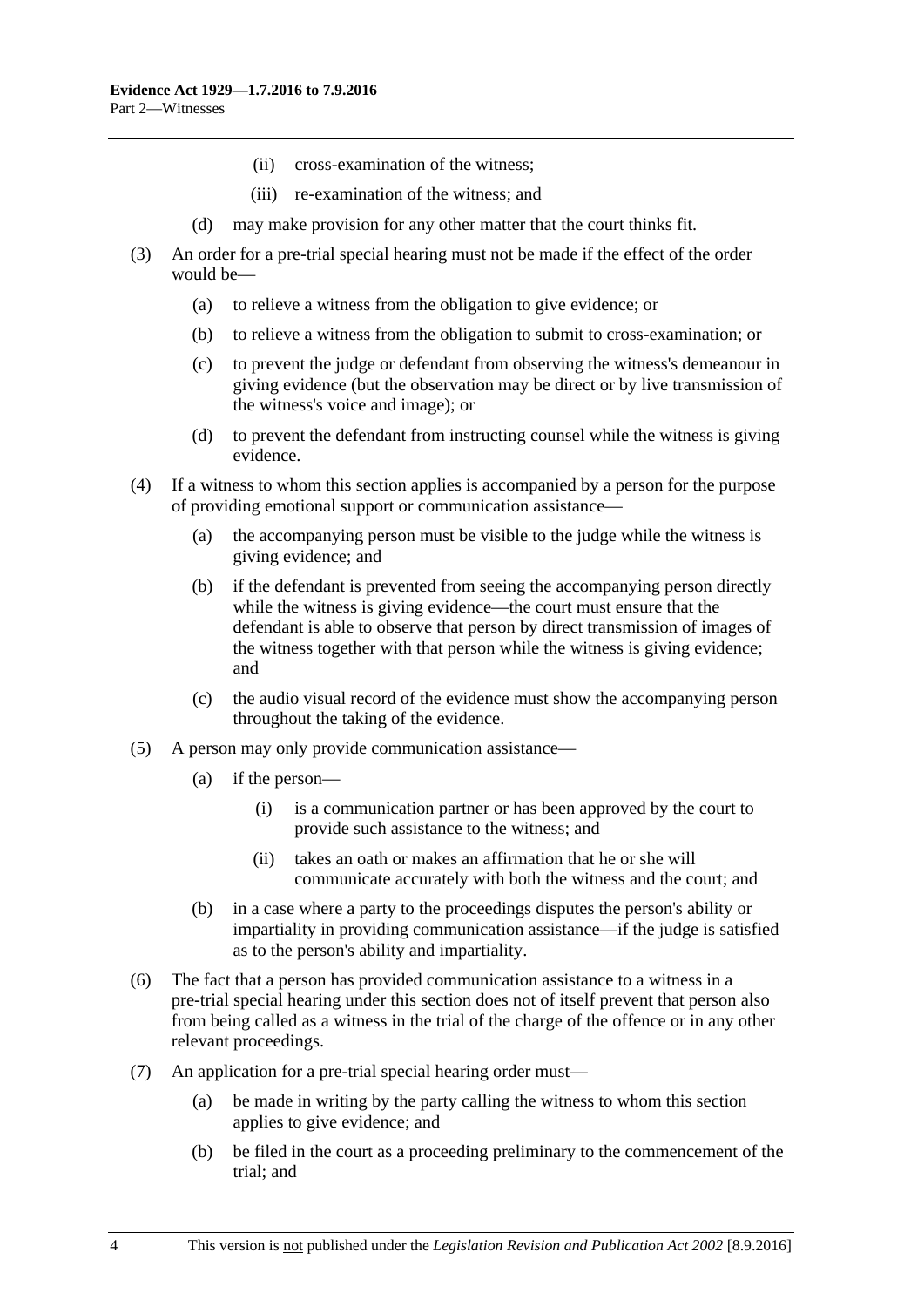(ii) cross-examination of the witness;

(iii) re-examination of the witness; and

(d) may make provision for any other matter that the court thinks fit.

(3) An order for a pre-trial special hearing must not be made if the effect of the order would be—

(a) to relieve a witness from the obligation to give evidence; or

(b) to relieve a witness from the obligation to submit to cross-examination; or

(c) to prevent the judge or defendant from observing the witness's demeanour in giving evidence (but the observation may be direct or by live transmission of the witness's voice and image); or

(d) to prevent the defendant from instructing counsel while the witness is giving evidence.

(4) If a witness to whom this section applies is accompanied by a person for the purpose of providing emotional support or communication assistance—

(a) the accompanying person must be visible to the judge while the witness is giving evidence; and

(b) if the defendant is prevented from seeing the accompanying person directly while the witness is giving evidence—the court must ensure that the defendant is able to observe that person by direct transmission of images of the witness together with that person while the witness is giving evidence; and

(c) the audio visual record of the evidence must show the accompanying person throughout the taking of the evidence.

(5) A person may only provide communication assistance—

(a) if the person—

(i) is a communication partner or has been approved by the court to provide such assistance to the witness; and

(ii) takes an oath or makes an affirmation that he or she will communicate accurately with both the witness and the court; and

(b) in a case where a party to the proceedings disputes the person's ability or impartiality in providing communication assistance—if the judge is satisfied as to the person's ability and impartiality.

(6) The fact that a person has provided communication assistance to a witness in a pre-trial special hearing under this section does not of itself prevent that person also from being called as a witness in the trial of the charge of the offence or in any other relevant proceedings.

(7) An application for a pre-trial special hearing order must—

(a) be made in writing by the party calling the witness to whom this section applies to give evidence; and

(b) be filed in the court as a proceeding preliminary to the commencement of the trial; and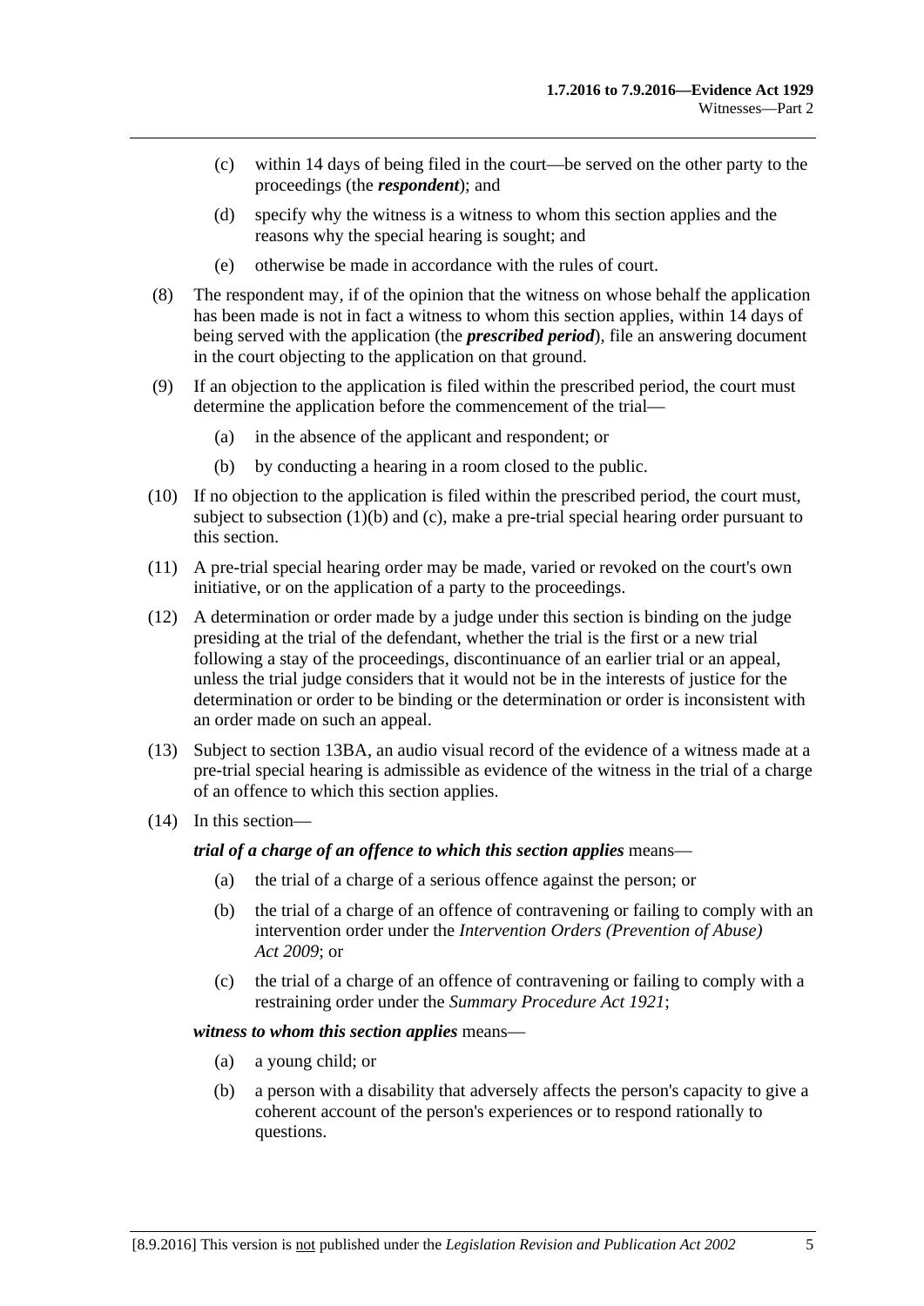(c) within 14 days of being filed in the court—be served on the other party to the proceedings (the ***respondent***); and

(d) specify why the witness is a witness to whom this section applies and the reasons why the special hearing is sought; and

(e) otherwise be made in accordance with the rules of court.

(8) The respondent may, if of the opinion that the witness on whose behalf the application has been made is not in fact a witness to whom this section applies, within 14 days of being served with the application (the ***prescribed period***), file an answering document in the court objecting to the application on that ground.

(9) If an objection to the application is filed within the prescribed period, the court must determine the application before the commencement of the trial—

(a) in the absence of the applicant and respondent; or

(b) by conducting a hearing in a room closed to the public.

(10) If no objection to the application is filed within the prescribed period, the court must, subject to subsection (1)(b) and (c), make a pre-trial special hearing order pursuant to this section.

(11) A pre-trial special hearing order may be made, varied or revoked on the court's own initiative, or on the application of a party to the proceedings.

(12) A determination or order made by a judge under this section is binding on the judge presiding at the trial of the defendant, whether the trial is the first or a new trial following a stay of the proceedings, discontinuance of an earlier trial or an appeal, unless the trial judge considers that it would not be in the interests of justice for the determination or order to be binding or the determination or order is inconsistent with an order made on such an appeal.

(13) Subject to section 13BA, an audio visual record of the evidence of a witness made at a pre-trial special hearing is admissible as evidence of the witness in the trial of a charge of an offence to which this section applies.

(14) In this section—

***trial of a charge of an offence to which this section applies*** means—

(a) the trial of a charge of a serious offence against the person; or

(b) the trial of a charge of an offence of contravening or failing to comply with an intervention order under the *Intervention Orders (Prevention of Abuse) Act 2009*; or

(c) the trial of a charge of an offence of contravening or failing to comply with a restraining order under the *Summary Procedure Act 1921*;

***witness to whom this section applies*** means—

(a) a young child; or

(b) a person with a disability that adversely affects the person's capacity to give a coherent account of the person's experiences or to respond rationally to questions.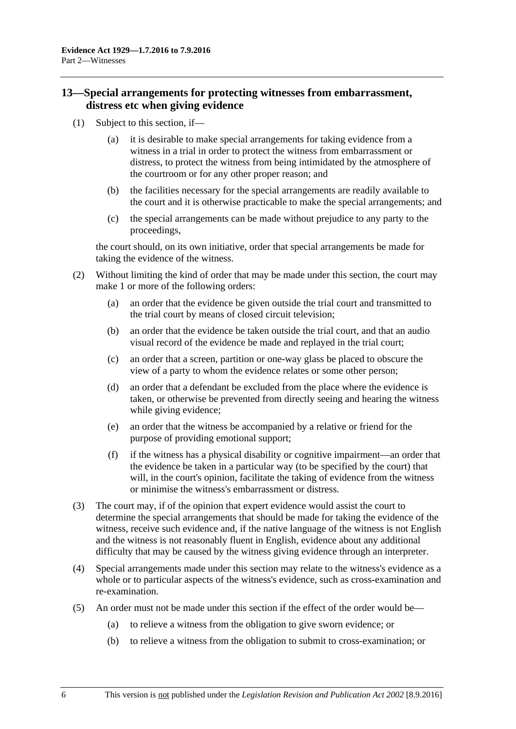## 13—Special arrangements for protecting witnesses from embarrassment, distress etc when giving evidence

(1) Subject to this section, if—

(a) it is desirable to make special arrangements for taking evidence from a witness in a trial in order to protect the witness from embarrassment or distress, to protect the witness from being intimidated by the atmosphere of the courtroom or for any other proper reason; and

(b) the facilities necessary for the special arrangements are readily available to the court and it is otherwise practicable to make the special arrangements; and

(c) the special arrangements can be made without prejudice to any party to the proceedings,

the court should, on its own initiative, order that special arrangements be made for taking the evidence of the witness.

(2) Without limiting the kind of order that may be made under this section, the court may make 1 or more of the following orders:

(a) an order that the evidence be given outside the trial court and transmitted to the trial court by means of closed circuit television;

(b) an order that the evidence be taken outside the trial court, and that an audio visual record of the evidence be made and replayed in the trial court;

(c) an order that a screen, partition or one-way glass be placed to obscure the view of a party to whom the evidence relates or some other person;

(d) an order that a defendant be excluded from the place where the evidence is taken, or otherwise be prevented from directly seeing and hearing the witness while giving evidence;

(e) an order that the witness be accompanied by a relative or friend for the purpose of providing emotional support;

(f) if the witness has a physical disability or cognitive impairment—an order that the evidence be taken in a particular way (to be specified by the court) that will, in the court's opinion, facilitate the taking of evidence from the witness or minimise the witness's embarrassment or distress.

(3) The court may, if of the opinion that expert evidence would assist the court to determine the special arrangements that should be made for taking the evidence of the witness, receive such evidence and, if the native language of the witness is not English and the witness is not reasonably fluent in English, evidence about any additional difficulty that may be caused by the witness giving evidence through an interpreter.

(4) Special arrangements made under this section may relate to the witness's evidence as a whole or to particular aspects of the witness's evidence, such as cross-examination and re-examination.

(5) An order must not be made under this section if the effect of the order would be—

(a) to relieve a witness from the obligation to give sworn evidence; or

(b) to relieve a witness from the obligation to submit to cross-examination; or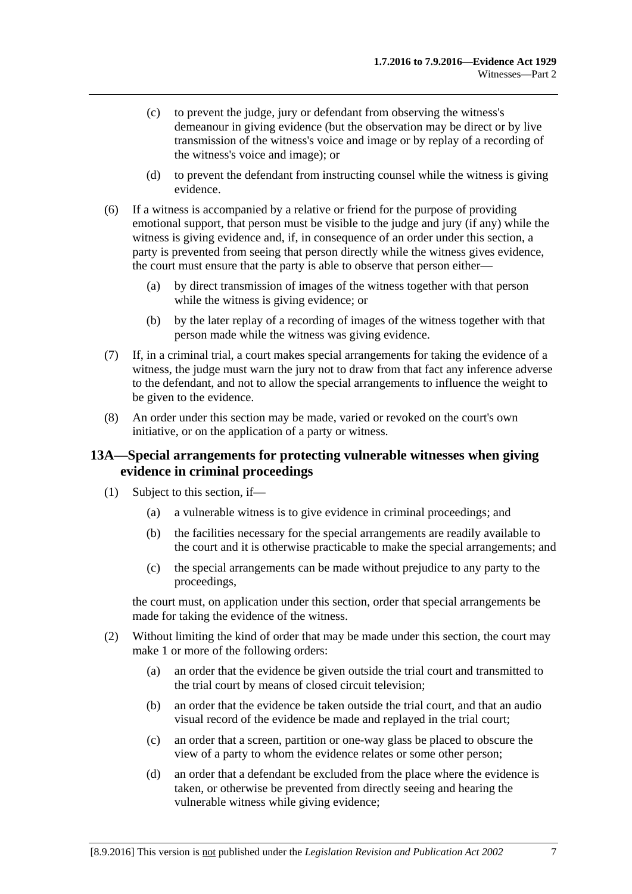(c) to prevent the judge, jury or defendant from observing the witness's demeanour in giving evidence (but the observation may be direct or by live transmission of the witness's voice and image or by replay of a recording of the witness's voice and image); or

(d) to prevent the defendant from instructing counsel while the witness is giving evidence.

(6) If a witness is accompanied by a relative or friend for the purpose of providing emotional support, that person must be visible to the judge and jury (if any) while the witness is giving evidence and, if, in consequence of an order under this section, a party is prevented from seeing that person directly while the witness gives evidence, the court must ensure that the party is able to observe that person either—

(a) by direct transmission of images of the witness together with that person while the witness is giving evidence; or

(b) by the later replay of a recording of images of the witness together with that person made while the witness was giving evidence.

(7) If, in a criminal trial, a court makes special arrangements for taking the evidence of a witness, the judge must warn the jury not to draw from that fact any inference adverse to the defendant, and not to allow the special arrangements to influence the weight to be given to the evidence.

(8) An order under this section may be made, varied or revoked on the court's own initiative, or on the application of a party or witness.

## 13A—Special arrangements for protecting vulnerable witnesses when giving evidence in criminal proceedings

(1) Subject to this section, if—

(a) a vulnerable witness is to give evidence in criminal proceedings; and

(b) the facilities necessary for the special arrangements are readily available to the court and it is otherwise practicable to make the special arrangements; and

(c) the special arrangements can be made without prejudice to any party to the proceedings,

the court must, on application under this section, order that special arrangements be made for taking the evidence of the witness.

(2) Without limiting the kind of order that may be made under this section, the court may make 1 or more of the following orders:

(a) an order that the evidence be given outside the trial court and transmitted to the trial court by means of closed circuit television;

(b) an order that the evidence be taken outside the trial court, and that an audio visual record of the evidence be made and replayed in the trial court;

(c) an order that a screen, partition or one-way glass be placed to obscure the view of a party to whom the evidence relates or some other person;

(d) an order that a defendant be excluded from the place where the evidence is taken, or otherwise be prevented from directly seeing and hearing the vulnerable witness while giving evidence;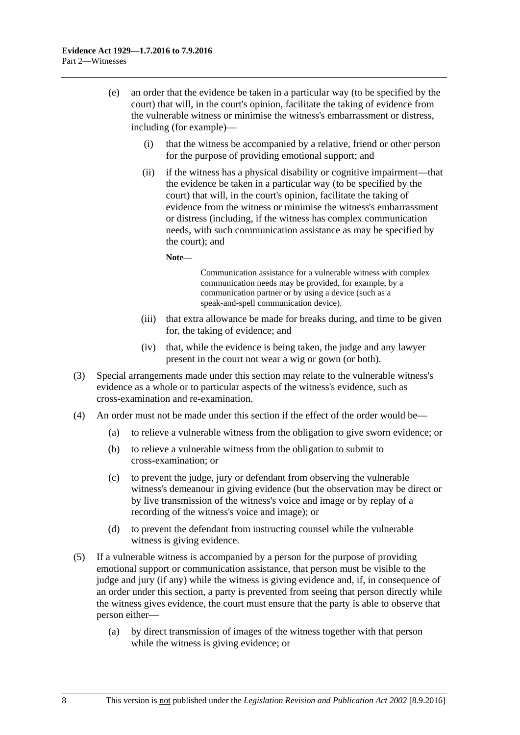(e) an order that the evidence be taken in a particular way (to be specified by the court) that will, in the court's opinion, facilitate the taking of evidence from the vulnerable witness or minimise the witness's embarrassment or distress, including (for example)—

(i) that the witness be accompanied by a relative, friend or other person for the purpose of providing emotional support; and

(ii) if the witness has a physical disability or cognitive impairment—that the evidence be taken in a particular way (to be specified by the court) that will, in the court's opinion, facilitate the taking of evidence from the witness or minimise the witness's embarrassment or distress (including, if the witness has complex communication needs, with such communication assistance as may be specified by the court); and

**Note—**

Communication assistance for a vulnerable witness with complex communication needs may be provided, for example, by a communication partner or by using a device (such as a speak-and-spell communication device).

(iii) that extra allowance be made for breaks during, and time to be given for, the taking of evidence; and

(iv) that, while the evidence is being taken, the judge and any lawyer present in the court not wear a wig or gown (or both).

(3) Special arrangements made under this section may relate to the vulnerable witness's evidence as a whole or to particular aspects of the witness's evidence, such as cross-examination and re-examination.

(4) An order must not be made under this section if the effect of the order would be—

(a) to relieve a vulnerable witness from the obligation to give sworn evidence; or

(b) to relieve a vulnerable witness from the obligation to submit to cross-examination; or

(c) to prevent the judge, jury or defendant from observing the vulnerable witness's demeanour in giving evidence (but the observation may be direct or by live transmission of the witness's voice and image or by replay of a recording of the witness's voice and image); or

(d) to prevent the defendant from instructing counsel while the vulnerable witness is giving evidence.

(5) If a vulnerable witness is accompanied by a person for the purpose of providing emotional support or communication assistance, that person must be visible to the judge and jury (if any) while the witness is giving evidence and, if, in consequence of an order under this section, a party is prevented from seeing that person directly while the witness gives evidence, the court must ensure that the party is able to observe that person either—

(a) by direct transmission of images of the witness together with that person while the witness is giving evidence; or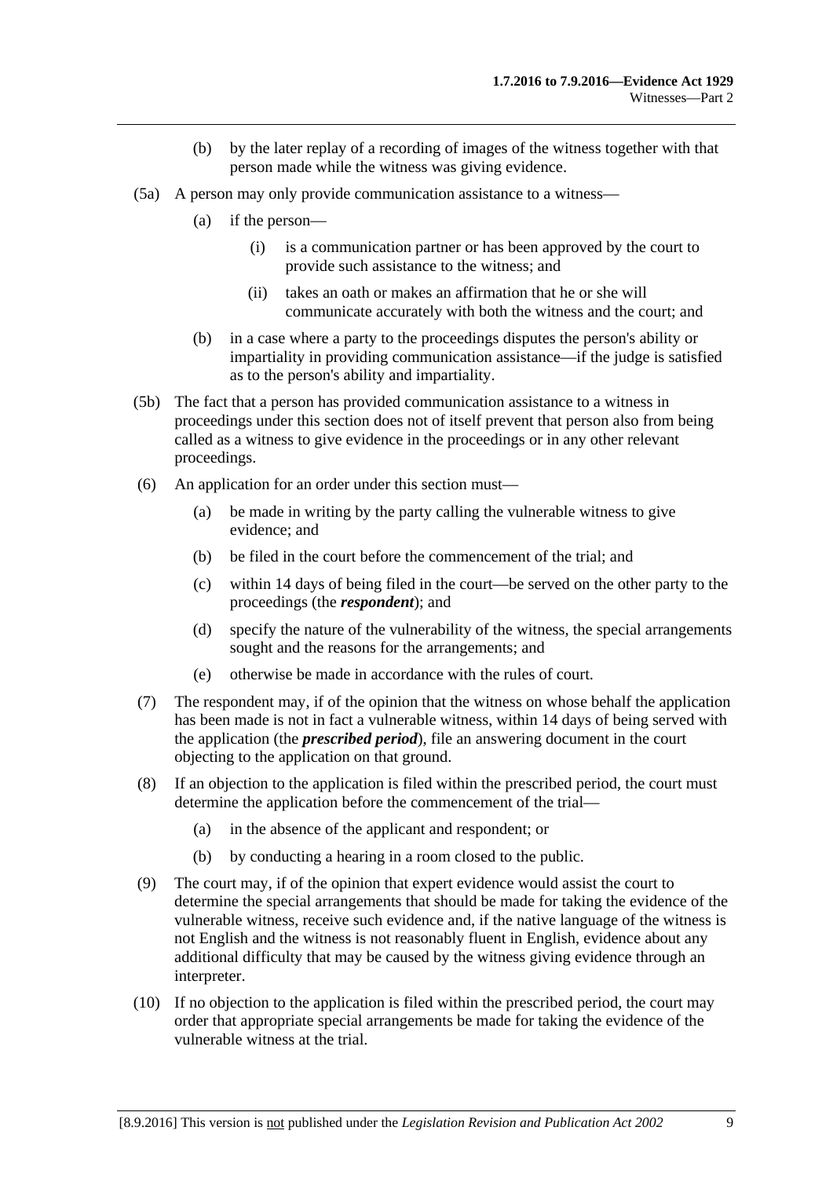(b) by the later replay of a recording of images of the witness together with that person made while the witness was giving evidence.

(5a) A person may only provide communication assistance to a witness—

(a) if the person—

(i) is a communication partner or has been approved by the court to provide such assistance to the witness; and

(ii) takes an oath or makes an affirmation that he or she will communicate accurately with both the witness and the court; and

(b) in a case where a party to the proceedings disputes the person's ability or impartiality in providing communication assistance—if the judge is satisfied as to the person's ability and impartiality.

(5b) The fact that a person has provided communication assistance to a witness in proceedings under this section does not of itself prevent that person also from being called as a witness to give evidence in the proceedings or in any other relevant proceedings.

(6) An application for an order under this section must—

(a) be made in writing by the party calling the vulnerable witness to give evidence; and

(b) be filed in the court before the commencement of the trial; and

(c) within 14 days of being filed in the court—be served on the other party to the proceedings (the ***respondent***); and

(d) specify the nature of the vulnerability of the witness, the special arrangements sought and the reasons for the arrangements; and

(e) otherwise be made in accordance with the rules of court.

(7) The respondent may, if of the opinion that the witness on whose behalf the application has been made is not in fact a vulnerable witness, within 14 days of being served with the application (the ***prescribed period***), file an answering document in the court objecting to the application on that ground.

(8) If an objection to the application is filed within the prescribed period, the court must determine the application before the commencement of the trial—

(a) in the absence of the applicant and respondent; or

(b) by conducting a hearing in a room closed to the public.

(9) The court may, if of the opinion that expert evidence would assist the court to determine the special arrangements that should be made for taking the evidence of the vulnerable witness, receive such evidence and, if the native language of the witness is not English and the witness is not reasonably fluent in English, evidence about any additional difficulty that may be caused by the witness giving evidence through an interpreter.

(10) If no objection to the application is filed within the prescribed period, the court may order that appropriate special arrangements be made for taking the evidence of the vulnerable witness at the trial.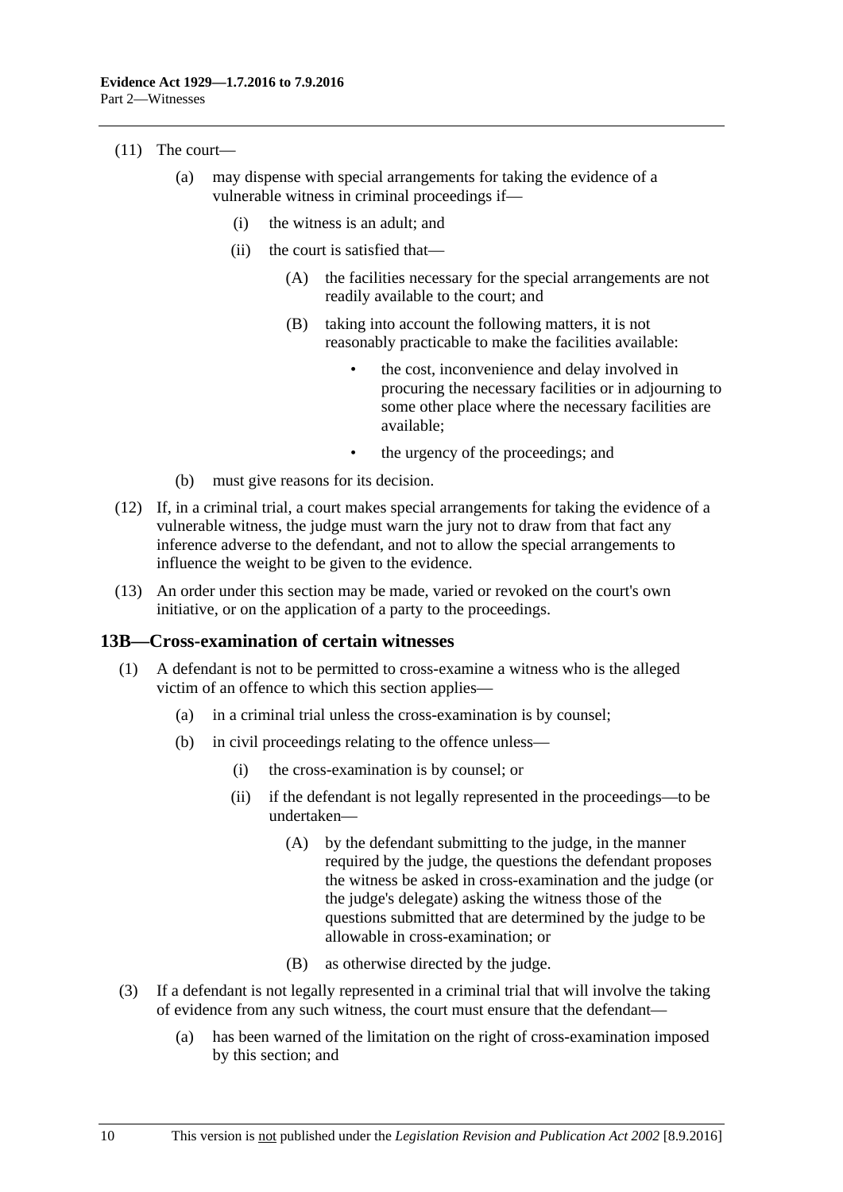(11) The court—

(a) may dispense with special arrangements for taking the evidence of a vulnerable witness in criminal proceedings if—

(i) the witness is an adult; and

(ii) the court is satisfied that—

(A) the facilities necessary for the special arrangements are not readily available to the court; and

(B) taking into account the following matters, it is not reasonably practicable to make the facilities available:

- the cost, inconvenience and delay involved in procuring the necessary facilities or in adjourning to some other place where the necessary facilities are available;
- the urgency of the proceedings; and

(b) must give reasons for its decision.

(12) If, in a criminal trial, a court makes special arrangements for taking the evidence of a vulnerable witness, the judge must warn the jury not to draw from that fact any inference adverse to the defendant, and not to allow the special arrangements to influence the weight to be given to the evidence.

(13) An order under this section may be made, varied or revoked on the court's own initiative, or on the application of a party to the proceedings.

## 13B—Cross-examination of certain witnesses

(1) A defendant is not to be permitted to cross-examine a witness who is the alleged victim of an offence to which this section applies—

(a) in a criminal trial unless the cross-examination is by counsel;

(b) in civil proceedings relating to the offence unless—

(i) the cross-examination is by counsel; or

(ii) if the defendant is not legally represented in the proceedings—to be undertaken—

(A) by the defendant submitting to the judge, in the manner required by the judge, the questions the defendant proposes the witness be asked in cross-examination and the judge (or the judge's delegate) asking the witness those of the questions submitted that are determined by the judge to be allowable in cross-examination; or

(B) as otherwise directed by the judge.

(3) If a defendant is not legally represented in a criminal trial that will involve the taking of evidence from any such witness, the court must ensure that the defendant—

(a) has been warned of the limitation on the right of cross-examination imposed by this section; and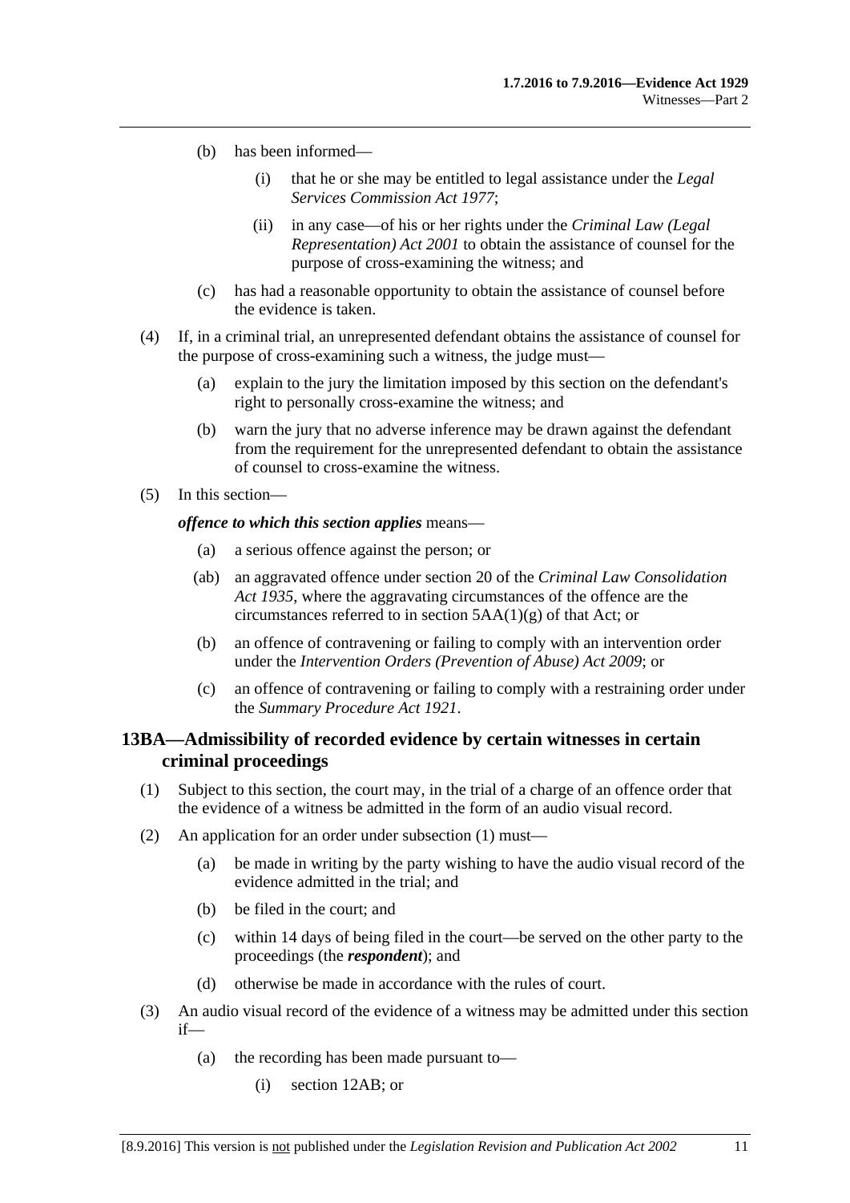(b) has been informed—

(i) that he or she may be entitled to legal assistance under the *Legal Services Commission Act 1977*;

(ii) in any case—of his or her rights under the *Criminal Law (Legal Representation) Act 2001* to obtain the assistance of counsel for the purpose of cross-examining the witness; and

(c) has had a reasonable opportunity to obtain the assistance of counsel before the evidence is taken.

(4) If, in a criminal trial, an unrepresented defendant obtains the assistance of counsel for the purpose of cross-examining such a witness, the judge must—

(a) explain to the jury the limitation imposed by this section on the defendant's right to personally cross-examine the witness; and

(b) warn the jury that no adverse inference may be drawn against the defendant from the requirement for the unrepresented defendant to obtain the assistance of counsel to cross-examine the witness.

(5) In this section—

***offence to which this section applies*** means—

(a) a serious offence against the person; or

(ab) an aggravated offence under section 20 of the *Criminal Law Consolidation Act 1935*, where the aggravating circumstances of the offence are the circumstances referred to in section 5AA(1)(g) of that Act; or

(b) an offence of contravening or failing to comply with an intervention order under the *Intervention Orders (Prevention of Abuse) Act 2009*; or

(c) an offence of contravening or failing to comply with a restraining order under the *Summary Procedure Act 1921*.

## 13BA—Admissibility of recorded evidence by certain witnesses in certain criminal proceedings

(1) Subject to this section, the court may, in the trial of a charge of an offence order that the evidence of a witness be admitted in the form of an audio visual record.

(2) An application for an order under subsection (1) must—

(a) be made in writing by the party wishing to have the audio visual record of the evidence admitted in the trial; and

(b) be filed in the court; and

(c) within 14 days of being filed in the court—be served on the other party to the proceedings (the ***respondent***); and

(d) otherwise be made in accordance with the rules of court.

(3) An audio visual record of the evidence of a witness may be admitted under this section if—

(a) the recording has been made pursuant to—

(i) section 12AB; or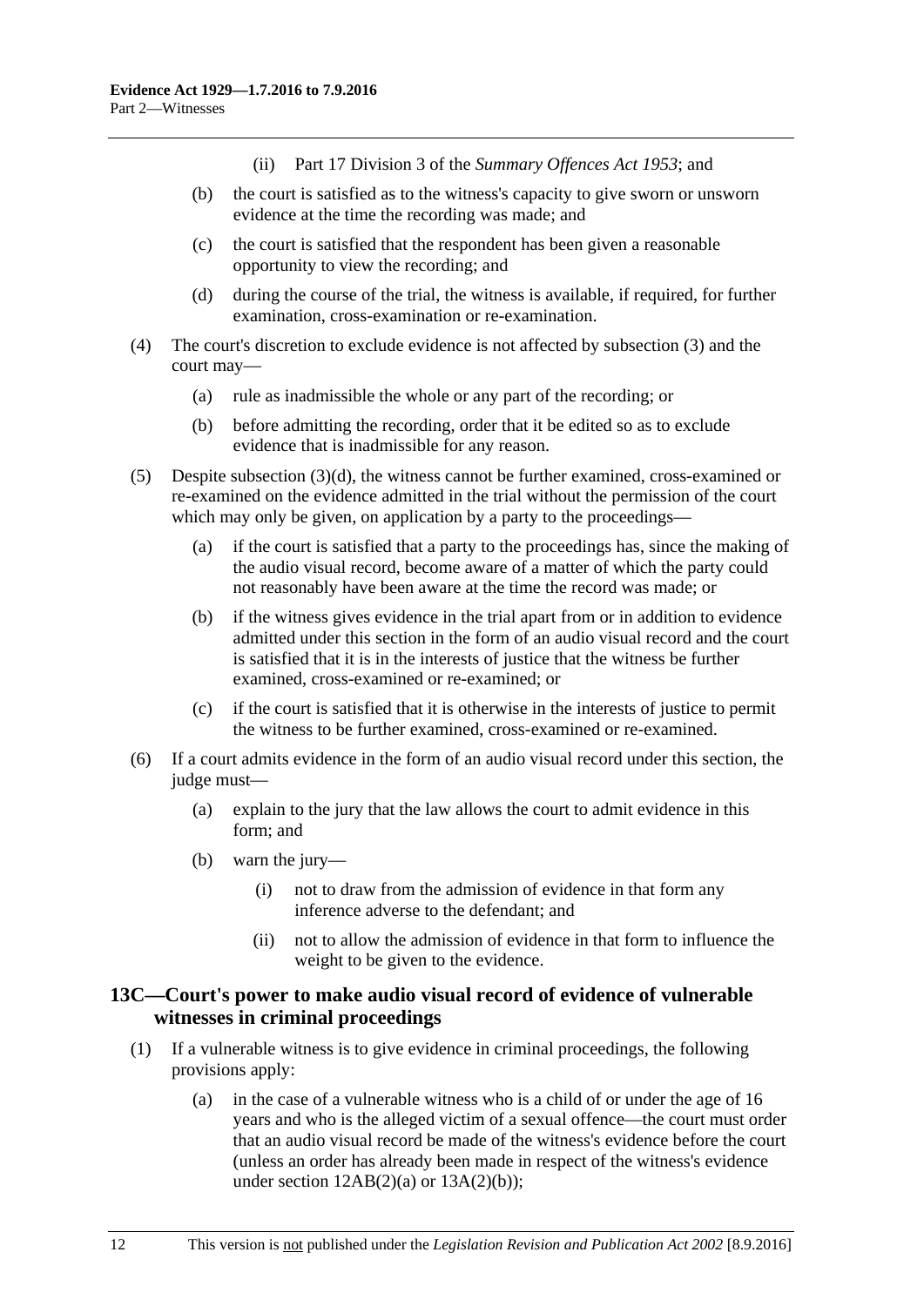(ii) Part 17 Division 3 of the *Summary Offences Act 1953*; and

(b) the court is satisfied as to the witness's capacity to give sworn or unsworn evidence at the time the recording was made; and

(c) the court is satisfied that the respondent has been given a reasonable opportunity to view the recording; and

(d) during the course of the trial, the witness is available, if required, for further examination, cross-examination or re-examination.

(4) The court's discretion to exclude evidence is not affected by subsection (3) and the court may—

(a) rule as inadmissible the whole or any part of the recording; or

(b) before admitting the recording, order that it be edited so as to exclude evidence that is inadmissible for any reason.

(5) Despite subsection (3)(d), the witness cannot be further examined, cross-examined or re-examined on the evidence admitted in the trial without the permission of the court which may only be given, on application by a party to the proceedings—

(a) if the court is satisfied that a party to the proceedings has, since the making of the audio visual record, become aware of a matter of which the party could not reasonably have been aware at the time the record was made; or

(b) if the witness gives evidence in the trial apart from or in addition to evidence admitted under this section in the form of an audio visual record and the court is satisfied that it is in the interests of justice that the witness be further examined, cross-examined or re-examined; or

(c) if the court is satisfied that it is otherwise in the interests of justice to permit the witness to be further examined, cross-examined or re-examined.

(6) If a court admits evidence in the form of an audio visual record under this section, the judge must—

(a) explain to the jury that the law allows the court to admit evidence in this form; and

(b) warn the jury—

(i) not to draw from the admission of evidence in that form any inference adverse to the defendant; and

(ii) not to allow the admission of evidence in that form to influence the weight to be given to the evidence.

## 13C—Court's power to make audio visual record of evidence of vulnerable witnesses in criminal proceedings

(1) If a vulnerable witness is to give evidence in criminal proceedings, the following provisions apply:

(a) in the case of a vulnerable witness who is a child of or under the age of 16 years and who is the alleged victim of a sexual offence—the court must order that an audio visual record be made of the witness's evidence before the court (unless an order has already been made in respect of the witness's evidence under section 12AB(2)(a) or 13A(2)(b));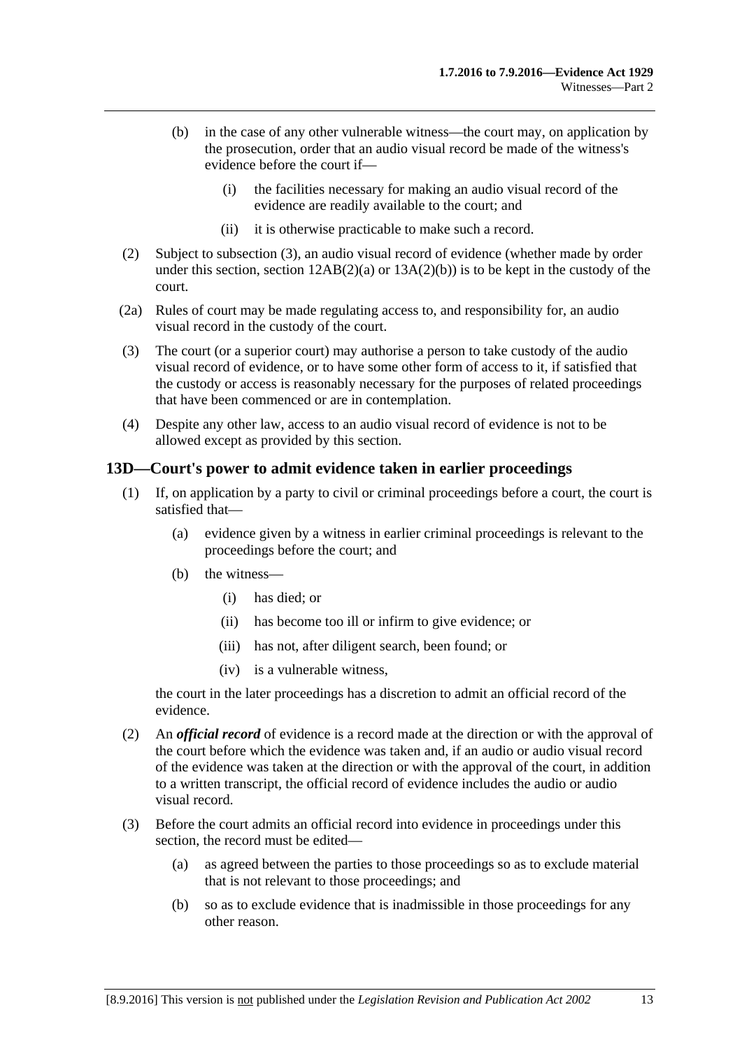(b) in the case of any other vulnerable witness—the court may, on application by the prosecution, order that an audio visual record be made of the witness's evidence before the court if—

(i) the facilities necessary for making an audio visual record of the evidence are readily available to the court; and

(ii) it is otherwise practicable to make such a record.

(2) Subject to subsection (3), an audio visual record of evidence (whether made by order under this section, section 12AB(2)(a) or 13A(2)(b)) is to be kept in the custody of the court.

(2a) Rules of court may be made regulating access to, and responsibility for, an audio visual record in the custody of the court.

(3) The court (or a superior court) may authorise a person to take custody of the audio visual record of evidence, or to have some other form of access to it, if satisfied that the custody or access is reasonably necessary for the purposes of related proceedings that have been commenced or are in contemplation.

(4) Despite any other law, access to an audio visual record of evidence is not to be allowed except as provided by this section.

## 13D—Court's power to admit evidence taken in earlier proceedings

(1) If, on application by a party to civil or criminal proceedings before a court, the court is satisfied that—

(a) evidence given by a witness in earlier criminal proceedings is relevant to the proceedings before the court; and

(b) the witness—

(i) has died; or

(ii) has become too ill or infirm to give evidence; or

(iii) has not, after diligent search, been found; or

(iv) is a vulnerable witness,

the court in the later proceedings has a discretion to admit an official record of the evidence.

(2) An ***official record*** of evidence is a record made at the direction or with the approval of the court before which the evidence was taken and, if an audio or audio visual record of the evidence was taken at the direction or with the approval of the court, in addition to a written transcript, the official record of evidence includes the audio or audio visual record.

(3) Before the court admits an official record into evidence in proceedings under this section, the record must be edited—

(a) as agreed between the parties to those proceedings so as to exclude material that is not relevant to those proceedings; and

(b) so as to exclude evidence that is inadmissible in those proceedings for any other reason.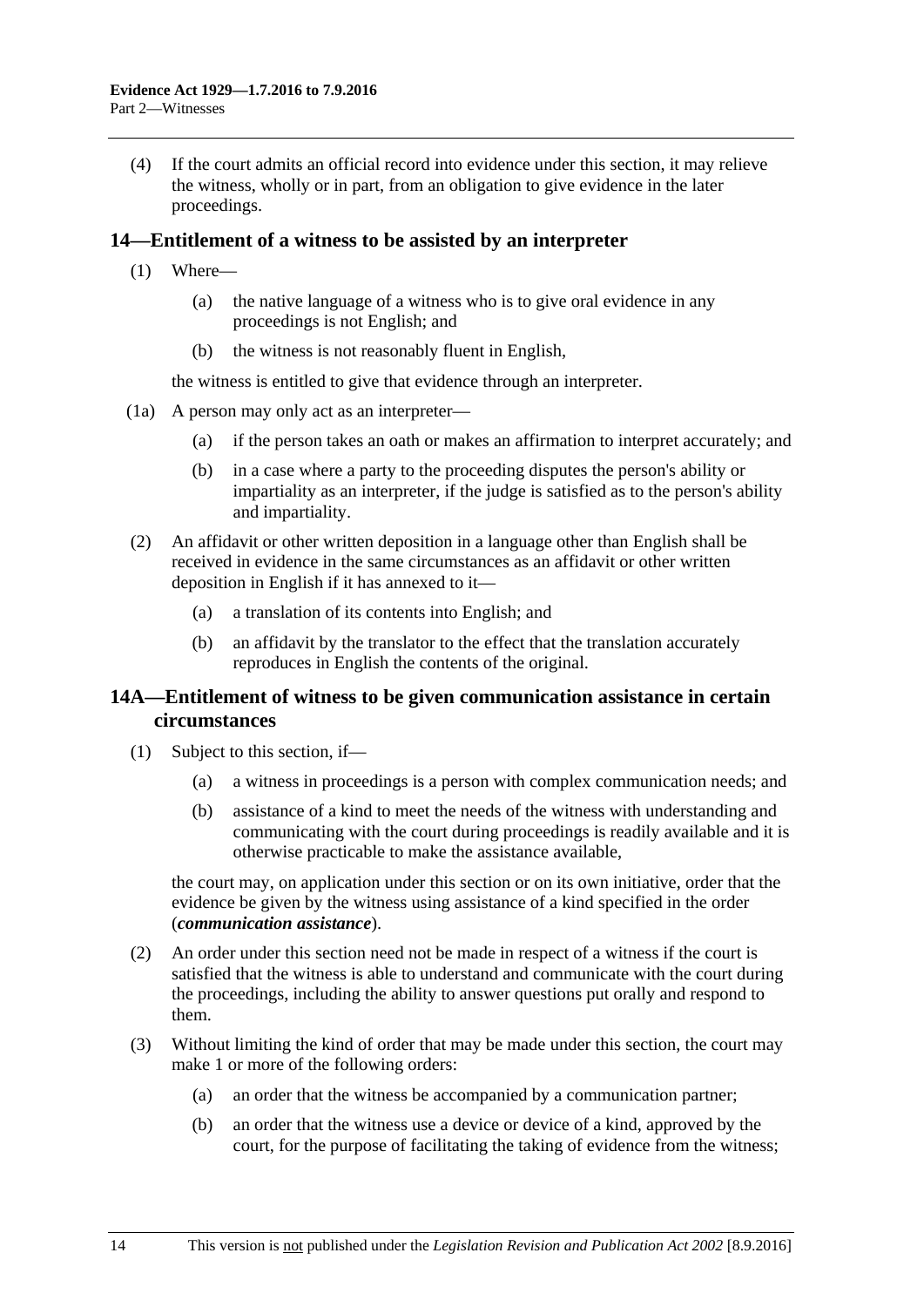(4) If the court admits an official record into evidence under this section, it may relieve the witness, wholly or in part, from an obligation to give evidence in the later proceedings.

## 14—Entitlement of a witness to be assisted by an interpreter

(1) Where—

(a) the native language of a witness who is to give oral evidence in any proceedings is not English; and

(b) the witness is not reasonably fluent in English,

the witness is entitled to give that evidence through an interpreter.

(1a) A person may only act as an interpreter—

(a) if the person takes an oath or makes an affirmation to interpret accurately; and

(b) in a case where a party to the proceeding disputes the person's ability or impartiality as an interpreter, if the judge is satisfied as to the person's ability and impartiality.

(2) An affidavit or other written deposition in a language other than English shall be received in evidence in the same circumstances as an affidavit or other written deposition in English if it has annexed to it—

(a) a translation of its contents into English; and

(b) an affidavit by the translator to the effect that the translation accurately reproduces in English the contents of the original.

## 14A—Entitlement of witness to be given communication assistance in certain circumstances

(1) Subject to this section, if—

(a) a witness in proceedings is a person with complex communication needs; and

(b) assistance of a kind to meet the needs of the witness with understanding and communicating with the court during proceedings is readily available and it is otherwise practicable to make the assistance available,

the court may, on application under this section or on its own initiative, order that the evidence be given by the witness using assistance of a kind specified in the order (***communication assistance***).

(2) An order under this section need not be made in respect of a witness if the court is satisfied that the witness is able to understand and communicate with the court during the proceedings, including the ability to answer questions put orally and respond to them.

(3) Without limiting the kind of order that may be made under this section, the court may make 1 or more of the following orders:

(a) an order that the witness be accompanied by a communication partner;

(b) an order that the witness use a device or device of a kind, approved by the court, for the purpose of facilitating the taking of evidence from the witness;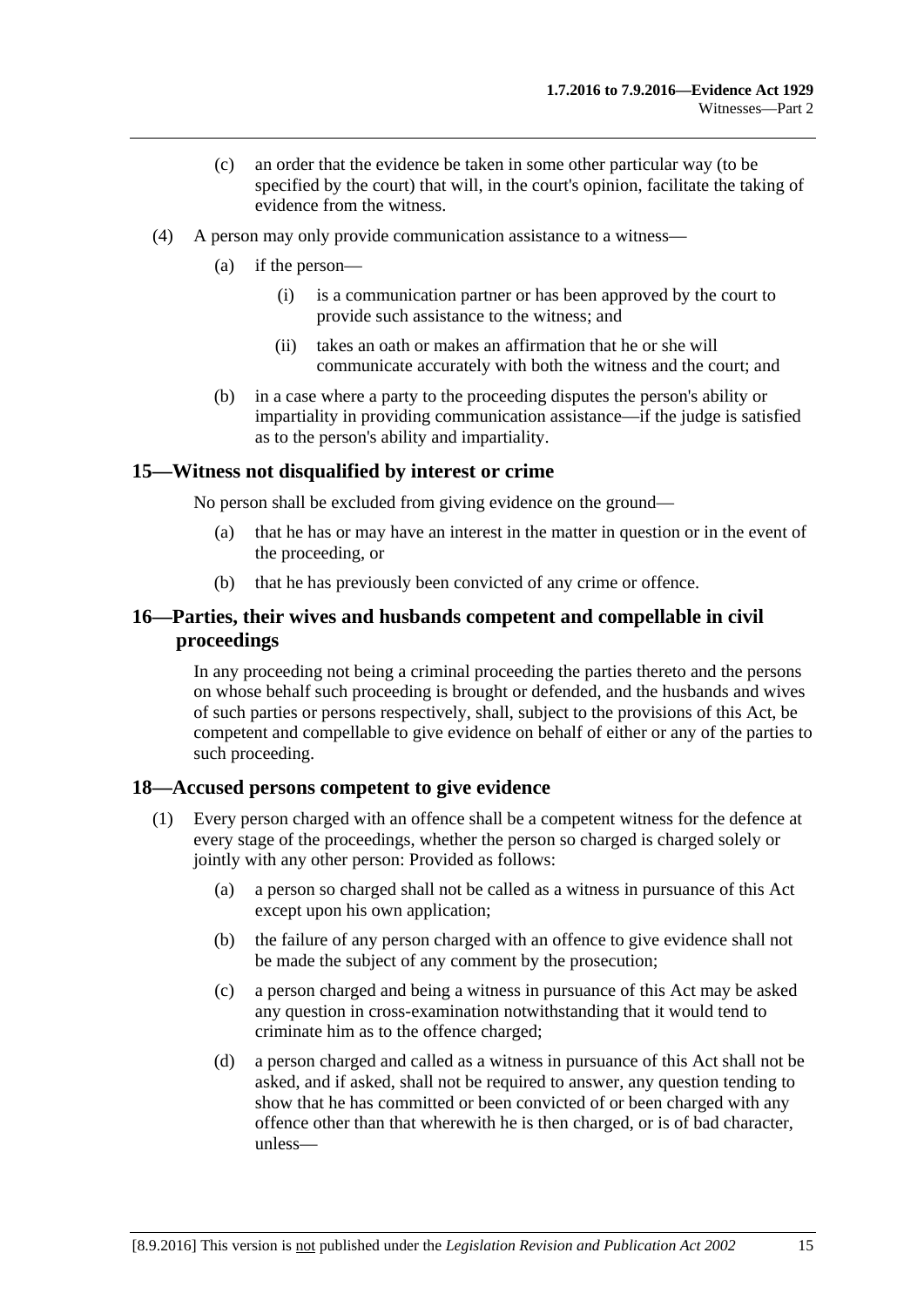(c) an order that the evidence be taken in some other particular way (to be specified by the court) that will, in the court's opinion, facilitate the taking of evidence from the witness.

(4) A person may only provide communication assistance to a witness—

(a) if the person—

(i) is a communication partner or has been approved by the court to provide such assistance to the witness; and

(ii) takes an oath or makes an affirmation that he or she will communicate accurately with both the witness and the court; and

(b) in a case where a party to the proceeding disputes the person's ability or impartiality in providing communication assistance—if the judge is satisfied as to the person's ability and impartiality.

## 15—Witness not disqualified by interest or crime

No person shall be excluded from giving evidence on the ground—

(a) that he has or may have an interest in the matter in question or in the event of the proceeding, or

(b) that he has previously been convicted of any crime or offence.

## 16—Parties, their wives and husbands competent and compellable in civil proceedings

In any proceeding not being a criminal proceeding the parties thereto and the persons on whose behalf such proceeding is brought or defended, and the husbands and wives of such parties or persons respectively, shall, subject to the provisions of this Act, be competent and compellable to give evidence on behalf of either or any of the parties to such proceeding.

## 18—Accused persons competent to give evidence

(1) Every person charged with an offence shall be a competent witness for the defence at every stage of the proceedings, whether the person so charged is charged solely or jointly with any other person: Provided as follows:

(a) a person so charged shall not be called as a witness in pursuance of this Act except upon his own application;

(b) the failure of any person charged with an offence to give evidence shall not be made the subject of any comment by the prosecution;

(c) a person charged and being a witness in pursuance of this Act may be asked any question in cross-examination notwithstanding that it would tend to criminate him as to the offence charged;

(d) a person charged and called as a witness in pursuance of this Act shall not be asked, and if asked, shall not be required to answer, any question tending to show that he has committed or been convicted of or been charged with any offence other than that wherewith he is then charged, or is of bad character, unless—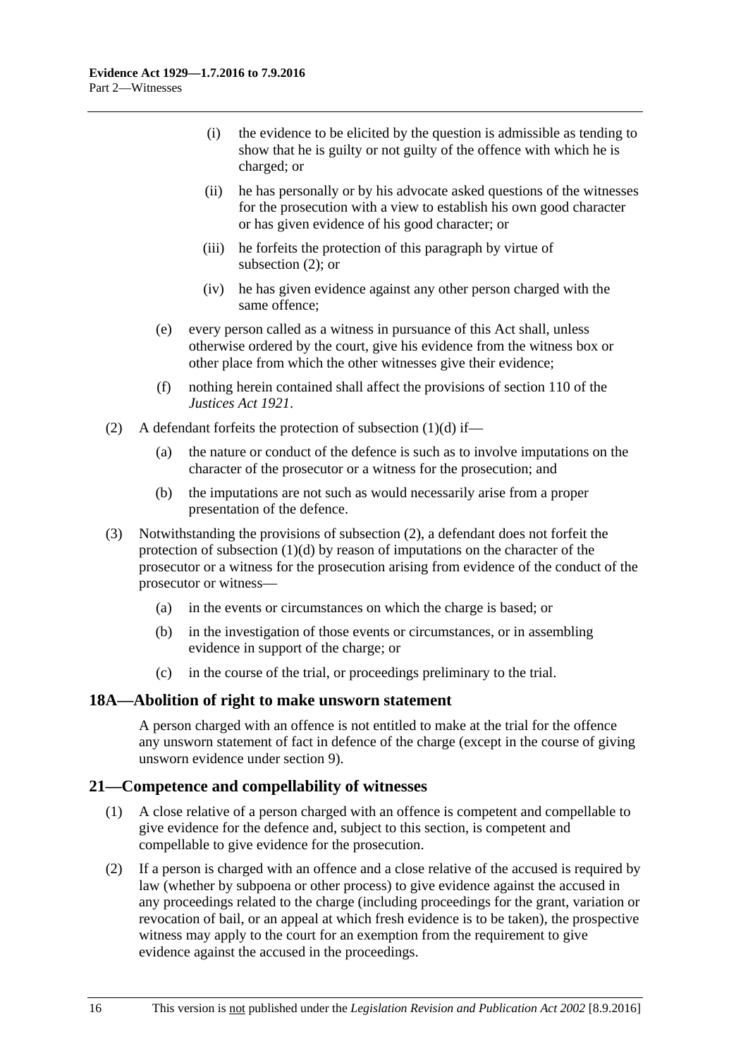(i) the evidence to be elicited by the question is admissible as tending to show that he is guilty or not guilty of the offence with which he is charged; or

(ii) he has personally or by his advocate asked questions of the witnesses for the prosecution with a view to establish his own good character or has given evidence of his good character; or

(iii) he forfeits the protection of this paragraph by virtue of subsection (2); or

(iv) he has given evidence against any other person charged with the same offence;

(e) every person called as a witness in pursuance of this Act shall, unless otherwise ordered by the court, give his evidence from the witness box or other place from which the other witnesses give their evidence;

(f) nothing herein contained shall affect the provisions of section 110 of the *Justices Act 1921*.

(2) A defendant forfeits the protection of subsection (1)(d) if—

(a) the nature or conduct of the defence is such as to involve imputations on the character of the prosecutor or a witness for the prosecution; and

(b) the imputations are not such as would necessarily arise from a proper presentation of the defence.

(3) Notwithstanding the provisions of subsection (2), a defendant does not forfeit the protection of subsection (1)(d) by reason of imputations on the character of the prosecutor or a witness for the prosecution arising from evidence of the conduct of the prosecutor or witness—

(a) in the events or circumstances on which the charge is based; or

(b) in the investigation of those events or circumstances, or in assembling evidence in support of the charge; or

(c) in the course of the trial, or proceedings preliminary to the trial.

## 18A—Abolition of right to make unsworn statement

A person charged with an offence is not entitled to make at the trial for the offence any unsworn statement of fact in defence of the charge (except in the course of giving unsworn evidence under section 9).

## 21—Competence and compellability of witnesses

(1) A close relative of a person charged with an offence is competent and compellable to give evidence for the defence and, subject to this section, is competent and compellable to give evidence for the prosecution.

(2) If a person is charged with an offence and a close relative of the accused is required by law (whether by subpoena or other process) to give evidence against the accused in any proceedings related to the charge (including proceedings for the grant, variation or revocation of bail, or an appeal at which fresh evidence is to be taken), the prospective witness may apply to the court for an exemption from the requirement to give evidence against the accused in the proceedings.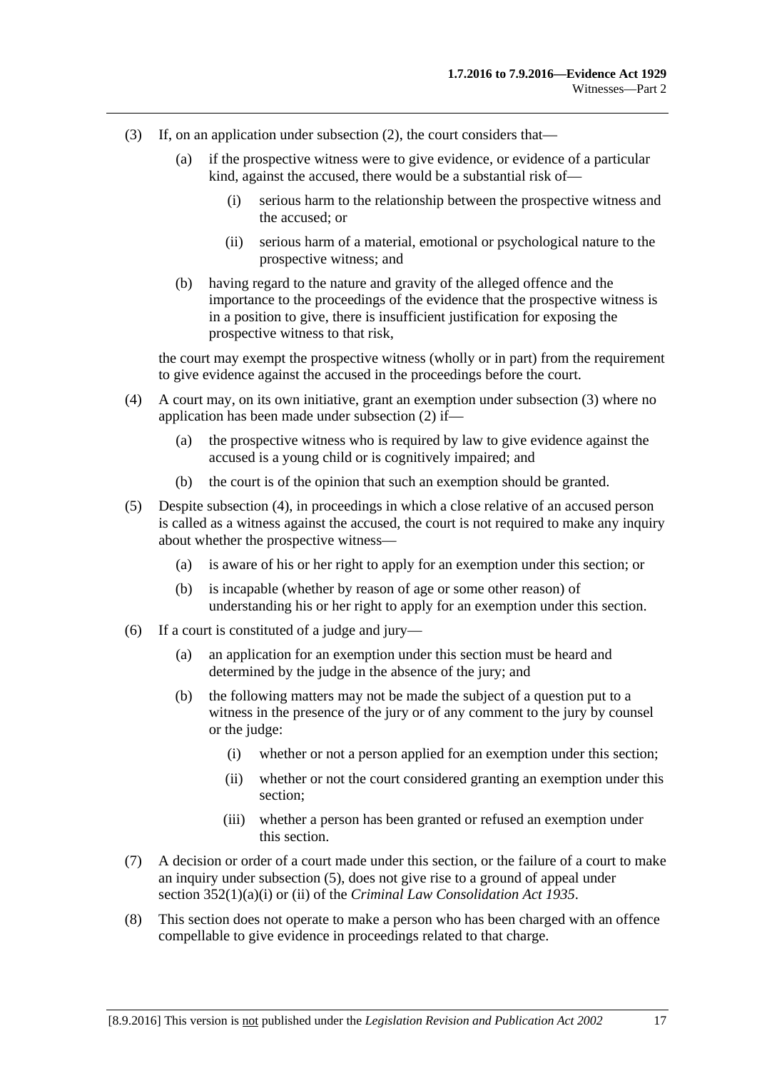(3) If, on an application under subsection (2), the court considers that—

    (a) if the prospective witness were to give evidence, or evidence of a particular kind, against the accused, there would be a substantial risk of—

        (i) serious harm to the relationship between the prospective witness and the accused; or

        (ii) serious harm of a material, emotional or psychological nature to the prospective witness; and

    (b) having regard to the nature and gravity of the alleged offence and the importance to the proceedings of the evidence that the prospective witness is in a position to give, there is insufficient justification for exposing the prospective witness to that risk,

the court may exempt the prospective witness (wholly or in part) from the requirement to give evidence against the accused in the proceedings before the court.

(4) A court may, on its own initiative, grant an exemption under subsection (3) where no application has been made under subsection (2) if—

    (a) the prospective witness who is required by law to give evidence against the accused is a young child or is cognitively impaired; and

    (b) the court is of the opinion that such an exemption should be granted.

(5) Despite subsection (4), in proceedings in which a close relative of an accused person is called as a witness against the accused, the court is not required to make any inquiry about whether the prospective witness—

    (a) is aware of his or her right to apply for an exemption under this section; or

    (b) is incapable (whether by reason of age or some other reason) of understanding his or her right to apply for an exemption under this section.

(6) If a court is constituted of a judge and jury—

    (a) an application for an exemption under this section must be heard and determined by the judge in the absence of the jury; and

    (b) the following matters may not be made the subject of a question put to a witness in the presence of the jury or of any comment to the jury by counsel or the judge:

        (i) whether or not a person applied for an exemption under this section;

        (ii) whether or not the court considered granting an exemption under this section;

        (iii) whether a person has been granted or refused an exemption under this section.

(7) A decision or order of a court made under this section, or the failure of a court to make an inquiry under subsection (5), does not give rise to a ground of appeal under section 352(1)(a)(i) or (ii) of the *Criminal Law Consolidation Act 1935*.

(8) This section does not operate to make a person who has been charged with an offence compellable to give evidence in proceedings related to that charge.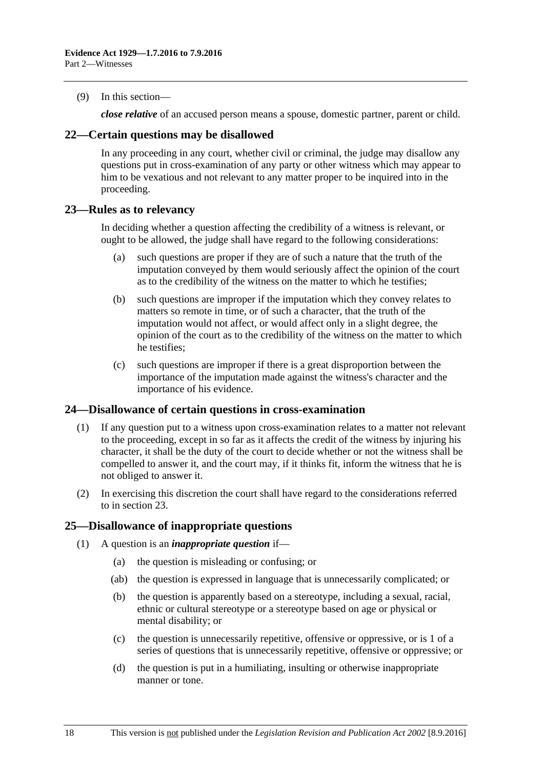(9) In this section—

***close relative*** of an accused person means a spouse, domestic partner, parent or child.

## 22—Certain questions may be disallowed

In any proceeding in any court, whether civil or criminal, the judge may disallow any questions put in cross-examination of any party or other witness which may appear to him to be vexatious and not relevant to any matter proper to be inquired into in the proceeding.

## 23—Rules as to relevancy

In deciding whether a question affecting the credibility of a witness is relevant, or ought to be allowed, the judge shall have regard to the following considerations:

(a) such questions are proper if they are of such a nature that the truth of the imputation conveyed by them would seriously affect the opinion of the court as to the credibility of the witness on the matter to which he testifies;

(b) such questions are improper if the imputation which they convey relates to matters so remote in time, or of such a character, that the truth of the imputation would not affect, or would affect only in a slight degree, the opinion of the court as to the credibility of the witness on the matter to which he testifies;

(c) such questions are improper if there is a great disproportion between the importance of the imputation made against the witness's character and the importance of his evidence.

## 24—Disallowance of certain questions in cross-examination

(1) If any question put to a witness upon cross-examination relates to a matter not relevant to the proceeding, except in so far as it affects the credit of the witness by injuring his character, it shall be the duty of the court to decide whether or not the witness shall be compelled to answer it, and the court may, if it thinks fit, inform the witness that he is not obliged to answer it.

(2) In exercising this discretion the court shall have regard to the considerations referred to in section 23.

## 25—Disallowance of inappropriate questions

(1) A question is an ***inappropriate question*** if—

(a) the question is misleading or confusing; or

(ab) the question is expressed in language that is unnecessarily complicated; or

(b) the question is apparently based on a stereotype, including a sexual, racial, ethnic or cultural stereotype or a stereotype based on age or physical or mental disability; or

(c) the question is unnecessarily repetitive, offensive or oppressive, or is 1 of a series of questions that is unnecessarily repetitive, offensive or oppressive; or

(d) the question is put in a humiliating, insulting or otherwise inappropriate manner or tone.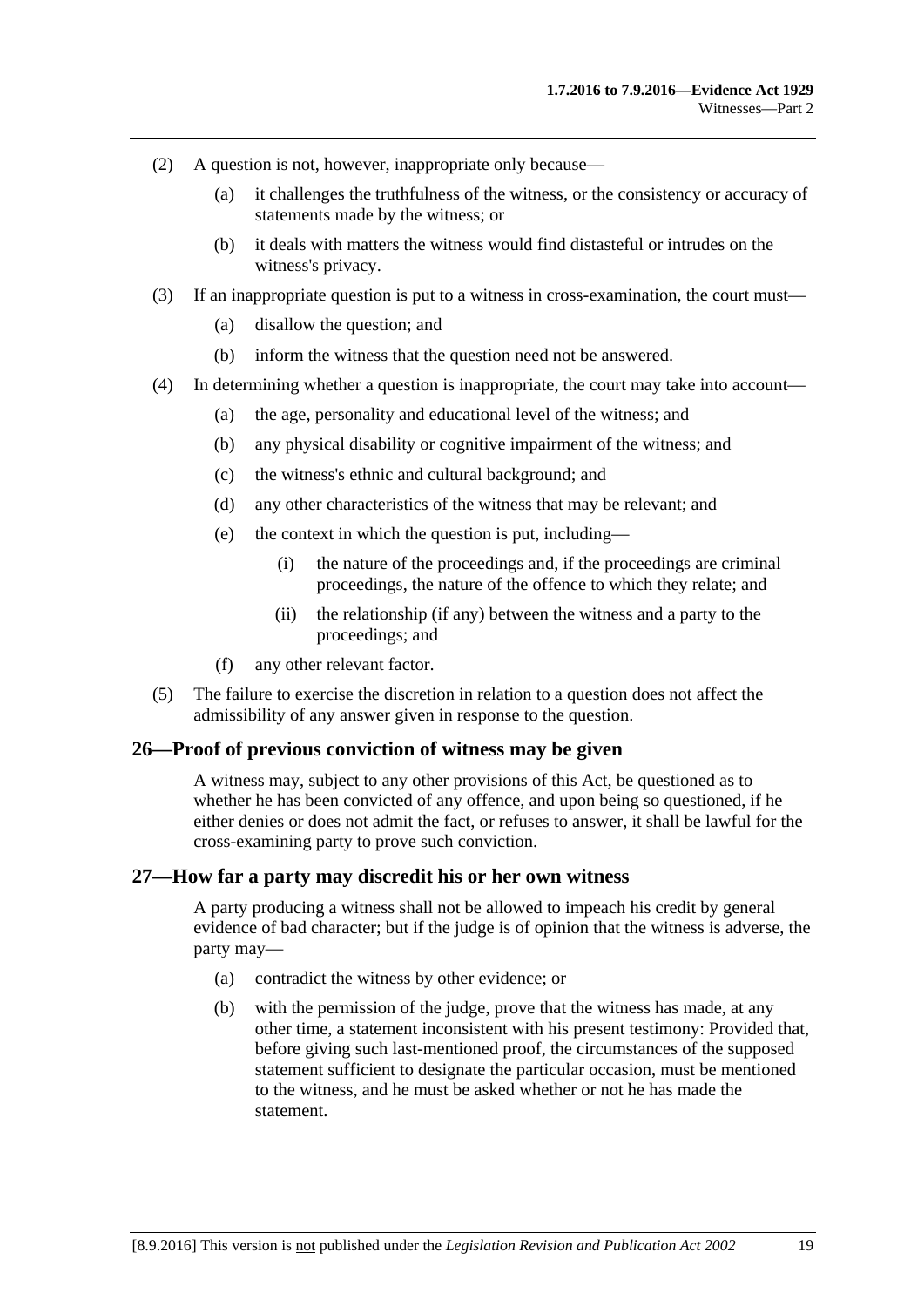(2) A question is not, however, inappropriate only because—

(a) it challenges the truthfulness of the witness, or the consistency or accuracy of statements made by the witness; or

(b) it deals with matters the witness would find distasteful or intrudes on the witness's privacy.

(3) If an inappropriate question is put to a witness in cross-examination, the court must—

(a) disallow the question; and

(b) inform the witness that the question need not be answered.

(4) In determining whether a question is inappropriate, the court may take into account—

(a) the age, personality and educational level of the witness; and

(b) any physical disability or cognitive impairment of the witness; and

(c) the witness's ethnic and cultural background; and

(d) any other characteristics of the witness that may be relevant; and

(e) the context in which the question is put, including—

(i) the nature of the proceedings and, if the proceedings are criminal proceedings, the nature of the offence to which they relate; and

(ii) the relationship (if any) between the witness and a party to the proceedings; and

(f) any other relevant factor.

(5) The failure to exercise the discretion in relation to a question does not affect the admissibility of any answer given in response to the question.

## 26—Proof of previous conviction of witness may be given

A witness may, subject to any other provisions of this Act, be questioned as to whether he has been convicted of any offence, and upon being so questioned, if he either denies or does not admit the fact, or refuses to answer, it shall be lawful for the cross-examining party to prove such conviction.

## 27—How far a party may discredit his or her own witness

A party producing a witness shall not be allowed to impeach his credit by general evidence of bad character; but if the judge is of opinion that the witness is adverse, the party may—

(a) contradict the witness by other evidence; or

(b) with the permission of the judge, prove that the witness has made, at any other time, a statement inconsistent with his present testimony: Provided that, before giving such last-mentioned proof, the circumstances of the supposed statement sufficient to designate the particular occasion, must be mentioned to the witness, and he must be asked whether or not he has made the statement.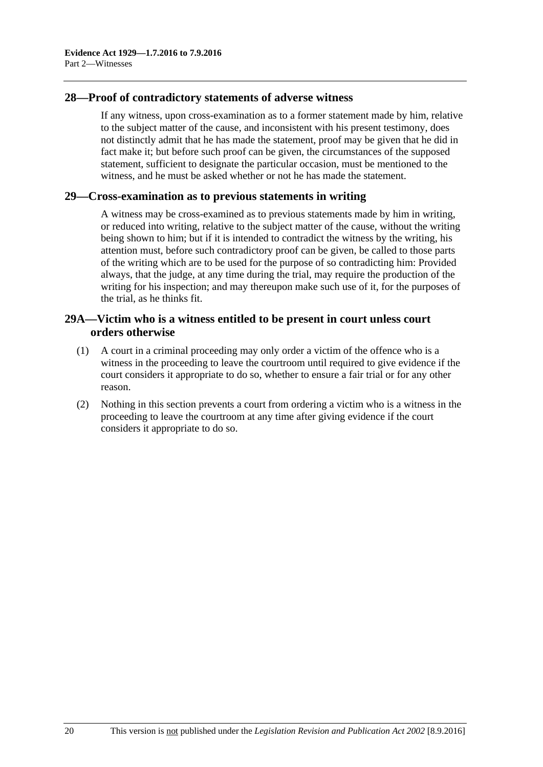## 28—Proof of contradictory statements of adverse witness

If any witness, upon cross-examination as to a former statement made by him, relative to the subject matter of the cause, and inconsistent with his present testimony, does not distinctly admit that he has made the statement, proof may be given that he did in fact make it; but before such proof can be given, the circumstances of the supposed statement, sufficient to designate the particular occasion, must be mentioned to the witness, and he must be asked whether or not he has made the statement.

## 29—Cross-examination as to previous statements in writing

A witness may be cross-examined as to previous statements made by him in writing, or reduced into writing, relative to the subject matter of the cause, without the writing being shown to him; but if it is intended to contradict the witness by the writing, his attention must, before such contradictory proof can be given, be called to those parts of the writing which are to be used for the purpose of so contradicting him: Provided always, that the judge, at any time during the trial, may require the production of the writing for his inspection; and may thereupon make such use of it, for the purposes of the trial, as he thinks fit.

## 29A—Victim who is a witness entitled to be present in court unless court orders otherwise

(1) A court in a criminal proceeding may only order a victim of the offence who is a witness in the proceeding to leave the courtroom until required to give evidence if the court considers it appropriate to do so, whether to ensure a fair trial or for any other reason.

(2) Nothing in this section prevents a court from ordering a victim who is a witness in the proceeding to leave the courtroom at any time after giving evidence if the court considers it appropriate to do so.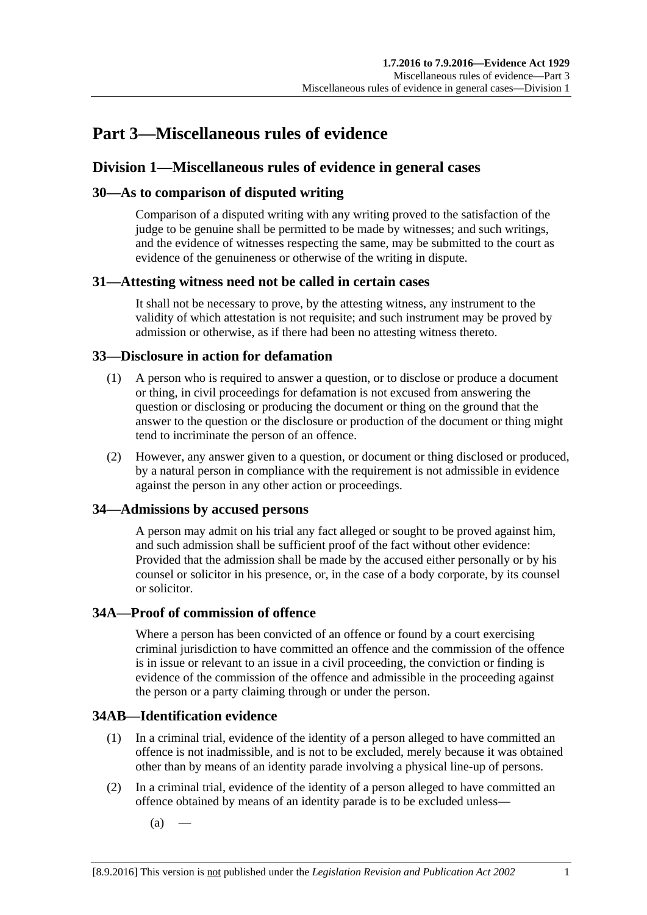# Part 3—Miscellaneous rules of evidence

## Division 1—Miscellaneous rules of evidence in general cases

### 30—As to comparison of disputed writing

Comparison of a disputed writing with any writing proved to the satisfaction of the judge to be genuine shall be permitted to be made by witnesses; and such writings, and the evidence of witnesses respecting the same, may be submitted to the court as evidence of the genuineness or otherwise of the writing in dispute.

### 31—Attesting witness need not be called in certain cases

It shall not be necessary to prove, by the attesting witness, any instrument to the validity of which attestation is not requisite; and such instrument may be proved by admission or otherwise, as if there had been no attesting witness thereto.

### 33—Disclosure in action for defamation

(1) A person who is required to answer a question, or to disclose or produce a document or thing, in civil proceedings for defamation is not excused from answering the question or disclosing or producing the document or thing on the ground that the answer to the question or the disclosure or production of the document or thing might tend to incriminate the person of an offence.

(2) However, any answer given to a question, or document or thing disclosed or produced, by a natural person in compliance with the requirement is not admissible in evidence against the person in any other action or proceedings.

### 34—Admissions by accused persons

A person may admit on his trial any fact alleged or sought to be proved against him, and such admission shall be sufficient proof of the fact without other evidence: Provided that the admission shall be made by the accused either personally or by his counsel or solicitor in his presence, or, in the case of a body corporate, by its counsel or solicitor.

### 34A—Proof of commission of offence

Where a person has been convicted of an offence or found by a court exercising criminal jurisdiction to have committed an offence and the commission of the offence is in issue or relevant to an issue in a civil proceeding, the conviction or finding is evidence of the commission of the offence and admissible in the proceeding against the person or a party claiming through or under the person.

### 34AB—Identification evidence

(1) In a criminal trial, evidence of the identity of a person alleged to have committed an offence is not inadmissible, and is not to be excluded, merely because it was obtained other than by means of an identity parade involving a physical line-up of persons.

(2) In a criminal trial, evidence of the identity of a person alleged to have committed an offence obtained by means of an identity parade is to be excluded unless—

(a) —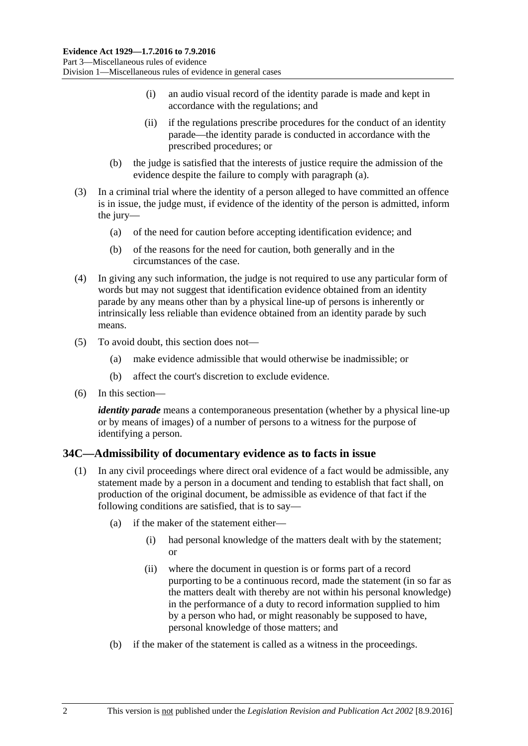(i) an audio visual record of the identity parade is made and kept in accordance with the regulations; and

(ii) if the regulations prescribe procedures for the conduct of an identity parade—the identity parade is conducted in accordance with the prescribed procedures; or

(b) the judge is satisfied that the interests of justice require the admission of the evidence despite the failure to comply with paragraph (a).

(3) In a criminal trial where the identity of a person alleged to have committed an offence is in issue, the judge must, if evidence of the identity of the person is admitted, inform the jury—

(a) of the need for caution before accepting identification evidence; and

(b) of the reasons for the need for caution, both generally and in the circumstances of the case.

(4) In giving any such information, the judge is not required to use any particular form of words but may not suggest that identification evidence obtained from an identity parade by any means other than by a physical line-up of persons is inherently or intrinsically less reliable than evidence obtained from an identity parade by such means.

(5) To avoid doubt, this section does not—

(a) make evidence admissible that would otherwise be inadmissible; or

(b) affect the court's discretion to exclude evidence.

(6) In this section—

***identity parade*** means a contemporaneous presentation (whether by a physical line-up or by means of images) of a number of persons to a witness for the purpose of identifying a person.

## 34C—Admissibility of documentary evidence as to facts in issue

(1) In any civil proceedings where direct oral evidence of a fact would be admissible, any statement made by a person in a document and tending to establish that fact shall, on production of the original document, be admissible as evidence of that fact if the following conditions are satisfied, that is to say—

(a) if the maker of the statement either—

(i) had personal knowledge of the matters dealt with by the statement; or

(ii) where the document in question is or forms part of a record purporting to be a continuous record, made the statement (in so far as the matters dealt with thereby are not within his personal knowledge) in the performance of a duty to record information supplied to him by a person who had, or might reasonably be supposed to have, personal knowledge of those matters; and

(b) if the maker of the statement is called as a witness in the proceedings.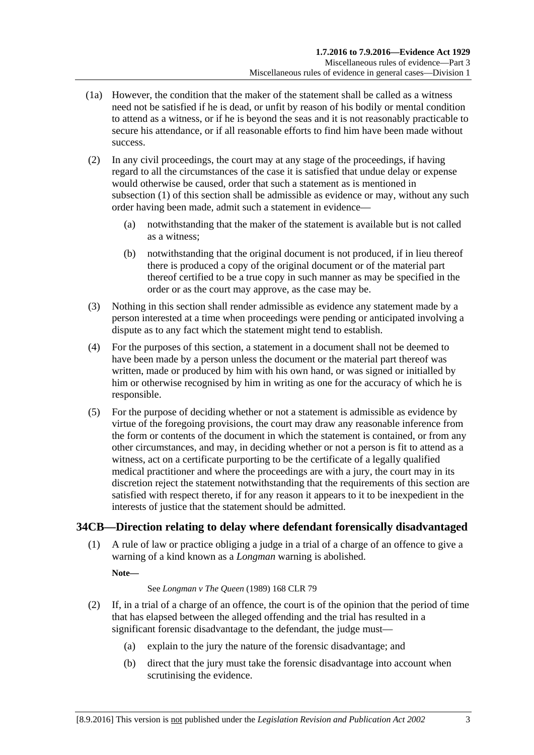(1a) However, the condition that the maker of the statement shall be called as a witness need not be satisfied if he is dead, or unfit by reason of his bodily or mental condition to attend as a witness, or if he is beyond the seas and it is not reasonably practicable to secure his attendance, or if all reasonable efforts to find him have been made without success.

(2) In any civil proceedings, the court may at any stage of the proceedings, if having regard to all the circumstances of the case it is satisfied that undue delay or expense would otherwise be caused, order that such a statement as is mentioned in subsection (1) of this section shall be admissible as evidence or may, without any such order having been made, admit such a statement in evidence—

(a) notwithstanding that the maker of the statement is available but is not called as a witness;

(b) notwithstanding that the original document is not produced, if in lieu thereof there is produced a copy of the original document or of the material part thereof certified to be a true copy in such manner as may be specified in the order or as the court may approve, as the case may be.

(3) Nothing in this section shall render admissible as evidence any statement made by a person interested at a time when proceedings were pending or anticipated involving a dispute as to any fact which the statement might tend to establish.

(4) For the purposes of this section, a statement in a document shall not be deemed to have been made by a person unless the document or the material part thereof was written, made or produced by him with his own hand, or was signed or initialled by him or otherwise recognised by him in writing as one for the accuracy of which he is responsible.

(5) For the purpose of deciding whether or not a statement is admissible as evidence by virtue of the foregoing provisions, the court may draw any reasonable inference from the form or contents of the document in which the statement is contained, or from any other circumstances, and may, in deciding whether or not a person is fit to attend as a witness, act on a certificate purporting to be the certificate of a legally qualified medical practitioner and where the proceedings are with a jury, the court may in its discretion reject the statement notwithstanding that the requirements of this section are satisfied with respect thereto, if for any reason it appears to it to be inexpedient in the interests of justice that the statement should be admitted.

## 34CB—Direction relating to delay where defendant forensically disadvantaged

(1) A rule of law or practice obliging a judge in a trial of a charge of an offence to give a warning of a kind known as a *Longman* warning is abolished.

**Note—**

See *Longman v The Queen* (1989) 168 CLR 79

(2) If, in a trial of a charge of an offence, the court is of the opinion that the period of time that has elapsed between the alleged offending and the trial has resulted in a significant forensic disadvantage to the defendant, the judge must—

(a) explain to the jury the nature of the forensic disadvantage; and

(b) direct that the jury must take the forensic disadvantage into account when scrutinising the evidence.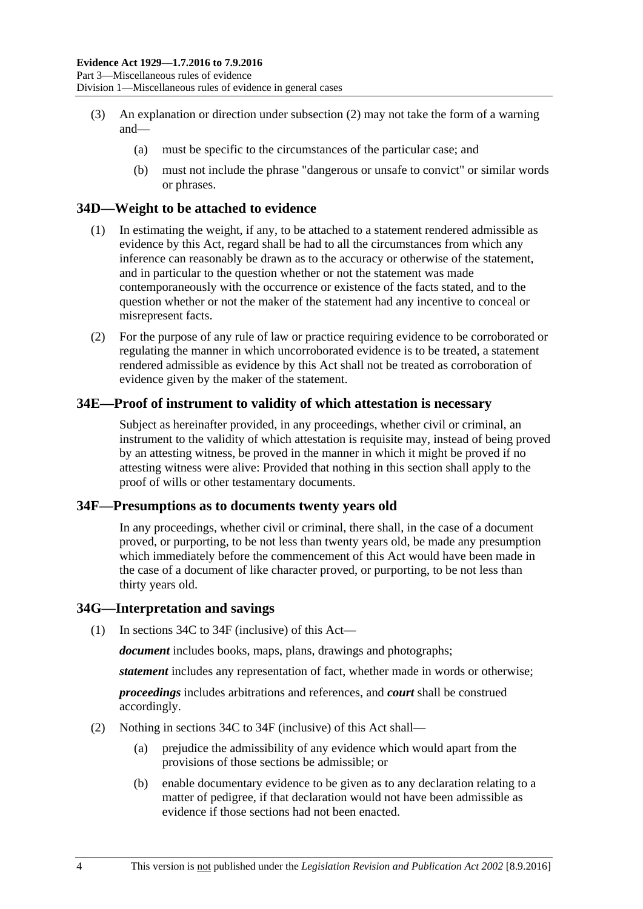(3) An explanation or direction under subsection (2) may not take the form of a warning and—

(a) must be specific to the circumstances of the particular case; and

(b) must not include the phrase "dangerous or unsafe to convict" or similar words or phrases.

## 34D—Weight to be attached to evidence

(1) In estimating the weight, if any, to be attached to a statement rendered admissible as evidence by this Act, regard shall be had to all the circumstances from which any inference can reasonably be drawn as to the accuracy or otherwise of the statement, and in particular to the question whether or not the statement was made contemporaneously with the occurrence or existence of the facts stated, and to the question whether or not the maker of the statement had any incentive to conceal or misrepresent facts.

(2) For the purpose of any rule of law or practice requiring evidence to be corroborated or regulating the manner in which uncorroborated evidence is to be treated, a statement rendered admissible as evidence by this Act shall not be treated as corroboration of evidence given by the maker of the statement.

## 34E—Proof of instrument to validity of which attestation is necessary

Subject as hereinafter provided, in any proceedings, whether civil or criminal, an instrument to the validity of which attestation is requisite may, instead of being proved by an attesting witness, be proved in the manner in which it might be proved if no attesting witness were alive: Provided that nothing in this section shall apply to the proof of wills or other testamentary documents.

## 34F—Presumptions as to documents twenty years old

In any proceedings, whether civil or criminal, there shall, in the case of a document proved, or purporting, to be not less than twenty years old, be made any presumption which immediately before the commencement of this Act would have been made in the case of a document of like character proved, or purporting, to be not less than thirty years old.

## 34G—Interpretation and savings

(1) In sections 34C to 34F (inclusive) of this Act—

***document*** includes books, maps, plans, drawings and photographs;

***statement*** includes any representation of fact, whether made in words or otherwise;

***proceedings*** includes arbitrations and references, and ***court*** shall be construed accordingly.

(2) Nothing in sections 34C to 34F (inclusive) of this Act shall—

(a) prejudice the admissibility of any evidence which would apart from the provisions of those sections be admissible; or

(b) enable documentary evidence to be given as to any declaration relating to a matter of pedigree, if that declaration would not have been admissible as evidence if those sections had not been enacted.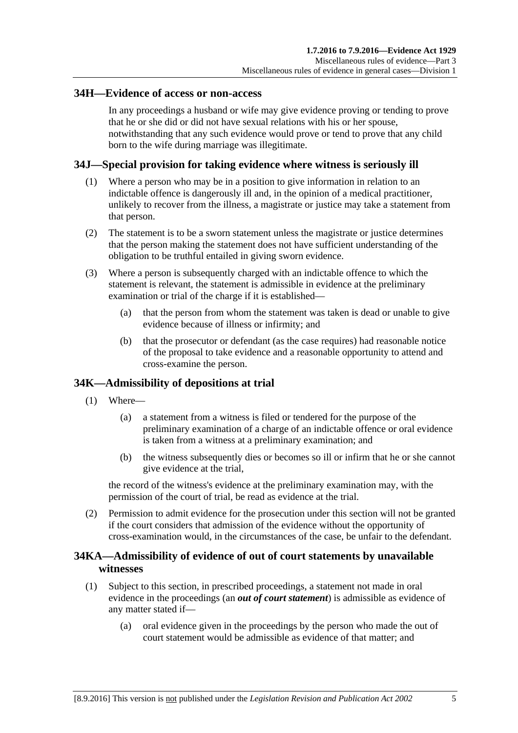## 34H—Evidence of access or non-access

In any proceedings a husband or wife may give evidence proving or tending to prove that he or she did or did not have sexual relations with his or her spouse, notwithstanding that any such evidence would prove or tend to prove that any child born to the wife during marriage was illegitimate.

## 34J—Special provision for taking evidence where witness is seriously ill

(1) Where a person who may be in a position to give information in relation to an indictable offence is dangerously ill and, in the opinion of a medical practitioner, unlikely to recover from the illness, a magistrate or justice may take a statement from that person.

(2) The statement is to be a sworn statement unless the magistrate or justice determines that the person making the statement does not have sufficient understanding of the obligation to be truthful entailed in giving sworn evidence.

(3) Where a person is subsequently charged with an indictable offence to which the statement is relevant, the statement is admissible in evidence at the preliminary examination or trial of the charge if it is established—

(a) that the person from whom the statement was taken is dead or unable to give evidence because of illness or infirmity; and

(b) that the prosecutor or defendant (as the case requires) had reasonable notice of the proposal to take evidence and a reasonable opportunity to attend and cross-examine the person.

## 34K—Admissibility of depositions at trial

(1) Where—

(a) a statement from a witness is filed or tendered for the purpose of the preliminary examination of a charge of an indictable offence or oral evidence is taken from a witness at a preliminary examination; and

(b) the witness subsequently dies or becomes so ill or infirm that he or she cannot give evidence at the trial,

the record of the witness's evidence at the preliminary examination may, with the permission of the court of trial, be read as evidence at the trial.

(2) Permission to admit evidence for the prosecution under this section will not be granted if the court considers that admission of the evidence without the opportunity of cross-examination would, in the circumstances of the case, be unfair to the defendant.

## 34KA—Admissibility of evidence of out of court statements by unavailable witnesses

(1) Subject to this section, in prescribed proceedings, a statement not made in oral evidence in the proceedings (an ***out of court statement***) is admissible as evidence of any matter stated if—

(a) oral evidence given in the proceedings by the person who made the out of court statement would be admissible as evidence of that matter; and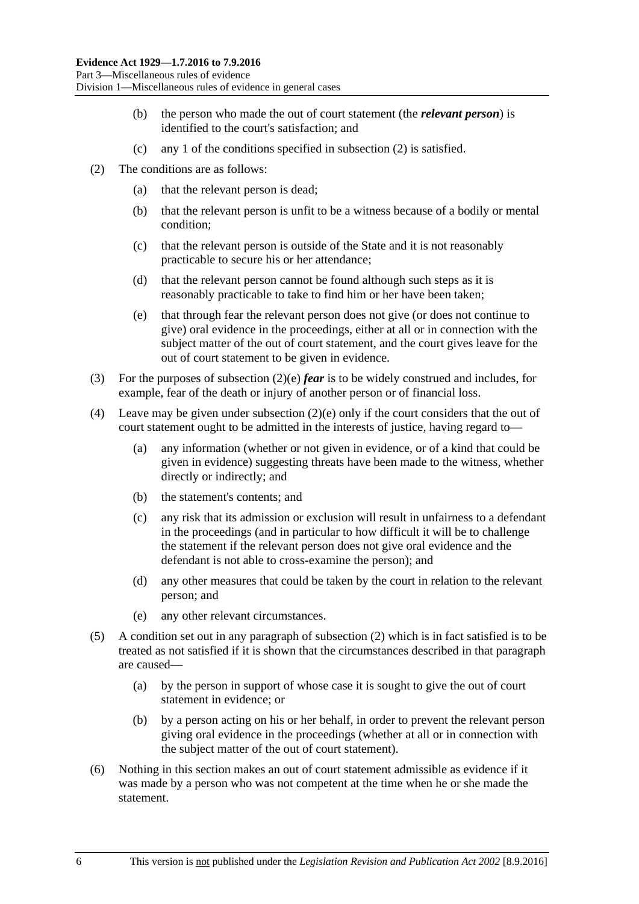(b) the person who made the out of court statement (the ***relevant person***) is identified to the court's satisfaction; and

(c) any 1 of the conditions specified in subsection (2) is satisfied.

(2) The conditions are as follows:

(a) that the relevant person is dead;

(b) that the relevant person is unfit to be a witness because of a bodily or mental condition;

(c) that the relevant person is outside of the State and it is not reasonably practicable to secure his or her attendance;

(d) that the relevant person cannot be found although such steps as it is reasonably practicable to take to find him or her have been taken;

(e) that through fear the relevant person does not give (or does not continue to give) oral evidence in the proceedings, either at all or in connection with the subject matter of the out of court statement, and the court gives leave for the out of court statement to be given in evidence.

(3) For the purposes of subsection (2)(e) ***fear*** is to be widely construed and includes, for example, fear of the death or injury of another person or of financial loss.

(4) Leave may be given under subsection (2)(e) only if the court considers that the out of court statement ought to be admitted in the interests of justice, having regard to—

(a) any information (whether or not given in evidence, or of a kind that could be given in evidence) suggesting threats have been made to the witness, whether directly or indirectly; and

(b) the statement's contents; and

(c) any risk that its admission or exclusion will result in unfairness to a defendant in the proceedings (and in particular to how difficult it will be to challenge the statement if the relevant person does not give oral evidence and the defendant is not able to cross-examine the person); and

(d) any other measures that could be taken by the court in relation to the relevant person; and

(e) any other relevant circumstances.

(5) A condition set out in any paragraph of subsection (2) which is in fact satisfied is to be treated as not satisfied if it is shown that the circumstances described in that paragraph are caused—

(a) by the person in support of whose case it is sought to give the out of court statement in evidence; or

(b) by a person acting on his or her behalf, in order to prevent the relevant person giving oral evidence in the proceedings (whether at all or in connection with the subject matter of the out of court statement).

(6) Nothing in this section makes an out of court statement admissible as evidence if it was made by a person who was not competent at the time when he or she made the statement.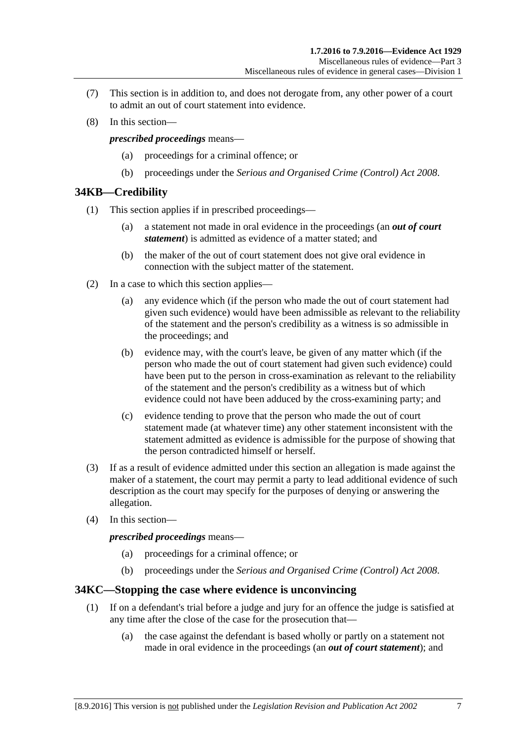(7) This section is in addition to, and does not derogate from, any other power of a court to admit an out of court statement into evidence.

(8) In this section—

***prescribed proceedings*** means—

(a) proceedings for a criminal offence; or

(b) proceedings under the *Serious and Organised Crime (Control) Act 2008*.

## 34KB—Credibility

(1) This section applies if in prescribed proceedings—

(a) a statement not made in oral evidence in the proceedings (an ***out of court statement***) is admitted as evidence of a matter stated; and

(b) the maker of the out of court statement does not give oral evidence in connection with the subject matter of the statement.

(2) In a case to which this section applies—

(a) any evidence which (if the person who made the out of court statement had given such evidence) would have been admissible as relevant to the reliability of the statement and the person's credibility as a witness is so admissible in the proceedings; and

(b) evidence may, with the court's leave, be given of any matter which (if the person who made the out of court statement had given such evidence) could have been put to the person in cross-examination as relevant to the reliability of the statement and the person's credibility as a witness but of which evidence could not have been adduced by the cross-examining party; and

(c) evidence tending to prove that the person who made the out of court statement made (at whatever time) any other statement inconsistent with the statement admitted as evidence is admissible for the purpose of showing that the person contradicted himself or herself.

(3) If as a result of evidence admitted under this section an allegation is made against the maker of a statement, the court may permit a party to lead additional evidence of such description as the court may specify for the purposes of denying or answering the allegation.

(4) In this section—

***prescribed proceedings*** means—

(a) proceedings for a criminal offence; or

(b) proceedings under the *Serious and Organised Crime (Control) Act 2008*.

## 34KC—Stopping the case where evidence is unconvincing

(1) If on a defendant's trial before a judge and jury for an offence the judge is satisfied at any time after the close of the case for the prosecution that—

(a) the case against the defendant is based wholly or partly on a statement not made in oral evidence in the proceedings (an ***out of court statement***); and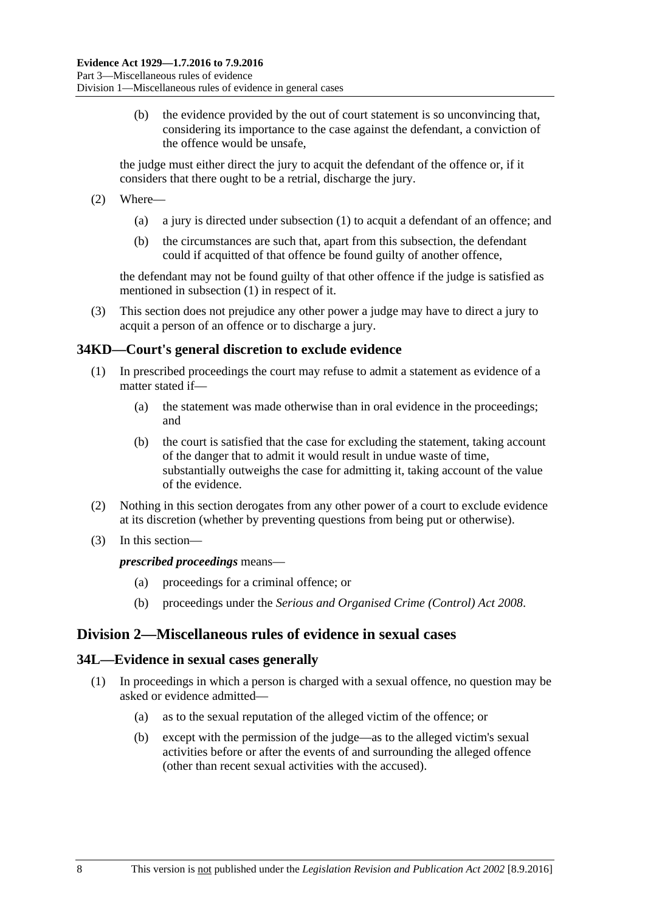(b) the evidence provided by the out of court statement is so unconvincing that, considering its importance to the case against the defendant, a conviction of the offence would be unsafe,

the judge must either direct the jury to acquit the defendant of the offence or, if it considers that there ought to be a retrial, discharge the jury.

(2) Where—

(a) a jury is directed under subsection (1) to acquit a defendant of an offence; and

(b) the circumstances are such that, apart from this subsection, the defendant could if acquitted of that offence be found guilty of another offence,

the defendant may not be found guilty of that other offence if the judge is satisfied as mentioned in subsection (1) in respect of it.

(3) This section does not prejudice any other power a judge may have to direct a jury to acquit a person of an offence or to discharge a jury.

### 34KD—Court's general discretion to exclude evidence

(1) In prescribed proceedings the court may refuse to admit a statement as evidence of a matter stated if—

(a) the statement was made otherwise than in oral evidence in the proceedings; and

(b) the court is satisfied that the case for excluding the statement, taking account of the danger that to admit it would result in undue waste of time, substantially outweighs the case for admitting it, taking account of the value of the evidence.

(2) Nothing in this section derogates from any other power of a court to exclude evidence at its discretion (whether by preventing questions from being put or otherwise).

(3) In this section—

***prescribed proceedings*** means—

(a) proceedings for a criminal offence; or

(b) proceedings under the *Serious and Organised Crime (Control) Act 2008*.

## Division 2—Miscellaneous rules of evidence in sexual cases

### 34L—Evidence in sexual cases generally

(1) In proceedings in which a person is charged with a sexual offence, no question may be asked or evidence admitted—

(a) as to the sexual reputation of the alleged victim of the offence; or

(b) except with the permission of the judge—as to the alleged victim's sexual activities before or after the events of and surrounding the alleged offence (other than recent sexual activities with the accused).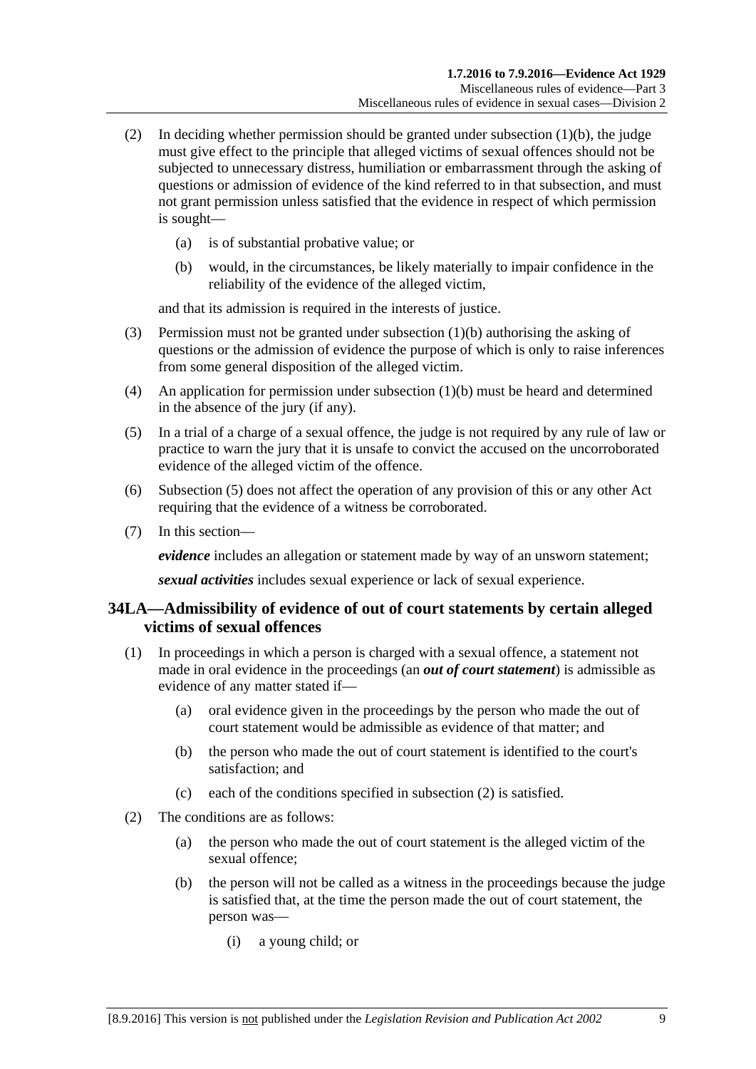(2) In deciding whether permission should be granted under subsection (1)(b), the judge must give effect to the principle that alleged victims of sexual offences should not be subjected to unnecessary distress, humiliation or embarrassment through the asking of questions or admission of evidence of the kind referred to in that subsection, and must not grant permission unless satisfied that the evidence in respect of which permission is sought—

(a) is of substantial probative value; or

(b) would, in the circumstances, be likely materially to impair confidence in the reliability of the evidence of the alleged victim,

and that its admission is required in the interests of justice.

(3) Permission must not be granted under subsection (1)(b) authorising the asking of questions or the admission of evidence the purpose of which is only to raise inferences from some general disposition of the alleged victim.

(4) An application for permission under subsection (1)(b) must be heard and determined in the absence of the jury (if any).

(5) In a trial of a charge of a sexual offence, the judge is not required by any rule of law or practice to warn the jury that it is unsafe to convict the accused on the uncorroborated evidence of the alleged victim of the offence.

(6) Subsection (5) does not affect the operation of any provision of this or any other Act requiring that the evidence of a witness be corroborated.

(7) In this section—

***evidence*** includes an allegation or statement made by way of an unsworn statement;

***sexual activities*** includes sexual experience or lack of sexual experience.

## 34LA—Admissibility of evidence of out of court statements by certain alleged victims of sexual offences

(1) In proceedings in which a person is charged with a sexual offence, a statement not made in oral evidence in the proceedings (an ***out of court statement***) is admissible as evidence of any matter stated if—

(a) oral evidence given in the proceedings by the person who made the out of court statement would be admissible as evidence of that matter; and

(b) the person who made the out of court statement is identified to the court's satisfaction; and

(c) each of the conditions specified in subsection (2) is satisfied.

(2) The conditions are as follows:

(a) the person who made the out of court statement is the alleged victim of the sexual offence;

(b) the person will not be called as a witness in the proceedings because the judge is satisfied that, at the time the person made the out of court statement, the person was—

(i) a young child; or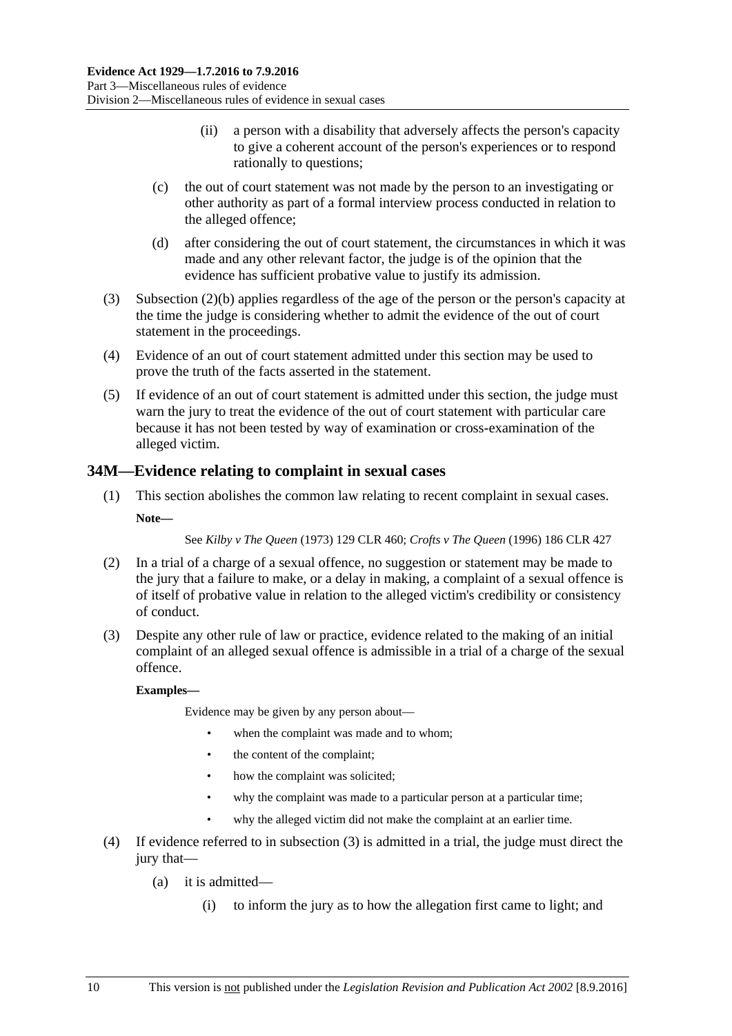(ii) a person with a disability that adversely affects the person's capacity to give a coherent account of the person's experiences or to respond rationally to questions;

(c) the out of court statement was not made by the person to an investigating or other authority as part of a formal interview process conducted in relation to the alleged offence;

(d) after considering the out of court statement, the circumstances in which it was made and any other relevant factor, the judge is of the opinion that the evidence has sufficient probative value to justify its admission.

(3) Subsection (2)(b) applies regardless of the age of the person or the person's capacity at the time the judge is considering whether to admit the evidence of the out of court statement in the proceedings.

(4) Evidence of an out of court statement admitted under this section may be used to prove the truth of the facts asserted in the statement.

(5) If evidence of an out of court statement is admitted under this section, the judge must warn the jury to treat the evidence of the out of court statement with particular care because it has not been tested by way of examination or cross-examination of the alleged victim.

## 34M—Evidence relating to complaint in sexual cases

(1) This section abolishes the common law relating to recent complaint in sexual cases.

**Note—**

See *Kilby v The Queen* (1973) 129 CLR 460; *Crofts v The Queen* (1996) 186 CLR 427

(2) In a trial of a charge of a sexual offence, no suggestion or statement may be made to the jury that a failure to make, or a delay in making, a complaint of a sexual offence is of itself of probative value in relation to the alleged victim's credibility or consistency of conduct.

(3) Despite any other rule of law or practice, evidence related to the making of an initial complaint of an alleged sexual offence is admissible in a trial of a charge of the sexual offence.

**Examples—**

Evidence may be given by any person about—

- when the complaint was made and to whom;
- the content of the complaint;
- how the complaint was solicited;
- why the complaint was made to a particular person at a particular time;
- why the alleged victim did not make the complaint at an earlier time.

(4) If evidence referred to in subsection (3) is admitted in a trial, the judge must direct the jury that—

(a) it is admitted—

(i) to inform the jury as to how the allegation first came to light; and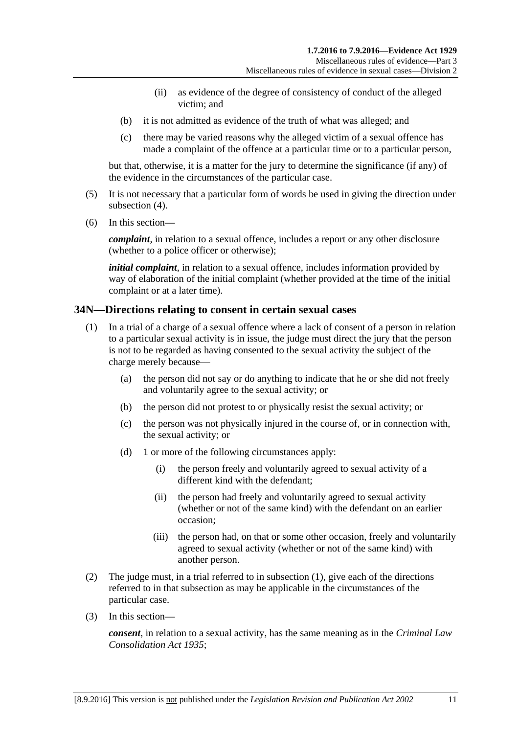(ii) as evidence of the degree of consistency of conduct of the alleged victim; and

(b) it is not admitted as evidence of the truth of what was alleged; and

(c) there may be varied reasons why the alleged victim of a sexual offence has made a complaint of the offence at a particular time or to a particular person,

but that, otherwise, it is a matter for the jury to determine the significance (if any) of the evidence in the circumstances of the particular case.

(5) It is not necessary that a particular form of words be used in giving the direction under subsection (4).

(6) In this section—

***complaint***, in relation to a sexual offence, includes a report or any other disclosure (whether to a police officer or otherwise);

***initial complaint***, in relation to a sexual offence, includes information provided by way of elaboration of the initial complaint (whether provided at the time of the initial complaint or at a later time).

## 34N—Directions relating to consent in certain sexual cases

(1) In a trial of a charge of a sexual offence where a lack of consent of a person in relation to a particular sexual activity is in issue, the judge must direct the jury that the person is not to be regarded as having consented to the sexual activity the subject of the charge merely because—

(a) the person did not say or do anything to indicate that he or she did not freely and voluntarily agree to the sexual activity; or

(b) the person did not protest to or physically resist the sexual activity; or

(c) the person was not physically injured in the course of, or in connection with, the sexual activity; or

(d) 1 or more of the following circumstances apply:

(i) the person freely and voluntarily agreed to sexual activity of a different kind with the defendant;

(ii) the person had freely and voluntarily agreed to sexual activity (whether or not of the same kind) with the defendant on an earlier occasion;

(iii) the person had, on that or some other occasion, freely and voluntarily agreed to sexual activity (whether or not of the same kind) with another person.

(2) The judge must, in a trial referred to in subsection (1), give each of the directions referred to in that subsection as may be applicable in the circumstances of the particular case.

(3) In this section—

***consent***, in relation to a sexual activity, has the same meaning as in the *Criminal Law Consolidation Act 1935*;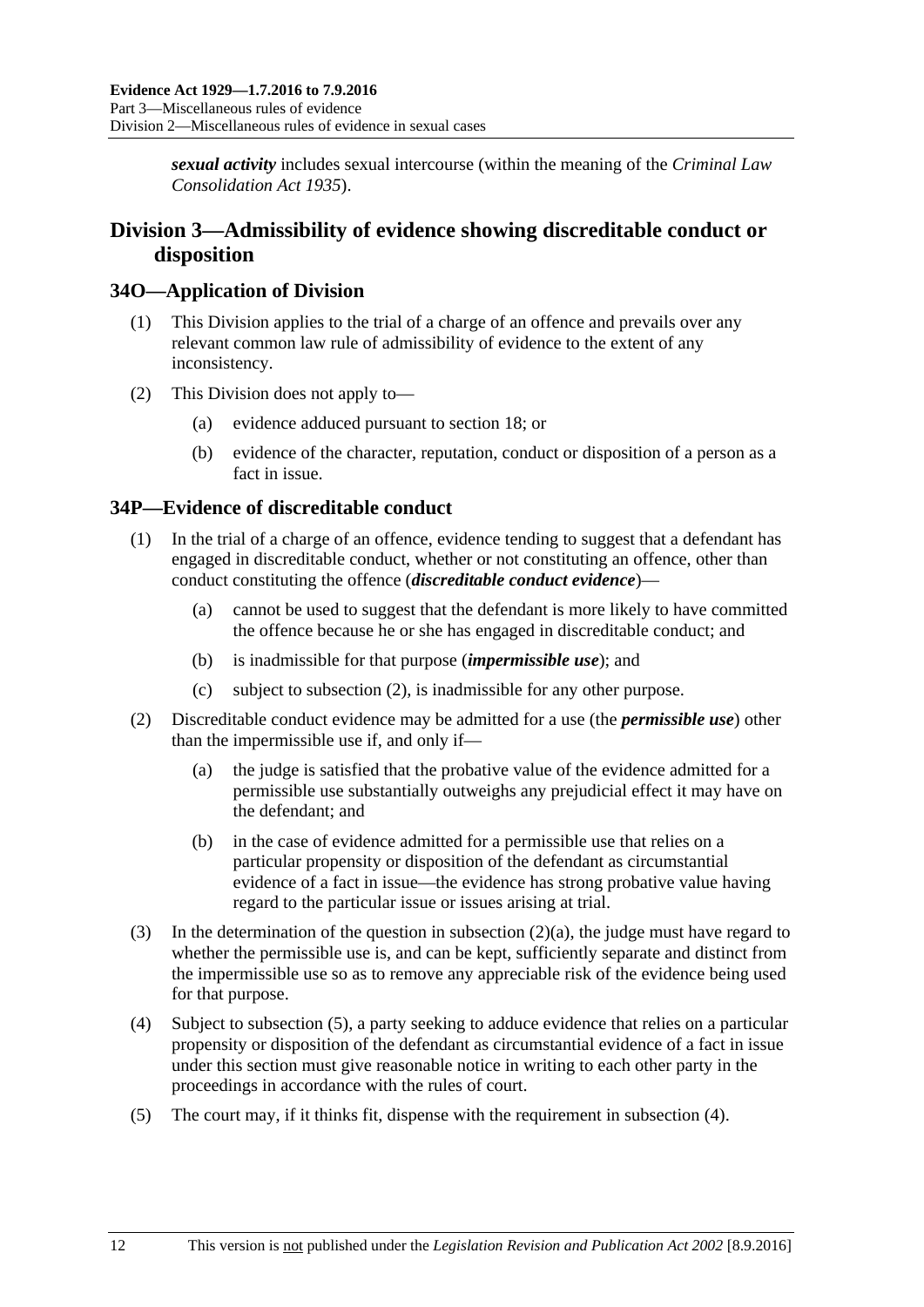***sexual activity*** includes sexual intercourse (within the meaning of the *Criminal Law Consolidation Act 1935*).

## Division 3—Admissibility of evidence showing discreditable conduct or disposition

### 34O—Application of Division

(1) This Division applies to the trial of a charge of an offence and prevails over any relevant common law rule of admissibility of evidence to the extent of any inconsistency.

(2) This Division does not apply to—

(a) evidence adduced pursuant to section 18; or

(b) evidence of the character, reputation, conduct or disposition of a person as a fact in issue.

### 34P—Evidence of discreditable conduct

(1) In the trial of a charge of an offence, evidence tending to suggest that a defendant has engaged in discreditable conduct, whether or not constituting an offence, other than conduct constituting the offence (***discreditable conduct evidence***)—

(a) cannot be used to suggest that the defendant is more likely to have committed the offence because he or she has engaged in discreditable conduct; and

(b) is inadmissible for that purpose (***impermissible use***); and

(c) subject to subsection (2), is inadmissible for any other purpose.

(2) Discreditable conduct evidence may be admitted for a use (the ***permissible use***) other than the impermissible use if, and only if—

(a) the judge is satisfied that the probative value of the evidence admitted for a permissible use substantially outweighs any prejudicial effect it may have on the defendant; and

(b) in the case of evidence admitted for a permissible use that relies on a particular propensity or disposition of the defendant as circumstantial evidence of a fact in issue—the evidence has strong probative value having regard to the particular issue or issues arising at trial.

(3) In the determination of the question in subsection (2)(a), the judge must have regard to whether the permissible use is, and can be kept, sufficiently separate and distinct from the impermissible use so as to remove any appreciable risk of the evidence being used for that purpose.

(4) Subject to subsection (5), a party seeking to adduce evidence that relies on a particular propensity or disposition of the defendant as circumstantial evidence of a fact in issue under this section must give reasonable notice in writing to each other party in the proceedings in accordance with the rules of court.

(5) The court may, if it thinks fit, dispense with the requirement in subsection (4).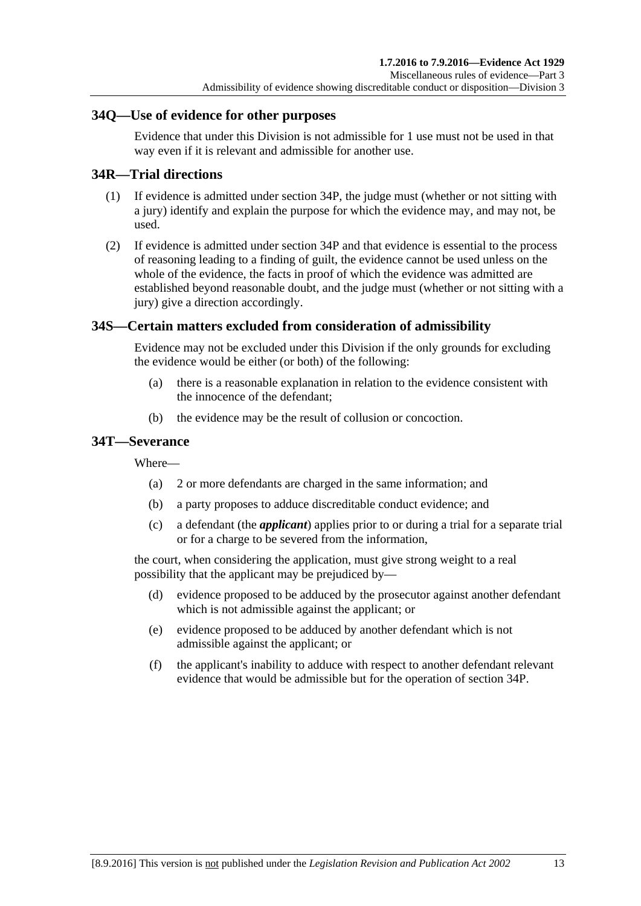## 34Q—Use of evidence for other purposes

Evidence that under this Division is not admissible for 1 use must not be used in that way even if it is relevant and admissible for another use.

## 34R—Trial directions

(1) If evidence is admitted under section 34P, the judge must (whether or not sitting with a jury) identify and explain the purpose for which the evidence may, and may not, be used.

(2) If evidence is admitted under section 34P and that evidence is essential to the process of reasoning leading to a finding of guilt, the evidence cannot be used unless on the whole of the evidence, the facts in proof of which the evidence was admitted are established beyond reasonable doubt, and the judge must (whether or not sitting with a jury) give a direction accordingly.

## 34S—Certain matters excluded from consideration of admissibility

Evidence may not be excluded under this Division if the only grounds for excluding the evidence would be either (or both) of the following:

(a) there is a reasonable explanation in relation to the evidence consistent with the innocence of the defendant;

(b) the evidence may be the result of collusion or concoction.

## 34T—Severance

Where—

(a) 2 or more defendants are charged in the same information; and

(b) a party proposes to adduce discreditable conduct evidence; and

(c) a defendant (the ***applicant***) applies prior to or during a trial for a separate trial or for a charge to be severed from the information,

the court, when considering the application, must give strong weight to a real possibility that the applicant may be prejudiced by—

(d) evidence proposed to be adduced by the prosecutor against another defendant which is not admissible against the applicant; or

(e) evidence proposed to be adduced by another defendant which is not admissible against the applicant; or

(f) the applicant's inability to adduce with respect to another defendant relevant evidence that would be admissible but for the operation of section 34P.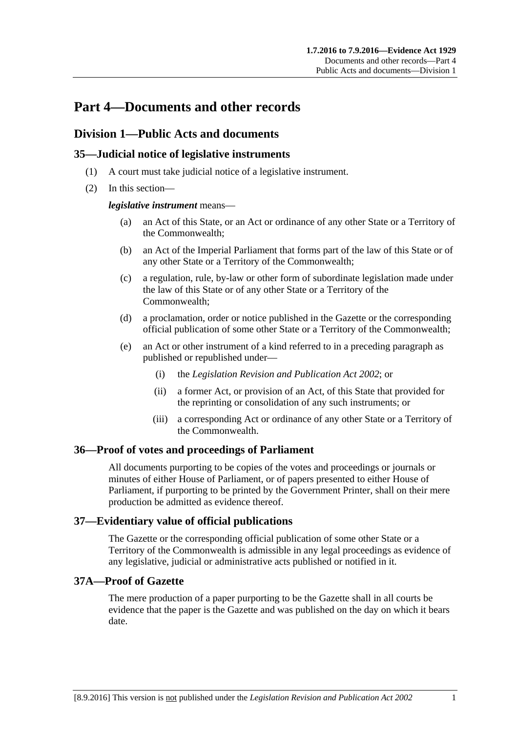# Part 4—Documents and other records

## Division 1—Public Acts and documents

### 35—Judicial notice of legislative instruments

(1) A court must take judicial notice of a legislative instrument.

(2) In this section—

***legislative instrument*** means—

(a) an Act of this State, or an Act or ordinance of any other State or a Territory of the Commonwealth;

(b) an Act of the Imperial Parliament that forms part of the law of this State or of any other State or a Territory of the Commonwealth;

(c) a regulation, rule, by-law or other form of subordinate legislation made under the law of this State or of any other State or a Territory of the Commonwealth;

(d) a proclamation, order or notice published in the Gazette or the corresponding official publication of some other State or a Territory of the Commonwealth;

(e) an Act or other instrument of a kind referred to in a preceding paragraph as published or republished under—

(i) the *Legislation Revision and Publication Act 2002*; or

(ii) a former Act, or provision of an Act, of this State that provided for the reprinting or consolidation of any such instruments; or

(iii) a corresponding Act or ordinance of any other State or a Territory of the Commonwealth.

### 36—Proof of votes and proceedings of Parliament

All documents purporting to be copies of the votes and proceedings or journals or minutes of either House of Parliament, or of papers presented to either House of Parliament, if purporting to be printed by the Government Printer, shall on their mere production be admitted as evidence thereof.

### 37—Evidentiary value of official publications

The Gazette or the corresponding official publication of some other State or a Territory of the Commonwealth is admissible in any legal proceedings as evidence of any legislative, judicial or administrative acts published or notified in it.

### 37A—Proof of Gazette

The mere production of a paper purporting to be the Gazette shall in all courts be evidence that the paper is the Gazette and was published on the day on which it bears date.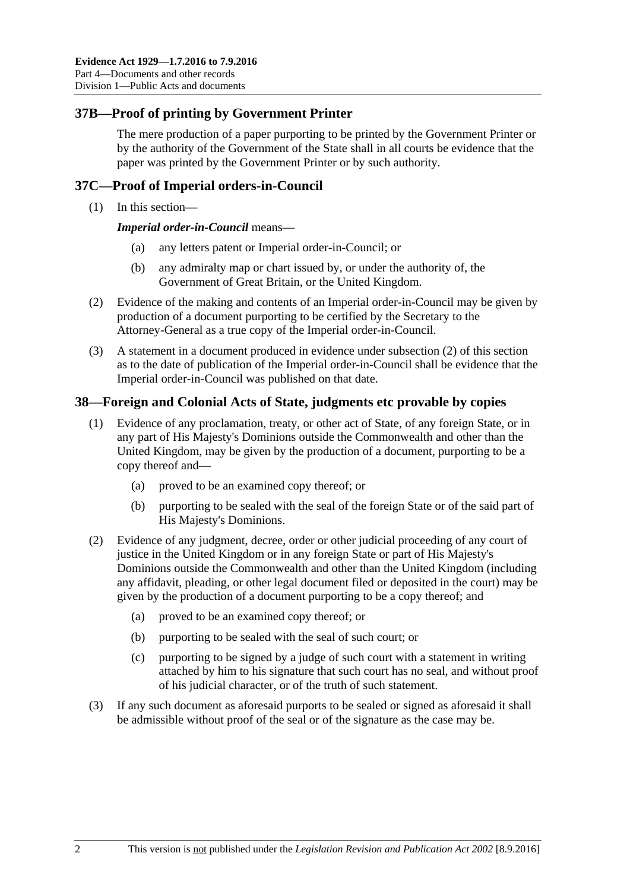## 37B—Proof of printing by Government Printer

The mere production of a paper purporting to be printed by the Government Printer or by the authority of the Government of the State shall in all courts be evidence that the paper was printed by the Government Printer or by such authority.

## 37C—Proof of Imperial orders-in-Council

(1) In this section—

***Imperial order-in-Council*** means—

(a) any letters patent or Imperial order-in-Council; or

(b) any admiralty map or chart issued by, or under the authority of, the Government of Great Britain, or the United Kingdom.

(2) Evidence of the making and contents of an Imperial order-in-Council may be given by production of a document purporting to be certified by the Secretary to the Attorney-General as a true copy of the Imperial order-in-Council.

(3) A statement in a document produced in evidence under subsection (2) of this section as to the date of publication of the Imperial order-in-Council shall be evidence that the Imperial order-in-Council was published on that date.

## 38—Foreign and Colonial Acts of State, judgments etc provable by copies

(1) Evidence of any proclamation, treaty, or other act of State, of any foreign State, or in any part of His Majesty's Dominions outside the Commonwealth and other than the United Kingdom, may be given by the production of a document, purporting to be a copy thereof and—

(a) proved to be an examined copy thereof; or

(b) purporting to be sealed with the seal of the foreign State or of the said part of His Majesty's Dominions.

(2) Evidence of any judgment, decree, order or other judicial proceeding of any court of justice in the United Kingdom or in any foreign State or part of His Majesty's Dominions outside the Commonwealth and other than the United Kingdom (including any affidavit, pleading, or other legal document filed or deposited in the court) may be given by the production of a document purporting to be a copy thereof; and

(a) proved to be an examined copy thereof; or

(b) purporting to be sealed with the seal of such court; or

(c) purporting to be signed by a judge of such court with a statement in writing attached by him to his signature that such court has no seal, and without proof of his judicial character, or of the truth of such statement.

(3) If any such document as aforesaid purports to be sealed or signed as aforesaid it shall be admissible without proof of the seal or of the signature as the case may be.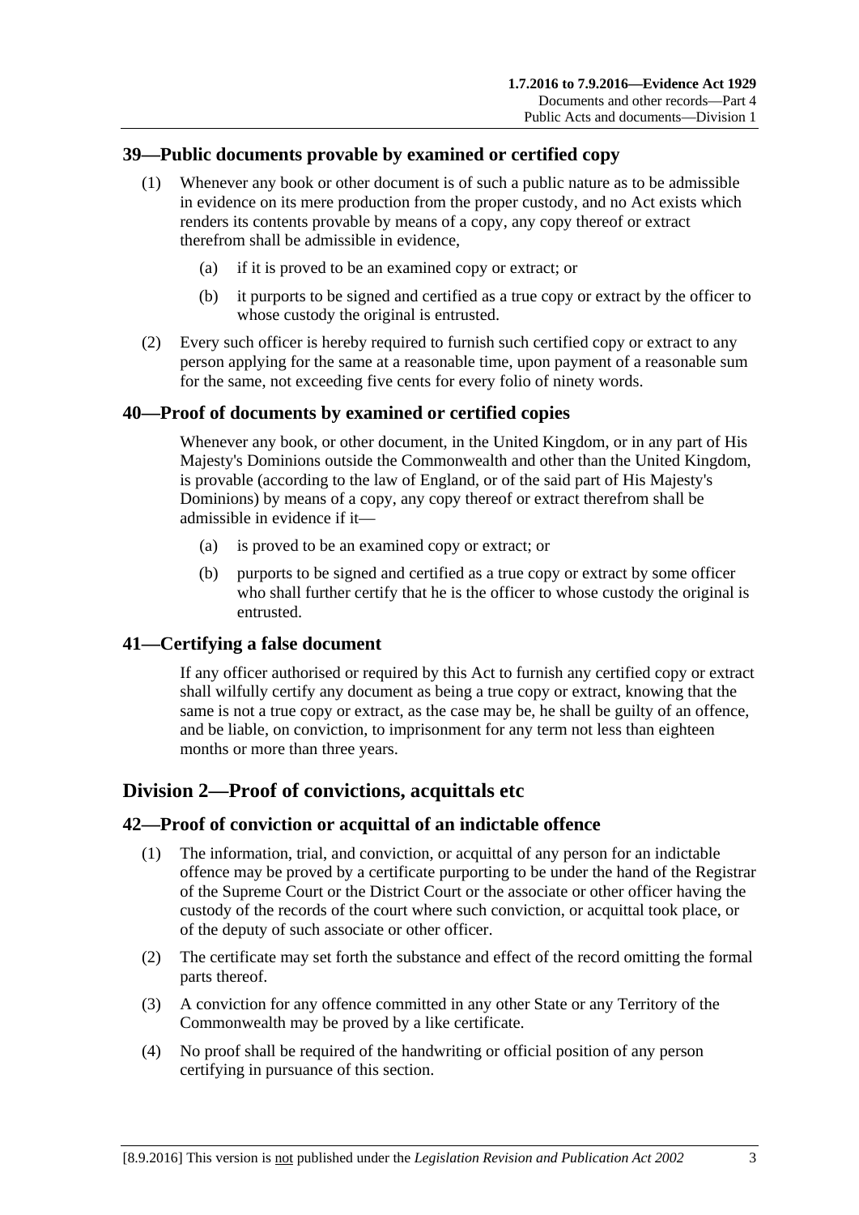## 39—Public documents provable by examined or certified copy

(1) Whenever any book or other document is of such a public nature as to be admissible in evidence on its mere production from the proper custody, and no Act exists which renders its contents provable by means of a copy, any copy thereof or extract therefrom shall be admissible in evidence,

(a) if it is proved to be an examined copy or extract; or

(b) it purports to be signed and certified as a true copy or extract by the officer to whose custody the original is entrusted.

(2) Every such officer is hereby required to furnish such certified copy or extract to any person applying for the same at a reasonable time, upon payment of a reasonable sum for the same, not exceeding five cents for every folio of ninety words.

## 40—Proof of documents by examined or certified copies

Whenever any book, or other document, in the United Kingdom, or in any part of His Majesty's Dominions outside the Commonwealth and other than the United Kingdom, is provable (according to the law of England, or of the said part of His Majesty's Dominions) by means of a copy, any copy thereof or extract therefrom shall be admissible in evidence if it—

(a) is proved to be an examined copy or extract; or

(b) purports to be signed and certified as a true copy or extract by some officer who shall further certify that he is the officer to whose custody the original is entrusted.

## 41—Certifying a false document

If any officer authorised or required by this Act to furnish any certified copy or extract shall wilfully certify any document as being a true copy or extract, knowing that the same is not a true copy or extract, as the case may be, he shall be guilty of an offence, and be liable, on conviction, to imprisonment for any term not less than eighteen months or more than three years.

# Division 2—Proof of convictions, acquittals etc

## 42—Proof of conviction or acquittal of an indictable offence

(1) The information, trial, and conviction, or acquittal of any person for an indictable offence may be proved by a certificate purporting to be under the hand of the Registrar of the Supreme Court or the District Court or the associate or other officer having the custody of the records of the court where such conviction, or acquittal took place, or of the deputy of such associate or other officer.

(2) The certificate may set forth the substance and effect of the record omitting the formal parts thereof.

(3) A conviction for any offence committed in any other State or any Territory of the Commonwealth may be proved by a like certificate.

(4) No proof shall be required of the handwriting or official position of any person certifying in pursuance of this section.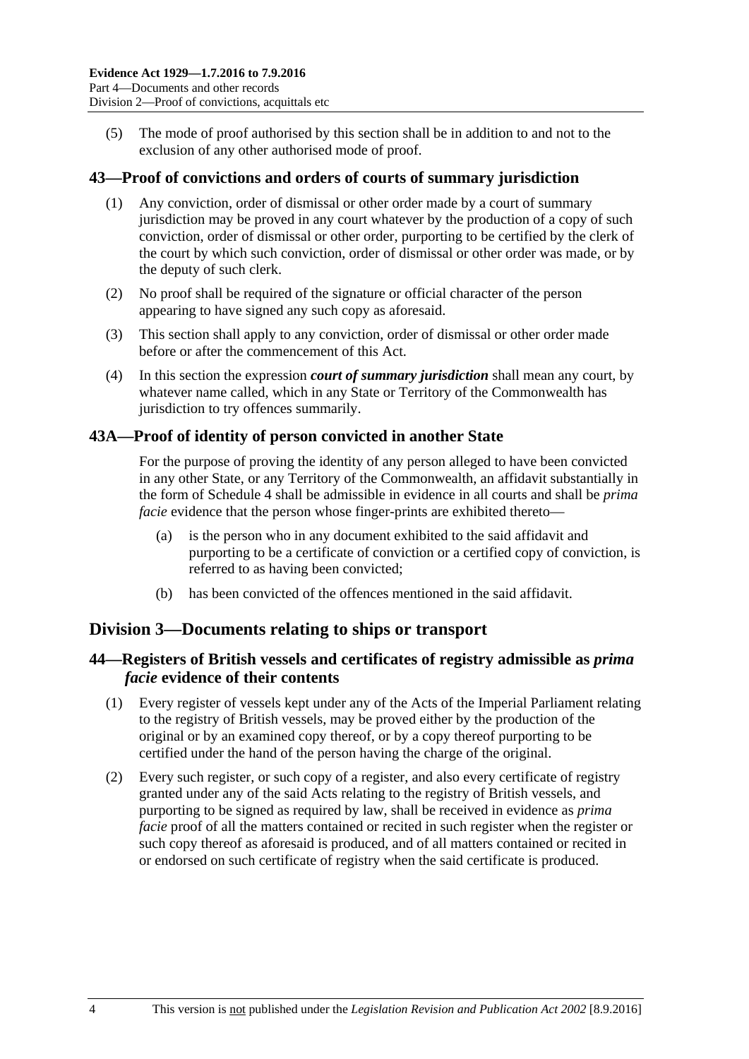(5) The mode of proof authorised by this section shall be in addition to and not to the exclusion of any other authorised mode of proof.

## 43—Proof of convictions and orders of courts of summary jurisdiction

(1) Any conviction, order of dismissal or other order made by a court of summary jurisdiction may be proved in any court whatever by the production of a copy of such conviction, order of dismissal or other order, purporting to be certified by the clerk of the court by which such conviction, order of dismissal or other order was made, or by the deputy of such clerk.

(2) No proof shall be required of the signature or official character of the person appearing to have signed any such copy as aforesaid.

(3) This section shall apply to any conviction, order of dismissal or other order made before or after the commencement of this Act.

(4) In this section the expression ***court of summary jurisdiction*** shall mean any court, by whatever name called, which in any State or Territory of the Commonwealth has jurisdiction to try offences summarily.

## 43A—Proof of identity of person convicted in another State

For the purpose of proving the identity of any person alleged to have been convicted in any other State, or any Territory of the Commonwealth, an affidavit substantially in the form of Schedule 4 shall be admissible in evidence in all courts and shall be *prima facie* evidence that the person whose finger-prints are exhibited thereto—

(a) is the person who in any document exhibited to the said affidavit and purporting to be a certificate of conviction or a certified copy of conviction, is referred to as having been convicted;

(b) has been convicted of the offences mentioned in the said affidavit.

# Division 3—Documents relating to ships or transport

## 44—Registers of British vessels and certificates of registry admissible as *prima facie* evidence of their contents

(1) Every register of vessels kept under any of the Acts of the Imperial Parliament relating to the registry of British vessels, may be proved either by the production of the original or by an examined copy thereof, or by a copy thereof purporting to be certified under the hand of the person having the charge of the original.

(2) Every such register, or such copy of a register, and also every certificate of registry granted under any of the said Acts relating to the registry of British vessels, and purporting to be signed as required by law, shall be received in evidence as *prima facie* proof of all the matters contained or recited in such register when the register or such copy thereof as aforesaid is produced, and of all matters contained or recited in or endorsed on such certificate of registry when the said certificate is produced.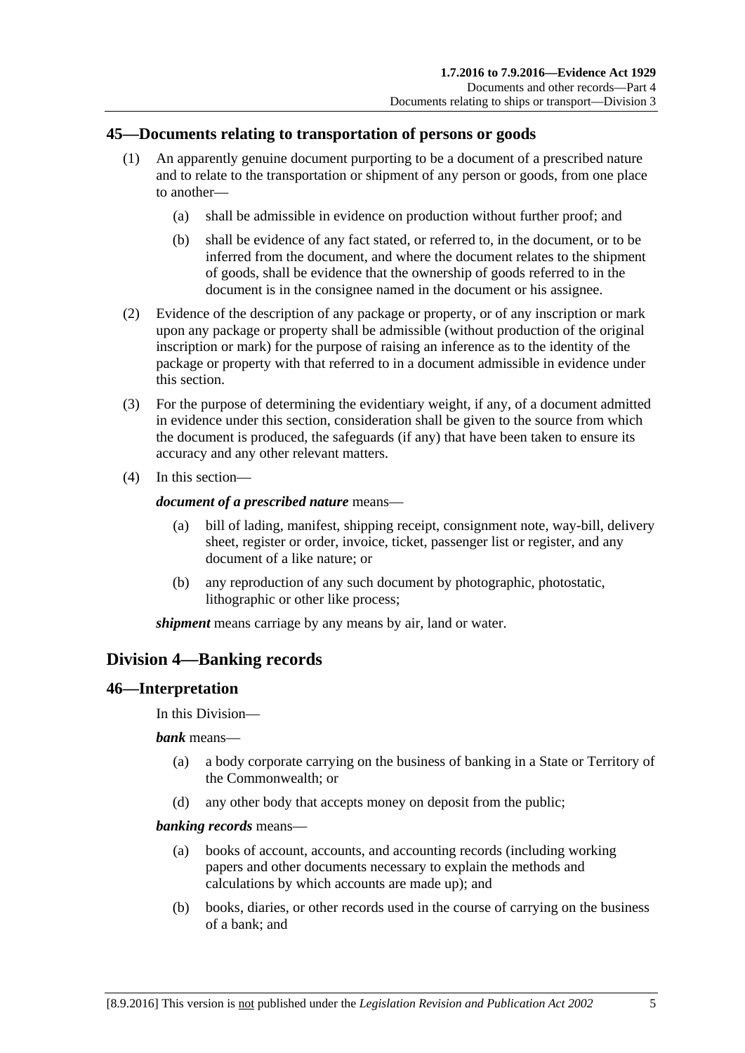## 45—Documents relating to transportation of persons or goods

(1) An apparently genuine document purporting to be a document of a prescribed nature and to relate to the transportation or shipment of any person or goods, from one place to another—

(a) shall be admissible in evidence on production without further proof; and

(b) shall be evidence of any fact stated, or referred to, in the document, or to be inferred from the document, and where the document relates to the shipment of goods, shall be evidence that the ownership of goods referred to in the document is in the consignee named in the document or his assignee.

(2) Evidence of the description of any package or property, or of any inscription or mark upon any package or property shall be admissible (without production of the original inscription or mark) for the purpose of raising an inference as to the identity of the package or property with that referred to in a document admissible in evidence under this section.

(3) For the purpose of determining the evidentiary weight, if any, of a document admitted in evidence under this section, consideration shall be given to the source from which the document is produced, the safeguards (if any) that have been taken to ensure its accuracy and any other relevant matters.

(4) In this section—

***document of a prescribed nature*** means—

(a) bill of lading, manifest, shipping receipt, consignment note, way-bill, delivery sheet, register or order, invoice, ticket, passenger list or register, and any document of a like nature; or

(b) any reproduction of any such document by photographic, photostatic, lithographic or other like process;

***shipment*** means carriage by any means by air, land or water.

# Division 4—Banking records

## 46—Interpretation

In this Division—

***bank*** means—

(a) a body corporate carrying on the business of banking in a State or Territory of the Commonwealth; or

(d) any other body that accepts money on deposit from the public;

***banking records*** means—

(a) books of account, accounts, and accounting records (including working papers and other documents necessary to explain the methods and calculations by which accounts are made up); and

(b) books, diaries, or other records used in the course of carrying on the business of a bank; and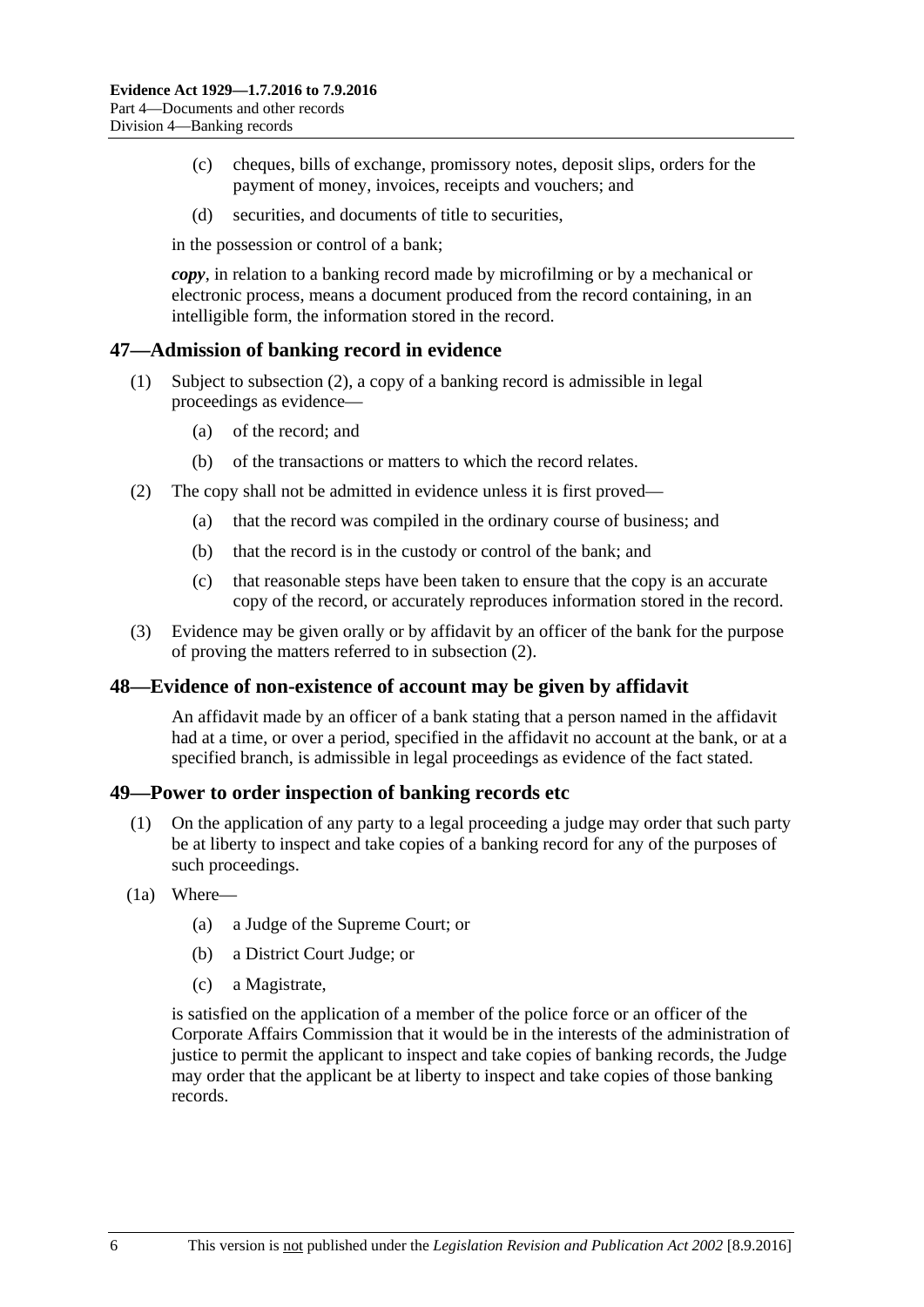(c) cheques, bills of exchange, promissory notes, deposit slips, orders for the payment of money, invoices, receipts and vouchers; and

(d) securities, and documents of title to securities,

in the possession or control of a bank;

***copy***, in relation to a banking record made by microfilming or by a mechanical or electronic process, means a document produced from the record containing, in an intelligible form, the information stored in the record.

## 47—Admission of banking record in evidence

(1) Subject to subsection (2), a copy of a banking record is admissible in legal proceedings as evidence—

(a) of the record; and

(b) of the transactions or matters to which the record relates.

(2) The copy shall not be admitted in evidence unless it is first proved—

(a) that the record was compiled in the ordinary course of business; and

(b) that the record is in the custody or control of the bank; and

(c) that reasonable steps have been taken to ensure that the copy is an accurate copy of the record, or accurately reproduces information stored in the record.

(3) Evidence may be given orally or by affidavit by an officer of the bank for the purpose of proving the matters referred to in subsection (2).

## 48—Evidence of non-existence of account may be given by affidavit

An affidavit made by an officer of a bank stating that a person named in the affidavit had at a time, or over a period, specified in the affidavit no account at the bank, or at a specified branch, is admissible in legal proceedings as evidence of the fact stated.

## 49—Power to order inspection of banking records etc

(1) On the application of any party to a legal proceeding a judge may order that such party be at liberty to inspect and take copies of a banking record for any of the purposes of such proceedings.

(1a) Where—

(a) a Judge of the Supreme Court; or

(b) a District Court Judge; or

(c) a Magistrate,

is satisfied on the application of a member of the police force or an officer of the Corporate Affairs Commission that it would be in the interests of the administration of justice to permit the applicant to inspect and take copies of banking records, the Judge may order that the applicant be at liberty to inspect and take copies of those banking records.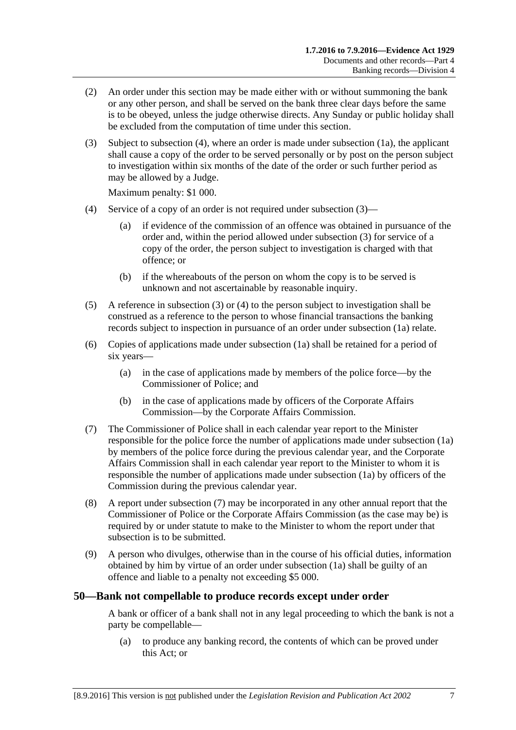(2) An order under this section may be made either with or without summoning the bank or any other person, and shall be served on the bank three clear days before the same is to be obeyed, unless the judge otherwise directs. Any Sunday or public holiday shall be excluded from the computation of time under this section.

(3) Subject to subsection (4), where an order is made under subsection (1a), the applicant shall cause a copy of the order to be served personally or by post on the person subject to investigation within six months of the date of the order or such further period as may be allowed by a Judge.

Maximum penalty: $1 000.

(4) Service of a copy of an order is not required under subsection (3)—

(a) if evidence of the commission of an offence was obtained in pursuance of the order and, within the period allowed under subsection (3) for service of a copy of the order, the person subject to investigation is charged with that offence; or

(b) if the whereabouts of the person on whom the copy is to be served is unknown and not ascertainable by reasonable inquiry.

(5) A reference in subsection (3) or (4) to the person subject to investigation shall be construed as a reference to the person to whose financial transactions the banking records subject to inspection in pursuance of an order under subsection (1a) relate.

(6) Copies of applications made under subsection (1a) shall be retained for a period of six years—

(a) in the case of applications made by members of the police force—by the Commissioner of Police; and

(b) in the case of applications made by officers of the Corporate Affairs Commission—by the Corporate Affairs Commission.

(7) The Commissioner of Police shall in each calendar year report to the Minister responsible for the police force the number of applications made under subsection (1a) by members of the police force during the previous calendar year, and the Corporate Affairs Commission shall in each calendar year report to the Minister to whom it is responsible the number of applications made under subsection (1a) by officers of the Commission during the previous calendar year.

(8) A report under subsection (7) may be incorporated in any other annual report that the Commissioner of Police or the Corporate Affairs Commission (as the case may be) is required by or under statute to make to the Minister to whom the report under that subsection is to be submitted.

(9) A person who divulges, otherwise than in the course of his official duties, information obtained by him by virtue of an order under subsection (1a) shall be guilty of an offence and liable to a penalty not exceeding $5 000.

## 50—Bank not compellable to produce records except under order

A bank or officer of a bank shall not in any legal proceeding to which the bank is not a party be compellable—

(a) to produce any banking record, the contents of which can be proved under this Act; or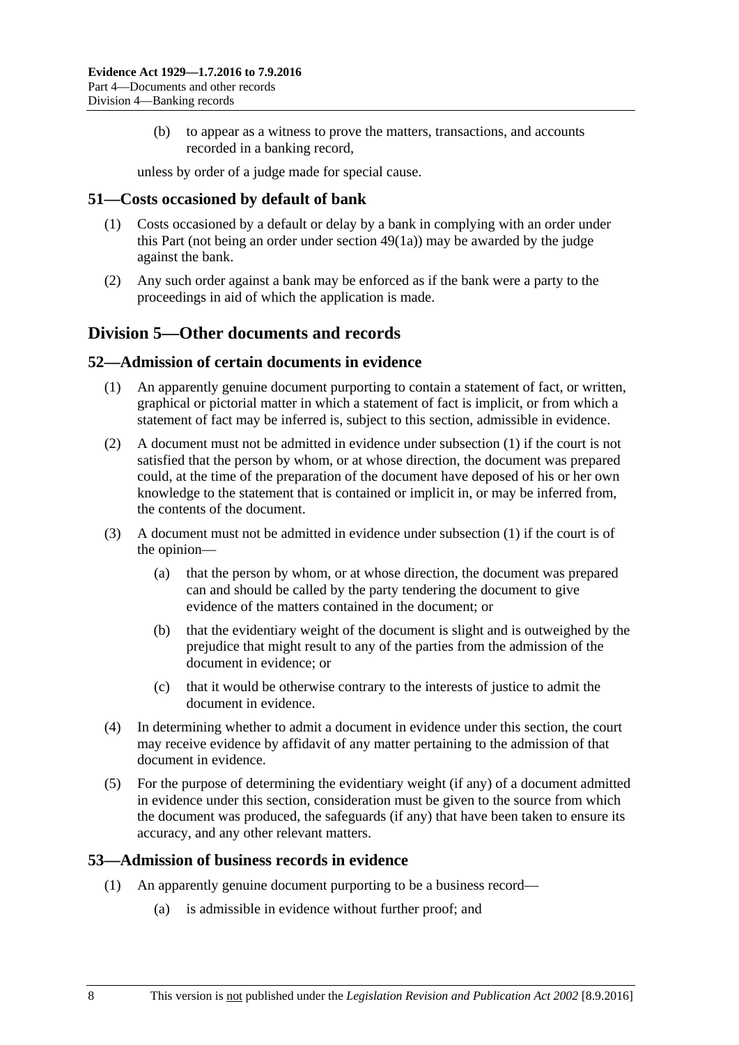(b) to appear as a witness to prove the matters, transactions, and accounts recorded in a banking record,

unless by order of a judge made for special cause.

## 51—Costs occasioned by default of bank

(1) Costs occasioned by a default or delay by a bank in complying with an order under this Part (not being an order under section 49(1a)) may be awarded by the judge against the bank.

(2) Any such order against a bank may be enforced as if the bank were a party to the proceedings in aid of which the application is made.

# Division 5—Other documents and records

## 52—Admission of certain documents in evidence

(1) An apparently genuine document purporting to contain a statement of fact, or written, graphical or pictorial matter in which a statement of fact is implicit, or from which a statement of fact may be inferred is, subject to this section, admissible in evidence.

(2) A document must not be admitted in evidence under subsection (1) if the court is not satisfied that the person by whom, or at whose direction, the document was prepared could, at the time of the preparation of the document have deposed of his or her own knowledge to the statement that is contained or implicit in, or may be inferred from, the contents of the document.

(3) A document must not be admitted in evidence under subsection (1) if the court is of the opinion—

(a) that the person by whom, or at whose direction, the document was prepared can and should be called by the party tendering the document to give evidence of the matters contained in the document; or

(b) that the evidentiary weight of the document is slight and is outweighed by the prejudice that might result to any of the parties from the admission of the document in evidence; or

(c) that it would be otherwise contrary to the interests of justice to admit the document in evidence.

(4) In determining whether to admit a document in evidence under this section, the court may receive evidence by affidavit of any matter pertaining to the admission of that document in evidence.

(5) For the purpose of determining the evidentiary weight (if any) of a document admitted in evidence under this section, consideration must be given to the source from which the document was produced, the safeguards (if any) that have been taken to ensure its accuracy, and any other relevant matters.

## 53—Admission of business records in evidence

(1) An apparently genuine document purporting to be a business record—

(a) is admissible in evidence without further proof; and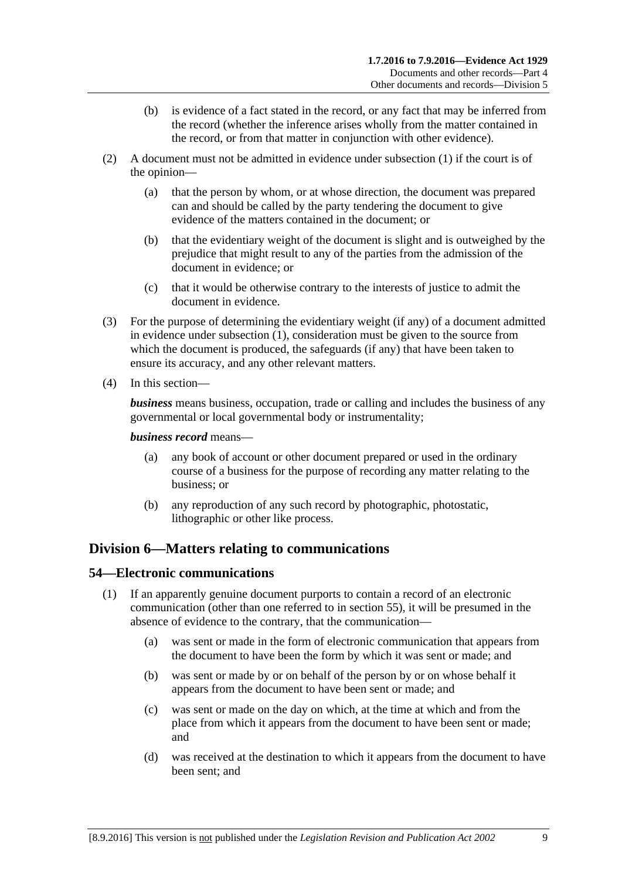(b) is evidence of a fact stated in the record, or any fact that may be inferred from the record (whether the inference arises wholly from the matter contained in the record, or from that matter in conjunction with other evidence).

(2) A document must not be admitted in evidence under subsection (1) if the court is of the opinion—

(a) that the person by whom, or at whose direction, the document was prepared can and should be called by the party tendering the document to give evidence of the matters contained in the document; or

(b) that the evidentiary weight of the document is slight and is outweighed by the prejudice that might result to any of the parties from the admission of the document in evidence; or

(c) that it would be otherwise contrary to the interests of justice to admit the document in evidence.

(3) For the purpose of determining the evidentiary weight (if any) of a document admitted in evidence under subsection (1), consideration must be given to the source from which the document is produced, the safeguards (if any) that have been taken to ensure its accuracy, and any other relevant matters.

(4) In this section—

***business*** means business, occupation, trade or calling and includes the business of any governmental or local governmental body or instrumentality;

***business record*** means—

(a) any book of account or other document prepared or used in the ordinary course of a business for the purpose of recording any matter relating to the business; or

(b) any reproduction of any such record by photographic, photostatic, lithographic or other like process.

## Division 6—Matters relating to communications

### 54—Electronic communications

(1) If an apparently genuine document purports to contain a record of an electronic communication (other than one referred to in section 55), it will be presumed in the absence of evidence to the contrary, that the communication—

(a) was sent or made in the form of electronic communication that appears from the document to have been the form by which it was sent or made; and

(b) was sent or made by or on behalf of the person by or on whose behalf it appears from the document to have been sent or made; and

(c) was sent or made on the day on which, at the time at which and from the place from which it appears from the document to have been sent or made; and

(d) was received at the destination to which it appears from the document to have been sent; and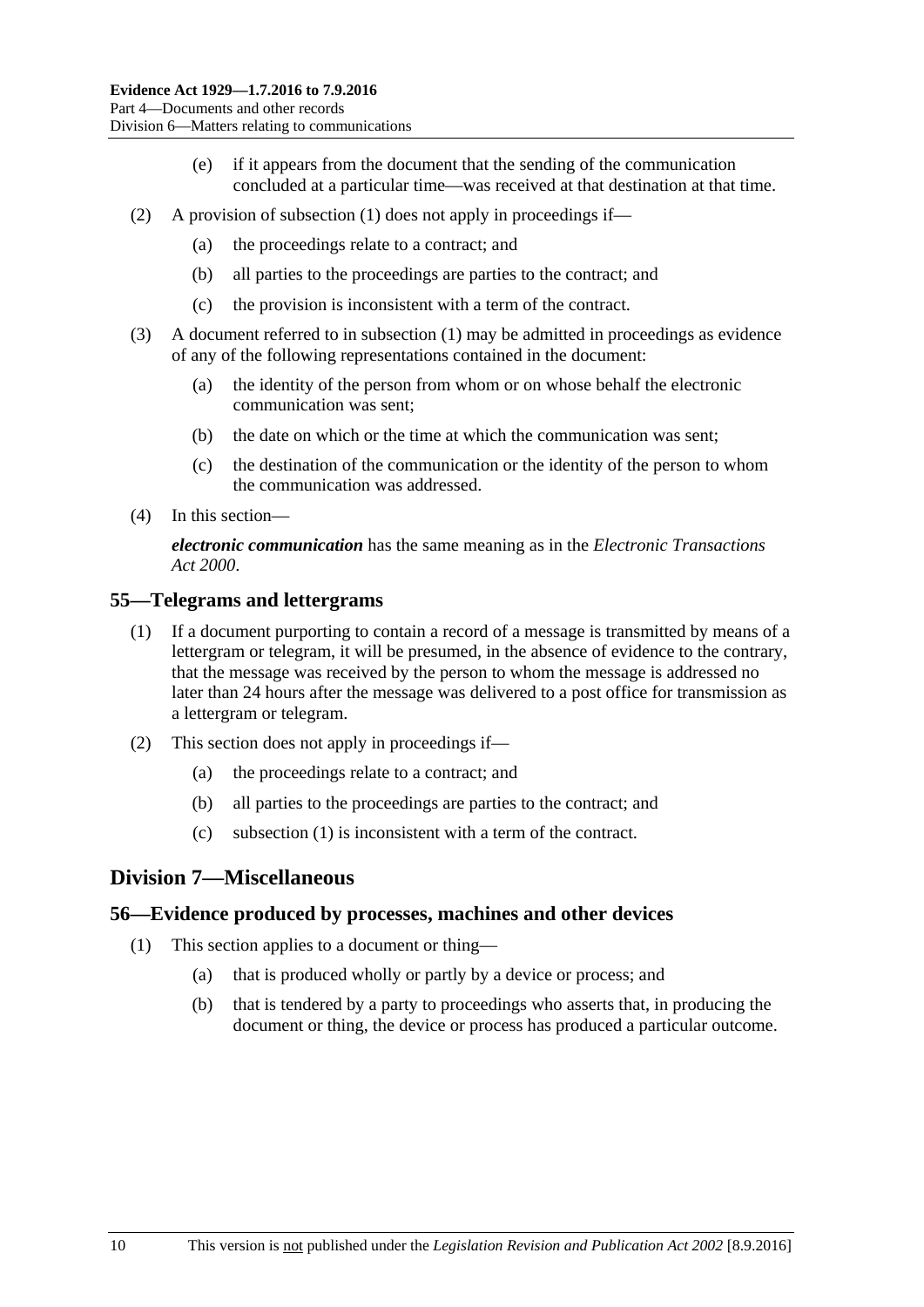(e) if it appears from the document that the sending of the communication concluded at a particular time—was received at that destination at that time.

(2) A provision of subsection (1) does not apply in proceedings if—

(a) the proceedings relate to a contract; and

(b) all parties to the proceedings are parties to the contract; and

(c) the provision is inconsistent with a term of the contract.

(3) A document referred to in subsection (1) may be admitted in proceedings as evidence of any of the following representations contained in the document:

(a) the identity of the person from whom or on whose behalf the electronic communication was sent;

(b) the date on which or the time at which the communication was sent;

(c) the destination of the communication or the identity of the person to whom the communication was addressed.

(4) In this section—

***electronic communication*** has the same meaning as in the *Electronic Transactions Act 2000*.

## 55—Telegrams and lettergrams

(1) If a document purporting to contain a record of a message is transmitted by means of a lettergram or telegram, it will be presumed, in the absence of evidence to the contrary, that the message was received by the person to whom the message is addressed no later than 24 hours after the message was delivered to a post office for transmission as a lettergram or telegram.

(2) This section does not apply in proceedings if—

(a) the proceedings relate to a contract; and

(b) all parties to the proceedings are parties to the contract; and

(c) subsection (1) is inconsistent with a term of the contract.

# Division 7—Miscellaneous

## 56—Evidence produced by processes, machines and other devices

(1) This section applies to a document or thing—

(a) that is produced wholly or partly by a device or process; and

(b) that is tendered by a party to proceedings who asserts that, in producing the document or thing, the device or process has produced a particular outcome.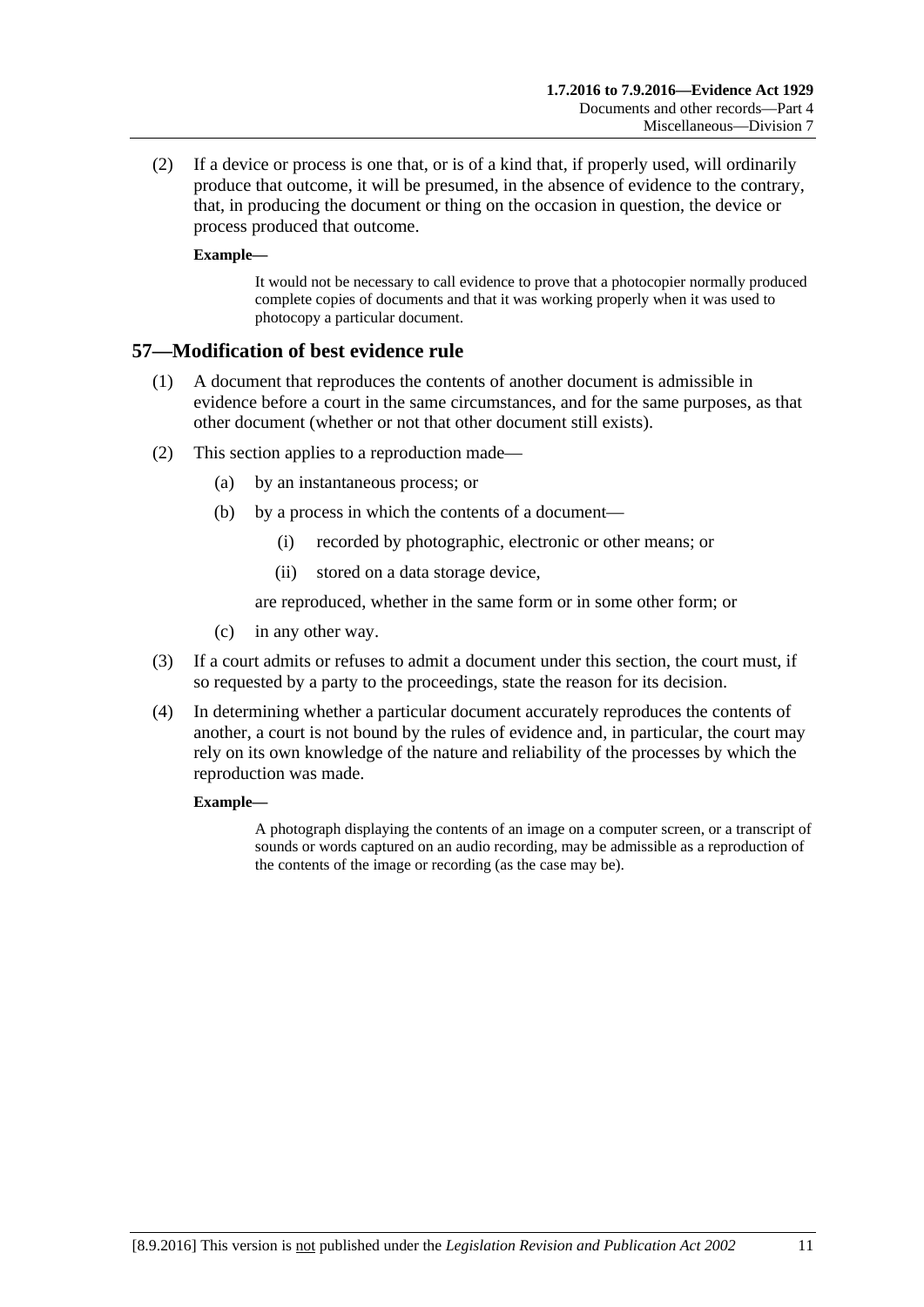(2) If a device or process is one that, or is of a kind that, if properly used, will ordinarily produce that outcome, it will be presumed, in the absence of evidence to the contrary, that, in producing the document or thing on the occasion in question, the device or process produced that outcome.

**Example—**

It would not be necessary to call evidence to prove that a photocopier normally produced complete copies of documents and that it was working properly when it was used to photocopy a particular document.

## 57—Modification of best evidence rule

(1) A document that reproduces the contents of another document is admissible in evidence before a court in the same circumstances, and for the same purposes, as that other document (whether or not that other document still exists).

(2) This section applies to a reproduction made—

- (a) by an instantaneous process; or
- (b) by a process in which the contents of a document—
  - (i) recorded by photographic, electronic or other means; or
  - (ii) stored on a data storage device,

  are reproduced, whether in the same form or in some other form; or
- (c) in any other way.

(3) If a court admits or refuses to admit a document under this section, the court must, if so requested by a party to the proceedings, state the reason for its decision.

(4) In determining whether a particular document accurately reproduces the contents of another, a court is not bound by the rules of evidence and, in particular, the court may rely on its own knowledge of the nature and reliability of the processes by which the reproduction was made.

**Example—**

A photograph displaying the contents of an image on a computer screen, or a transcript of sounds or words captured on an audio recording, may be admissible as a reproduction of the contents of the image or recording (as the case may be).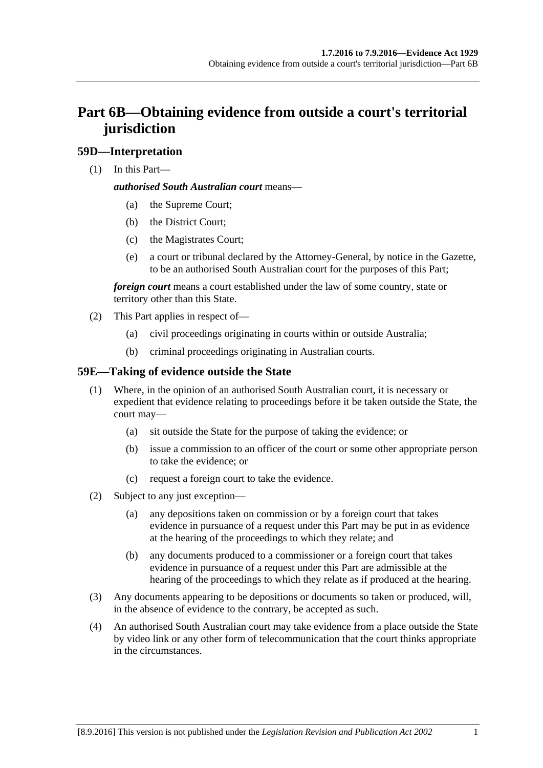# Part 6B—Obtaining evidence from outside a court's territorial jurisdiction

## 59D—Interpretation

(1) In this Part—

***authorised South Australian court*** means—

(a) the Supreme Court;

(b) the District Court;

(c) the Magistrates Court;

(e) a court or tribunal declared by the Attorney-General, by notice in the Gazette, to be an authorised South Australian court for the purposes of this Part;

***foreign court*** means a court established under the law of some country, state or territory other than this State.

(2) This Part applies in respect of—

(a) civil proceedings originating in courts within or outside Australia;

(b) criminal proceedings originating in Australian courts.

## 59E—Taking of evidence outside the State

(1) Where, in the opinion of an authorised South Australian court, it is necessary or expedient that evidence relating to proceedings before it be taken outside the State, the court may—

(a) sit outside the State for the purpose of taking the evidence; or

(b) issue a commission to an officer of the court or some other appropriate person to take the evidence; or

(c) request a foreign court to take the evidence.

(2) Subject to any just exception—

(a) any depositions taken on commission or by a foreign court that takes evidence in pursuance of a request under this Part may be put in as evidence at the hearing of the proceedings to which they relate; and

(b) any documents produced to a commissioner or a foreign court that takes evidence in pursuance of a request under this Part are admissible at the hearing of the proceedings to which they relate as if produced at the hearing.

(3) Any documents appearing to be depositions or documents so taken or produced, will, in the absence of evidence to the contrary, be accepted as such.

(4) An authorised South Australian court may take evidence from a place outside the State by video link or any other form of telecommunication that the court thinks appropriate in the circumstances.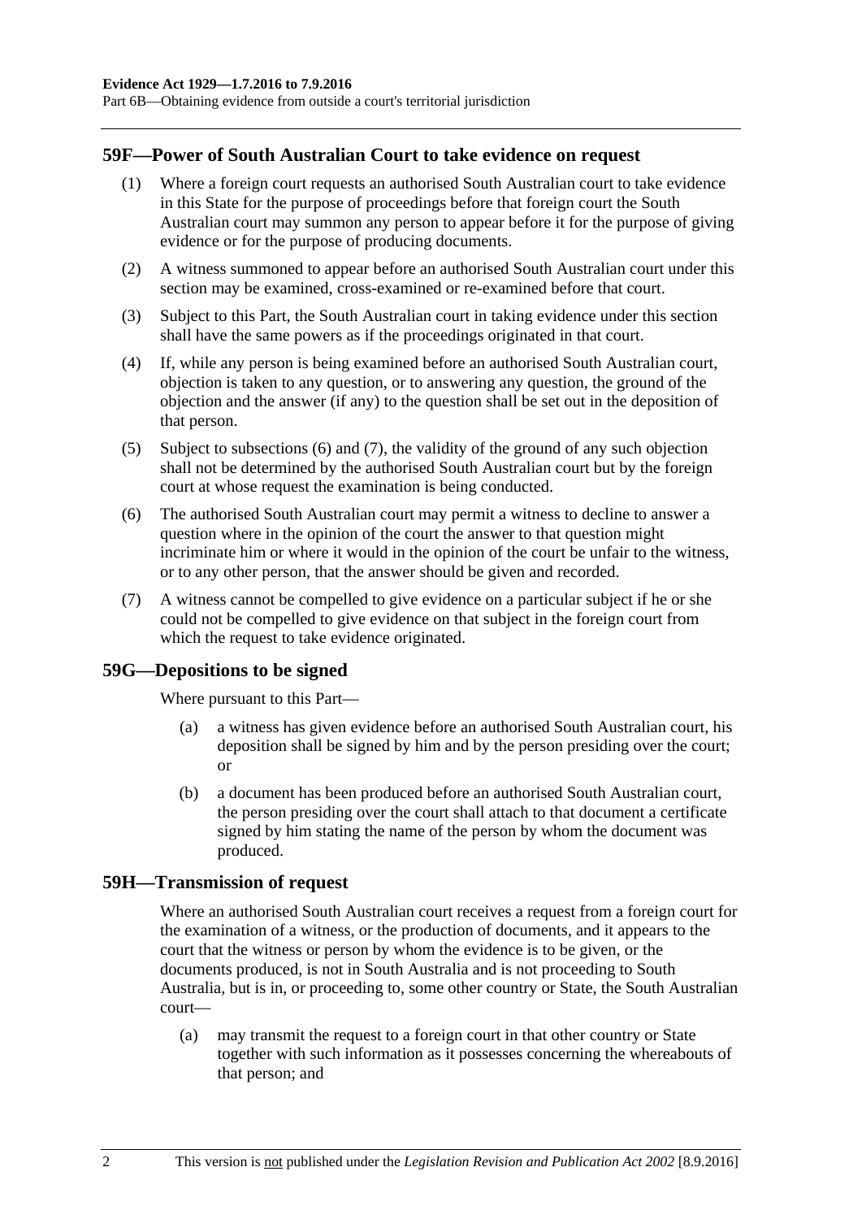## 59F—Power of South Australian Court to take evidence on request

(1) Where a foreign court requests an authorised South Australian court to take evidence in this State for the purpose of proceedings before that foreign court the South Australian court may summon any person to appear before it for the purpose of giving evidence or for the purpose of producing documents.

(2) A witness summoned to appear before an authorised South Australian court under this section may be examined, cross-examined or re-examined before that court.

(3) Subject to this Part, the South Australian court in taking evidence under this section shall have the same powers as if the proceedings originated in that court.

(4) If, while any person is being examined before an authorised South Australian court, objection is taken to any question, or to answering any question, the ground of the objection and the answer (if any) to the question shall be set out in the deposition of that person.

(5) Subject to subsections (6) and (7), the validity of the ground of any such objection shall not be determined by the authorised South Australian court but by the foreign court at whose request the examination is being conducted.

(6) The authorised South Australian court may permit a witness to decline to answer a question where in the opinion of the court the answer to that question might incriminate him or where it would in the opinion of the court be unfair to the witness, or to any other person, that the answer should be given and recorded.

(7) A witness cannot be compelled to give evidence on a particular subject if he or she could not be compelled to give evidence on that subject in the foreign court from which the request to take evidence originated.

## 59G—Depositions to be signed

Where pursuant to this Part—

(a) a witness has given evidence before an authorised South Australian court, his deposition shall be signed by him and by the person presiding over the court; or

(b) a document has been produced before an authorised South Australian court, the person presiding over the court shall attach to that document a certificate signed by him stating the name of the person by whom the document was produced.

## 59H—Transmission of request

Where an authorised South Australian court receives a request from a foreign court for the examination of a witness, or the production of documents, and it appears to the court that the witness or person by whom the evidence is to be given, or the documents produced, is not in South Australia and is not proceeding to South Australia, but is in, or proceeding to, some other country or State, the South Australian court—

(a) may transmit the request to a foreign court in that other country or State together with such information as it possesses concerning the whereabouts of that person; and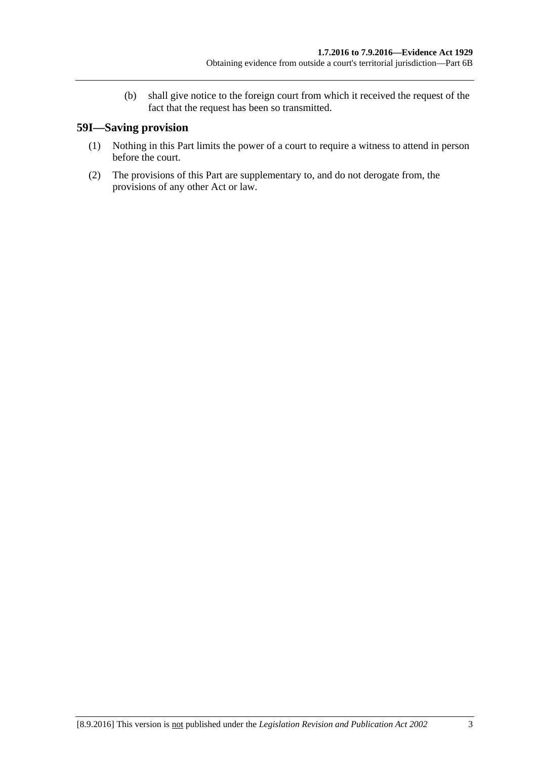(b) shall give notice to the foreign court from which it received the request of the fact that the request has been so transmitted.

## 59I—Saving provision

(1) Nothing in this Part limits the power of a court to require a witness to attend in person before the court.

(2) The provisions of this Part are supplementary to, and do not derogate from, the provisions of any other Act or law.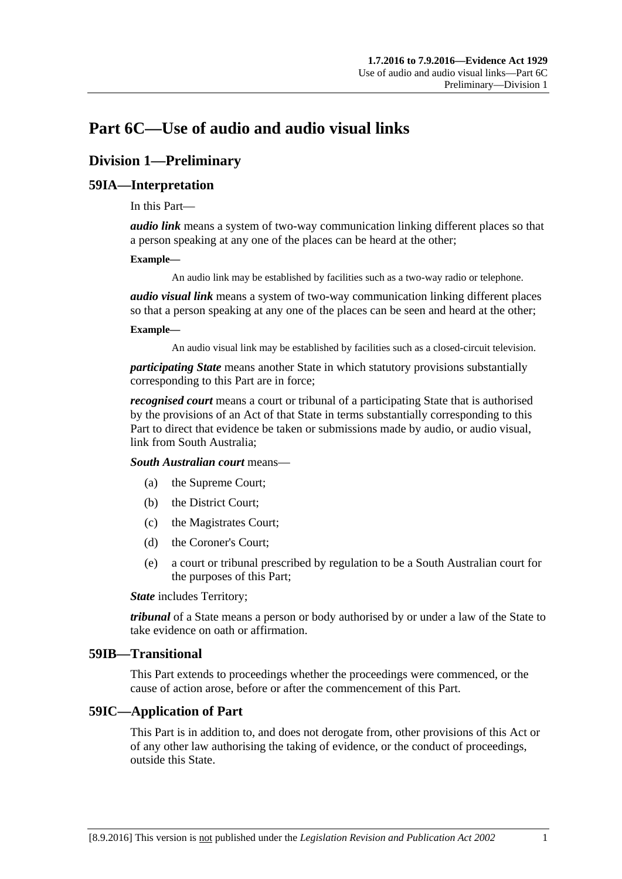# Part 6C—Use of audio and audio visual links

## Division 1—Preliminary

### 59IA—Interpretation

In this Part—

***audio link*** means a system of two-way communication linking different places so that a person speaking at any one of the places can be heard at the other;

**Example—**

An audio link may be established by facilities such as a two-way radio or telephone.

***audio visual link*** means a system of two-way communication linking different places so that a person speaking at any one of the places can be seen and heard at the other;

**Example—**

An audio visual link may be established by facilities such as a closed-circuit television.

***participating State*** means another State in which statutory provisions substantially corresponding to this Part are in force;

***recognised court*** means a court or tribunal of a participating State that is authorised by the provisions of an Act of that State in terms substantially corresponding to this Part to direct that evidence be taken or submissions made by audio, or audio visual, link from South Australia;

***South Australian court*** means—

(a) the Supreme Court;

(b) the District Court;

(c) the Magistrates Court;

(d) the Coroner's Court;

(e) a court or tribunal prescribed by regulation to be a South Australian court for the purposes of this Part;

***State*** includes Territory;

***tribunal*** of a State means a person or body authorised by or under a law of the State to take evidence on oath or affirmation.

### 59IB—Transitional

This Part extends to proceedings whether the proceedings were commenced, or the cause of action arose, before or after the commencement of this Part.

### 59IC—Application of Part

This Part is in addition to, and does not derogate from, other provisions of this Act or of any other law authorising the taking of evidence, or the conduct of proceedings, outside this State.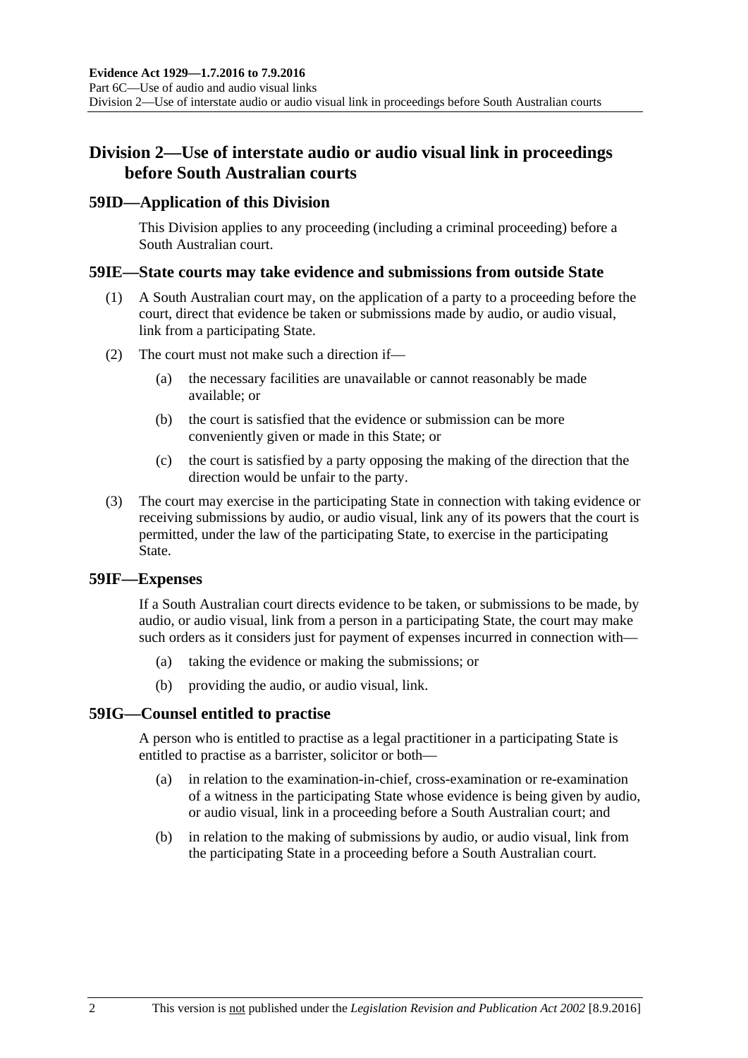## Division 2—Use of interstate audio or audio visual link in proceedings before South Australian courts

### 59ID—Application of this Division

This Division applies to any proceeding (including a criminal proceeding) before a South Australian court.

### 59IE—State courts may take evidence and submissions from outside State

(1) A South Australian court may, on the application of a party to a proceeding before the court, direct that evidence be taken or submissions made by audio, or audio visual, link from a participating State.

(2) The court must not make such a direction if—

(a) the necessary facilities are unavailable or cannot reasonably be made available; or

(b) the court is satisfied that the evidence or submission can be more conveniently given or made in this State; or

(c) the court is satisfied by a party opposing the making of the direction that the direction would be unfair to the party.

(3) The court may exercise in the participating State in connection with taking evidence or receiving submissions by audio, or audio visual, link any of its powers that the court is permitted, under the law of the participating State, to exercise in the participating State.

### 59IF—Expenses

If a South Australian court directs evidence to be taken, or submissions to be made, by audio, or audio visual, link from a person in a participating State, the court may make such orders as it considers just for payment of expenses incurred in connection with—

(a) taking the evidence or making the submissions; or

(b) providing the audio, or audio visual, link.

### 59IG—Counsel entitled to practise

A person who is entitled to practise as a legal practitioner in a participating State is entitled to practise as a barrister, solicitor or both—

(a) in relation to the examination-in-chief, cross-examination or re-examination of a witness in the participating State whose evidence is being given by audio, or audio visual, link in a proceeding before a South Australian court; and

(b) in relation to the making of submissions by audio, or audio visual, link from the participating State in a proceeding before a South Australian court.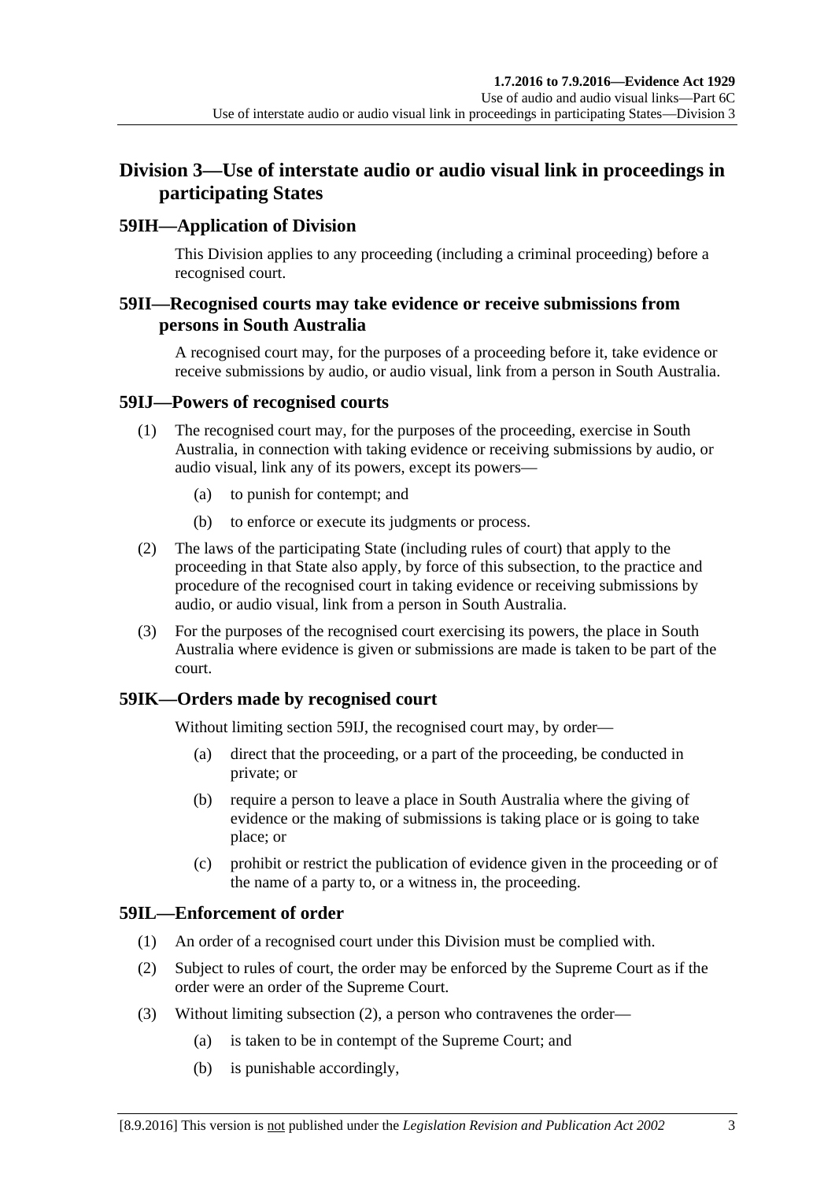## Division 3—Use of interstate audio or audio visual link in proceedings in participating States

### 59IH—Application of Division

This Division applies to any proceeding (including a criminal proceeding) before a recognised court.

### 59II—Recognised courts may take evidence or receive submissions from persons in South Australia

A recognised court may, for the purposes of a proceeding before it, take evidence or receive submissions by audio, or audio visual, link from a person in South Australia.

### 59IJ—Powers of recognised courts

(1) The recognised court may, for the purposes of the proceeding, exercise in South Australia, in connection with taking evidence or receiving submissions by audio, or audio visual, link any of its powers, except its powers—

- (a) to punish for contempt; and
- (b) to enforce or execute its judgments or process.

(2) The laws of the participating State (including rules of court) that apply to the proceeding in that State also apply, by force of this subsection, to the practice and procedure of the recognised court in taking evidence or receiving submissions by audio, or audio visual, link from a person in South Australia.

(3) For the purposes of the recognised court exercising its powers, the place in South Australia where evidence is given or submissions are made is taken to be part of the court.

### 59IK—Orders made by recognised court

Without limiting section 59IJ, the recognised court may, by order—

- (a) direct that the proceeding, or a part of the proceeding, be conducted in private; or
- (b) require a person to leave a place in South Australia where the giving of evidence or the making of submissions is taking place or is going to take place; or
- (c) prohibit or restrict the publication of evidence given in the proceeding or of the name of a party to, or a witness in, the proceeding.

### 59IL—Enforcement of order

(1) An order of a recognised court under this Division must be complied with.

(2) Subject to rules of court, the order may be enforced by the Supreme Court as if the order were an order of the Supreme Court.

(3) Without limiting subsection (2), a person who contravenes the order—

- (a) is taken to be in contempt of the Supreme Court; and
- (b) is punishable accordingly,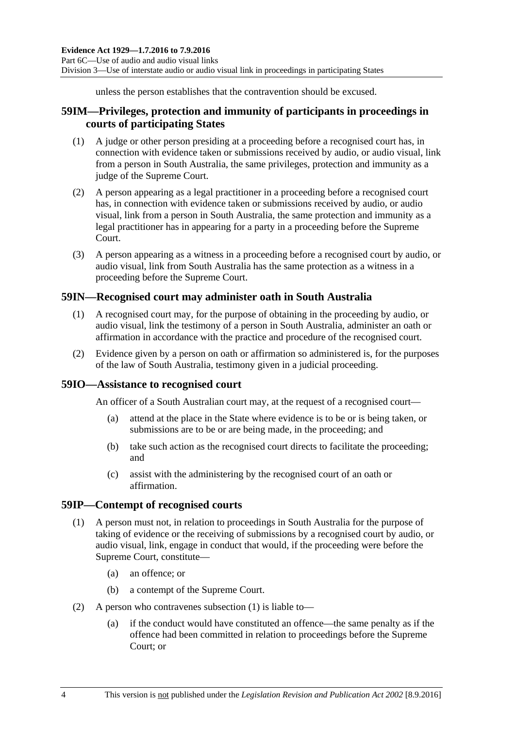unless the person establishes that the contravention should be excused.

## 59IM—Privileges, protection and immunity of participants in proceedings in courts of participating States

(1) A judge or other person presiding at a proceeding before a recognised court has, in connection with evidence taken or submissions received by audio, or audio visual, link from a person in South Australia, the same privileges, protection and immunity as a judge of the Supreme Court.

(2) A person appearing as a legal practitioner in a proceeding before a recognised court has, in connection with evidence taken or submissions received by audio, or audio visual, link from a person in South Australia, the same protection and immunity as a legal practitioner has in appearing for a party in a proceeding before the Supreme Court.

(3) A person appearing as a witness in a proceeding before a recognised court by audio, or audio visual, link from South Australia has the same protection as a witness in a proceeding before the Supreme Court.

## 59IN—Recognised court may administer oath in South Australia

(1) A recognised court may, for the purpose of obtaining in the proceeding by audio, or audio visual, link the testimony of a person in South Australia, administer an oath or affirmation in accordance with the practice and procedure of the recognised court.

(2) Evidence given by a person on oath or affirmation so administered is, for the purposes of the law of South Australia, testimony given in a judicial proceeding.

## 59IO—Assistance to recognised court

An officer of a South Australian court may, at the request of a recognised court—

(a) attend at the place in the State where evidence is to be or is being taken, or submissions are to be or are being made, in the proceeding; and

(b) take such action as the recognised court directs to facilitate the proceeding; and

(c) assist with the administering by the recognised court of an oath or affirmation.

## 59IP—Contempt of recognised courts

(1) A person must not, in relation to proceedings in South Australia for the purpose of taking of evidence or the receiving of submissions by a recognised court by audio, or audio visual, link, engage in conduct that would, if the proceeding were before the Supreme Court, constitute—

(a) an offence; or

(b) a contempt of the Supreme Court.

(2) A person who contravenes subsection (1) is liable to—

(a) if the conduct would have constituted an offence—the same penalty as if the offence had been committed in relation to proceedings before the Supreme Court; or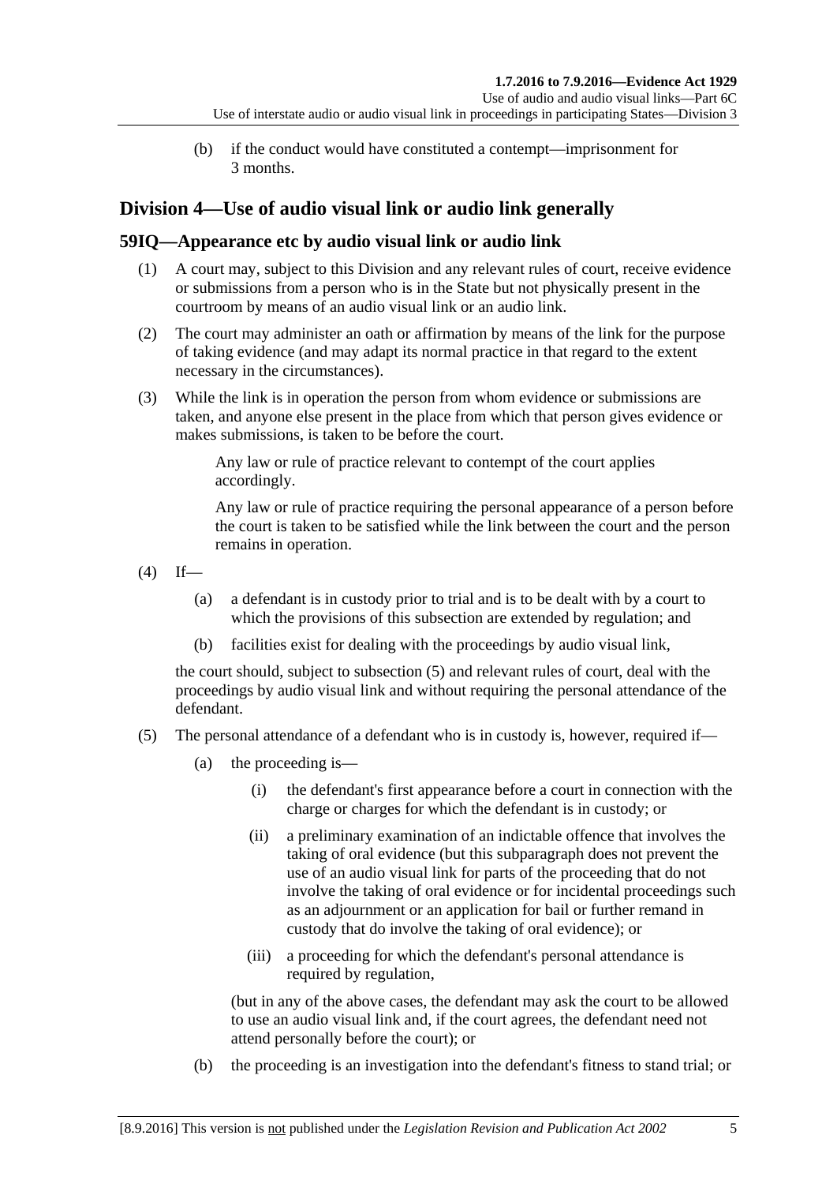(b) if the conduct would have constituted a contempt—imprisonment for 3 months.

## Division 4—Use of audio visual link or audio link generally

### 59IQ—Appearance etc by audio visual link or audio link

(1) A court may, subject to this Division and any relevant rules of court, receive evidence or submissions from a person who is in the State but not physically present in the courtroom by means of an audio visual link or an audio link.

(2) The court may administer an oath or affirmation by means of the link for the purpose of taking evidence (and may adapt its normal practice in that regard to the extent necessary in the circumstances).

(3) While the link is in operation the person from whom evidence or submissions are taken, and anyone else present in the place from which that person gives evidence or makes submissions, is taken to be before the court.

Any law or rule of practice relevant to contempt of the court applies accordingly.

Any law or rule of practice requiring the personal appearance of a person before the court is taken to be satisfied while the link between the court and the person remains in operation.

(4) If—

- (a) a defendant is in custody prior to trial and is to be dealt with by a court to which the provisions of this subsection are extended by regulation; and
- (b) facilities exist for dealing with the proceedings by audio visual link,

the court should, subject to subsection (5) and relevant rules of court, deal with the proceedings by audio visual link and without requiring the personal attendance of the defendant.

(5) The personal attendance of a defendant who is in custody is, however, required if—

- (a) the proceeding is—
  - (i) the defendant's first appearance before a court in connection with the charge or charges for which the defendant is in custody; or
  - (ii) a preliminary examination of an indictable offence that involves the taking of oral evidence (but this subparagraph does not prevent the use of an audio visual link for parts of the proceeding that do not involve the taking of oral evidence or for incidental proceedings such as an adjournment or an application for bail or further remand in custody that do involve the taking of oral evidence); or
  - (iii) a proceeding for which the defendant's personal attendance is required by regulation,

  (but in any of the above cases, the defendant may ask the court to be allowed to use an audio visual link and, if the court agrees, the defendant need not attend personally before the court); or
- (b) the proceeding is an investigation into the defendant's fitness to stand trial; or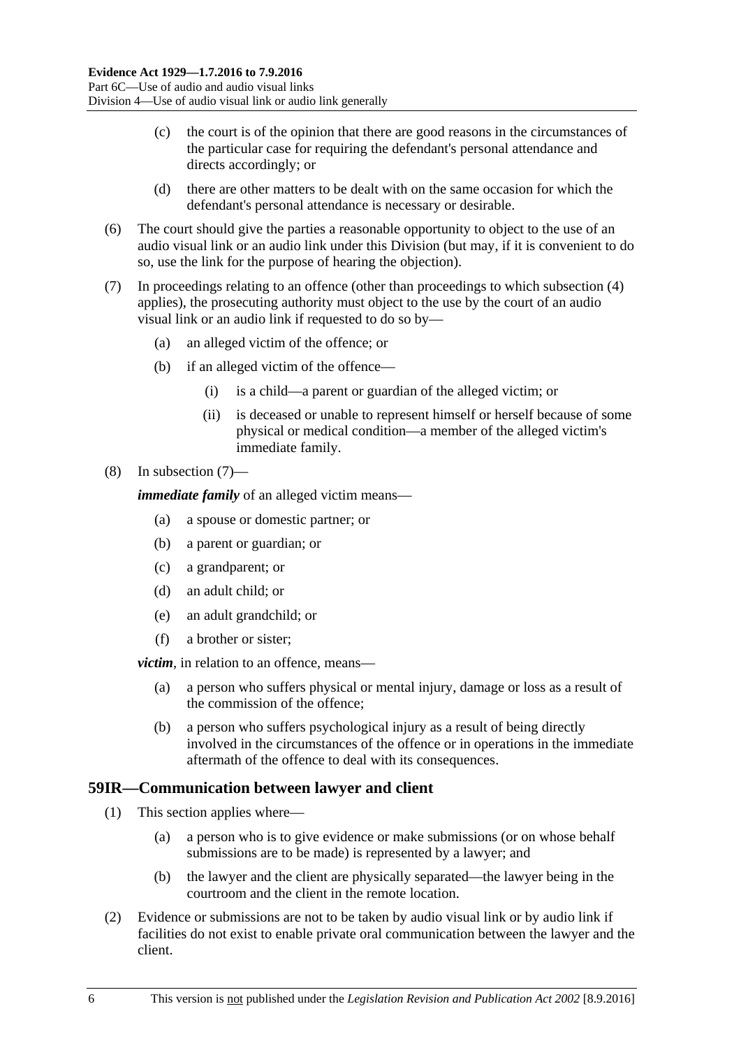- (c) the court is of the opinion that there are good reasons in the circumstances of the particular case for requiring the defendant's personal attendance and directs accordingly; or
- (d) there are other matters to be dealt with on the same occasion for which the defendant's personal attendance is necessary or desirable.

(6) The court should give the parties a reasonable opportunity to object to the use of an audio visual link or an audio link under this Division (but may, if it is convenient to do so, use the link for the purpose of hearing the objection).

(7) In proceedings relating to an offence (other than proceedings to which subsection (4) applies), the prosecuting authority must object to the use by the court of an audio visual link or an audio link if requested to do so by—

- (a) an alleged victim of the offence; or
- (b) if an alleged victim of the offence—
  - (i) is a child—a parent or guardian of the alleged victim; or
  - (ii) is deceased or unable to represent himself or herself because of some physical or medical condition—a member of the alleged victim's immediate family.

(8) In subsection (7)—

***immediate family*** of an alleged victim means—

- (a) a spouse or domestic partner; or
- (b) a parent or guardian; or
- (c) a grandparent; or
- (d) an adult child; or
- (e) an adult grandchild; or
- (f) a brother or sister;

***victim***, in relation to an offence, means—

- (a) a person who suffers physical or mental injury, damage or loss as a result of the commission of the offence;
- (b) a person who suffers psychological injury as a result of being directly involved in the circumstances of the offence or in operations in the immediate aftermath of the offence to deal with its consequences.

## 59IR—Communication between lawyer and client

(1) This section applies where—

- (a) a person who is to give evidence or make submissions (or on whose behalf submissions are to be made) is represented by a lawyer; and
- (b) the lawyer and the client are physically separated—the lawyer being in the courtroom and the client in the remote location.

(2) Evidence or submissions are not to be taken by audio visual link or by audio link if facilities do not exist to enable private oral communication between the lawyer and the client.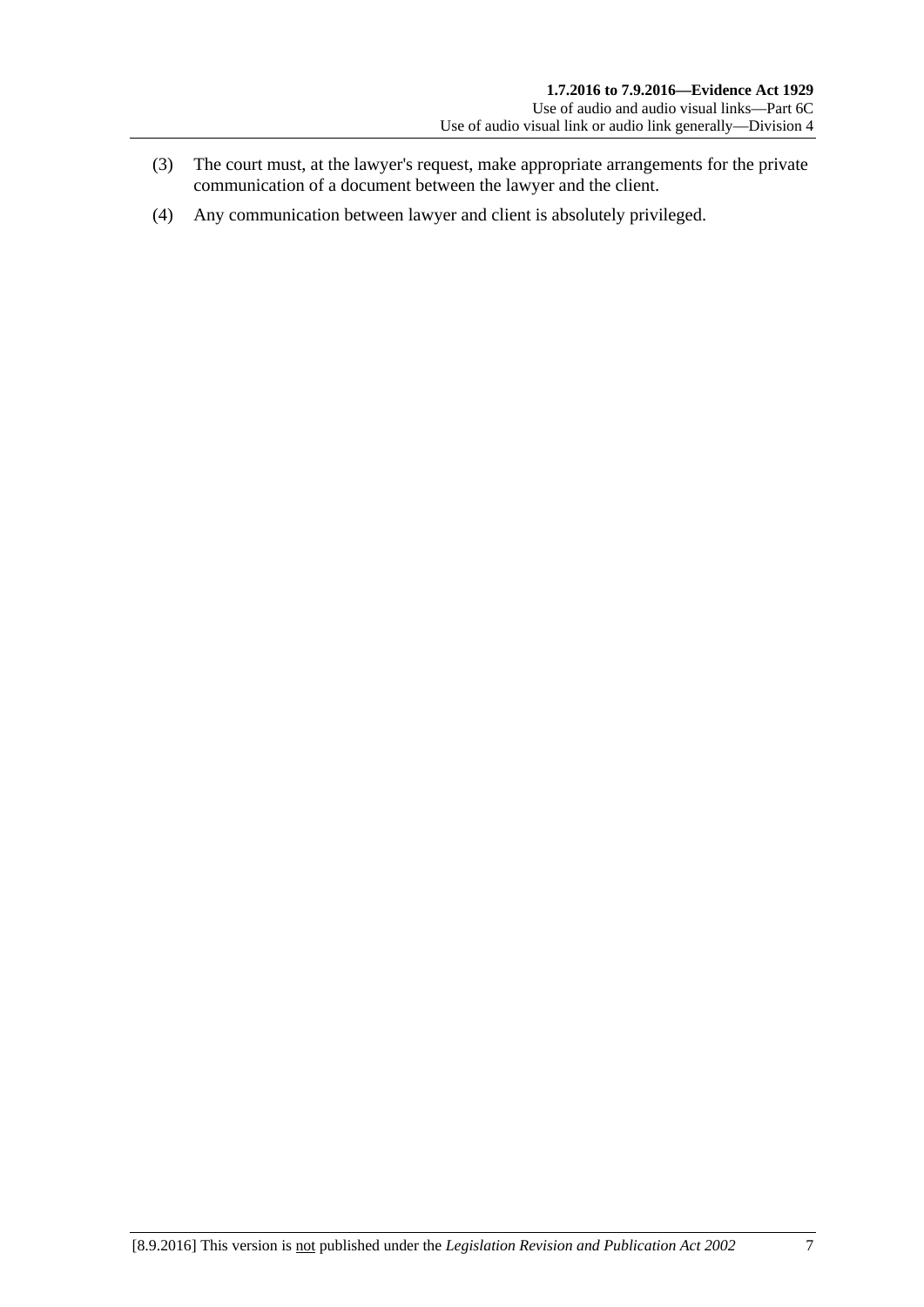(3) The court must, at the lawyer's request, make appropriate arrangements for the private communication of a document between the lawyer and the client.

(4) Any communication between lawyer and client is absolutely privileged.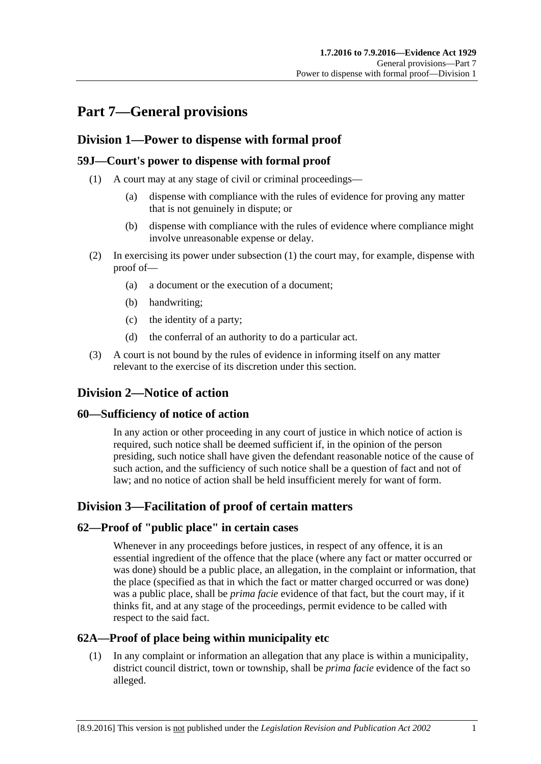# Part 7—General provisions

## Division 1—Power to dispense with formal proof

### 59J—Court's power to dispense with formal proof

(1) A court may at any stage of civil or criminal proceedings—

(a) dispense with compliance with the rules of evidence for proving any matter that is not genuinely in dispute; or

(b) dispense with compliance with the rules of evidence where compliance might involve unreasonable expense or delay.

(2) In exercising its power under subsection (1) the court may, for example, dispense with proof of—

(a) a document or the execution of a document;

(b) handwriting;

(c) the identity of a party;

(d) the conferral of an authority to do a particular act.

(3) A court is not bound by the rules of evidence in informing itself on any matter relevant to the exercise of its discretion under this section.

## Division 2—Notice of action

### 60—Sufficiency of notice of action

In any action or other proceeding in any court of justice in which notice of action is required, such notice shall be deemed sufficient if, in the opinion of the person presiding, such notice shall have given the defendant reasonable notice of the cause of such action, and the sufficiency of such notice shall be a question of fact and not of law; and no notice of action shall be held insufficient merely for want of form.

## Division 3—Facilitation of proof of certain matters

### 62—Proof of "public place" in certain cases

Whenever in any proceedings before justices, in respect of any offence, it is an essential ingredient of the offence that the place (where any fact or matter occurred or was done) should be a public place, an allegation, in the complaint or information, that the place (specified as that in which the fact or matter charged occurred or was done) was a public place, shall be *prima facie* evidence of that fact, but the court may, if it thinks fit, and at any stage of the proceedings, permit evidence to be called with respect to the said fact.

### 62A—Proof of place being within municipality etc

(1) In any complaint or information an allegation that any place is within a municipality, district council district, town or township, shall be *prima facie* evidence of the fact so alleged.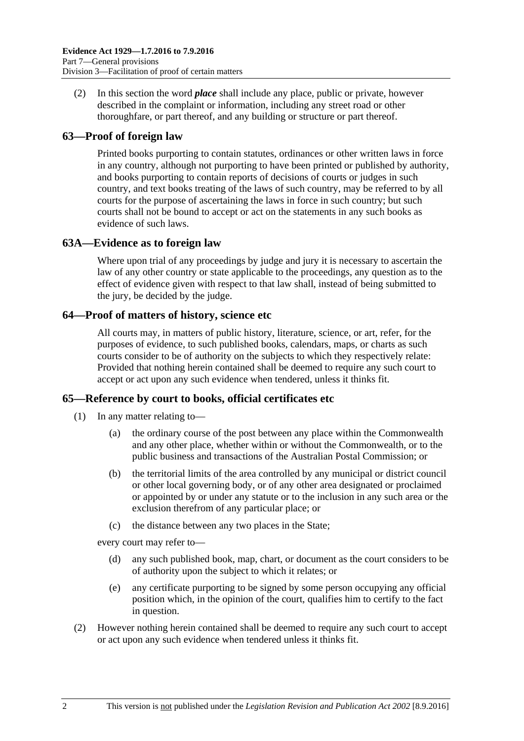(2) In this section the word ***place*** shall include any place, public or private, however described in the complaint or information, including any street road or other thoroughfare, or part thereof, and any building or structure or part thereof.

## 63—Proof of foreign law

Printed books purporting to contain statutes, ordinances or other written laws in force in any country, although not purporting to have been printed or published by authority, and books purporting to contain reports of decisions of courts or judges in such country, and text books treating of the laws of such country, may be referred to by all courts for the purpose of ascertaining the laws in force in such country; but such courts shall not be bound to accept or act on the statements in any such books as evidence of such laws.

## 63A—Evidence as to foreign law

Where upon trial of any proceedings by judge and jury it is necessary to ascertain the law of any other country or state applicable to the proceedings, any question as to the effect of evidence given with respect to that law shall, instead of being submitted to the jury, be decided by the judge.

## 64—Proof of matters of history, science etc

All courts may, in matters of public history, literature, science, or art, refer, for the purposes of evidence, to such published books, calendars, maps, or charts as such courts consider to be of authority on the subjects to which they respectively relate: Provided that nothing herein contained shall be deemed to require any such court to accept or act upon any such evidence when tendered, unless it thinks fit.

## 65—Reference by court to books, official certificates etc

(1) In any matter relating to—

(a) the ordinary course of the post between any place within the Commonwealth and any other place, whether within or without the Commonwealth, or to the public business and transactions of the Australian Postal Commission; or

(b) the territorial limits of the area controlled by any municipal or district council or other local governing body, or of any other area designated or proclaimed or appointed by or under any statute or to the inclusion in any such area or the exclusion therefrom of any particular place; or

(c) the distance between any two places in the State;

every court may refer to—

(d) any such published book, map, chart, or document as the court considers to be of authority upon the subject to which it relates; or

(e) any certificate purporting to be signed by some person occupying any official position which, in the opinion of the court, qualifies him to certify to the fact in question.

(2) However nothing herein contained shall be deemed to require any such court to accept or act upon any such evidence when tendered unless it thinks fit.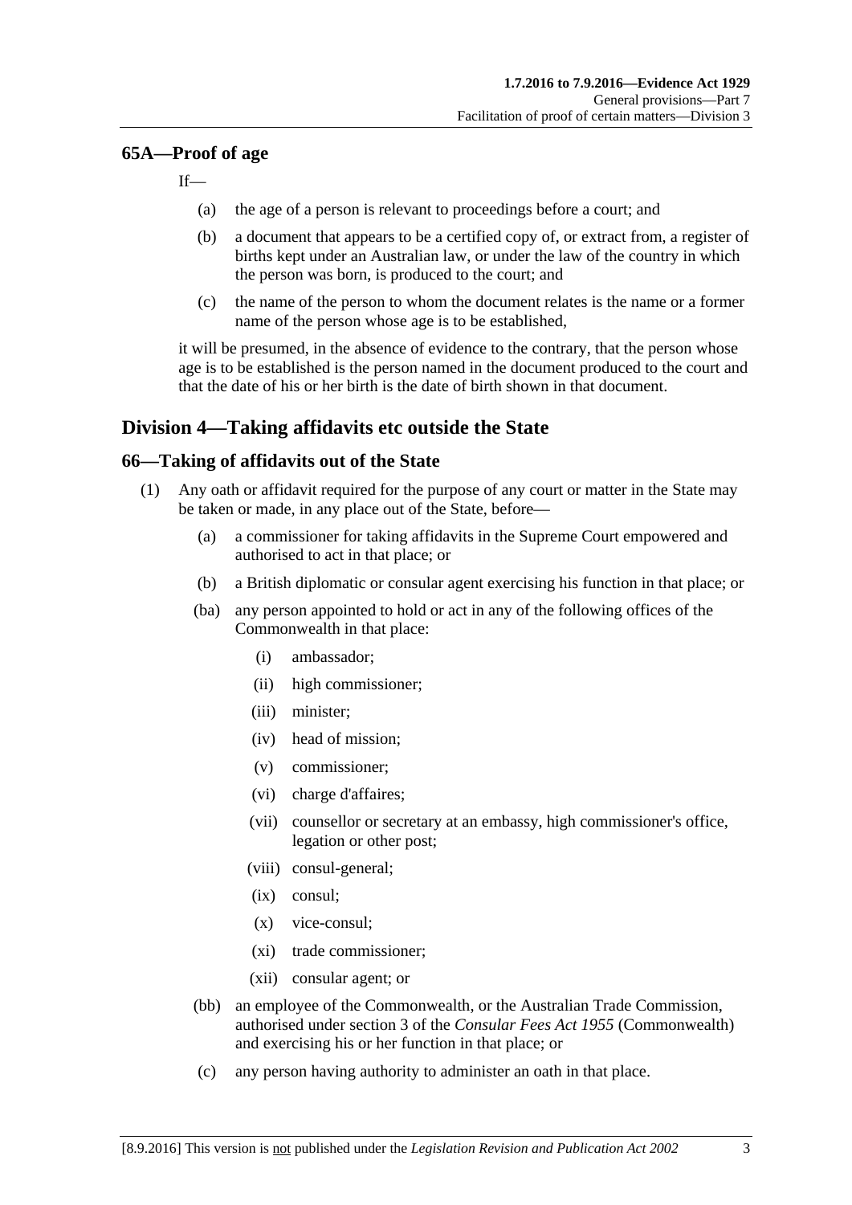### 65A—Proof of age

If—

- (a) the age of a person is relevant to proceedings before a court; and
- (b) a document that appears to be a certified copy of, or extract from, a register of births kept under an Australian law, or under the law of the country in which the person was born, is produced to the court; and
- (c) the name of the person to whom the document relates is the name or a former name of the person whose age is to be established,

it will be presumed, in the absence of evidence to the contrary, that the person whose age is to be established is the person named in the document produced to the court and that the date of his or her birth is the date of birth shown in that document.

## Division 4—Taking affidavits etc outside the State

### 66—Taking of affidavits out of the State

(1) Any oath or affidavit required for the purpose of any court or matter in the State may be taken or made, in any place out of the State, before—

- (a) a commissioner for taking affidavits in the Supreme Court empowered and authorised to act in that place; or
- (b) a British diplomatic or consular agent exercising his function in that place; or
- (ba) any person appointed to hold or act in any of the following offices of the Commonwealth in that place:
    - (i) ambassador;
    - (ii) high commissioner;
    - (iii) minister;
    - (iv) head of mission;
    - (v) commissioner;
    - (vi) charge d'affaires;
    - (vii) counsellor or secretary at an embassy, high commissioner's office, legation or other post;
    - (viii) consul-general;
    - (ix) consul;
    - (x) vice-consul;
    - (xi) trade commissioner;
    - (xii) consular agent; or
- (bb) an employee of the Commonwealth, or the Australian Trade Commission, authorised under section 3 of the *Consular Fees Act 1955* (Commonwealth) and exercising his or her function in that place; or
- (c) any person having authority to administer an oath in that place.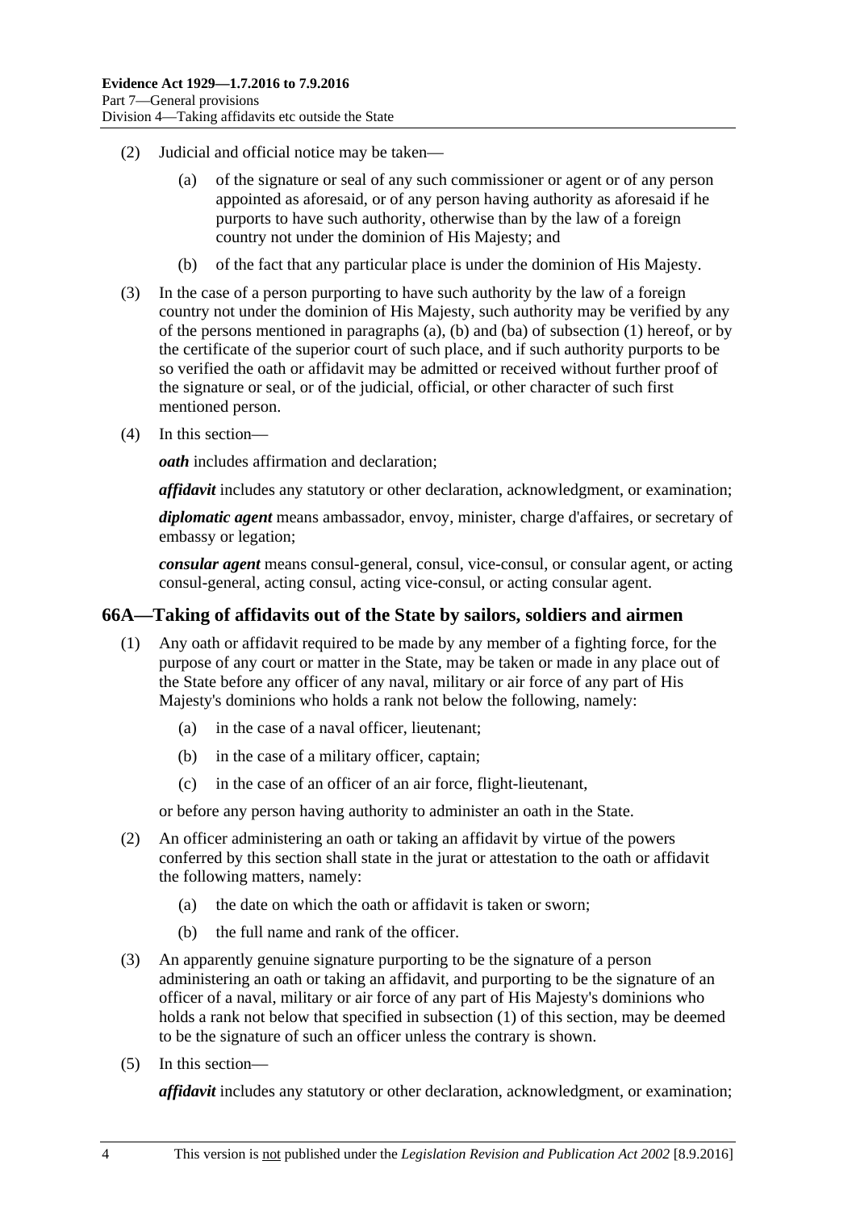(2) Judicial and official notice may be taken—

(a) of the signature or seal of any such commissioner or agent or of any person appointed as aforesaid, or of any person having authority as aforesaid if he purports to have such authority, otherwise than by the law of a foreign country not under the dominion of His Majesty; and

(b) of the fact that any particular place is under the dominion of His Majesty.

(3) In the case of a person purporting to have such authority by the law of a foreign country not under the dominion of His Majesty, such authority may be verified by any of the persons mentioned in paragraphs (a), (b) and (ba) of subsection (1) hereof, or by the certificate of the superior court of such place, and if such authority purports to be so verified the oath or affidavit may be admitted or received without further proof of the signature or seal, or of the judicial, official, or other character of such first mentioned person.

(4) In this section—

***oath*** includes affirmation and declaration;

***affidavit*** includes any statutory or other declaration, acknowledgment, or examination;

***diplomatic agent*** means ambassador, envoy, minister, charge d'affaires, or secretary of embassy or legation;

***consular agent*** means consul-general, consul, vice-consul, or consular agent, or acting consul-general, acting consul, acting vice-consul, or acting consular agent.

## 66A—Taking of affidavits out of the State by sailors, soldiers and airmen

(1) Any oath or affidavit required to be made by any member of a fighting force, for the purpose of any court or matter in the State, may be taken or made in any place out of the State before any officer of any naval, military or air force of any part of His Majesty's dominions who holds a rank not below the following, namely:

(a) in the case of a naval officer, lieutenant;

(b) in the case of a military officer, captain;

(c) in the case of an officer of an air force, flight-lieutenant,

or before any person having authority to administer an oath in the State.

(2) An officer administering an oath or taking an affidavit by virtue of the powers conferred by this section shall state in the jurat or attestation to the oath or affidavit the following matters, namely:

(a) the date on which the oath or affidavit is taken or sworn;

(b) the full name and rank of the officer.

(3) An apparently genuine signature purporting to be the signature of a person administering an oath or taking an affidavit, and purporting to be the signature of an officer of a naval, military or air force of any part of His Majesty's dominions who holds a rank not below that specified in subsection (1) of this section, may be deemed to be the signature of such an officer unless the contrary is shown.

(5) In this section—

***affidavit*** includes any statutory or other declaration, acknowledgment, or examination;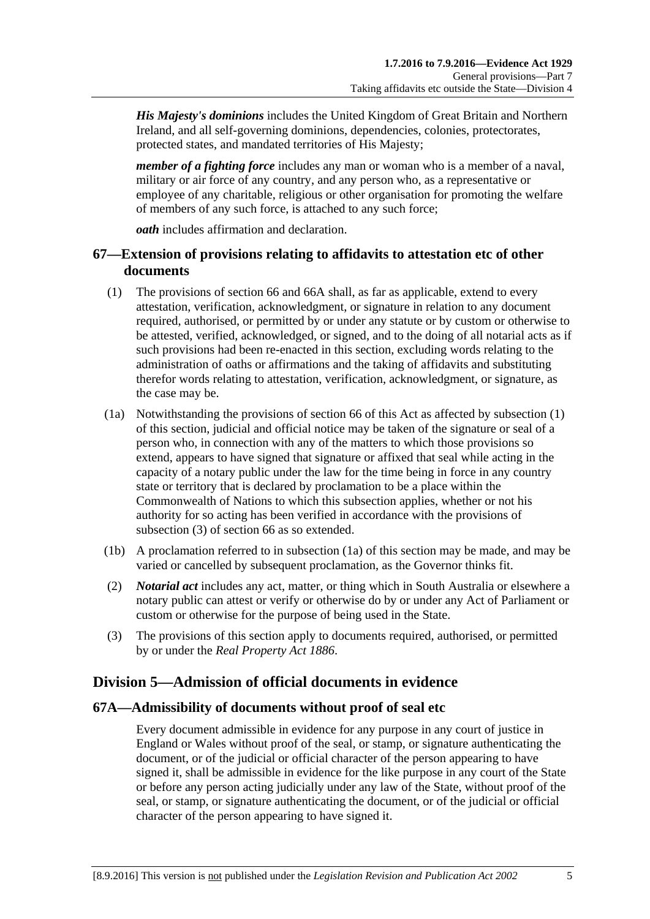***His Majesty's dominions*** includes the United Kingdom of Great Britain and Northern Ireland, and all self-governing dominions, dependencies, colonies, protectorates, protected states, and mandated territories of His Majesty;

***member of a fighting force*** includes any man or woman who is a member of a naval, military or air force of any country, and any person who, as a representative or employee of any charitable, religious or other organisation for promoting the welfare of members of any such force, is attached to any such force;

***oath*** includes affirmation and declaration.

## 67—Extension of provisions relating to affidavits to attestation etc of other documents

(1) The provisions of section 66 and 66A shall, as far as applicable, extend to every attestation, verification, acknowledgment, or signature in relation to any document required, authorised, or permitted by or under any statute or by custom or otherwise to be attested, verified, acknowledged, or signed, and to the doing of all notarial acts as if such provisions had been re-enacted in this section, excluding words relating to the administration of oaths or affirmations and the taking of affidavits and substituting therefor words relating to attestation, verification, acknowledgment, or signature, as the case may be.

(1a) Notwithstanding the provisions of section 66 of this Act as affected by subsection (1) of this section, judicial and official notice may be taken of the signature or seal of a person who, in connection with any of the matters to which those provisions so extend, appears to have signed that signature or affixed that seal while acting in the capacity of a notary public under the law for the time being in force in any country state or territory that is declared by proclamation to be a place within the Commonwealth of Nations to which this subsection applies, whether or not his authority for so acting has been verified in accordance with the provisions of subsection (3) of section 66 as so extended.

(1b) A proclamation referred to in subsection (1a) of this section may be made, and may be varied or cancelled by subsequent proclamation, as the Governor thinks fit.

(2) ***Notarial act*** includes any act, matter, or thing which in South Australia or elsewhere a notary public can attest or verify or otherwise do by or under any Act of Parliament or custom or otherwise for the purpose of being used in the State.

(3) The provisions of this section apply to documents required, authorised, or permitted by or under the *Real Property Act 1886*.

# Division 5—Admission of official documents in evidence

## 67A—Admissibility of documents without proof of seal etc

Every document admissible in evidence for any purpose in any court of justice in England or Wales without proof of the seal, or stamp, or signature authenticating the document, or of the judicial or official character of the person appearing to have signed it, shall be admissible in evidence for the like purpose in any court of the State or before any person acting judicially under any law of the State, without proof of the seal, or stamp, or signature authenticating the document, or of the judicial or official character of the person appearing to have signed it.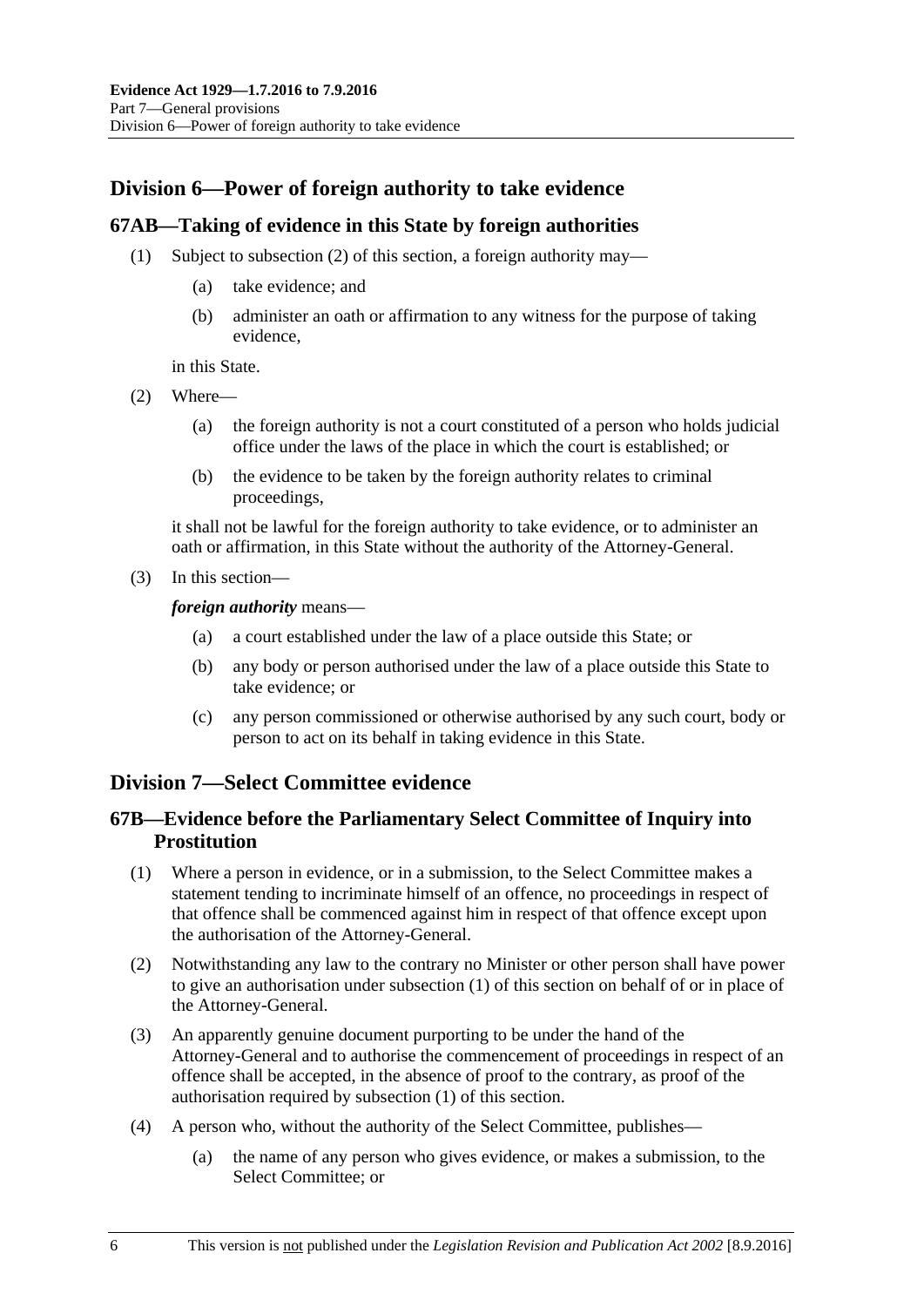## Division 6—Power of foreign authority to take evidence

### 67AB—Taking of evidence in this State by foreign authorities

(1) Subject to subsection (2) of this section, a foreign authority may—

(a) take evidence; and

(b) administer an oath or affirmation to any witness for the purpose of taking evidence,

in this State.

(2) Where—

(a) the foreign authority is not a court constituted of a person who holds judicial office under the laws of the place in which the court is established; or

(b) the evidence to be taken by the foreign authority relates to criminal proceedings,

it shall not be lawful for the foreign authority to take evidence, or to administer an oath or affirmation, in this State without the authority of the Attorney-General.

(3) In this section—

***foreign authority*** means—

(a) a court established under the law of a place outside this State; or

(b) any body or person authorised under the law of a place outside this State to take evidence; or

(c) any person commissioned or otherwise authorised by any such court, body or person to act on its behalf in taking evidence in this State.

## Division 7—Select Committee evidence

### 67B—Evidence before the Parliamentary Select Committee of Inquiry into Prostitution

(1) Where a person in evidence, or in a submission, to the Select Committee makes a statement tending to incriminate himself of an offence, no proceedings in respect of that offence shall be commenced against him in respect of that offence except upon the authorisation of the Attorney-General.

(2) Notwithstanding any law to the contrary no Minister or other person shall have power to give an authorisation under subsection (1) of this section on behalf of or in place of the Attorney-General.

(3) An apparently genuine document purporting to be under the hand of the Attorney-General and to authorise the commencement of proceedings in respect of an offence shall be accepted, in the absence of proof to the contrary, as proof of the authorisation required by subsection (1) of this section.

(4) A person who, without the authority of the Select Committee, publishes—

(a) the name of any person who gives evidence, or makes a submission, to the Select Committee; or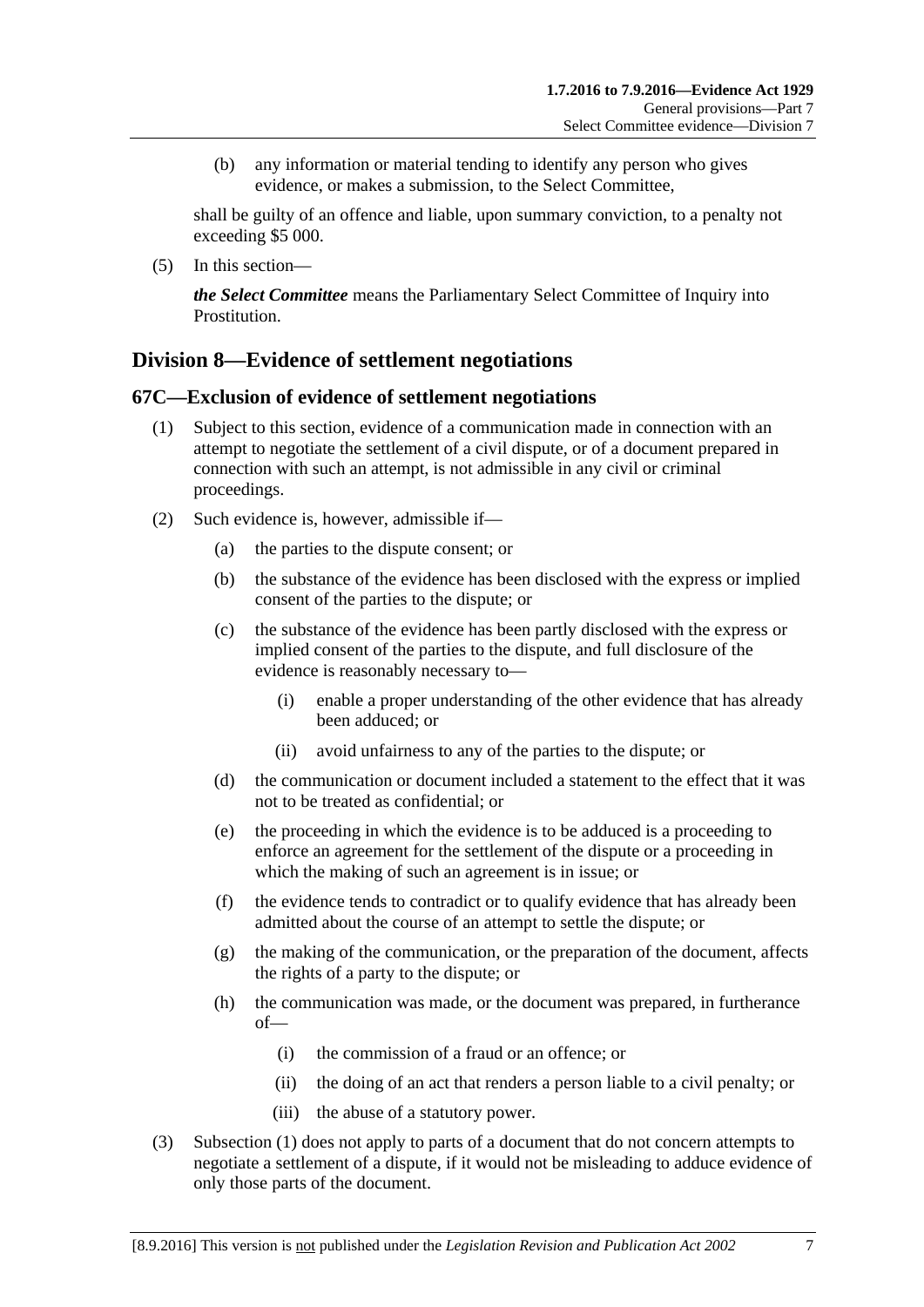(b) any information or material tending to identify any person who gives evidence, or makes a submission, to the Select Committee,

shall be guilty of an offence and liable, upon summary conviction, to a penalty not exceeding $5 000.

(5) In this section—

***the Select Committee*** means the Parliamentary Select Committee of Inquiry into Prostitution.

## Division 8—Evidence of settlement negotiations

### 67C—Exclusion of evidence of settlement negotiations

(1) Subject to this section, evidence of a communication made in connection with an attempt to negotiate the settlement of a civil dispute, or of a document prepared in connection with such an attempt, is not admissible in any civil or criminal proceedings.

(2) Such evidence is, however, admissible if—

- (a) the parties to the dispute consent; or
- (b) the substance of the evidence has been disclosed with the express or implied consent of the parties to the dispute; or
- (c) the substance of the evidence has been partly disclosed with the express or implied consent of the parties to the dispute, and full disclosure of the evidence is reasonably necessary to—
  - (i) enable a proper understanding of the other evidence that has already been adduced; or
  - (ii) avoid unfairness to any of the parties to the dispute; or
- (d) the communication or document included a statement to the effect that it was not to be treated as confidential; or
- (e) the proceeding in which the evidence is to be adduced is a proceeding to enforce an agreement for the settlement of the dispute or a proceeding in which the making of such an agreement is in issue; or
- (f) the evidence tends to contradict or to qualify evidence that has already been admitted about the course of an attempt to settle the dispute; or
- (g) the making of the communication, or the preparation of the document, affects the rights of a party to the dispute; or
- (h) the communication was made, or the document was prepared, in furtherance of—
  - (i) the commission of a fraud or an offence; or
  - (ii) the doing of an act that renders a person liable to a civil penalty; or
  - (iii) the abuse of a statutory power.

(3) Subsection (1) does not apply to parts of a document that do not concern attempts to negotiate a settlement of a dispute, if it would not be misleading to adduce evidence of only those parts of the document.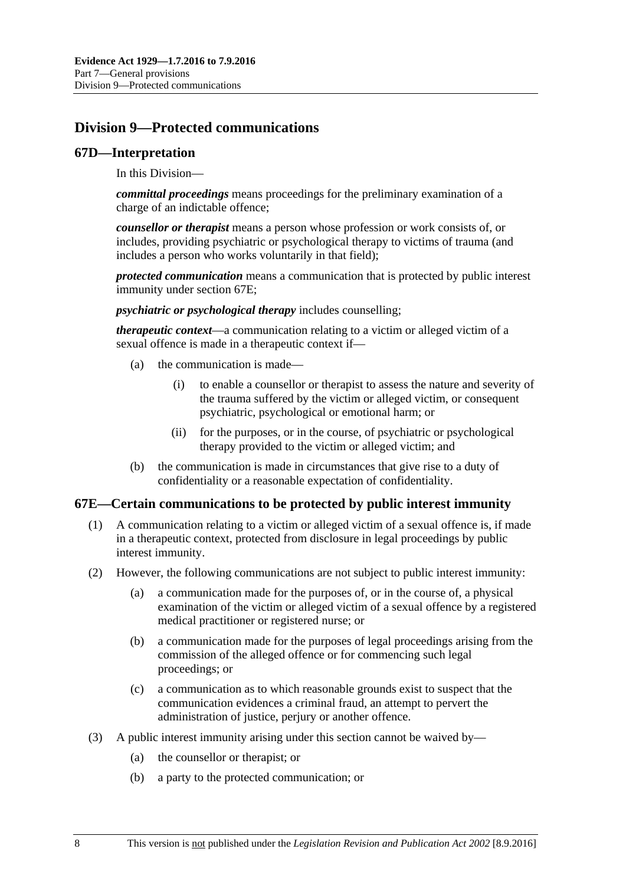## Division 9—Protected communications

### 67D—Interpretation

In this Division—

***committal proceedings*** means proceedings for the preliminary examination of a charge of an indictable offence;

***counsellor or therapist*** means a person whose profession or work consists of, or includes, providing psychiatric or psychological therapy to victims of trauma (and includes a person who works voluntarily in that field);

***protected communication*** means a communication that is protected by public interest immunity under section 67E;

***psychiatric or psychological therapy*** includes counselling;

***therapeutic context***—a communication relating to a victim or alleged victim of a sexual offence is made in a therapeutic context if—

- (a) the communication is made—
  - (i) to enable a counsellor or therapist to assess the nature and severity of the trauma suffered by the victim or alleged victim, or consequent psychiatric, psychological or emotional harm; or
  - (ii) for the purposes, or in the course, of psychiatric or psychological therapy provided to the victim or alleged victim; and
- (b) the communication is made in circumstances that give rise to a duty of confidentiality or a reasonable expectation of confidentiality.

### 67E—Certain communications to be protected by public interest immunity

(1) A communication relating to a victim or alleged victim of a sexual offence is, if made in a therapeutic context, protected from disclosure in legal proceedings by public interest immunity.

(2) However, the following communications are not subject to public interest immunity:

- (a) a communication made for the purposes of, or in the course of, a physical examination of the victim or alleged victim of a sexual offence by a registered medical practitioner or registered nurse; or
- (b) a communication made for the purposes of legal proceedings arising from the commission of the alleged offence or for commencing such legal proceedings; or
- (c) a communication as to which reasonable grounds exist to suspect that the communication evidences a criminal fraud, an attempt to pervert the administration of justice, perjury or another offence.

(3) A public interest immunity arising under this section cannot be waived by—

- (a) the counsellor or therapist; or
- (b) a party to the protected communication; or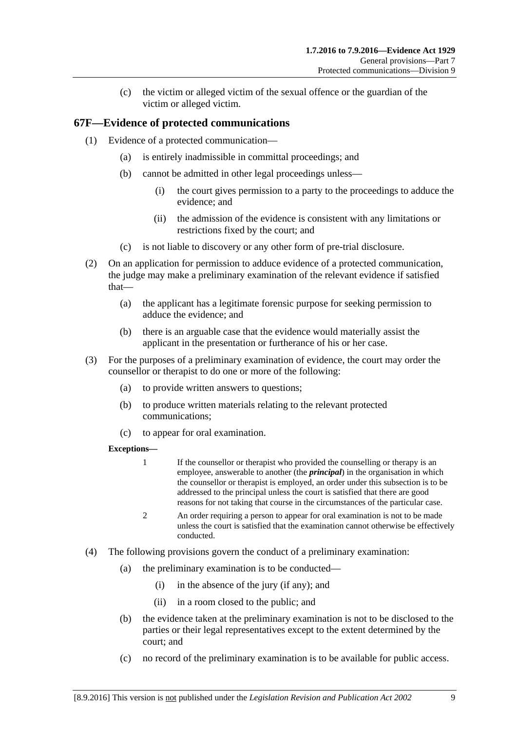(c) the victim or alleged victim of the sexual offence or the guardian of the victim or alleged victim.

## 67F—Evidence of protected communications

(1) Evidence of a protected communication—

(a) is entirely inadmissible in committal proceedings; and

(b) cannot be admitted in other legal proceedings unless—

(i) the court gives permission to a party to the proceedings to adduce the evidence; and

(ii) the admission of the evidence is consistent with any limitations or restrictions fixed by the court; and

(c) is not liable to discovery or any other form of pre-trial disclosure.

(2) On an application for permission to adduce evidence of a protected communication, the judge may make a preliminary examination of the relevant evidence if satisfied that—

(a) the applicant has a legitimate forensic purpose for seeking permission to adduce the evidence; and

(b) there is an arguable case that the evidence would materially assist the applicant in the presentation or furtherance of his or her case.

(3) For the purposes of a preliminary examination of evidence, the court may order the counsellor or therapist to do one or more of the following:

(a) to provide written answers to questions;

(b) to produce written materials relating to the relevant protected communications;

(c) to appear for oral examination.

**Exceptions—**

1 If the counsellor or therapist who provided the counselling or therapy is an employee, answerable to another (the ***principal***) in the organisation in which the counsellor or therapist is employed, an order under this subsection is to be addressed to the principal unless the court is satisfied that there are good reasons for not taking that course in the circumstances of the particular case.

2 An order requiring a person to appear for oral examination is not to be made unless the court is satisfied that the examination cannot otherwise be effectively conducted.

(4) The following provisions govern the conduct of a preliminary examination:

(a) the preliminary examination is to be conducted—

(i) in the absence of the jury (if any); and

(ii) in a room closed to the public; and

(b) the evidence taken at the preliminary examination is not to be disclosed to the parties or their legal representatives except to the extent determined by the court; and

(c) no record of the preliminary examination is to be available for public access.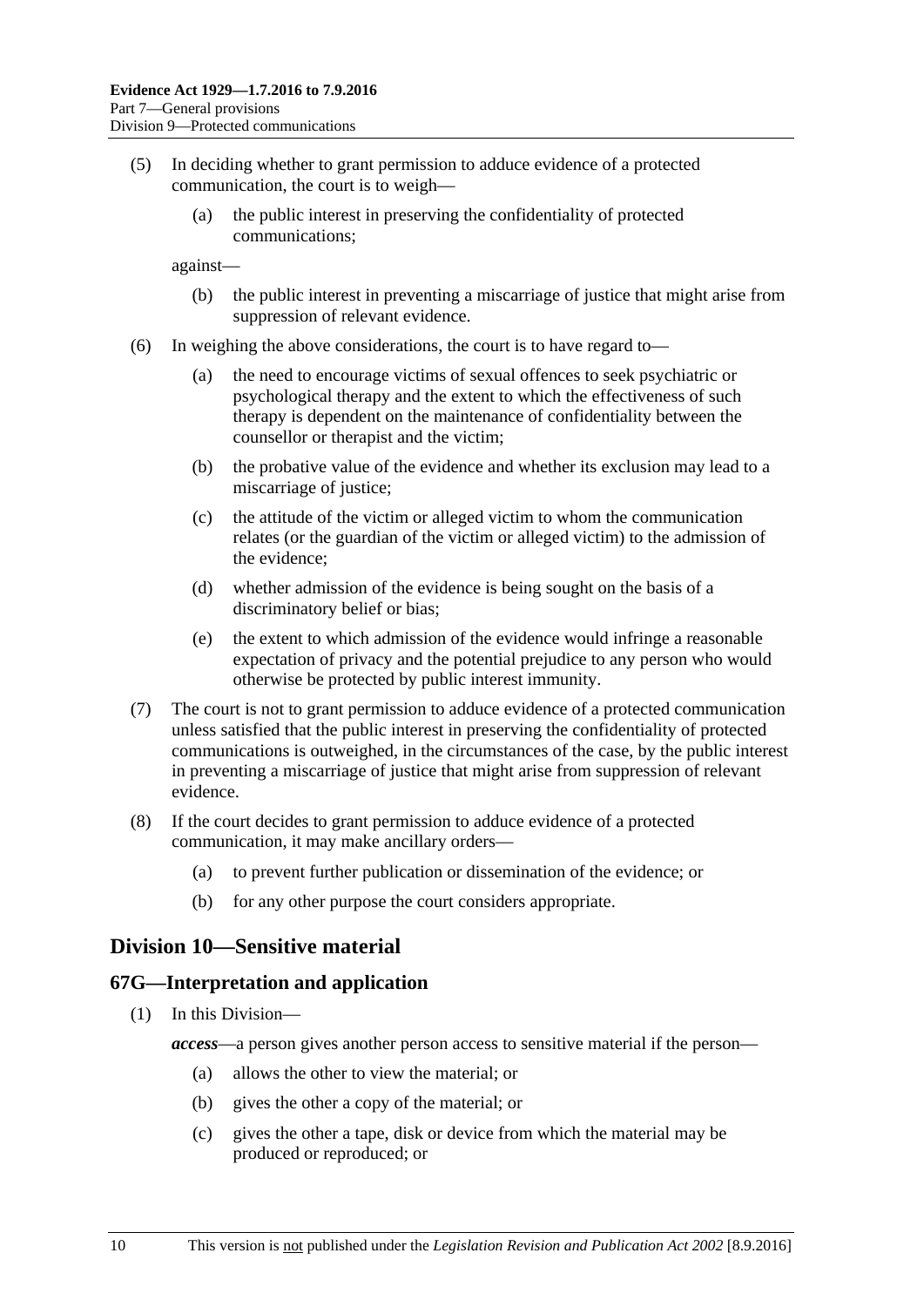(5) In deciding whether to grant permission to adduce evidence of a protected communication, the court is to weigh—

  (a) the public interest in preserving the confidentiality of protected communications;

against—

  (b) the public interest in preventing a miscarriage of justice that might arise from suppression of relevant evidence.

(6) In weighing the above considerations, the court is to have regard to—

  (a) the need to encourage victims of sexual offences to seek psychiatric or psychological therapy and the extent to which the effectiveness of such therapy is dependent on the maintenance of confidentiality between the counsellor or therapist and the victim;

  (b) the probative value of the evidence and whether its exclusion may lead to a miscarriage of justice;

  (c) the attitude of the victim or alleged victim to whom the communication relates (or the guardian of the victim or alleged victim) to the admission of the evidence;

  (d) whether admission of the evidence is being sought on the basis of a discriminatory belief or bias;

  (e) the extent to which admission of the evidence would infringe a reasonable expectation of privacy and the potential prejudice to any person who would otherwise be protected by public interest immunity.

(7) The court is not to grant permission to adduce evidence of a protected communication unless satisfied that the public interest in preserving the confidentiality of protected communications is outweighed, in the circumstances of the case, by the public interest in preventing a miscarriage of justice that might arise from suppression of relevant evidence.

(8) If the court decides to grant permission to adduce evidence of a protected communication, it may make ancillary orders—

  (a) to prevent further publication or dissemination of the evidence; or

  (b) for any other purpose the court considers appropriate.

## Division 10—Sensitive material

### 67G—Interpretation and application

(1) In this Division—

***access***—a person gives another person access to sensitive material if the person—

  (a) allows the other to view the material; or

  (b) gives the other a copy of the material; or

  (c) gives the other a tape, disk or device from which the material may be produced or reproduced; or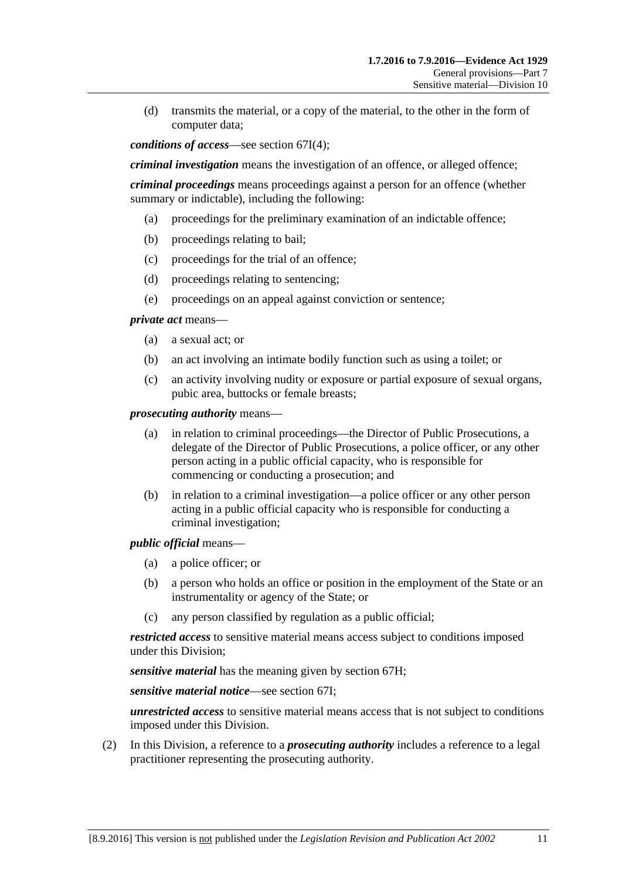(d) transmits the material, or a copy of the material, to the other in the form of computer data;

***conditions of access***—see section 67I(4);

***criminal investigation*** means the investigation of an offence, or alleged offence;

***criminal proceedings*** means proceedings against a person for an offence (whether summary or indictable), including the following:

(a) proceedings for the preliminary examination of an indictable offence;

(b) proceedings relating to bail;

(c) proceedings for the trial of an offence;

(d) proceedings relating to sentencing;

(e) proceedings on an appeal against conviction or sentence;

***private act*** means—

(a) a sexual act; or

(b) an act involving an intimate bodily function such as using a toilet; or

(c) an activity involving nudity or exposure or partial exposure of sexual organs, pubic area, buttocks or female breasts;

***prosecuting authority*** means—

(a) in relation to criminal proceedings—the Director of Public Prosecutions, a delegate of the Director of Public Prosecutions, a police officer, or any other person acting in a public official capacity, who is responsible for commencing or conducting a prosecution; and

(b) in relation to a criminal investigation—a police officer or any other person acting in a public official capacity who is responsible for conducting a criminal investigation;

***public official*** means—

(a) a police officer; or

(b) a person who holds an office or position in the employment of the State or an instrumentality or agency of the State; or

(c) any person classified by regulation as a public official;

***restricted access*** to sensitive material means access subject to conditions imposed under this Division;

***sensitive material*** has the meaning given by section 67H;

***sensitive material notice***—see section 67I;

***unrestricted access*** to sensitive material means access that is not subject to conditions imposed under this Division.

(2) In this Division, a reference to a ***prosecuting authority*** includes a reference to a legal practitioner representing the prosecuting authority.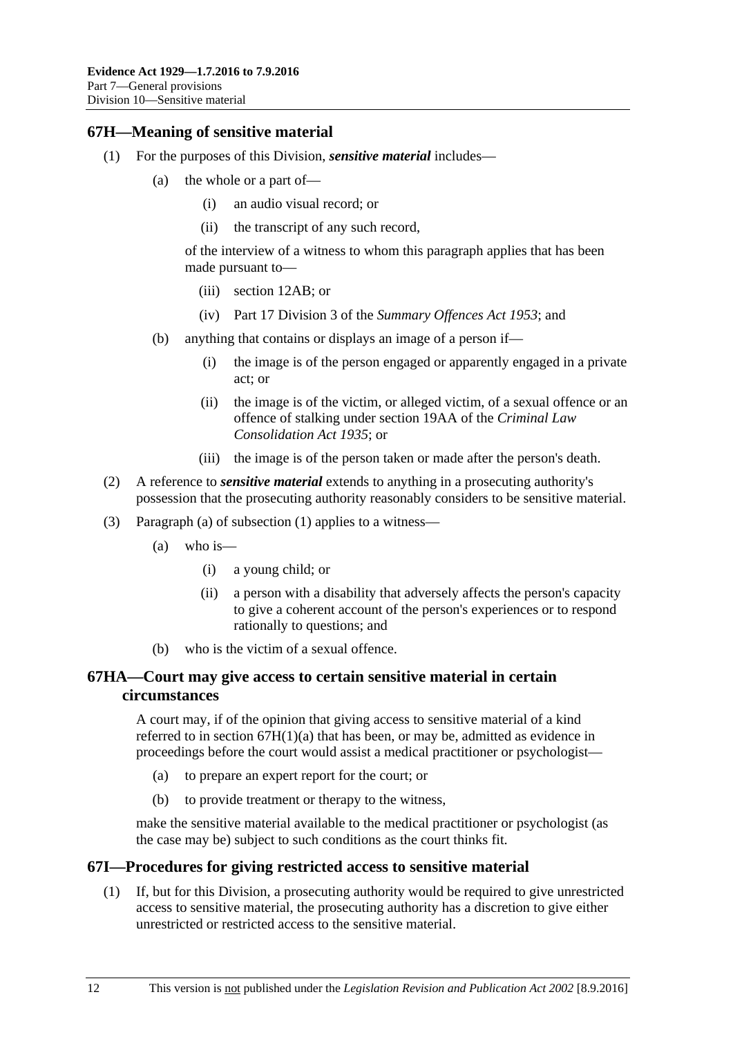## 67H—Meaning of sensitive material

(1) For the purposes of this Division, ***sensitive material*** includes—

(a) the whole or a part of—

(i) an audio visual record; or

(ii) the transcript of any such record,

of the interview of a witness to whom this paragraph applies that has been made pursuant to—

(iii) section 12AB; or

(iv) Part 17 Division 3 of the *Summary Offences Act 1953*; and

(b) anything that contains or displays an image of a person if—

(i) the image is of the person engaged or apparently engaged in a private act; or

(ii) the image is of the victim, or alleged victim, of a sexual offence or an offence of stalking under section 19AA of the *Criminal Law Consolidation Act 1935*; or

(iii) the image is of the person taken or made after the person's death.

(2) A reference to ***sensitive material*** extends to anything in a prosecuting authority's possession that the prosecuting authority reasonably considers to be sensitive material.

(3) Paragraph (a) of subsection (1) applies to a witness—

(a) who is—

(i) a young child; or

(ii) a person with a disability that adversely affects the person's capacity to give a coherent account of the person's experiences or to respond rationally to questions; and

(b) who is the victim of a sexual offence.

## 67HA—Court may give access to certain sensitive material in certain circumstances

A court may, if of the opinion that giving access to sensitive material of a kind referred to in section 67H(1)(a) that has been, or may be, admitted as evidence in proceedings before the court would assist a medical practitioner or psychologist—

(a) to prepare an expert report for the court; or

(b) to provide treatment or therapy to the witness,

make the sensitive material available to the medical practitioner or psychologist (as the case may be) subject to such conditions as the court thinks fit.

## 67I—Procedures for giving restricted access to sensitive material

(1) If, but for this Division, a prosecuting authority would be required to give unrestricted access to sensitive material, the prosecuting authority has a discretion to give either unrestricted or restricted access to the sensitive material.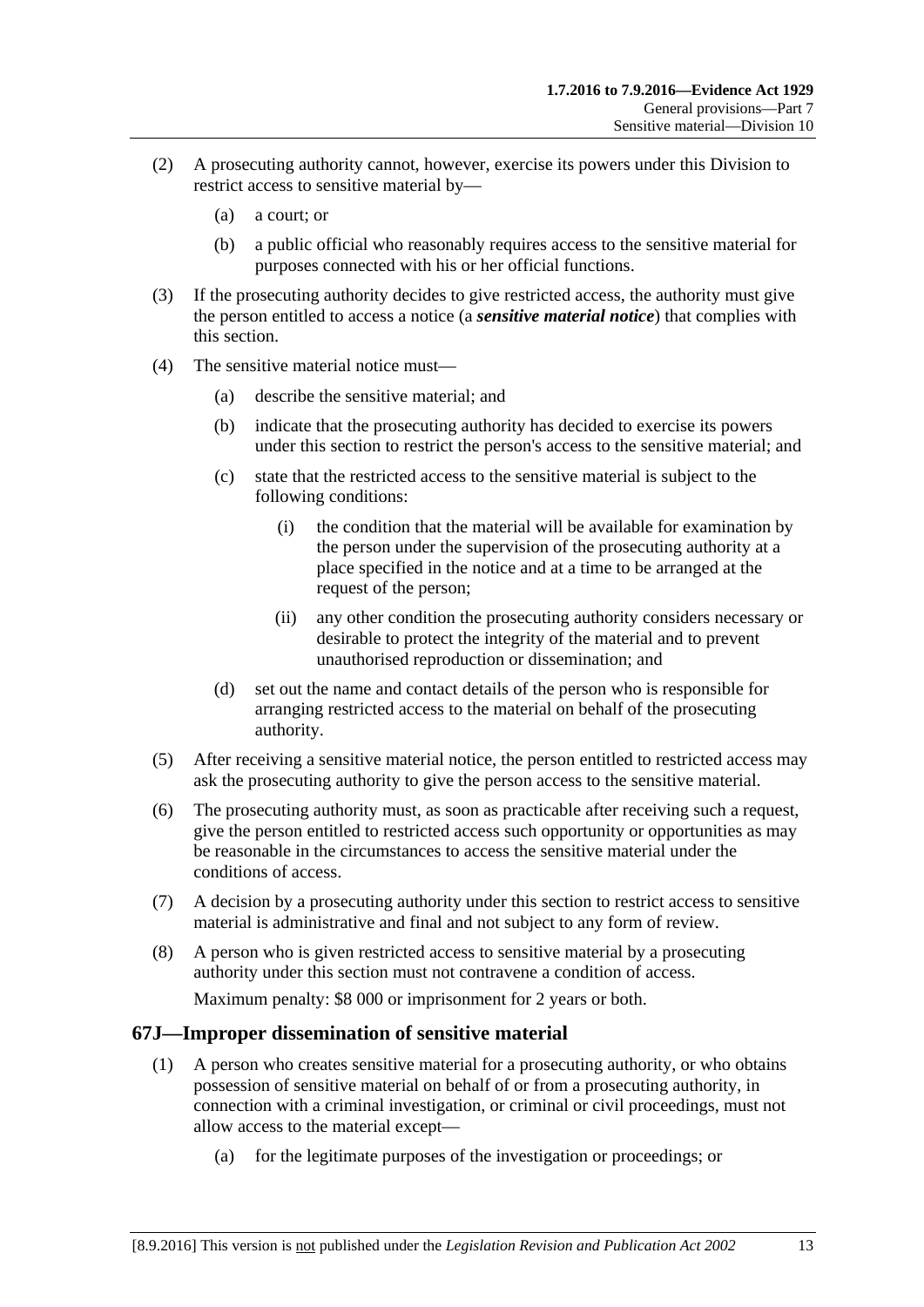(2) A prosecuting authority cannot, however, exercise its powers under this Division to restrict access to sensitive material by—

(a) a court; or

(b) a public official who reasonably requires access to the sensitive material for purposes connected with his or her official functions.

(3) If the prosecuting authority decides to give restricted access, the authority must give the person entitled to access a notice (a ***sensitive material notice***) that complies with this section.

(4) The sensitive material notice must—

(a) describe the sensitive material; and

(b) indicate that the prosecuting authority has decided to exercise its powers under this section to restrict the person's access to the sensitive material; and

(c) state that the restricted access to the sensitive material is subject to the following conditions:

(i) the condition that the material will be available for examination by the person under the supervision of the prosecuting authority at a place specified in the notice and at a time to be arranged at the request of the person;

(ii) any other condition the prosecuting authority considers necessary or desirable to protect the integrity of the material and to prevent unauthorised reproduction or dissemination; and

(d) set out the name and contact details of the person who is responsible for arranging restricted access to the material on behalf of the prosecuting authority.

(5) After receiving a sensitive material notice, the person entitled to restricted access may ask the prosecuting authority to give the person access to the sensitive material.

(6) The prosecuting authority must, as soon as practicable after receiving such a request, give the person entitled to restricted access such opportunity or opportunities as may be reasonable in the circumstances to access the sensitive material under the conditions of access.

(7) A decision by a prosecuting authority under this section to restrict access to sensitive material is administrative and final and not subject to any form of review.

(8) A person who is given restricted access to sensitive material by a prosecuting authority under this section must not contravene a condition of access.

Maximum penalty: $8 000 or imprisonment for 2 years or both.

## 67J—Improper dissemination of sensitive material

(1) A person who creates sensitive material for a prosecuting authority, or who obtains possession of sensitive material on behalf of or from a prosecuting authority, in connection with a criminal investigation, or criminal or civil proceedings, must not allow access to the material except—

(a) for the legitimate purposes of the investigation or proceedings; or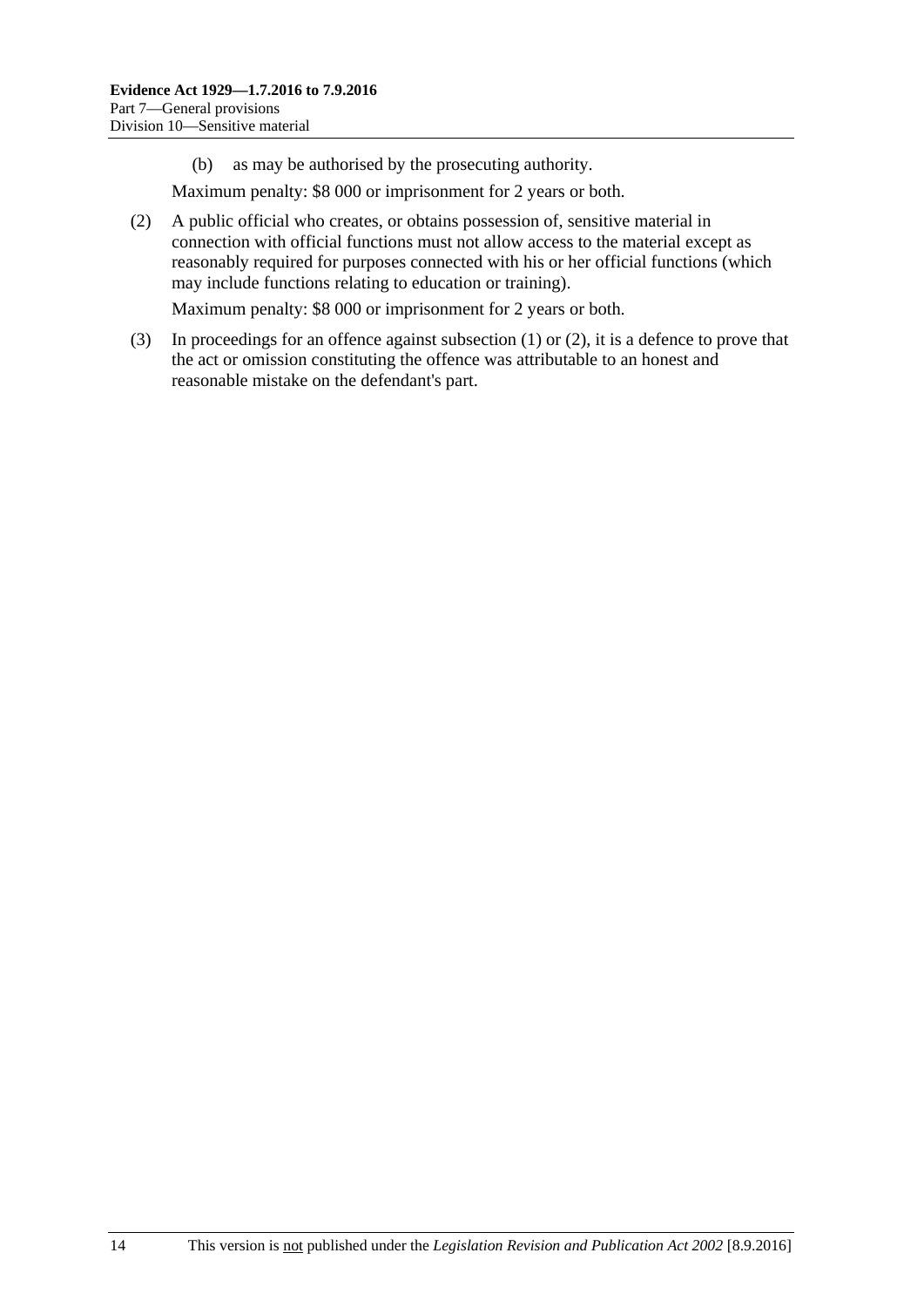(b) as may be authorised by the prosecuting authority.

Maximum penalty: $8 000 or imprisonment for 2 years or both.

(2) A public official who creates, or obtains possession of, sensitive material in connection with official functions must not allow access to the material except as reasonably required for purposes connected with his or her official functions (which may include functions relating to education or training).

Maximum penalty: $8 000 or imprisonment for 2 years or both.

(3) In proceedings for an offence against subsection (1) or (2), it is a defence to prove that the act or omission constituting the offence was attributable to an honest and reasonable mistake on the defendant's part.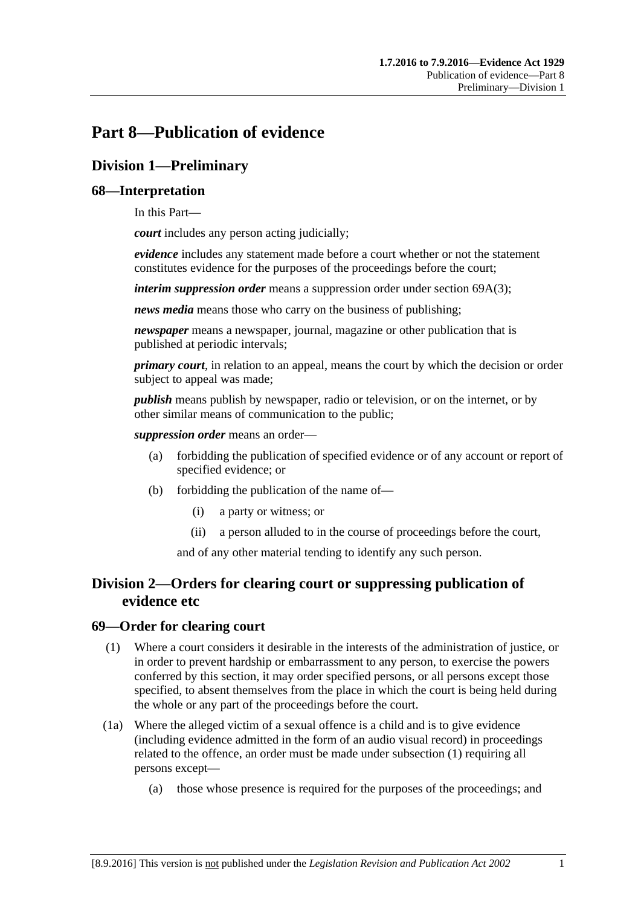# Part 8—Publication of evidence

## Division 1—Preliminary

### 68—Interpretation

In this Part—

***court*** includes any person acting judicially;

***evidence*** includes any statement made before a court whether or not the statement constitutes evidence for the purposes of the proceedings before the court;

***interim suppression order*** means a suppression order under section 69A(3);

***news media*** means those who carry on the business of publishing;

***newspaper*** means a newspaper, journal, magazine or other publication that is published at periodic intervals;

***primary court***, in relation to an appeal, means the court by which the decision or order subject to appeal was made;

***publish*** means publish by newspaper, radio or television, or on the internet, or by other similar means of communication to the public;

***suppression order*** means an order—

(a) forbidding the publication of specified evidence or of any account or report of specified evidence; or

(b) forbidding the publication of the name of—

(i) a party or witness; or

(ii) a person alluded to in the course of proceedings before the court,

and of any other material tending to identify any such person.

## Division 2—Orders for clearing court or suppressing publication of evidence etc

### 69—Order for clearing court

(1) Where a court considers it desirable in the interests of the administration of justice, or in order to prevent hardship or embarrassment to any person, to exercise the powers conferred by this section, it may order specified persons, or all persons except those specified, to absent themselves from the place in which the court is being held during the whole or any part of the proceedings before the court.

(1a) Where the alleged victim of a sexual offence is a child and is to give evidence (including evidence admitted in the form of an audio visual record) in proceedings related to the offence, an order must be made under subsection (1) requiring all persons except—

(a) those whose presence is required for the purposes of the proceedings; and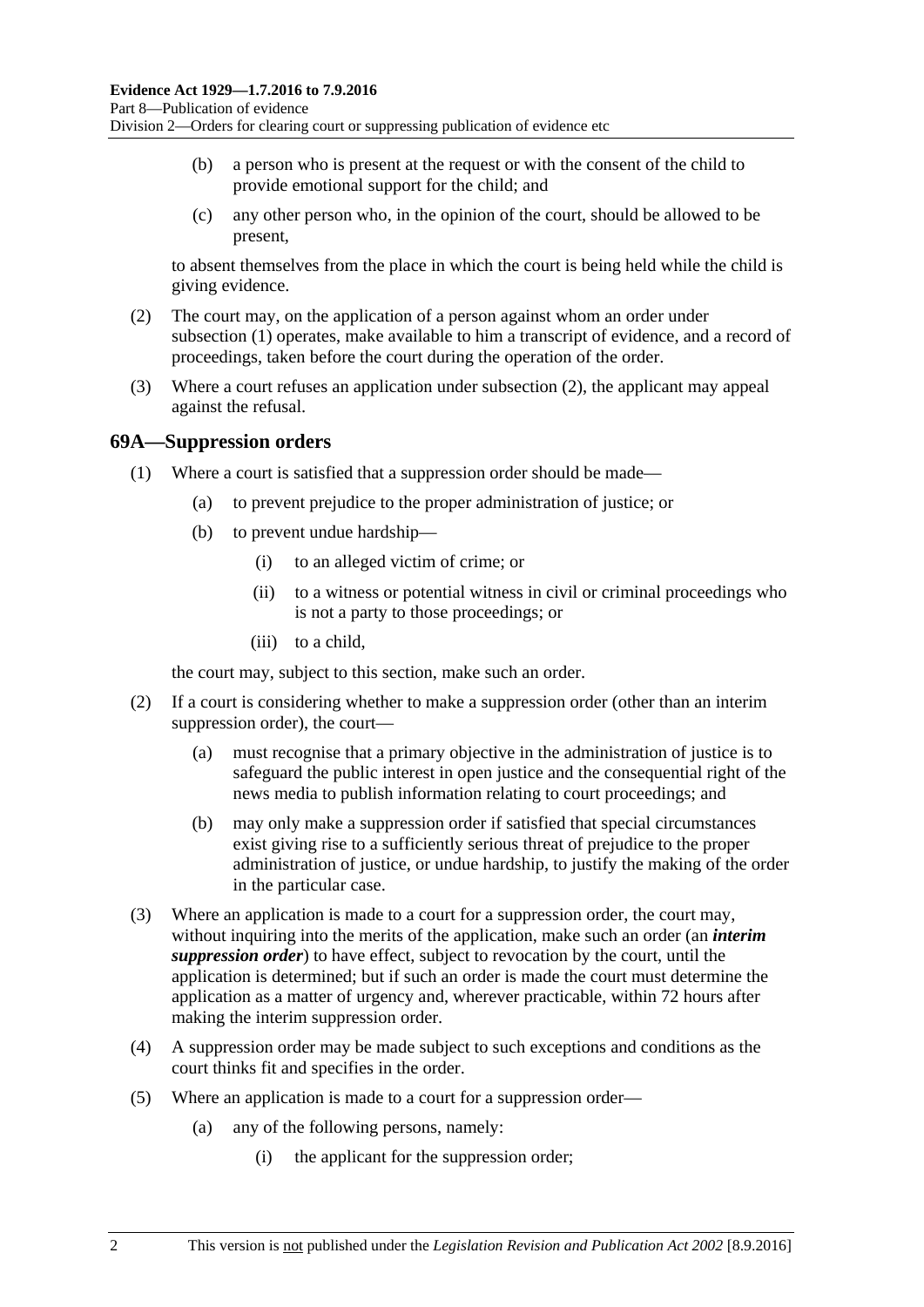(b) a person who is present at the request or with the consent of the child to provide emotional support for the child; and

(c) any other person who, in the opinion of the court, should be allowed to be present,

to absent themselves from the place in which the court is being held while the child is giving evidence.

(2) The court may, on the application of a person against whom an order under subsection (1) operates, make available to him a transcript of evidence, and a record of proceedings, taken before the court during the operation of the order.

(3) Where a court refuses an application under subsection (2), the applicant may appeal against the refusal.

## 69A—Suppression orders

(1) Where a court is satisfied that a suppression order should be made—

(a) to prevent prejudice to the proper administration of justice; or

(b) to prevent undue hardship—

(i) to an alleged victim of crime; or

(ii) to a witness or potential witness in civil or criminal proceedings who is not a party to those proceedings; or

(iii) to a child,

the court may, subject to this section, make such an order.

(2) If a court is considering whether to make a suppression order (other than an interim suppression order), the court—

(a) must recognise that a primary objective in the administration of justice is to safeguard the public interest in open justice and the consequential right of the news media to publish information relating to court proceedings; and

(b) may only make a suppression order if satisfied that special circumstances exist giving rise to a sufficiently serious threat of prejudice to the proper administration of justice, or undue hardship, to justify the making of the order in the particular case.

(3) Where an application is made to a court for a suppression order, the court may, without inquiring into the merits of the application, make such an order (an ***interim suppression order***) to have effect, subject to revocation by the court, until the application is determined; but if such an order is made the court must determine the application as a matter of urgency and, wherever practicable, within 72 hours after making the interim suppression order.

(4) A suppression order may be made subject to such exceptions and conditions as the court thinks fit and specifies in the order.

(5) Where an application is made to a court for a suppression order—

(a) any of the following persons, namely:

(i) the applicant for the suppression order;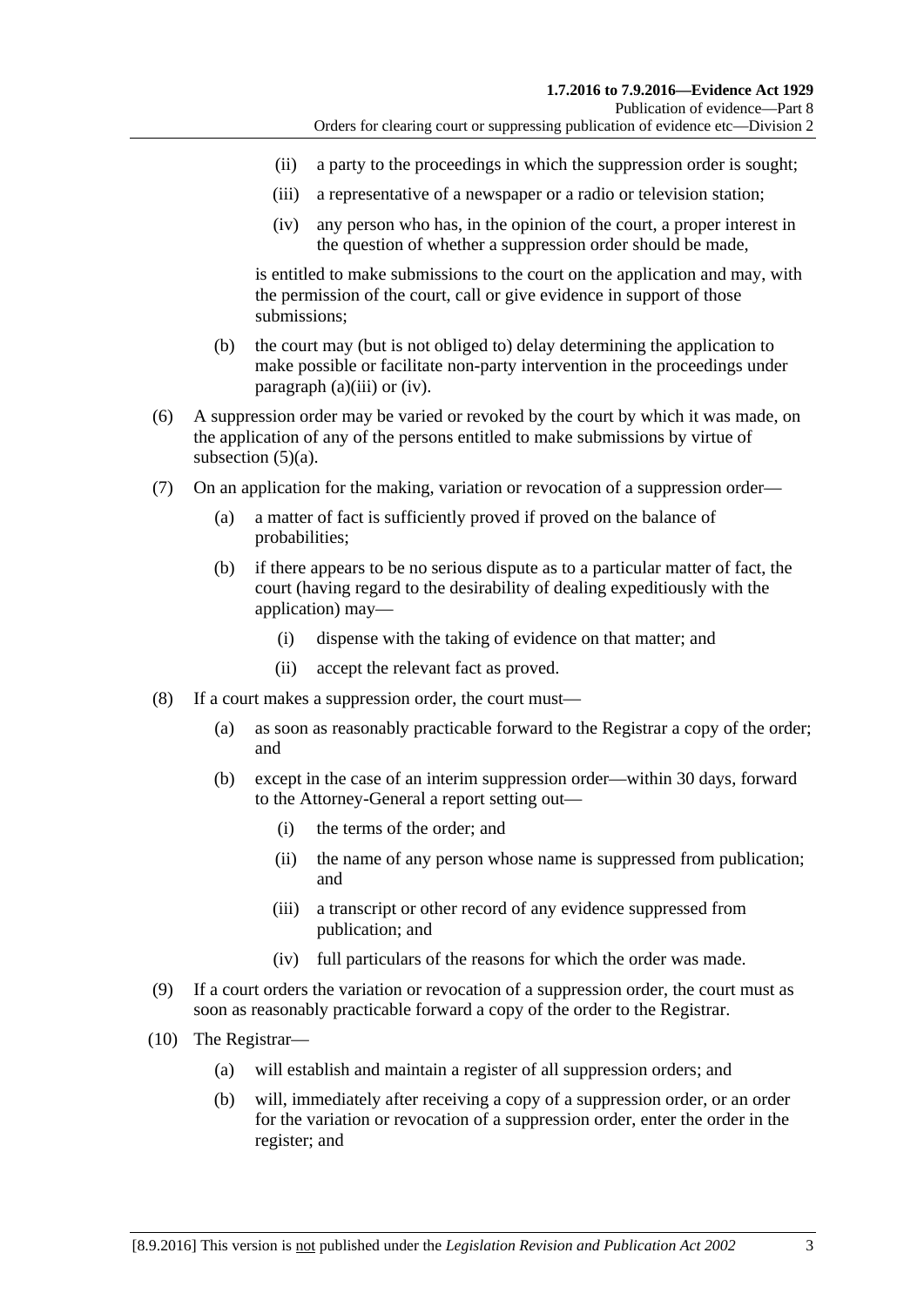(ii) a party to the proceedings in which the suppression order is sought;

(iii) a representative of a newspaper or a radio or television station;

(iv) any person who has, in the opinion of the court, a proper interest in the question of whether a suppression order should be made,

is entitled to make submissions to the court on the application and may, with the permission of the court, call or give evidence in support of those submissions;

(b) the court may (but is not obliged to) delay determining the application to make possible or facilitate non-party intervention in the proceedings under paragraph (a)(iii) or (iv).

(6) A suppression order may be varied or revoked by the court by which it was made, on the application of any of the persons entitled to make submissions by virtue of subsection (5)(a).

(7) On an application for the making, variation or revocation of a suppression order—

(a) a matter of fact is sufficiently proved if proved on the balance of probabilities;

(b) if there appears to be no serious dispute as to a particular matter of fact, the court (having regard to the desirability of dealing expeditiously with the application) may—

(i) dispense with the taking of evidence on that matter; and

(ii) accept the relevant fact as proved.

(8) If a court makes a suppression order, the court must—

(a) as soon as reasonably practicable forward to the Registrar a copy of the order; and

(b) except in the case of an interim suppression order—within 30 days, forward to the Attorney-General a report setting out—

(i) the terms of the order; and

(ii) the name of any person whose name is suppressed from publication; and

(iii) a transcript or other record of any evidence suppressed from publication; and

(iv) full particulars of the reasons for which the order was made.

(9) If a court orders the variation or revocation of a suppression order, the court must as soon as reasonably practicable forward a copy of the order to the Registrar.

(10) The Registrar—

(a) will establish and maintain a register of all suppression orders; and

(b) will, immediately after receiving a copy of a suppression order, or an order for the variation or revocation of a suppression order, enter the order in the register; and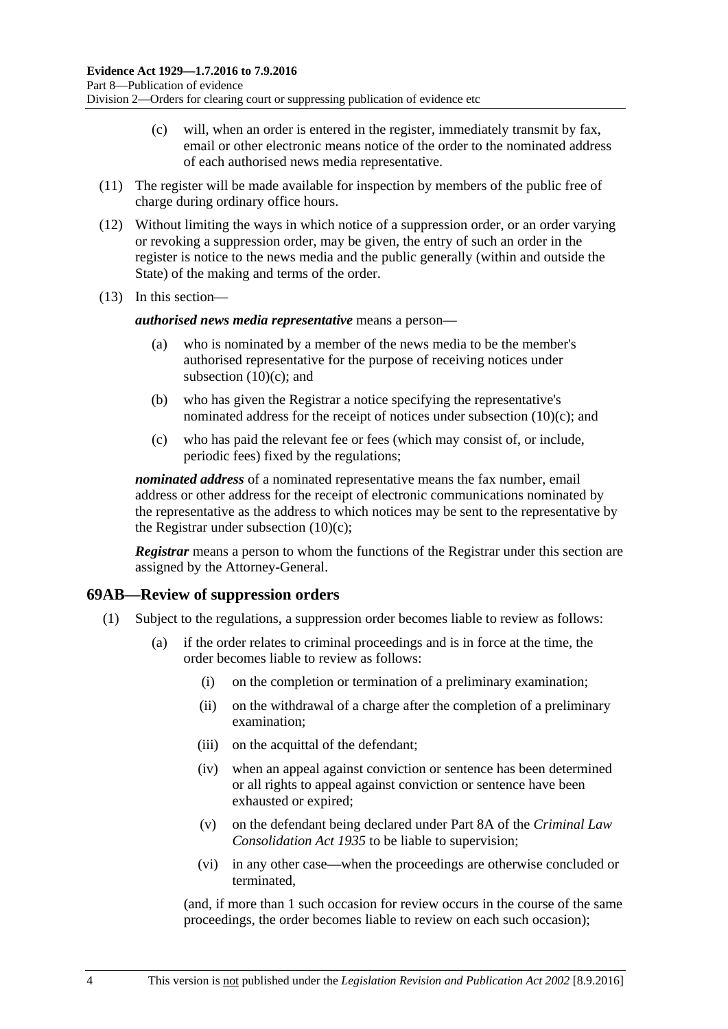(c) will, when an order is entered in the register, immediately transmit by fax, email or other electronic means notice of the order to the nominated address of each authorised news media representative.

(11) The register will be made available for inspection by members of the public free of charge during ordinary office hours.

(12) Without limiting the ways in which notice of a suppression order, or an order varying or revoking a suppression order, may be given, the entry of such an order in the register is notice to the news media and the public generally (within and outside the State) of the making and terms of the order.

(13) In this section—

***authorised news media representative*** means a person—

(a) who is nominated by a member of the news media to be the member's authorised representative for the purpose of receiving notices under subsection (10)(c); and

(b) who has given the Registrar a notice specifying the representative's nominated address for the receipt of notices under subsection (10)(c); and

(c) who has paid the relevant fee or fees (which may consist of, or include, periodic fees) fixed by the regulations;

***nominated address*** of a nominated representative means the fax number, email address or other address for the receipt of electronic communications nominated by the representative as the address to which notices may be sent to the representative by the Registrar under subsection (10)(c);

***Registrar*** means a person to whom the functions of the Registrar under this section are assigned by the Attorney-General.

## 69AB—Review of suppression orders

(1) Subject to the regulations, a suppression order becomes liable to review as follows:

(a) if the order relates to criminal proceedings and is in force at the time, the order becomes liable to review as follows:

(i) on the completion or termination of a preliminary examination;

(ii) on the withdrawal of a charge after the completion of a preliminary examination;

(iii) on the acquittal of the defendant;

(iv) when an appeal against conviction or sentence has been determined or all rights to appeal against conviction or sentence have been exhausted or expired;

(v) on the defendant being declared under Part 8A of the *Criminal Law Consolidation Act 1935* to be liable to supervision;

(vi) in any other case—when the proceedings are otherwise concluded or terminated,

(and, if more than 1 such occasion for review occurs in the course of the same proceedings, the order becomes liable to review on each such occasion);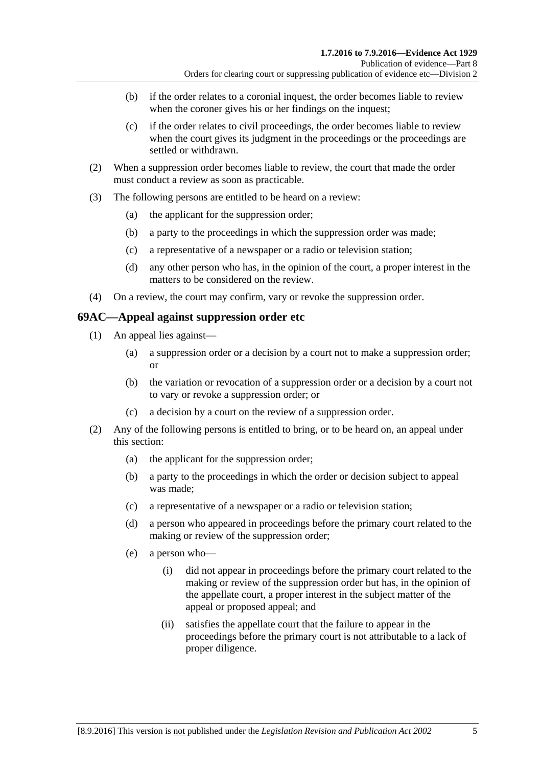(b) if the order relates to a coronial inquest, the order becomes liable to review when the coroner gives his or her findings on the inquest;

(c) if the order relates to civil proceedings, the order becomes liable to review when the court gives its judgment in the proceedings or the proceedings are settled or withdrawn.

(2) When a suppression order becomes liable to review, the court that made the order must conduct a review as soon as practicable.

(3) The following persons are entitled to be heard on a review:

(a) the applicant for the suppression order;

(b) a party to the proceedings in which the suppression order was made;

(c) a representative of a newspaper or a radio or television station;

(d) any other person who has, in the opinion of the court, a proper interest in the matters to be considered on the review.

(4) On a review, the court may confirm, vary or revoke the suppression order.

## 69AC—Appeal against suppression order etc

(1) An appeal lies against—

(a) a suppression order or a decision by a court not to make a suppression order; or

(b) the variation or revocation of a suppression order or a decision by a court not to vary or revoke a suppression order; or

(c) a decision by a court on the review of a suppression order.

(2) Any of the following persons is entitled to bring, or to be heard on, an appeal under this section:

(a) the applicant for the suppression order;

(b) a party to the proceedings in which the order or decision subject to appeal was made;

(c) a representative of a newspaper or a radio or television station;

(d) a person who appeared in proceedings before the primary court related to the making or review of the suppression order;

(e) a person who—

(i) did not appear in proceedings before the primary court related to the making or review of the suppression order but has, in the opinion of the appellate court, a proper interest in the subject matter of the appeal or proposed appeal; and

(ii) satisfies the appellate court that the failure to appear in the proceedings before the primary court is not attributable to a lack of proper diligence.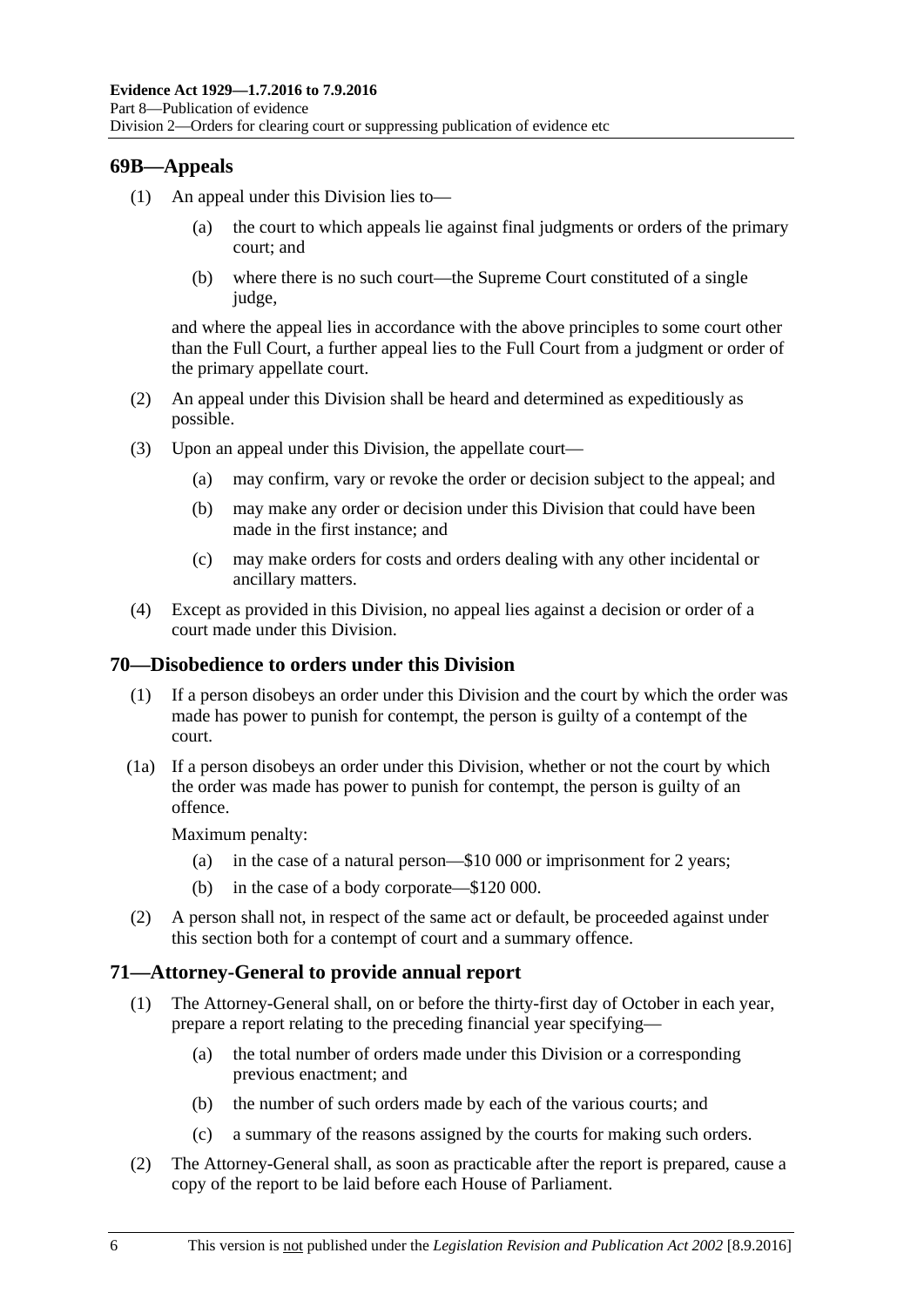## 69B—Appeals

(1) An appeal under this Division lies to—

  (a) the court to which appeals lie against final judgments or orders of the primary court; and

  (b) where there is no such court—the Supreme Court constituted of a single judge,

and where the appeal lies in accordance with the above principles to some court other than the Full Court, a further appeal lies to the Full Court from a judgment or order of the primary appellate court.

(2) An appeal under this Division shall be heard and determined as expeditiously as possible.

(3) Upon an appeal under this Division, the appellate court—

  (a) may confirm, vary or revoke the order or decision subject to the appeal; and

  (b) may make any order or decision under this Division that could have been made in the first instance; and

  (c) may make orders for costs and orders dealing with any other incidental or ancillary matters.

(4) Except as provided in this Division, no appeal lies against a decision or order of a court made under this Division.

## 70—Disobedience to orders under this Division

(1) If a person disobeys an order under this Division and the court by which the order was made has power to punish for contempt, the person is guilty of a contempt of the court.

(1a) If a person disobeys an order under this Division, whether or not the court by which the order was made has power to punish for contempt, the person is guilty of an offence.

Maximum penalty:

  (a) in the case of a natural person—$10 000 or imprisonment for 2 years;

  (b) in the case of a body corporate—$120 000.

(2) A person shall not, in respect of the same act or default, be proceeded against under this section both for a contempt of court and a summary offence.

## 71—Attorney-General to provide annual report

(1) The Attorney-General shall, on or before the thirty-first day of October in each year, prepare a report relating to the preceding financial year specifying—

  (a) the total number of orders made under this Division or a corresponding previous enactment; and

  (b) the number of such orders made by each of the various courts; and

  (c) a summary of the reasons assigned by the courts for making such orders.

(2) The Attorney-General shall, as soon as practicable after the report is prepared, cause a copy of the report to be laid before each House of Parliament.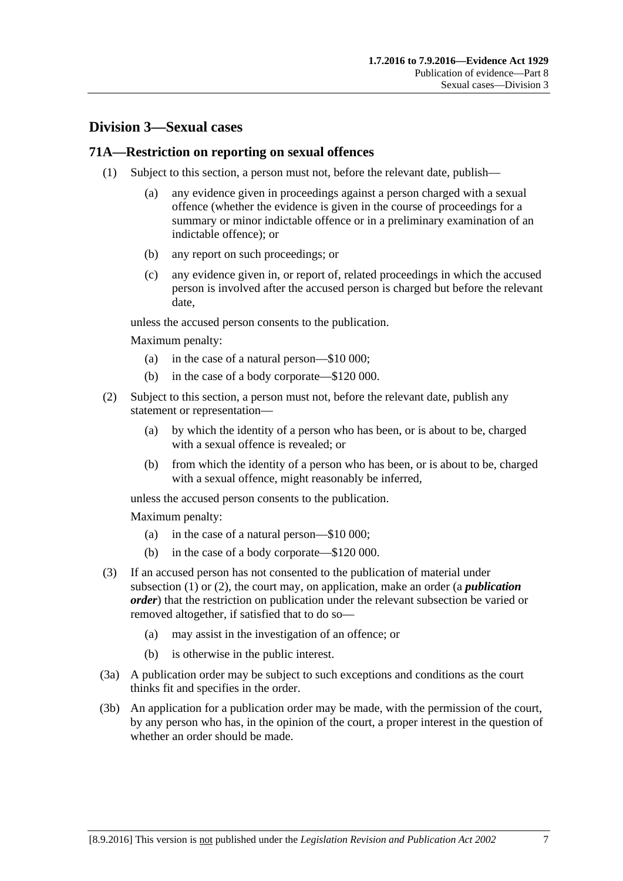## Division 3—Sexual cases

### 71A—Restriction on reporting on sexual offences

(1) Subject to this section, a person must not, before the relevant date, publish—

(a) any evidence given in proceedings against a person charged with a sexual offence (whether the evidence is given in the course of proceedings for a summary or minor indictable offence or in a preliminary examination of an indictable offence); or

(b) any report on such proceedings; or

(c) any evidence given in, or report of, related proceedings in which the accused person is involved after the accused person is charged but before the relevant date,

unless the accused person consents to the publication.

Maximum penalty:

(a) in the case of a natural person—$10 000;

(b) in the case of a body corporate—$120 000.

(2) Subject to this section, a person must not, before the relevant date, publish any statement or representation—

(a) by which the identity of a person who has been, or is about to be, charged with a sexual offence is revealed; or

(b) from which the identity of a person who has been, or is about to be, charged with a sexual offence, might reasonably be inferred,

unless the accused person consents to the publication.

Maximum penalty:

(a) in the case of a natural person—$10 000;

(b) in the case of a body corporate—$120 000.

(3) If an accused person has not consented to the publication of material under subsection (1) or (2), the court may, on application, make an order (a ***publication order***) that the restriction on publication under the relevant subsection be varied or removed altogether, if satisfied that to do so—

(a) may assist in the investigation of an offence; or

(b) is otherwise in the public interest.

(3a) A publication order may be subject to such exceptions and conditions as the court thinks fit and specifies in the order.

(3b) An application for a publication order may be made, with the permission of the court, by any person who has, in the opinion of the court, a proper interest in the question of whether an order should be made.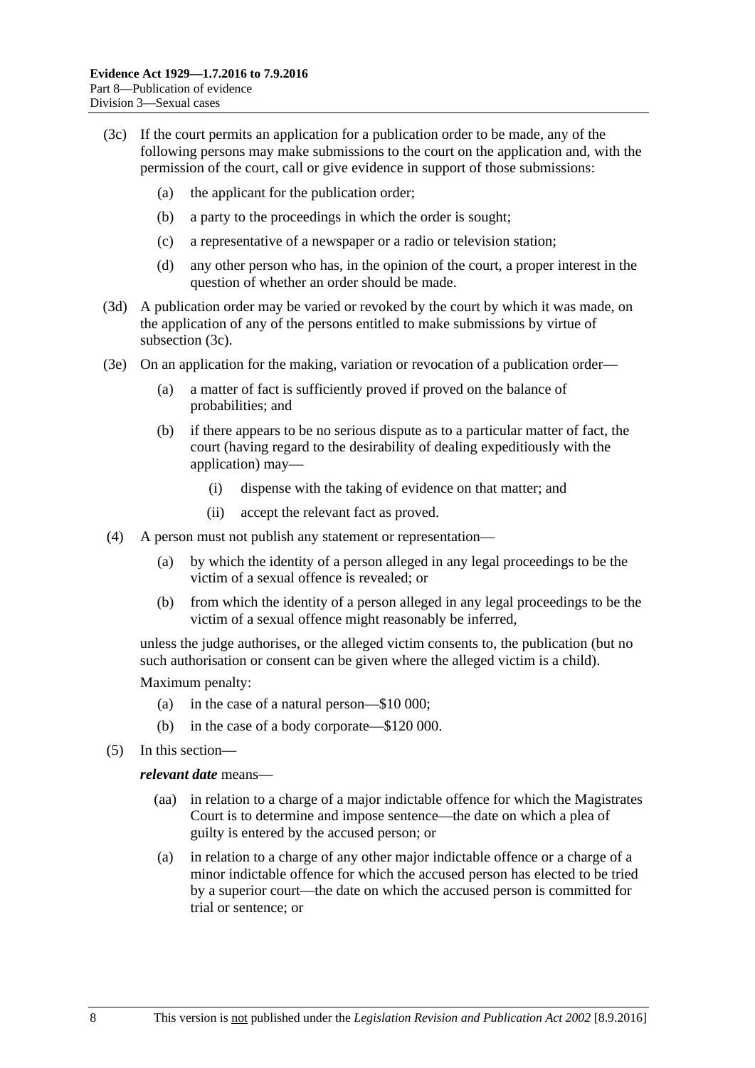(3c) If the court permits an application for a publication order to be made, any of the following persons may make submissions to the court on the application and, with the permission of the court, call or give evidence in support of those submissions:

(a) the applicant for the publication order;

(b) a party to the proceedings in which the order is sought;

(c) a representative of a newspaper or a radio or television station;

(d) any other person who has, in the opinion of the court, a proper interest in the question of whether an order should be made.

(3d) A publication order may be varied or revoked by the court by which it was made, on the application of any of the persons entitled to make submissions by virtue of subsection (3c).

(3e) On an application for the making, variation or revocation of a publication order—

(a) a matter of fact is sufficiently proved if proved on the balance of probabilities; and

(b) if there appears to be no serious dispute as to a particular matter of fact, the court (having regard to the desirability of dealing expeditiously with the application) may—

(i) dispense with the taking of evidence on that matter; and

(ii) accept the relevant fact as proved.

(4) A person must not publish any statement or representation—

(a) by which the identity of a person alleged in any legal proceedings to be the victim of a sexual offence is revealed; or

(b) from which the identity of a person alleged in any legal proceedings to be the victim of a sexual offence might reasonably be inferred,

unless the judge authorises, or the alleged victim consents to, the publication (but no such authorisation or consent can be given where the alleged victim is a child).

Maximum penalty:

(a) in the case of a natural person—$10 000;

(b) in the case of a body corporate—$120 000.

(5) In this section—

***relevant date*** means—

(aa) in relation to a charge of a major indictable offence for which the Magistrates Court is to determine and impose sentence—the date on which a plea of guilty is entered by the accused person; or

(a) in relation to a charge of any other major indictable offence or a charge of a minor indictable offence for which the accused person has elected to be tried by a superior court—the date on which the accused person is committed for trial or sentence; or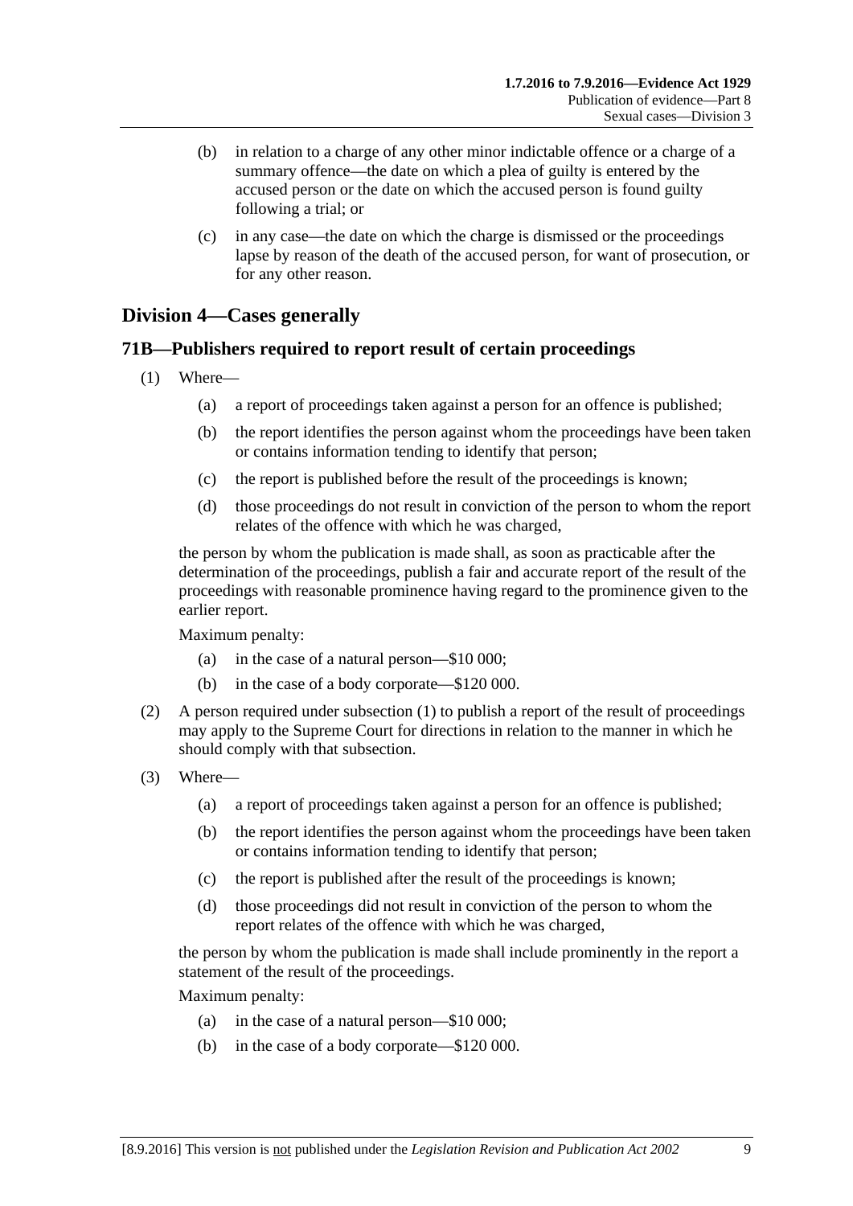(b) in relation to a charge of any other minor indictable offence or a charge of a summary offence—the date on which a plea of guilty is entered by the accused person or the date on which the accused person is found guilty following a trial; or

(c) in any case—the date on which the charge is dismissed or the proceedings lapse by reason of the death of the accused person, for want of prosecution, or for any other reason.

## Division 4—Cases generally

### 71B—Publishers required to report result of certain proceedings

(1) Where—

(a) a report of proceedings taken against a person for an offence is published;

(b) the report identifies the person against whom the proceedings have been taken or contains information tending to identify that person;

(c) the report is published before the result of the proceedings is known;

(d) those proceedings do not result in conviction of the person to whom the report relates of the offence with which he was charged,

the person by whom the publication is made shall, as soon as practicable after the determination of the proceedings, publish a fair and accurate report of the result of the proceedings with reasonable prominence having regard to the prominence given to the earlier report.

Maximum penalty:

(a) in the case of a natural person—$10 000;

(b) in the case of a body corporate—$120 000.

(2) A person required under subsection (1) to publish a report of the result of proceedings may apply to the Supreme Court for directions in relation to the manner in which he should comply with that subsection.

(3) Where—

(a) a report of proceedings taken against a person for an offence is published;

(b) the report identifies the person against whom the proceedings have been taken or contains information tending to identify that person;

(c) the report is published after the result of the proceedings is known;

(d) those proceedings did not result in conviction of the person to whom the report relates of the offence with which he was charged,

the person by whom the publication is made shall include prominently in the report a statement of the result of the proceedings.

Maximum penalty:

(a) in the case of a natural person—$10 000;

(b) in the case of a body corporate—$120 000.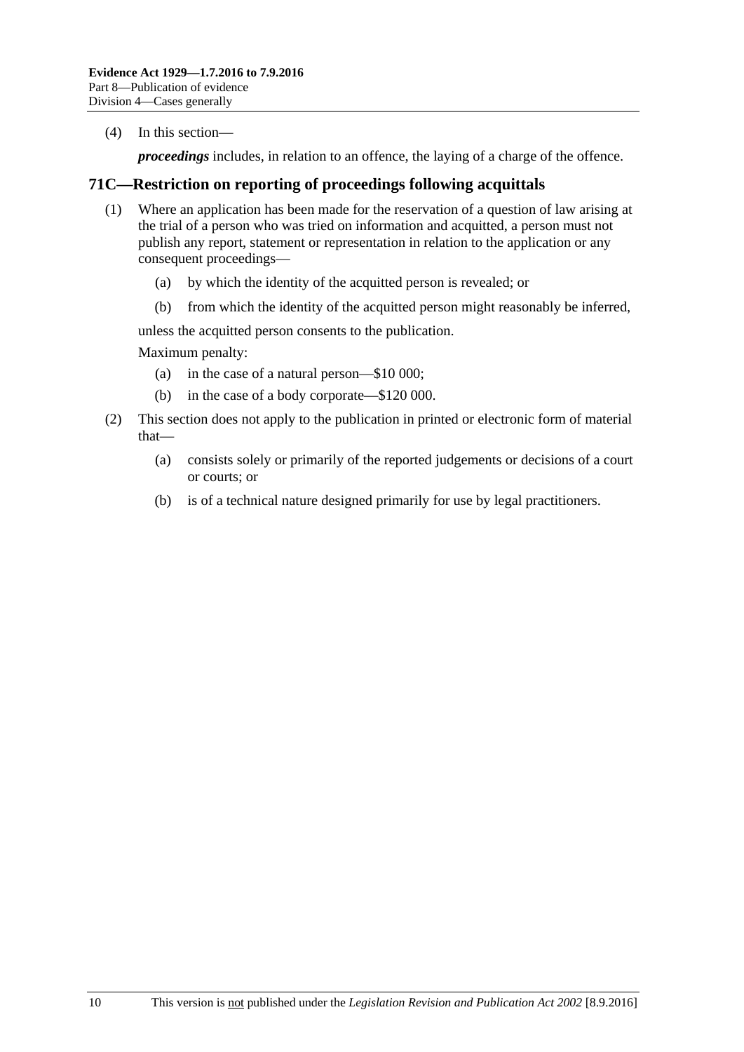(4) In this section—

***proceedings*** includes, in relation to an offence, the laying of a charge of the offence.

## 71C—Restriction on reporting of proceedings following acquittals

(1) Where an application has been made for the reservation of a question of law arising at the trial of a person who was tried on information and acquitted, a person must not publish any report, statement or representation in relation to the application or any consequent proceedings—

(a) by which the identity of the acquitted person is revealed; or

(b) from which the identity of the acquitted person might reasonably be inferred,

unless the acquitted person consents to the publication.

Maximum penalty:

(a) in the case of a natural person—$10 000;

(b) in the case of a body corporate—$120 000.

(2) This section does not apply to the publication in printed or electronic form of material that—

(a) consists solely or primarily of the reported judgements or decisions of a court or courts; or

(b) is of a technical nature designed primarily for use by legal practitioners.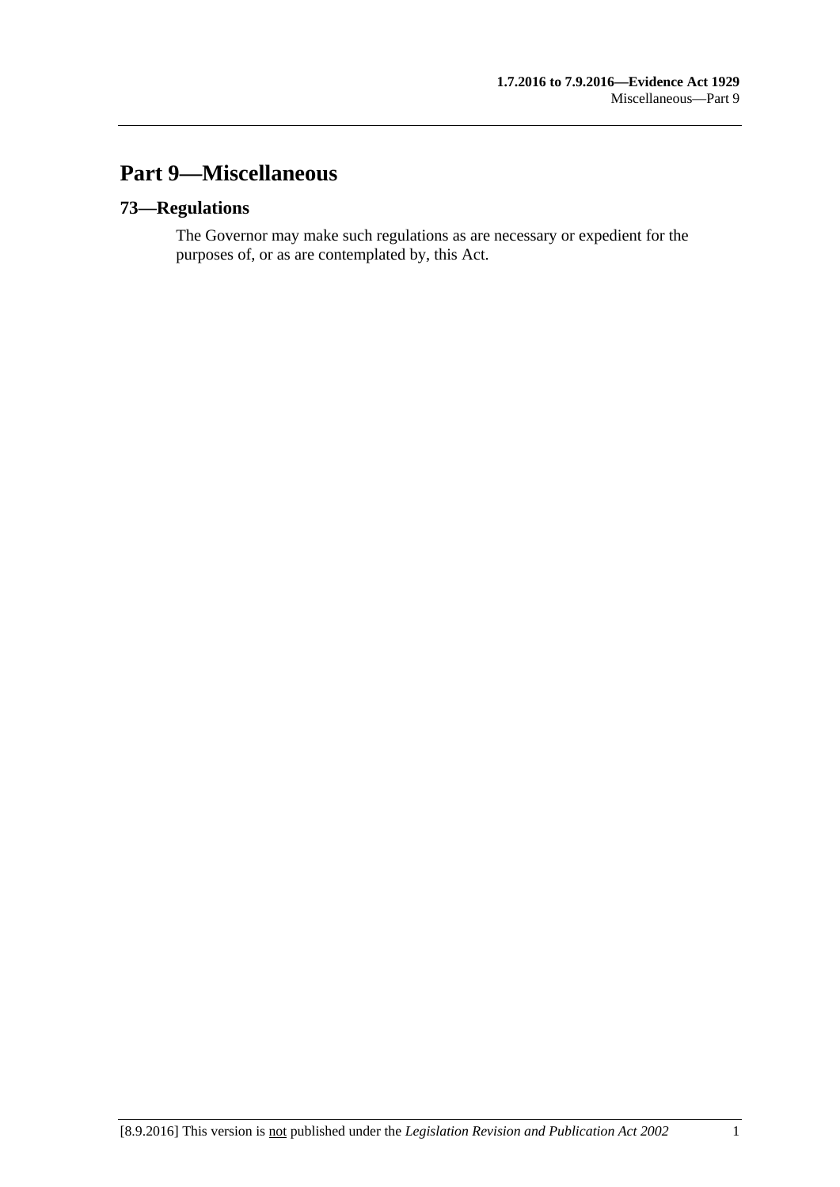# Part 9—Miscellaneous

## 73—Regulations

The Governor may make such regulations as are necessary or expedient for the purposes of, or as are contemplated by, this Act.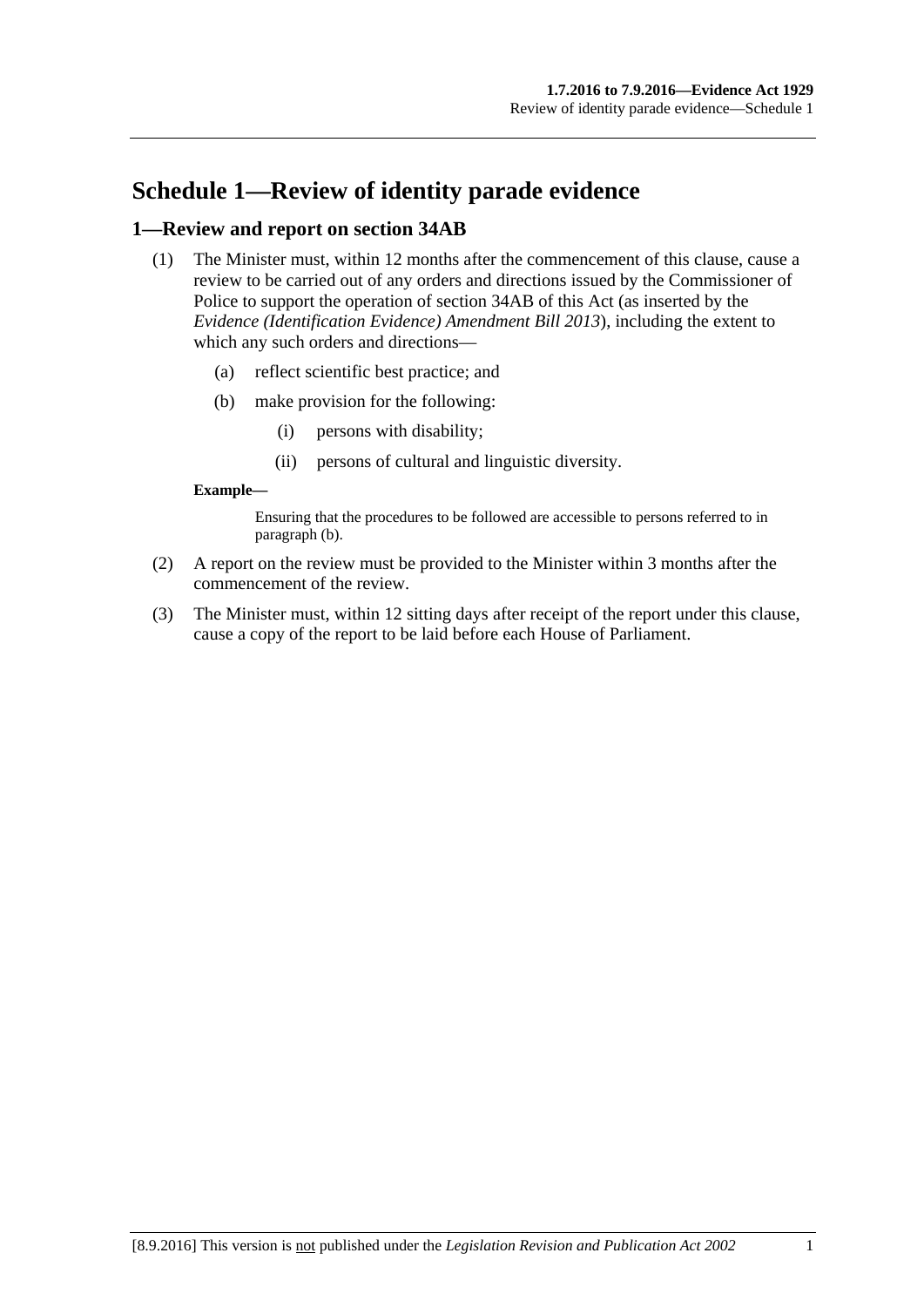# Schedule 1—Review of identity parade evidence

## 1—Review and report on section 34AB

(1) The Minister must, within 12 months after the commencement of this clause, cause a review to be carried out of any orders and directions issued by the Commissioner of Police to support the operation of section 34AB of this Act (as inserted by the *Evidence (Identification Evidence) Amendment Bill 2013*), including the extent to which any such orders and directions—

(a) reflect scientific best practice; and

(b) make provision for the following:

(i) persons with disability;

(ii) persons of cultural and linguistic diversity.

**Example—**

Ensuring that the procedures to be followed are accessible to persons referred to in paragraph (b).

(2) A report on the review must be provided to the Minister within 3 months after the commencement of the review.

(3) The Minister must, within 12 sitting days after receipt of the report under this clause, cause a copy of the report to be laid before each House of Parliament.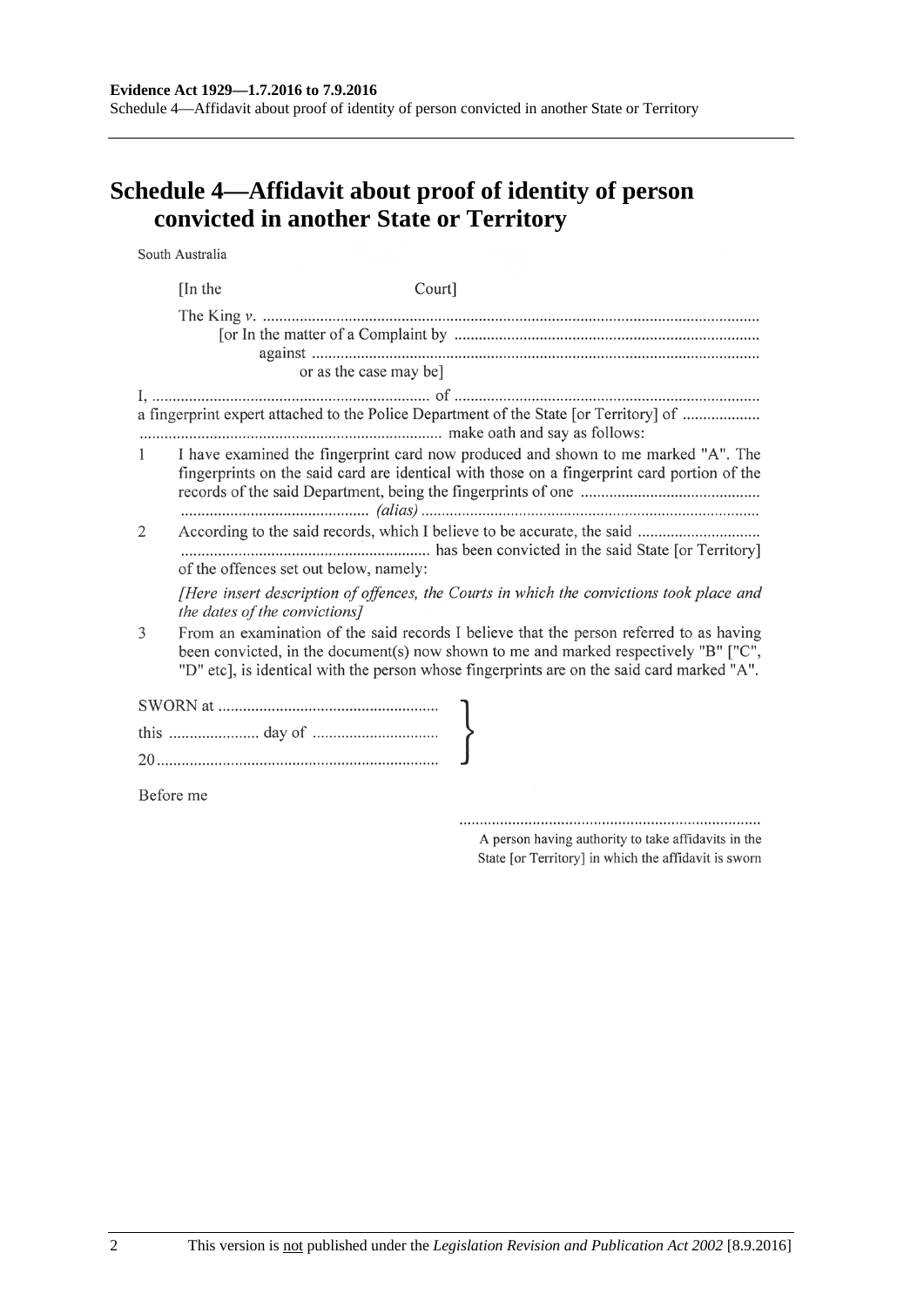# Schedule 4—Affidavit about proof of identity of person convicted in another State or Territory

South Australia

[In the Court]

The King *v.* ..........................................................................................................................

[or In the matter of a Complaint by ...........................................................................

against ..............................................................................................................

or as the case may be]

I, .................................................................... of ..........................................................................
a fingerprint expert attached to the Police Department of the State [or Territory] of ...................
.......................................................................... make oath and say as follows:

1 I have examined the fingerprint card now produced and shown to me marked "A". The fingerprints on the said card are identical with those on a fingerprint card portion of the records of the said Department, being the fingerprints of one ............................................
.............................................. *(alias)* ..................................................................................

2 According to the said records, which I believe to be accurate, the said ..............................
............................................................. has been convicted in the said State [or Territory] of the offences set out below, namely:

*[Here insert description of offences, the Courts in which the convictions took place and the dates of the convictions]*

3 From an examination of the said records I believe that the person referred to as having been convicted, in the document(s) now shown to me and marked respectively "B" ["C", "D" etc], is identical with the person whose fingerprints are on the said card marked "A".

SWORN at ......................................................

this ...................... day of ...............................

20 .....................................................................

Before me

.........................................................................

A person having authority to take affidavits in the State [or Territory] in which the affidavit is sworn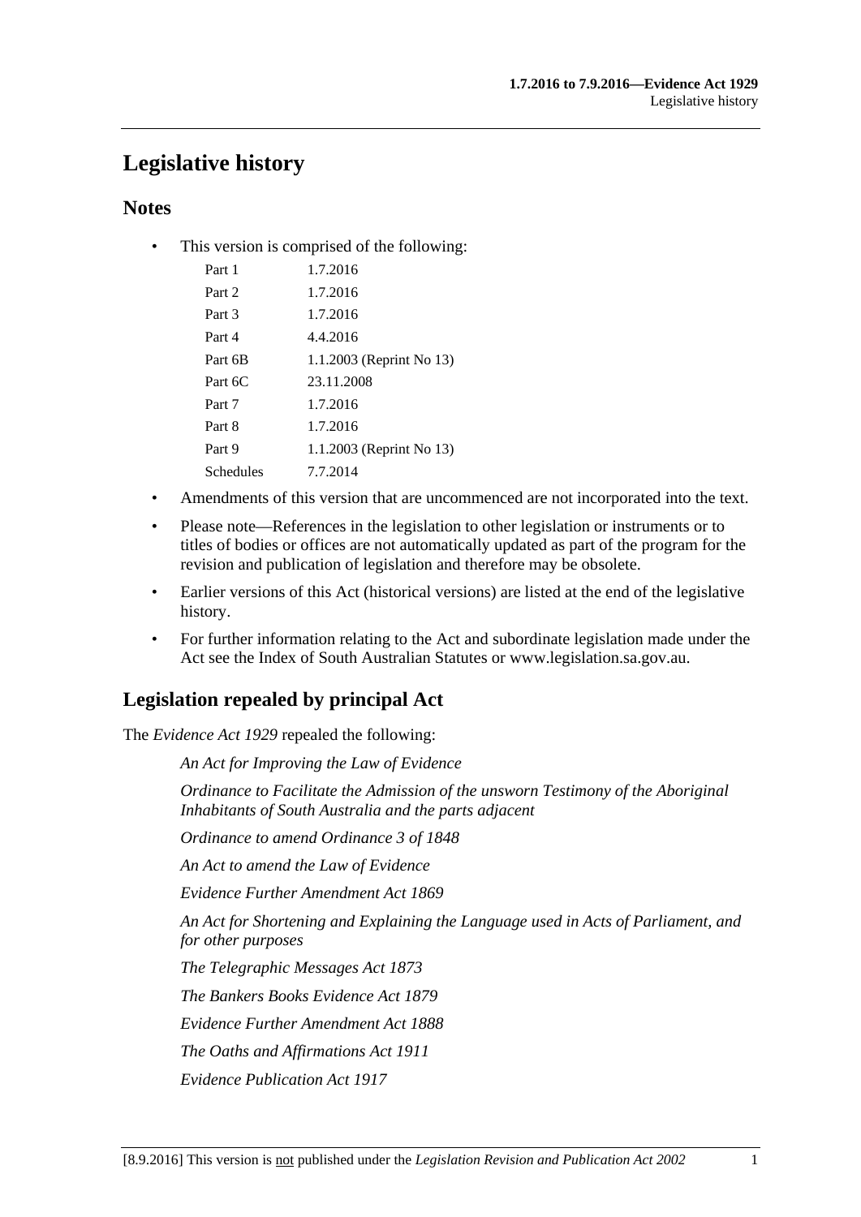# Legislative history

## Notes

- This version is comprised of the following:

| | |
|---|---|
| Part 1 | 1.7.2016 |
| Part 2 | 1.7.2016 |
| Part 3 | 1.7.2016 |
| Part 4 | 4.4.2016 |
| Part 6B | 1.1.2003 (Reprint No 13) |
| Part 6C | 23.11.2008 |
| Part 7 | 1.7.2016 |
| Part 8 | 1.7.2016 |
| Part 9 | 1.1.2003 (Reprint No 13) |
| Schedules | 7.7.2014 |

- Amendments of this version that are uncommenced are not incorporated into the text.
- Please note—References in the legislation to other legislation or instruments or to titles of bodies or offices are not automatically updated as part of the program for the revision and publication of legislation and therefore may be obsolete.
- Earlier versions of this Act (historical versions) are listed at the end of the legislative history.
- For further information relating to the Act and subordinate legislation made under the Act see the Index of South Australian Statutes or www.legislation.sa.gov.au.

## Legislation repealed by principal Act

The *Evidence Act 1929* repealed the following:

*An Act for Improving the Law of Evidence*

*Ordinance to Facilitate the Admission of the unsworn Testimony of the Aboriginal Inhabitants of South Australia and the parts adjacent*

*Ordinance to amend Ordinance 3 of 1848*

*An Act to amend the Law of Evidence*

*Evidence Further Amendment Act 1869*

*An Act for Shortening and Explaining the Language used in Acts of Parliament, and for other purposes*

*The Telegraphic Messages Act 1873*

*The Bankers Books Evidence Act 1879*

*Evidence Further Amendment Act 1888*

*The Oaths and Affirmations Act 1911*

*Evidence Publication Act 1917*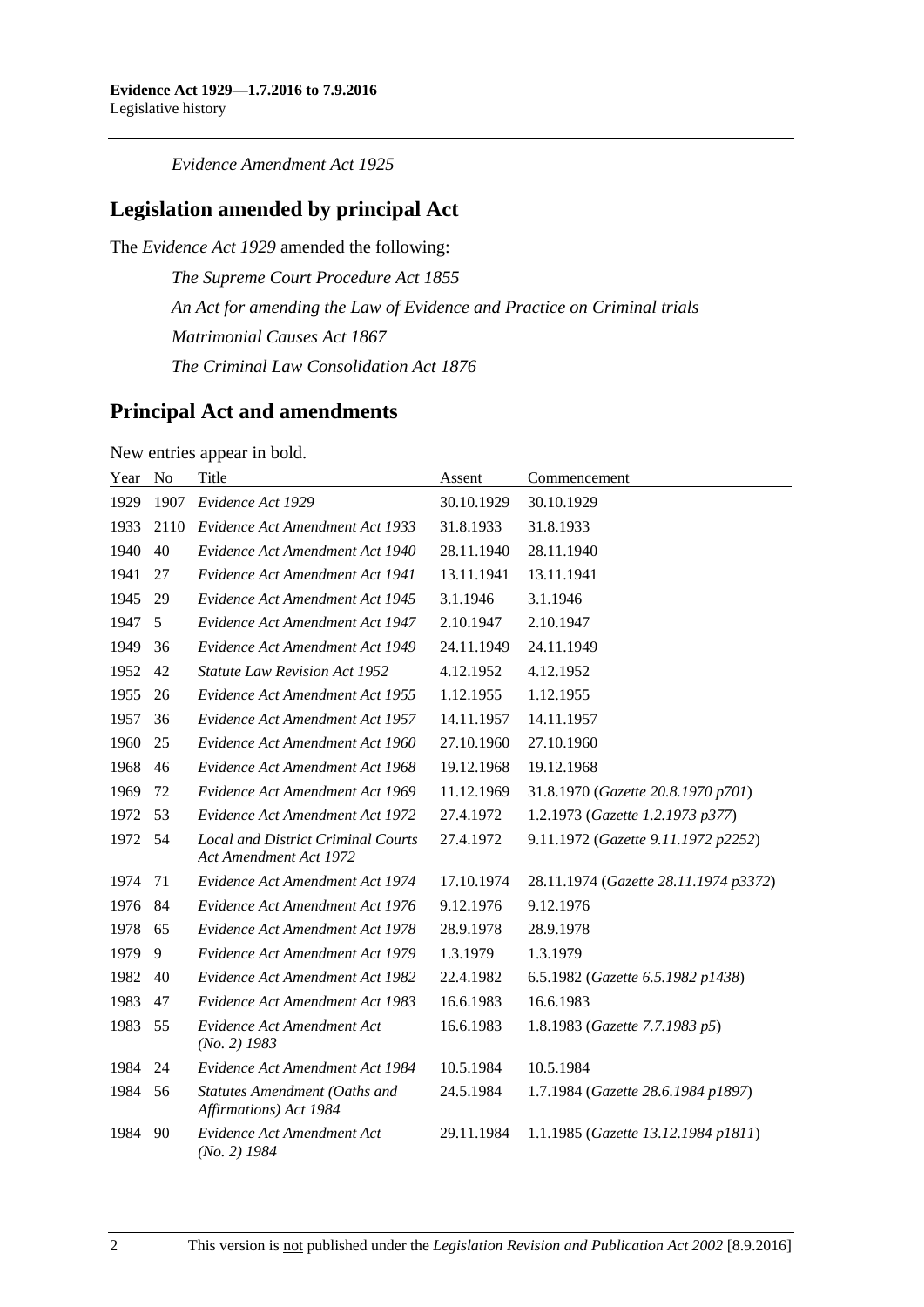*Evidence Amendment Act 1925*

## Legislation amended by principal Act

The *Evidence Act 1929* amended the following:

*The Supreme Court Procedure Act 1855*

*An Act for amending the Law of Evidence and Practice on Criminal trials*

*Matrimonial Causes Act 1867*

*The Criminal Law Consolidation Act 1876*

## Principal Act and amendments

New entries appear in bold.

| Year | No | Title | Assent | Commencement |
|---|---|---|---|---|
| 1929 | 1907 | *Evidence Act 1929* | 30.10.1929 | 30.10.1929 |
| 1933 | 2110 | *Evidence Act Amendment Act 1933* | 31.8.1933 | 31.8.1933 |
| 1940 | 40 | *Evidence Act Amendment Act 1940* | 28.11.1940 | 28.11.1940 |
| 1941 | 27 | *Evidence Act Amendment Act 1941* | 13.11.1941 | 13.11.1941 |
| 1945 | 29 | *Evidence Act Amendment Act 1945* | 3.1.1946 | 3.1.1946 |
| 1947 | 5 | *Evidence Act Amendment Act 1947* | 2.10.1947 | 2.10.1947 |
| 1949 | 36 | *Evidence Act Amendment Act 1949* | 24.11.1949 | 24.11.1949 |
| 1952 | 42 | *Statute Law Revision Act 1952* | 4.12.1952 | 4.12.1952 |
| 1955 | 26 | *Evidence Act Amendment Act 1955* | 1.12.1955 | 1.12.1955 |
| 1957 | 36 | *Evidence Act Amendment Act 1957* | 14.11.1957 | 14.11.1957 |
| 1960 | 25 | *Evidence Act Amendment Act 1960* | 27.10.1960 | 27.10.1960 |
| 1968 | 46 | *Evidence Act Amendment Act 1968* | 19.12.1968 | 19.12.1968 |
| 1969 | 72 | *Evidence Act Amendment Act 1969* | 11.12.1969 | 31.8.1970 (*Gazette 20.8.1970 p701*) |
| 1972 | 53 | *Evidence Act Amendment Act 1972* | 27.4.1972 | 1.2.1973 (*Gazette 1.2.1973 p377*) |
| 1972 | 54 | *Local and District Criminal Courts Act Amendment Act 1972* | 27.4.1972 | 9.11.1972 (*Gazette 9.11.1972 p2252*) |
| 1974 | 71 | *Evidence Act Amendment Act 1974* | 17.10.1974 | 28.11.1974 (*Gazette 28.11.1974 p3372*) |
| 1976 | 84 | *Evidence Act Amendment Act 1976* | 9.12.1976 | 9.12.1976 |
| 1978 | 65 | *Evidence Act Amendment Act 1978* | 28.9.1978 | 28.9.1978 |
| 1979 | 9 | *Evidence Act Amendment Act 1979* | 1.3.1979 | 1.3.1979 |
| 1982 | 40 | *Evidence Act Amendment Act 1982* | 22.4.1982 | 6.5.1982 (*Gazette 6.5.1982 p1438*) |
| 1983 | 47 | *Evidence Act Amendment Act 1983* | 16.6.1983 | 16.6.1983 |
| 1983 | 55 | *Evidence Act Amendment Act (No. 2) 1983* | 16.6.1983 | 1.8.1983 (*Gazette 7.7.1983 p5*) |
| 1984 | 24 | *Evidence Act Amendment Act 1984* | 10.5.1984 | 10.5.1984 |
| 1984 | 56 | *Statutes Amendment (Oaths and Affirmations) Act 1984* | 24.5.1984 | 1.7.1984 (*Gazette 28.6.1984 p1897*) |
| 1984 | 90 | *Evidence Act Amendment Act (No. 2) 1984* | 29.11.1984 | 1.1.1985 (*Gazette 13.12.1984 p1811*) |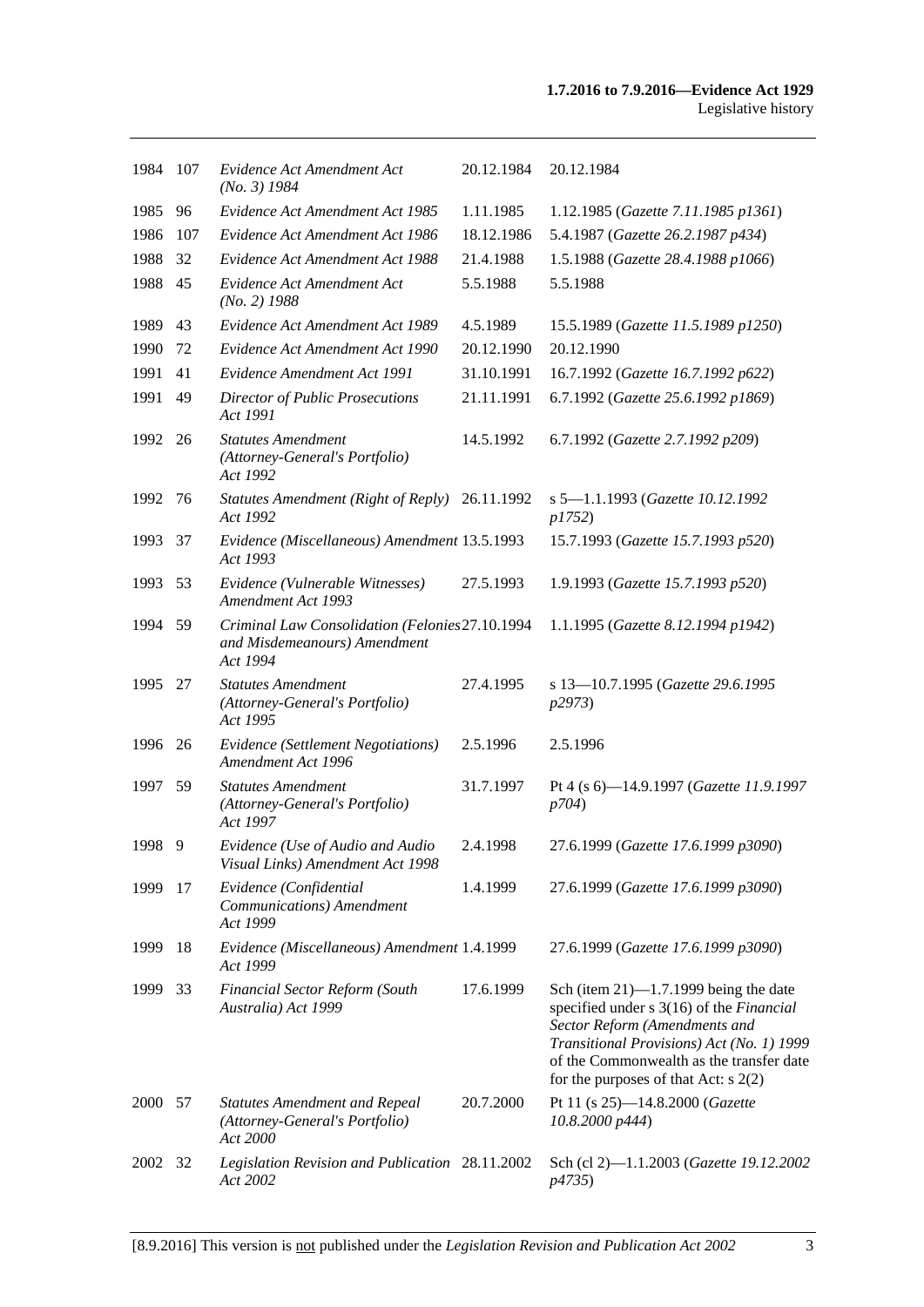| 1984 | 107 | *Evidence Act Amendment Act (No. 3) 1984* | 20.12.1984 | 20.12.1984 |
|---|---|---|---|---|
| 1985 | 96 | *Evidence Act Amendment Act 1985* | 1.11.1985 | 1.12.1985 (*Gazette 7.11.1985 p1361*) |
| 1986 | 107 | *Evidence Act Amendment Act 1986* | 18.12.1986 | 5.4.1987 (*Gazette 26.2.1987 p434*) |
| 1988 | 32 | *Evidence Act Amendment Act 1988* | 21.4.1988 | 1.5.1988 (*Gazette 28.4.1988 p1066*) |
| 1988 | 45 | *Evidence Act Amendment Act (No. 2) 1988* | 5.5.1988 | 5.5.1988 |
| 1989 | 43 | *Evidence Act Amendment Act 1989* | 4.5.1989 | 15.5.1989 (*Gazette 11.5.1989 p1250*) |
| 1990 | 72 | *Evidence Act Amendment Act 1990* | 20.12.1990 | 20.12.1990 |
| 1991 | 41 | *Evidence Amendment Act 1991* | 31.10.1991 | 16.7.1992 (*Gazette 16.7.1992 p622*) |
| 1991 | 49 | *Director of Public Prosecutions Act 1991* | 21.11.1991 | 6.7.1992 (*Gazette 25.6.1992 p1869*) |
| 1992 | 26 | *Statutes Amendment (Attorney-General's Portfolio) Act 1992* | 14.5.1992 | 6.7.1992 (*Gazette 2.7.1992 p209*) |
| 1992 | 76 | *Statutes Amendment (Right of Reply) Act 1992* | 26.11.1992 | s 5—1.1.1993 (*Gazette 10.12.1992 p1752*) |
| 1993 | 37 | *Evidence (Miscellaneous) Amendment Act 1993* | 13.5.1993 | 15.7.1993 (*Gazette 15.7.1993 p520*) |
| 1993 | 53 | *Evidence (Vulnerable Witnesses) Amendment Act 1993* | 27.5.1993 | 1.9.1993 (*Gazette 15.7.1993 p520*) |
| 1994 | 59 | *Criminal Law Consolidation (Felonies and Misdemeanours) Amendment Act 1994* | 27.10.1994 | 1.1.1995 (*Gazette 8.12.1994 p1942*) |
| 1995 | 27 | *Statutes Amendment (Attorney-General's Portfolio) Act 1995* | 27.4.1995 | s 13—10.7.1995 (*Gazette 29.6.1995 p2973*) |
| 1996 | 26 | *Evidence (Settlement Negotiations) Amendment Act 1996* | 2.5.1996 | 2.5.1996 |
| 1997 | 59 | *Statutes Amendment (Attorney-General's Portfolio) Act 1997* | 31.7.1997 | Pt 4 (s 6)—14.9.1997 (*Gazette 11.9.1997 p704*) |
| 1998 | 9 | *Evidence (Use of Audio and Audio Visual Links) Amendment Act 1998* | 2.4.1998 | 27.6.1999 (*Gazette 17.6.1999 p3090*) |
| 1999 | 17 | *Evidence (Confidential Communications) Amendment Act 1999* | 1.4.1999 | 27.6.1999 (*Gazette 17.6.1999 p3090*) |
| 1999 | 18 | *Evidence (Miscellaneous) Amendment Act 1999* | 1.4.1999 | 27.6.1999 (*Gazette 17.6.1999 p3090*) |
| 1999 | 33 | *Financial Sector Reform (South Australia) Act 1999* | 17.6.1999 | Sch (item 21)—1.7.1999 being the date specified under s 3(16) of the *Financial Sector Reform (Amendments and Transitional Provisions) Act (No. 1) 1999* of the Commonwealth as the transfer date for the purposes of that Act: s 2(2) |
| 2000 | 57 | *Statutes Amendment and Repeal (Attorney-General's Portfolio) Act 2000* | 20.7.2000 | Pt 11 (s 25)—14.8.2000 (*Gazette 10.8.2000 p444*) |
| 2002 | 32 | *Legislation Revision and Publication Act 2002* | 28.11.2002 | Sch (cl 2)—1.1.2003 (*Gazette 19.12.2002 p4735*) |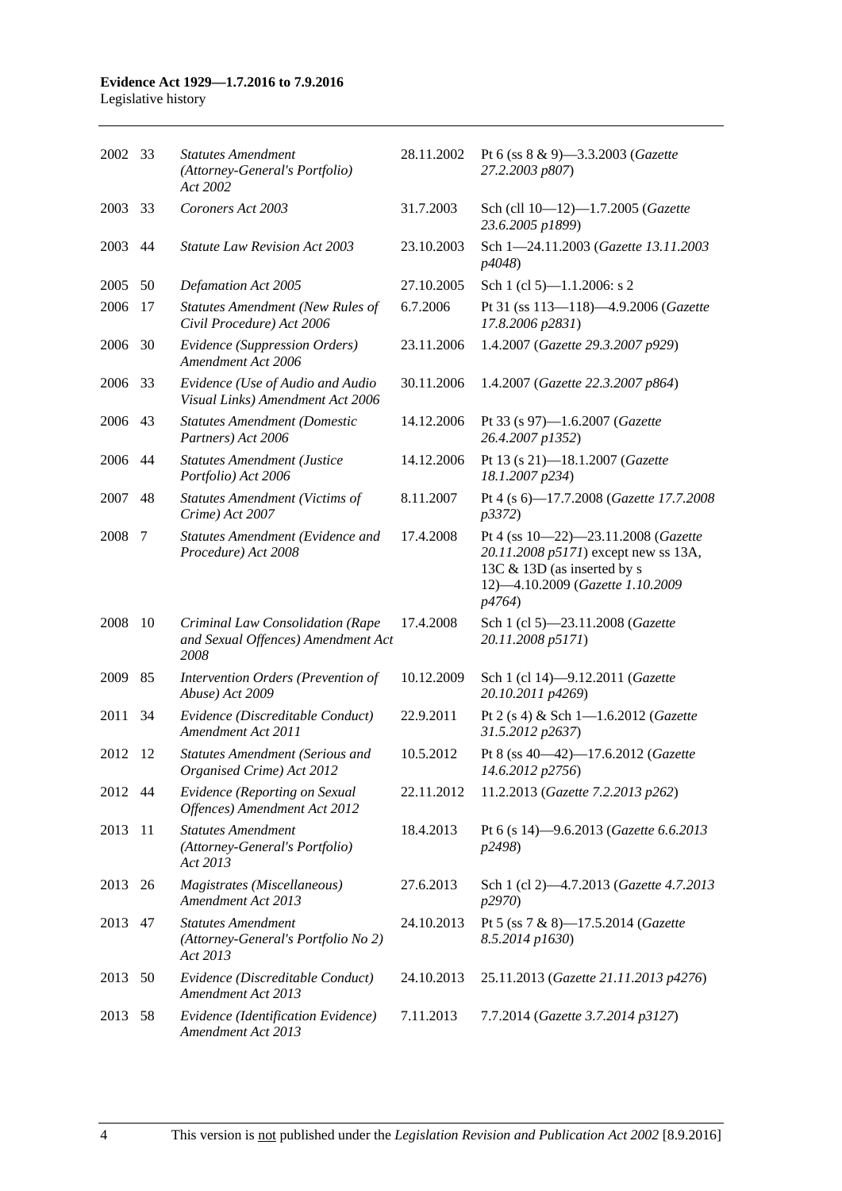| 2002 | 33 | *Statutes Amendment (Attorney-General's Portfolio) Act 2002* | 28.11.2002 | Pt 6 (ss 8 & 9)—3.3.2003 (*Gazette 27.2.2003 p807*) |
|---|---|---|---|---|
| 2003 | 33 | *Coroners Act 2003* | 31.7.2003 | Sch (cll 10—12)—1.7.2005 (*Gazette 23.6.2005 p1899*) |
| 2003 | 44 | *Statute Law Revision Act 2003* | 23.10.2003 | Sch 1—24.11.2003 (*Gazette 13.11.2003 p4048*) |
| 2005 | 50 | *Defamation Act 2005* | 27.10.2005 | Sch 1 (cl 5)—1.1.2006: s 2 |
| 2006 | 17 | *Statutes Amendment (New Rules of Civil Procedure) Act 2006* | 6.7.2006 | Pt 31 (ss 113—118)—4.9.2006 (*Gazette 17.8.2006 p2831*) |
| 2006 | 30 | *Evidence (Suppression Orders) Amendment Act 2006* | 23.11.2006 | 1.4.2007 (*Gazette 29.3.2007 p929*) |
| 2006 | 33 | *Evidence (Use of Audio and Audio Visual Links) Amendment Act 2006* | 30.11.2006 | 1.4.2007 (*Gazette 22.3.2007 p864*) |
| 2006 | 43 | *Statutes Amendment (Domestic Partners) Act 2006* | 14.12.2006 | Pt 33 (s 97)—1.6.2007 (*Gazette 26.4.2007 p1352*) |
| 2006 | 44 | *Statutes Amendment (Justice Portfolio) Act 2006* | 14.12.2006 | Pt 13 (s 21)—18.1.2007 (*Gazette 18.1.2007 p234*) |
| 2007 | 48 | *Statutes Amendment (Victims of Crime) Act 2007* | 8.11.2007 | Pt 4 (s 6)—17.7.2008 (*Gazette 17.7.2008 p3372*) |
| 2008 | 7 | *Statutes Amendment (Evidence and Procedure) Act 2008* | 17.4.2008 | Pt 4 (ss 10—22)—23.11.2008 (*Gazette 20.11.2008 p5171*) except new ss 13A, 13C & 13D (as inserted by s 12)—4.10.2009 (*Gazette 1.10.2009 p4764*) |
| 2008 | 10 | *Criminal Law Consolidation (Rape and Sexual Offences) Amendment Act 2008* | 17.4.2008 | Sch 1 (cl 5)—23.11.2008 (*Gazette 20.11.2008 p5171*) |
| 2009 | 85 | *Intervention Orders (Prevention of Abuse) Act 2009* | 10.12.2009 | Sch 1 (cl 14)—9.12.2011 (*Gazette 20.10.2011 p4269*) |
| 2011 | 34 | *Evidence (Discreditable Conduct) Amendment Act 2011* | 22.9.2011 | Pt 2 (s 4) & Sch 1—1.6.2012 (*Gazette 31.5.2012 p2637*) |
| 2012 | 12 | *Statutes Amendment (Serious and Organised Crime) Act 2012* | 10.5.2012 | Pt 8 (ss 40—42)—17.6.2012 (*Gazette 14.6.2012 p2756*) |
| 2012 | 44 | *Evidence (Reporting on Sexual Offences) Amendment Act 2012* | 22.11.2012 | 11.2.2013 (*Gazette 7.2.2013 p262*) |
| 2013 | 11 | *Statutes Amendment (Attorney-General's Portfolio) Act 2013* | 18.4.2013 | Pt 6 (s 14)—9.6.2013 (*Gazette 6.6.2013 p2498*) |
| 2013 | 26 | *Magistrates (Miscellaneous) Amendment Act 2013* | 27.6.2013 | Sch 1 (cl 2)—4.7.2013 (*Gazette 4.7.2013 p2970*) |
| 2013 | 47 | *Statutes Amendment (Attorney-General's Portfolio No 2) Act 2013* | 24.10.2013 | Pt 5 (ss 7 & 8)—17.5.2014 (*Gazette 8.5.2014 p1630*) |
| 2013 | 50 | *Evidence (Discreditable Conduct) Amendment Act 2013* | 24.10.2013 | 25.11.2013 (*Gazette 21.11.2013 p4276*) |
| 2013 | 58 | *Evidence (Identification Evidence) Amendment Act 2013* | 7.11.2013 | 7.7.2014 (*Gazette 3.7.2014 p3127*) |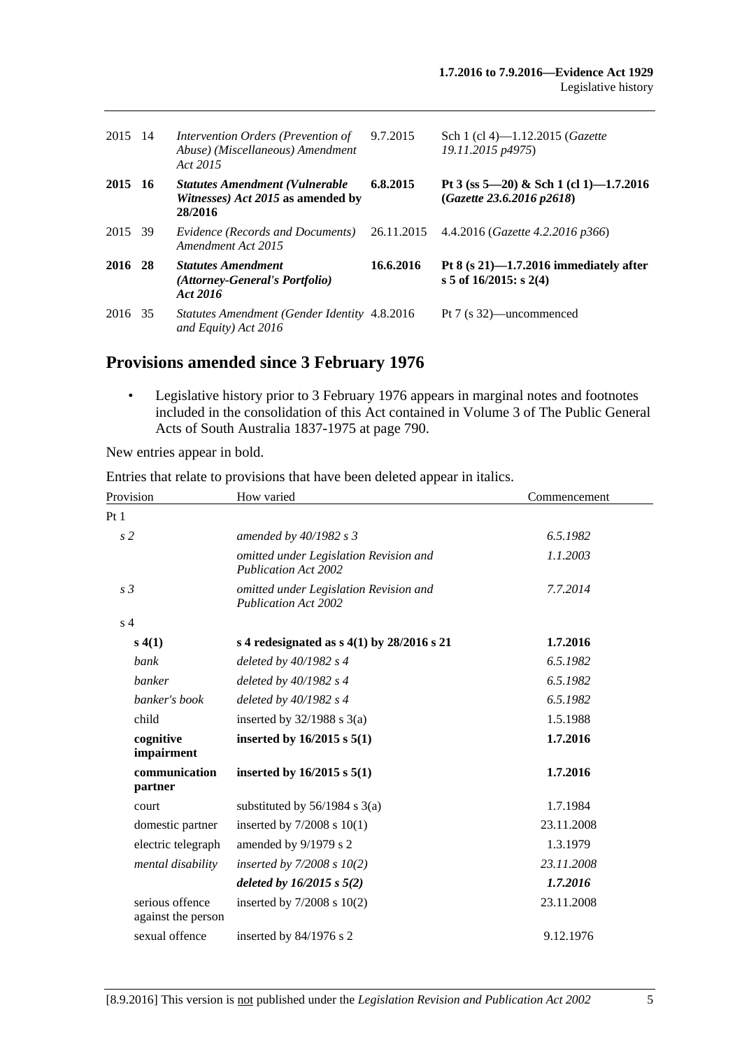| | | | | |
|---|---|---|---|---|
| 2015 | 14 | *Intervention Orders (Prevention of Abuse) (Miscellaneous) Amendment Act 2015* | 9.7.2015 | Sch 1 (cl 4)—1.12.2015 (*Gazette 19.11.2015 p4975*) |
| **2015** | **16** | ***Statutes Amendment (Vulnerable Witnesses) Act 2015* as amended by 28/2016** | **6.8.2015** | **Pt 3 (ss 5—20) & Sch 1 (cl 1)—1.7.2016 (*Gazette 23.6.2016 p2618*)** |
| 2015 | 39 | *Evidence (Records and Documents) Amendment Act 2015* | 26.11.2015 | 4.4.2016 (*Gazette 4.2.2016 p366*) |
| **2016** | **28** | ***Statutes Amendment (Attorney-General's Portfolio) Act 2016*** | **16.6.2016** | **Pt 8 (s 21)—1.7.2016 immediately after s 5 of 16/2015: s 2(4)** |
| 2016 | 35 | *Statutes Amendment (Gender Identity and Equity) Act 2016* | 4.8.2016 | Pt 7 (s 32)—uncommenced |

## Provisions amended since 3 February 1976

- Legislative history prior to 3 February 1976 appears in marginal notes and footnotes included in the consolidation of this Act contained in Volume 3 of The Public General Acts of South Australia 1837-1975 at page 790.

New entries appear in bold.

Entries that relate to provisions that have been deleted appear in italics.

| Provision | How varied | Commencement |
|---|---|---|
| Pt 1 | | |
| *s 2* | *amended by 40/1982 s 3* | *6.5.1982* |
| | *omitted under Legislation Revision and Publication Act 2002* | *1.1.2003* |
| *s 3* | *omitted under Legislation Revision and Publication Act 2002* | *7.7.2014* |
| s 4 | | |
| **s 4(1)** | **s 4 redesignated as s 4(1) by 28/2016 s 21** | **1.7.2016** |
| *bank* | *deleted by 40/1982 s 4* | *6.5.1982* |
| *banker* | *deleted by 40/1982 s 4* | *6.5.1982* |
| *banker's book* | *deleted by 40/1982 s 4* | *6.5.1982* |
| child | inserted by 32/1988 s 3(a) | 1.5.1988 |
| **cognitive impairment** | **inserted by 16/2015 s 5(1)** | **1.7.2016** |
| **communication partner** | **inserted by 16/2015 s 5(1)** | **1.7.2016** |
| court | substituted by 56/1984 s 3(a) | 1.7.1984 |
| domestic partner | inserted by 7/2008 s 10(1) | 23.11.2008 |
| electric telegraph | amended by 9/1979 s 2 | 1.3.1979 |
| *mental disability* | *inserted by 7/2008 s 10(2)* | *23.11.2008* |
| | ***deleted by 16/2015 s 5(2)*** | ***1.7.2016*** |
| serious offence against the person | inserted by 7/2008 s 10(2) | 23.11.2008 |
| sexual offence | inserted by 84/1976 s 2 | 9.12.1976 |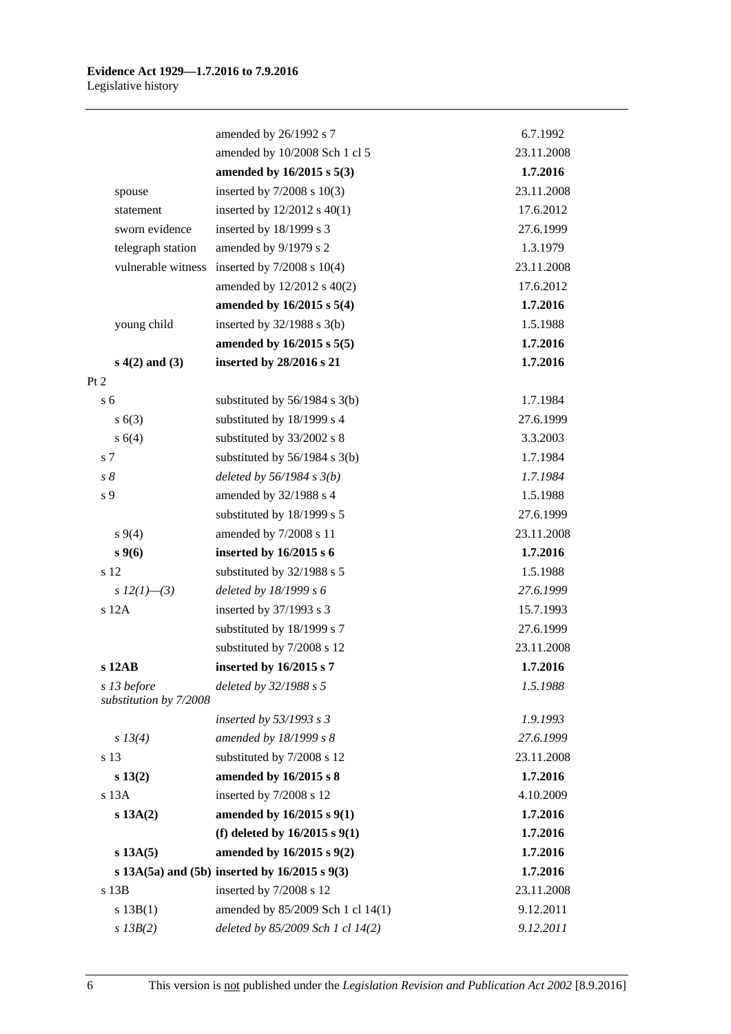| | | |
|---|---|---|
| | amended by 26/1992 s 7 | 6.7.1992 |
| | amended by 10/2008 Sch 1 cl 5 | 23.11.2008 |
| | **amended by 16/2015 s 5(3)** | **1.7.2016** |
| spouse | inserted by 7/2008 s 10(3) | 23.11.2008 |
| statement | inserted by 12/2012 s 40(1) | 17.6.2012 |
| sworn evidence | inserted by 18/1999 s 3 | 27.6.1999 |
| telegraph station | amended by 9/1979 s 2 | 1.3.1979 |
| vulnerable witness | inserted by 7/2008 s 10(4) | 23.11.2008 |
| | amended by 12/2012 s 40(2) | 17.6.2012 |
| | **amended by 16/2015 s 5(4)** | **1.7.2016** |
| young child | inserted by 32/1988 s 3(b) | 1.5.1988 |
| | **amended by 16/2015 s 5(5)** | **1.7.2016** |
| **s 4(2) and (3)** | **inserted by 28/2016 s 21** | **1.7.2016** |
| Pt 2 | | |
| s 6 | substituted by 56/1984 s 3(b) | 1.7.1984 |
| s 6(3) | substituted by 18/1999 s 4 | 27.6.1999 |
| s 6(4) | substituted by 33/2002 s 8 | 3.3.2003 |
| s 7 | substituted by 56/1984 s 3(b) | 1.7.1984 |
| *s 8* | *deleted by 56/1984 s 3(b)* | *1.7.1984* |
| s 9 | amended by 32/1988 s 4 | 1.5.1988 |
| | substituted by 18/1999 s 5 | 27.6.1999 |
| s 9(4) | amended by 7/2008 s 11 | 23.11.2008 |
| **s 9(6)** | **inserted by 16/2015 s 6** | **1.7.2016** |
| s 12 | substituted by 32/1988 s 5 | 1.5.1988 |
| *s 12(1)—(3)* | *deleted by 18/1999 s 6* | *27.6.1999* |
| s 12A | inserted by 37/1993 s 3 | 15.7.1993 |
| | substituted by 18/1999 s 7 | 27.6.1999 |
| | substituted by 7/2008 s 12 | 23.11.2008 |
| **s 12AB** | **inserted by 16/2015 s 7** | **1.7.2016** |
| *s 13 before substitution by 7/2008* | *deleted by 32/1988 s 5* | *1.5.1988* |
| | *inserted by 53/1993 s 3* | *1.9.1993* |
| *s 13(4)* | *amended by 18/1999 s 8* | *27.6.1999* |
| s 13 | substituted by 7/2008 s 12 | 23.11.2008 |
| **s 13(2)** | **amended by 16/2015 s 8** | **1.7.2016** |
| s 13A | inserted by 7/2008 s 12 | 4.10.2009 |
| **s 13A(2)** | **amended by 16/2015 s 9(1)** | **1.7.2016** |
| | **(f) deleted by 16/2015 s 9(1)** | **1.7.2016** |
| **s 13A(5)** | **amended by 16/2015 s 9(2)** | **1.7.2016** |
| **s 13A(5a) and (5b)** | **inserted by 16/2015 s 9(3)** | **1.7.2016** |
| s 13B | inserted by 7/2008 s 12 | 23.11.2008 |
| s 13B(1) | amended by 85/2009 Sch 1 cl 14(1) | 9.12.2011 |
| *s 13B(2)* | *deleted by 85/2009 Sch 1 cl 14(2)* | *9.12.2011* |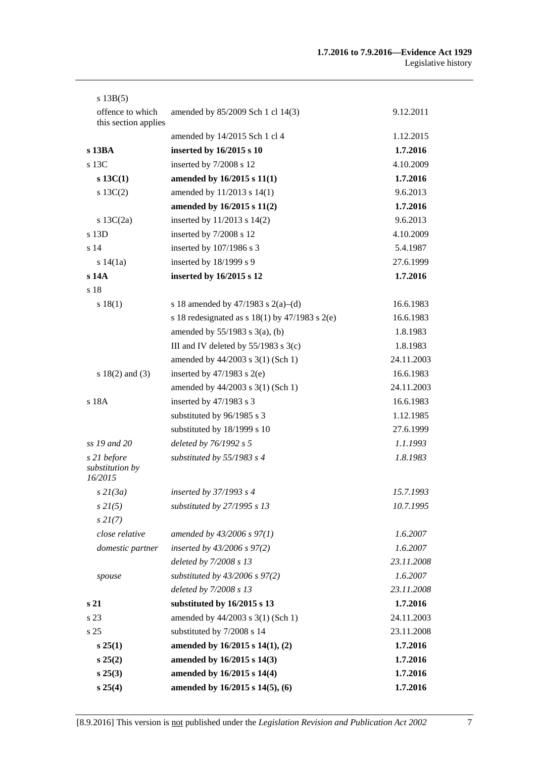| | | |
|---|---|---|
| s 13B(5) | | |
| offence to which this section applies | amended by 85/2009 Sch 1 cl 14(3) | 9.12.2011 |
| | amended by 14/2015 Sch 1 cl 4 | 1.12.2015 |
| **s 13BA** | **inserted by 16/2015 s 10** | **1.7.2016** |
| s 13C | inserted by 7/2008 s 12 | 4.10.2009 |
| **s 13C(1)** | **amended by 16/2015 s 11(1)** | **1.7.2016** |
| s 13C(2) | amended by 11/2013 s 14(1) | 9.6.2013 |
| | **amended by 16/2015 s 11(2)** | **1.7.2016** |
| s 13C(2a) | inserted by 11/2013 s 14(2) | 9.6.2013 |
| s 13D | inserted by 7/2008 s 12 | 4.10.2009 |
| s 14 | inserted by 107/1986 s 3 | 5.4.1987 |
| s 14(1a) | inserted by 18/1999 s 9 | 27.6.1999 |
| **s 14A** | **inserted by 16/2015 s 12** | **1.7.2016** |
| s 18 | | |
| s 18(1) | s 18 amended by 47/1983 s 2(a)–(d) | 16.6.1983 |
| | s 18 redesignated as s 18(1) by 47/1983 s 2(e) | 16.6.1983 |
| | amended by 55/1983 s 3(a), (b) | 1.8.1983 |
| | III and IV deleted by 55/1983 s 3(c) | 1.8.1983 |
| | amended by 44/2003 s 3(1) (Sch 1) | 24.11.2003 |
| s 18(2) and (3) | inserted by 47/1983 s 2(e) | 16.6.1983 |
| | amended by 44/2003 s 3(1) (Sch 1) | 24.11.2003 |
| s 18A | inserted by 47/1983 s 3 | 16.6.1983 |
| | substituted by 96/1985 s 3 | 1.12.1985 |
| | substituted by 18/1999 s 10 | 27.6.1999 |
| *ss 19 and 20* | *deleted by 76/1992 s 5* | *1.1.1993* |
| *s 21 before substitution by 16/2015* | *substituted by 55/1983 s 4* | *1.8.1983* |
| *s 21(3a)* | *inserted by 37/1993 s 4* | *15.7.1993* |
| *s 21(5)* | *substituted by 27/1995 s 13* | *10.7.1995* |
| *s 21(7)* | | |
| *close relative* | *amended by 43/2006 s 97(1)* | *1.6.2007* |
| *domestic partner* | *inserted by 43/2006 s 97(2)* | *1.6.2007* |
| | *deleted by 7/2008 s 13* | *23.11.2008* |
| *spouse* | *substituted by 43/2006 s 97(2)* | *1.6.2007* |
| | *deleted by 7/2008 s 13* | *23.11.2008* |
| **s 21** | **substituted by 16/2015 s 13** | **1.7.2016** |
| s 23 | amended by 44/2003 s 3(1) (Sch 1) | 24.11.2003 |
| s 25 | substituted by 7/2008 s 14 | 23.11.2008 |
| **s 25(1)** | **amended by 16/2015 s 14(1), (2)** | **1.7.2016** |
| **s 25(2)** | **amended by 16/2015 s 14(3)** | **1.7.2016** |
| **s 25(3)** | **amended by 16/2015 s 14(4)** | **1.7.2016** |
| **s 25(4)** | **amended by 16/2015 s 14(5), (6)** | **1.7.2016** |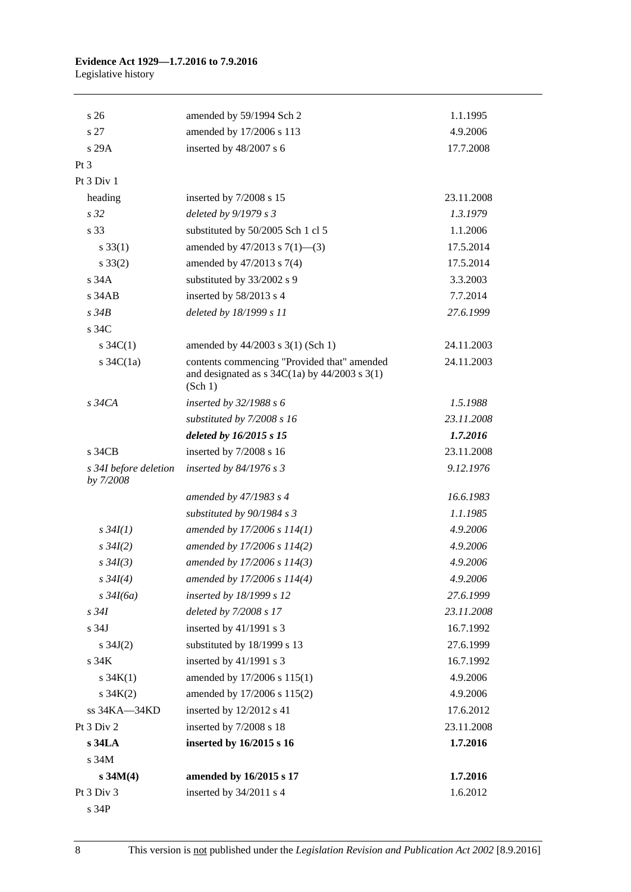| | | |
|---|---|---|
| s 26 | amended by 59/1994 Sch 2 | 1.1.1995 |
| s 27 | amended by 17/2006 s 113 | 4.9.2006 |
| s 29A | inserted by 48/2007 s 6 | 17.7.2008 |
| Pt 3 | | |
| Pt 3 Div 1 | | |
| heading | inserted by 7/2008 s 15 | 23.11.2008 |
| *s 32* | *deleted by 9/1979 s 3* | *1.3.1979* |
| s 33 | substituted by 50/2005 Sch 1 cl 5 | 1.1.2006 |
| s 33(1) | amended by 47/2013 s 7(1)—(3) | 17.5.2014 |
| s 33(2) | amended by 47/2013 s 7(4) | 17.5.2014 |
| s 34A | substituted by 33/2002 s 9 | 3.3.2003 |
| s 34AB | inserted by 58/2013 s 4 | 7.7.2014 |
| *s 34B* | *deleted by 18/1999 s 11* | *27.6.1999* |
| s 34C | | |
| s 34C(1) | amended by 44/2003 s 3(1) (Sch 1) | 24.11.2003 |
| s 34C(1a) | contents commencing "Provided that" amended and designated as s 34C(1a) by 44/2003 s 3(1) (Sch 1) | 24.11.2003 |
| *s 34CA* | *inserted by 32/1988 s 6* | *1.5.1988* |
| | *substituted by 7/2008 s 16* | *23.11.2008* |
| | ***deleted by 16/2015 s 15*** | ***1.7.2016*** |
| s 34CB | inserted by 7/2008 s 16 | 23.11.2008 |
| *s 34I before deletion by 7/2008* | *inserted by 84/1976 s 3* | *9.12.1976* |
| | *amended by 47/1983 s 4* | *16.6.1983* |
| | *substituted by 90/1984 s 3* | *1.1.1985* |
| *s 34I(1)* | *amended by 17/2006 s 114(1)* | *4.9.2006* |
| *s 34I(2)* | *amended by 17/2006 s 114(2)* | *4.9.2006* |
| *s 34I(3)* | *amended by 17/2006 s 114(3)* | *4.9.2006* |
| *s 34I(4)* | *amended by 17/2006 s 114(4)* | *4.9.2006* |
| *s 34I(6a)* | *inserted by 18/1999 s 12* | *27.6.1999* |
| *s 34I* | *deleted by 7/2008 s 17* | *23.11.2008* |
| s 34J | inserted by 41/1991 s 3 | 16.7.1992 |
| s 34J(2) | substituted by 18/1999 s 13 | 27.6.1999 |
| s 34K | inserted by 41/1991 s 3 | 16.7.1992 |
| s 34K(1) | amended by 17/2006 s 115(1) | 4.9.2006 |
| s 34K(2) | amended by 17/2006 s 115(2) | 4.9.2006 |
| ss 34KA—34KD | inserted by 12/2012 s 41 | 17.6.2012 |
| Pt 3 Div 2 | inserted by 7/2008 s 18 | 23.11.2008 |
| **s 34LA** | **inserted by 16/2015 s 16** | **1.7.2016** |
| s 34M | | |
| **s 34M(4)** | **amended by 16/2015 s 17** | **1.7.2016** |
| Pt 3 Div 3 | inserted by 34/2011 s 4 | 1.6.2012 |
| s 34P | | |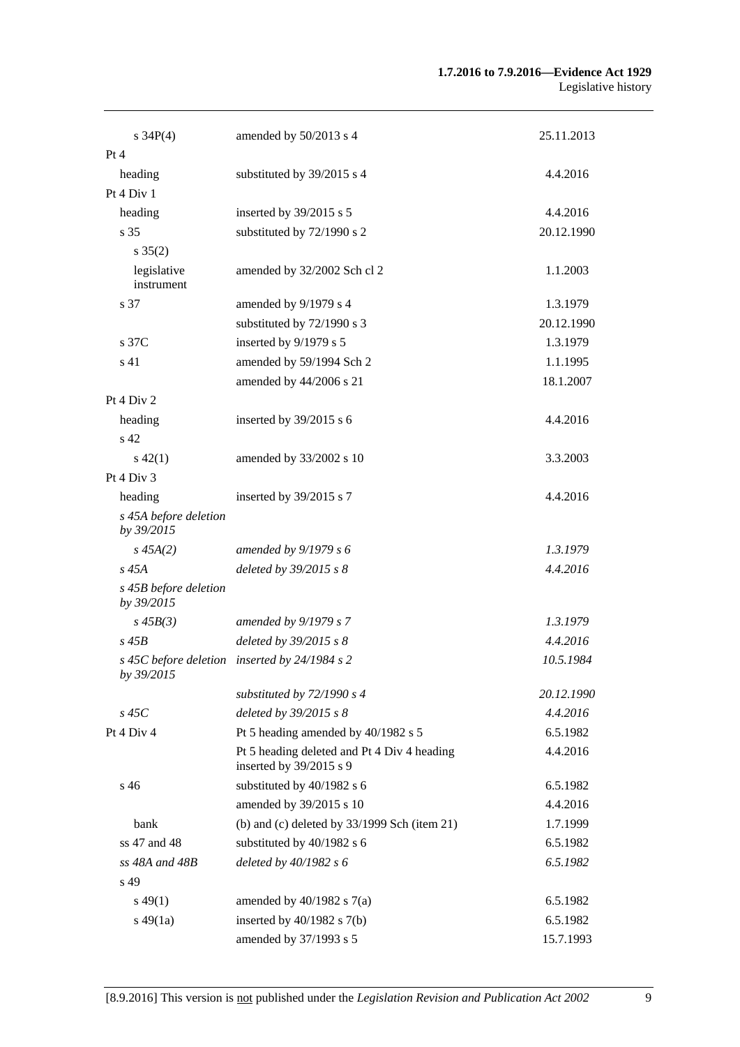| | | |
|---|---|---|
| s 34P(4) | amended by 50/2013 s 4 | 25.11.2013 |
| Pt 4 | | |
| heading | substituted by 39/2015 s 4 | 4.4.2016 |
| Pt 4 Div 1 | | |
| heading | inserted by 39/2015 s 5 | 4.4.2016 |
| s 35 | substituted by 72/1990 s 2 | 20.12.1990 |
| s 35(2) | | |
| legislative instrument | amended by 32/2002 Sch cl 2 | 1.1.2003 |
| s 37 | amended by 9/1979 s 4 | 1.3.1979 |
| | substituted by 72/1990 s 3 | 20.12.1990 |
| s 37C | inserted by 9/1979 s 5 | 1.3.1979 |
| s 41 | amended by 59/1994 Sch 2 | 1.1.1995 |
| | amended by 44/2006 s 21 | 18.1.2007 |
| Pt 4 Div 2 | | |
| heading | inserted by 39/2015 s 6 | 4.4.2016 |
| s 42 | | |
| s 42(1) | amended by 33/2002 s 10 | 3.3.2003 |
| Pt 4 Div 3 | | |
| heading | inserted by 39/2015 s 7 | 4.4.2016 |
| *s 45A before deletion by 39/2015* | | |
| *s 45A(2)* | *amended by 9/1979 s 6* | *1.3.1979* |
| *s 45A* | *deleted by 39/2015 s 8* | *4.4.2016* |
| *s 45B before deletion by 39/2015* | | |
| *s 45B(3)* | *amended by 9/1979 s 7* | *1.3.1979* |
| *s 45B* | *deleted by 39/2015 s 8* | *4.4.2016* |
| *s 45C before deletion by 39/2015* | *inserted by 24/1984 s 2* | *10.5.1984* |
| | *substituted by 72/1990 s 4* | *20.12.1990* |
| *s 45C* | *deleted by 39/2015 s 8* | *4.4.2016* |
| Pt 4 Div 4 | Pt 5 heading amended by 40/1982 s 5 | 6.5.1982 |
| | Pt 5 heading deleted and Pt 4 Div 4 heading inserted by 39/2015 s 9 | 4.4.2016 |
| s 46 | substituted by 40/1982 s 6 | 6.5.1982 |
| | amended by 39/2015 s 10 | 4.4.2016 |
| bank | (b) and (c) deleted by 33/1999 Sch (item 21) | 1.7.1999 |
| ss 47 and 48 | substituted by 40/1982 s 6 | 6.5.1982 |
| *ss 48A and 48B* | *deleted by 40/1982 s 6* | *6.5.1982* |
| s 49 | | |
| s 49(1) | amended by 40/1982 s 7(a) | 6.5.1982 |
| s 49(1a) | inserted by 40/1982 s 7(b) | 6.5.1982 |
| | amended by 37/1993 s 5 | 15.7.1993 |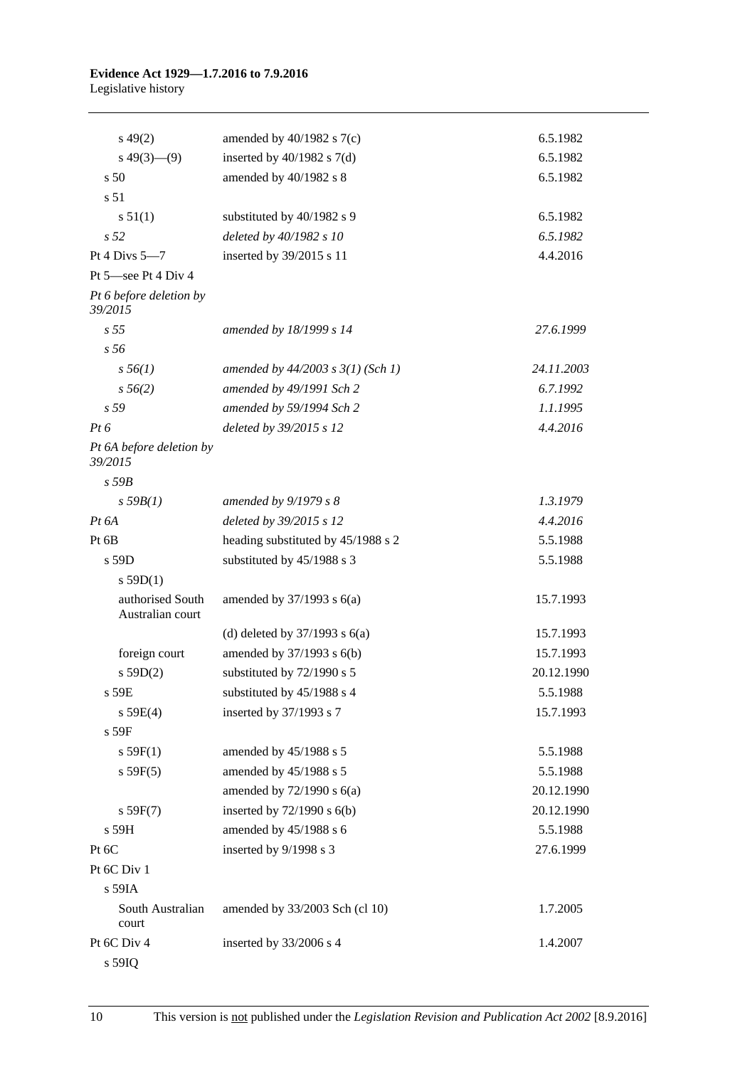| | | |
|---|---|---|
| s 49(2) | amended by 40/1982 s 7(c) | 6.5.1982 |
| s 49(3)—(9) | inserted by 40/1982 s 7(d) | 6.5.1982 |
| s 50 | amended by 40/1982 s 8 | 6.5.1982 |
| s 51 | | |
| s 51(1) | substituted by 40/1982 s 9 | 6.5.1982 |
| *s 52* | *deleted by 40/1982 s 10* | *6.5.1982* |
| Pt 4 Divs 5—7 | inserted by 39/2015 s 11 | 4.4.2016 |
| Pt 5—see Pt 4 Div 4 | | |
| *Pt 6 before deletion by 39/2015* | | |
| *s 55* | *amended by 18/1999 s 14* | *27.6.1999* |
| *s 56* | | |
| *s 56(1)* | *amended by 44/2003 s 3(1) (Sch 1)* | *24.11.2003* |
| *s 56(2)* | *amended by 49/1991 Sch 2* | *6.7.1992* |
| *s 59* | *amended by 59/1994 Sch 2* | *1.1.1995* |
| *Pt 6* | *deleted by 39/2015 s 12* | *4.4.2016* |
| *Pt 6A before deletion by 39/2015* | | |
| *s 59B* | | |
| *s 59B(1)* | *amended by 9/1979 s 8* | *1.3.1979* |
| *Pt 6A* | *deleted by 39/2015 s 12* | *4.4.2016* |
| Pt 6B | heading substituted by 45/1988 s 2 | 5.5.1988 |
| s 59D | substituted by 45/1988 s 3 | 5.5.1988 |
| s 59D(1) | | |
| authorised South Australian court | amended by 37/1993 s 6(a) | 15.7.1993 |
| | (d) deleted by 37/1993 s 6(a) | 15.7.1993 |
| foreign court | amended by 37/1993 s 6(b) | 15.7.1993 |
| s 59D(2) | substituted by 72/1990 s 5 | 20.12.1990 |
| s 59E | substituted by 45/1988 s 4 | 5.5.1988 |
| s 59E(4) | inserted by 37/1993 s 7 | 15.7.1993 |
| s 59F | | |
| s 59F(1) | amended by 45/1988 s 5 | 5.5.1988 |
| s 59F(5) | amended by 45/1988 s 5 | 5.5.1988 |
| | amended by 72/1990 s 6(a) | 20.12.1990 |
| s 59F(7) | inserted by 72/1990 s 6(b) | 20.12.1990 |
| s 59H | amended by 45/1988 s 6 | 5.5.1988 |
| Pt 6C | inserted by 9/1998 s 3 | 27.6.1999 |
| Pt 6C Div 1 | | |
| s 59IA | | |
| South Australian court | amended by 33/2003 Sch (cl 10) | 1.7.2005 |
| Pt 6C Div 4 | inserted by 33/2006 s 4 | 1.4.2007 |
| s 59IQ | | |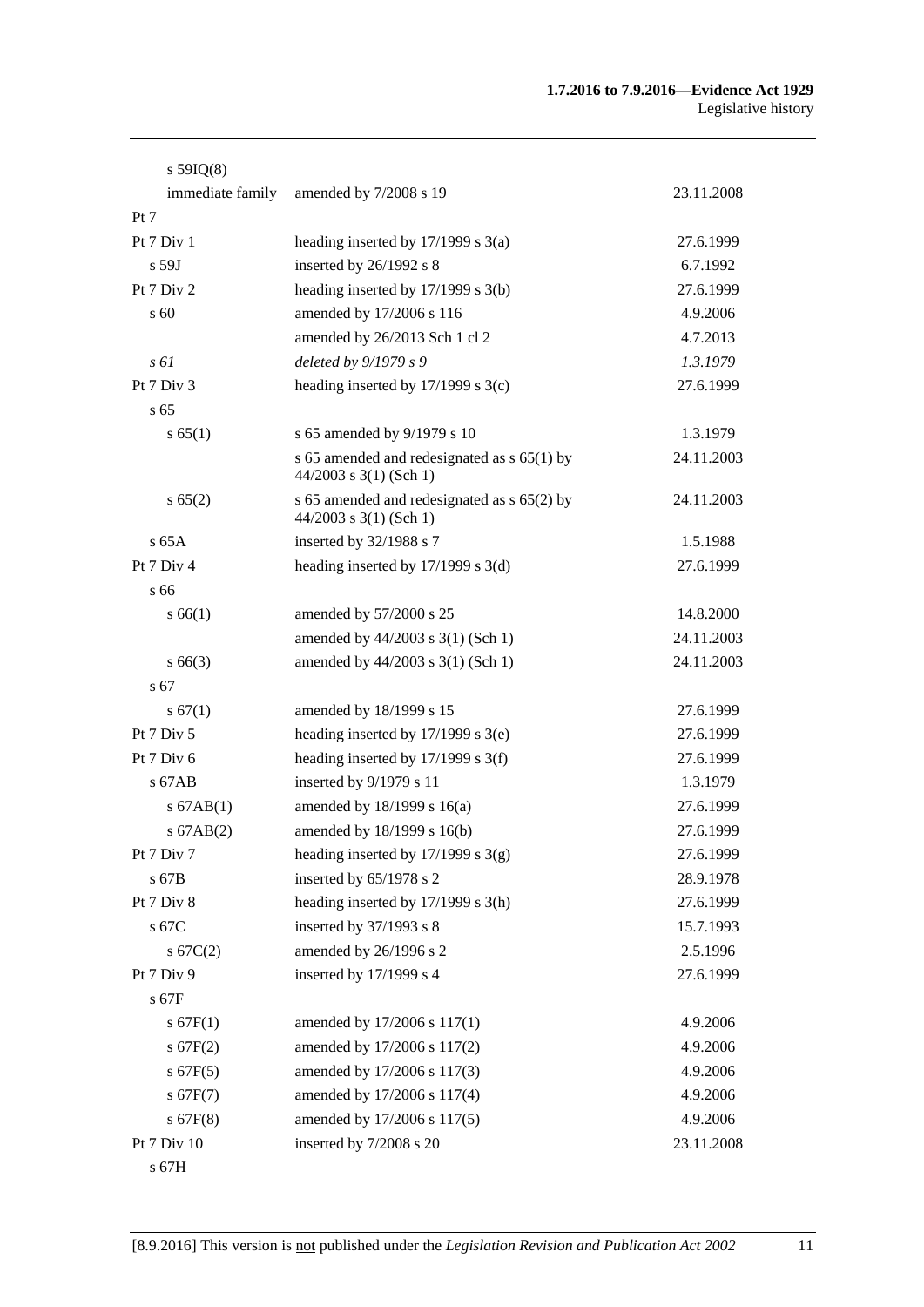| | | |
|---|---|---|
| s 59IQ(8) | | |
| immediate family | amended by 7/2008 s 19 | 23.11.2008 |
| Pt 7 | | |
| Pt 7 Div 1 | heading inserted by 17/1999 s 3(a) | 27.6.1999 |
| s 59J | inserted by 26/1992 s 8 | 6.7.1992 |
| Pt 7 Div 2 | heading inserted by 17/1999 s 3(b) | 27.6.1999 |
| s 60 | amended by 17/2006 s 116 | 4.9.2006 |
| | amended by 26/2013 Sch 1 cl 2 | 4.7.2013 |
| *s 61* | *deleted by 9/1979 s 9* | *1.3.1979* |
| Pt 7 Div 3 | heading inserted by 17/1999 s 3(c) | 27.6.1999 |
| s 65 | | |
| s 65(1) | s 65 amended by 9/1979 s 10 | 1.3.1979 |
| | s 65 amended and redesignated as s 65(1) by 44/2003 s 3(1) (Sch 1) | 24.11.2003 |
| s 65(2) | s 65 amended and redesignated as s 65(2) by 44/2003 s 3(1) (Sch 1) | 24.11.2003 |
| s 65A | inserted by 32/1988 s 7 | 1.5.1988 |
| Pt 7 Div 4 | heading inserted by 17/1999 s 3(d) | 27.6.1999 |
| s 66 | | |
| s 66(1) | amended by 57/2000 s 25 | 14.8.2000 |
| | amended by 44/2003 s 3(1) (Sch 1) | 24.11.2003 |
| s 66(3) | amended by 44/2003 s 3(1) (Sch 1) | 24.11.2003 |
| s 67 | | |
| s 67(1) | amended by 18/1999 s 15 | 27.6.1999 |
| Pt 7 Div 5 | heading inserted by 17/1999 s 3(e) | 27.6.1999 |
| Pt 7 Div 6 | heading inserted by 17/1999 s 3(f) | 27.6.1999 |
| s 67AB | inserted by 9/1979 s 11 | 1.3.1979 |
| s 67AB(1) | amended by 18/1999 s 16(a) | 27.6.1999 |
| s 67AB(2) | amended by 18/1999 s 16(b) | 27.6.1999 |
| Pt 7 Div 7 | heading inserted by 17/1999 s 3(g) | 27.6.1999 |
| s 67B | inserted by 65/1978 s 2 | 28.9.1978 |
| Pt 7 Div 8 | heading inserted by 17/1999 s 3(h) | 27.6.1999 |
| s 67C | inserted by 37/1993 s 8 | 15.7.1993 |
| s 67C(2) | amended by 26/1996 s 2 | 2.5.1996 |
| Pt 7 Div 9 | inserted by 17/1999 s 4 | 27.6.1999 |
| s 67F | | |
| s 67F(1) | amended by 17/2006 s 117(1) | 4.9.2006 |
| s 67F(2) | amended by 17/2006 s 117(2) | 4.9.2006 |
| s 67F(5) | amended by 17/2006 s 117(3) | 4.9.2006 |
| s 67F(7) | amended by 17/2006 s 117(4) | 4.9.2006 |
| s 67F(8) | amended by 17/2006 s 117(5) | 4.9.2006 |
| Pt 7 Div 10 | inserted by 7/2008 s 20 | 23.11.2008 |
| s 67H | | |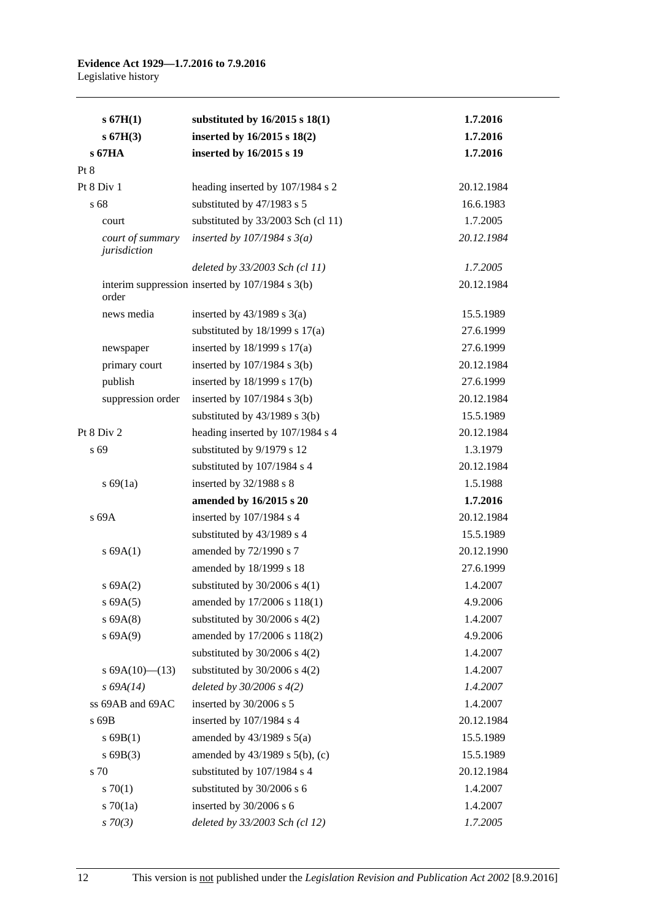| | | |
|---|---|---|
| **s 67H(1)** | **substituted by 16/2015 s 18(1)** | **1.7.2016** |
| **s 67H(3)** | **inserted by 16/2015 s 18(2)** | **1.7.2016** |
| **s 67HA** | **inserted by 16/2015 s 19** | **1.7.2016** |
| Pt 8 | | |
| Pt 8 Div 1 | heading inserted by 107/1984 s 2 | 20.12.1984 |
| s 68 | substituted by 47/1983 s 5 | 16.6.1983 |
| court | substituted by 33/2003 Sch (cl 11) | 1.7.2005 |
| *court of summary jurisdiction* | *inserted by 107/1984 s 3(a)* | *20.12.1984* |
| | *deleted by 33/2003 Sch (cl 11)* | *1.7.2005* |
| interim suppression order | inserted by 107/1984 s 3(b) | 20.12.1984 |
| news media | inserted by 43/1989 s 3(a) | 15.5.1989 |
| | substituted by 18/1999 s 17(a) | 27.6.1999 |
| newspaper | inserted by 18/1999 s 17(a) | 27.6.1999 |
| primary court | inserted by 107/1984 s 3(b) | 20.12.1984 |
| publish | inserted by 18/1999 s 17(b) | 27.6.1999 |
| suppression order | inserted by 107/1984 s 3(b) | 20.12.1984 |
| | substituted by 43/1989 s 3(b) | 15.5.1989 |
| Pt 8 Div 2 | heading inserted by 107/1984 s 4 | 20.12.1984 |
| s 69 | substituted by 9/1979 s 12 | 1.3.1979 |
| | substituted by 107/1984 s 4 | 20.12.1984 |
| s 69(1a) | inserted by 32/1988 s 8 | 1.5.1988 |
| | **amended by 16/2015 s 20** | **1.7.2016** |
| s 69A | inserted by 107/1984 s 4 | 20.12.1984 |
| | substituted by 43/1989 s 4 | 15.5.1989 |
| s 69A(1) | amended by 72/1990 s 7 | 20.12.1990 |
| | amended by 18/1999 s 18 | 27.6.1999 |
| s 69A(2) | substituted by 30/2006 s 4(1) | 1.4.2007 |
| s 69A(5) | amended by 17/2006 s 118(1) | 4.9.2006 |
| s 69A(8) | substituted by 30/2006 s 4(2) | 1.4.2007 |
| s 69A(9) | amended by 17/2006 s 118(2) | 4.9.2006 |
| | substituted by 30/2006 s 4(2) | 1.4.2007 |
| s 69A(10)—(13) | substituted by 30/2006 s 4(2) | 1.4.2007 |
| *s 69A(14)* | *deleted by 30/2006 s 4(2)* | *1.4.2007* |
| ss 69AB and 69AC | inserted by 30/2006 s 5 | 1.4.2007 |
| s 69B | inserted by 107/1984 s 4 | 20.12.1984 |
| s 69B(1) | amended by 43/1989 s 5(a) | 15.5.1989 |
| s 69B(3) | amended by 43/1989 s 5(b), (c) | 15.5.1989 |
| s 70 | substituted by 107/1984 s 4 | 20.12.1984 |
| s 70(1) | substituted by 30/2006 s 6 | 1.4.2007 |
| s 70(1a) | inserted by 30/2006 s 6 | 1.4.2007 |
| *s 70(3)* | *deleted by 33/2003 Sch (cl 12)* | *1.7.2005* |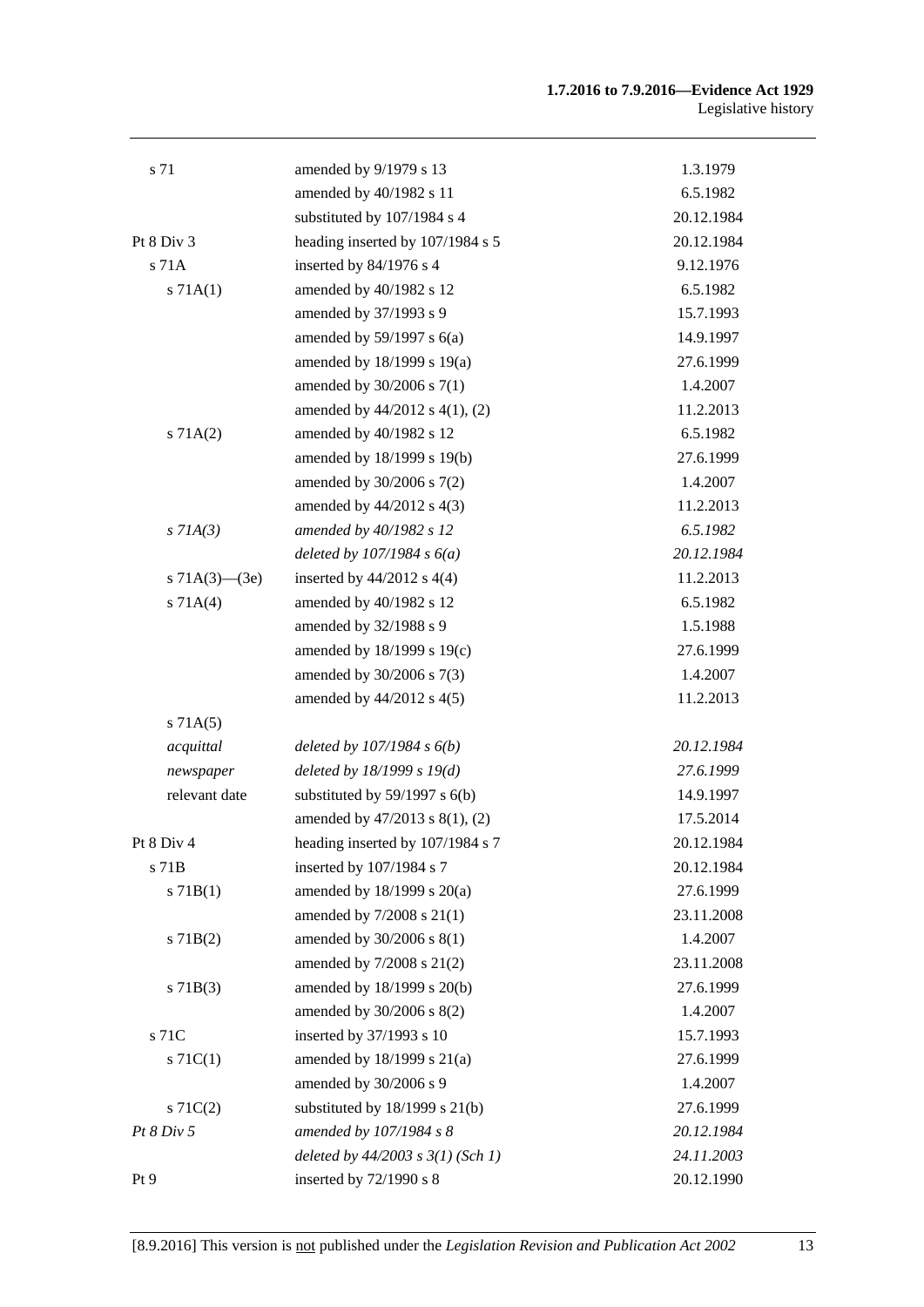| | | |
|---|---|---|
| s 71 | amended by 9/1979 s 13 | 1.3.1979 |
| | amended by 40/1982 s 11 | 6.5.1982 |
| | substituted by 107/1984 s 4 | 20.12.1984 |
| Pt 8 Div 3 | heading inserted by 107/1984 s 5 | 20.12.1984 |
| s 71A | inserted by 84/1976 s 4 | 9.12.1976 |
| s 71A(1) | amended by 40/1982 s 12 | 6.5.1982 |
| | amended by 37/1993 s 9 | 15.7.1993 |
| | amended by 59/1997 s 6(a) | 14.9.1997 |
| | amended by 18/1999 s 19(a) | 27.6.1999 |
| | amended by 30/2006 s 7(1) | 1.4.2007 |
| | amended by 44/2012 s 4(1), (2) | 11.2.2013 |
| s 71A(2) | amended by 40/1982 s 12 | 6.5.1982 |
| | amended by 18/1999 s 19(b) | 27.6.1999 |
| | amended by 30/2006 s 7(2) | 1.4.2007 |
| | amended by 44/2012 s 4(3) | 11.2.2013 |
| *s 71A(3)* | *amended by 40/1982 s 12* | *6.5.1982* |
| | *deleted by 107/1984 s 6(a)* | *20.12.1984* |
| s 71A(3)—(3e) | inserted by 44/2012 s 4(4) | 11.2.2013 |
| s 71A(4) | amended by 40/1982 s 12 | 6.5.1982 |
| | amended by 32/1988 s 9 | 1.5.1988 |
| | amended by 18/1999 s 19(c) | 27.6.1999 |
| | amended by 30/2006 s 7(3) | 1.4.2007 |
| | amended by 44/2012 s 4(5) | 11.2.2013 |
| s 71A(5) | | |
| *acquittal* | *deleted by 107/1984 s 6(b)* | *20.12.1984* |
| *newspaper* | *deleted by 18/1999 s 19(d)* | *27.6.1999* |
| relevant date | substituted by 59/1997 s 6(b) | 14.9.1997 |
| | amended by 47/2013 s 8(1), (2) | 17.5.2014 |
| Pt 8 Div 4 | heading inserted by 107/1984 s 7 | 20.12.1984 |
| s 71B | inserted by 107/1984 s 7 | 20.12.1984 |
| s 71B(1) | amended by 18/1999 s 20(a) | 27.6.1999 |
| | amended by 7/2008 s 21(1) | 23.11.2008 |
| s 71B(2) | amended by 30/2006 s 8(1) | 1.4.2007 |
| | amended by 7/2008 s 21(2) | 23.11.2008 |
| s 71B(3) | amended by 18/1999 s 20(b) | 27.6.1999 |
| | amended by 30/2006 s 8(2) | 1.4.2007 |
| s 71C | inserted by 37/1993 s 10 | 15.7.1993 |
| s 71C(1) | amended by 18/1999 s 21(a) | 27.6.1999 |
| | amended by 30/2006 s 9 | 1.4.2007 |
| s 71C(2) | substituted by 18/1999 s 21(b) | 27.6.1999 |
| *Pt 8 Div 5* | *amended by 107/1984 s 8* | *20.12.1984* |
| | *deleted by 44/2003 s 3(1) (Sch 1)* | *24.11.2003* |
| Pt 9 | inserted by 72/1990 s 8 | 20.12.1990 |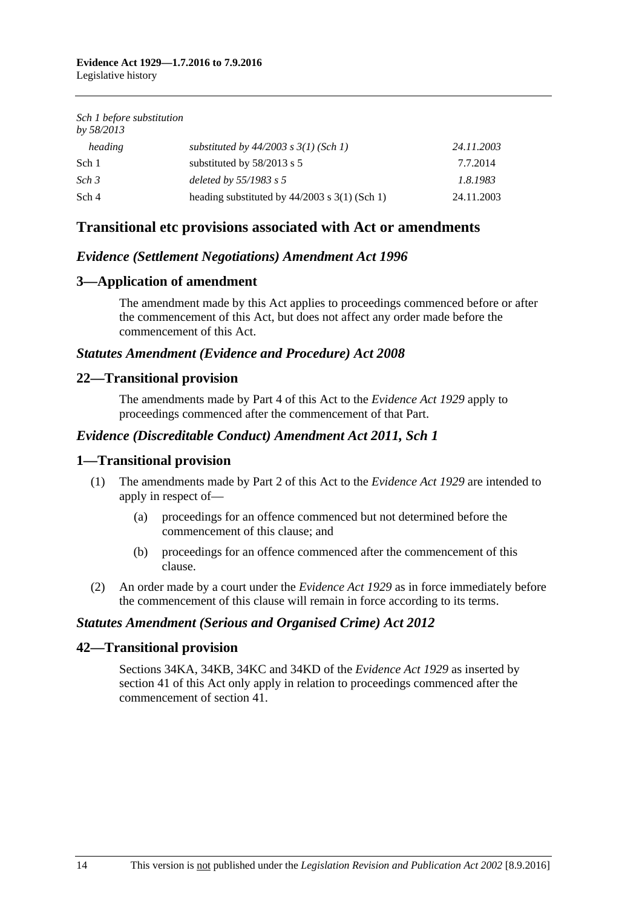| | | |
|---|---|---|
| *Sch 1 before substitution by 58/2013* | | |
| *heading* | *substituted by 44/2003 s 3(1) (Sch 1)* | *24.11.2003* |
| Sch 1 | substituted by 58/2013 s 5 | 7.7.2014 |
| *Sch 3* | *deleted by 55/1983 s 5* | *1.8.1983* |
| Sch 4 | heading substituted by 44/2003 s 3(1) (Sch 1) | 24.11.2003 |

## Transitional etc provisions associated with Act or amendments

### *Evidence (Settlement Negotiations) Amendment Act 1996*

### 3—Application of amendment

The amendment made by this Act applies to proceedings commenced before or after the commencement of this Act, but does not affect any order made before the commencement of this Act.

### *Statutes Amendment (Evidence and Procedure) Act 2008*

### 22—Transitional provision

The amendments made by Part 4 of this Act to the *Evidence Act 1929* apply to proceedings commenced after the commencement of that Part.

### *Evidence (Discreditable Conduct) Amendment Act 2011, Sch 1*

### 1—Transitional provision

(1) The amendments made by Part 2 of this Act to the *Evidence Act 1929* are intended to apply in respect of—

- (a) proceedings for an offence commenced but not determined before the commencement of this clause; and
- (b) proceedings for an offence commenced after the commencement of this clause.

(2) An order made by a court under the *Evidence Act 1929* as in force immediately before the commencement of this clause will remain in force according to its terms.

### *Statutes Amendment (Serious and Organised Crime) Act 2012*

### 42—Transitional provision

Sections 34KA, 34KB, 34KC and 34KD of the *Evidence Act 1929* as inserted by section 41 of this Act only apply in relation to proceedings commenced after the commencement of section 41.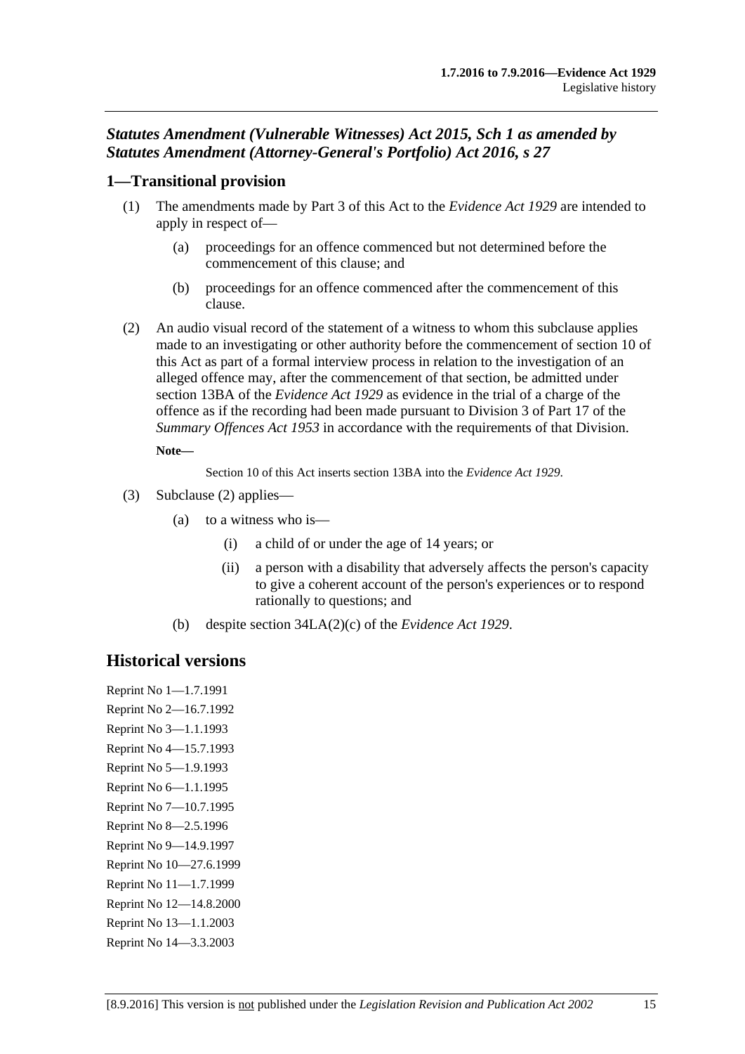## *Statutes Amendment (Vulnerable Witnesses) Act 2015, Sch 1 as amended by Statutes Amendment (Attorney-General's Portfolio) Act 2016, s 27*

### 1—Transitional provision

(1) The amendments made by Part 3 of this Act to the *Evidence Act 1929* are intended to apply in respect of—

(a) proceedings for an offence commenced but not determined before the commencement of this clause; and

(b) proceedings for an offence commenced after the commencement of this clause.

(2) An audio visual record of the statement of a witness to whom this subclause applies made to an investigating or other authority before the commencement of section 10 of this Act as part of a formal interview process in relation to the investigation of an alleged offence may, after the commencement of that section, be admitted under section 13BA of the *Evidence Act 1929* as evidence in the trial of a charge of the offence as if the recording had been made pursuant to Division 3 of Part 17 of the *Summary Offences Act 1953* in accordance with the requirements of that Division.

**Note—**

Section 10 of this Act inserts section 13BA into the *Evidence Act 1929*.

(3) Subclause (2) applies—

(a) to a witness who is—

(i) a child of or under the age of 14 years; or

(ii) a person with a disability that adversely affects the person's capacity to give a coherent account of the person's experiences or to respond rationally to questions; and

(b) despite section 34LA(2)(c) of the *Evidence Act 1929*.

## Historical versions

Reprint No 1—1.7.1991
Reprint No 2—16.7.1992
Reprint No 3—1.1.1993
Reprint No 4—15.7.1993
Reprint No 5—1.9.1993
Reprint No 6—1.1.1995
Reprint No 7—10.7.1995
Reprint No 8—2.5.1996
Reprint No 9—14.9.1997
Reprint No 10—27.6.1999
Reprint No 11—1.7.1999
Reprint No 12—14.8.2000
Reprint No 13—1.1.2003
Reprint No 14—3.3.2003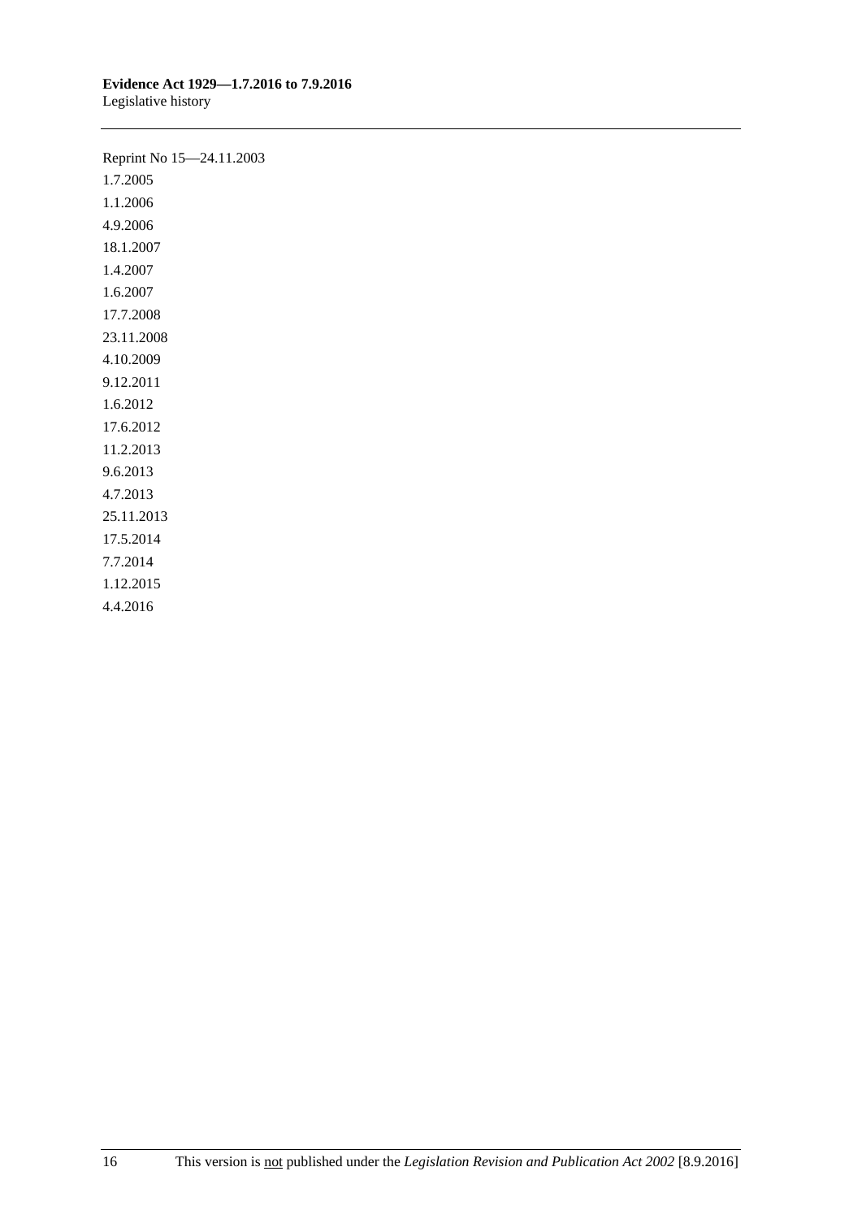Reprint No 15—24.11.2003

1.7.2005

1.1.2006

4.9.2006

18.1.2007

1.4.2007

1.6.2007

17.7.2008

23.11.2008

4.10.2009

9.12.2011

1.6.2012

17.6.2012

11.2.2013

9.6.2013

4.7.2013

25.11.2013

17.5.2014

7.7.2014

1.12.2015

4.4.2016